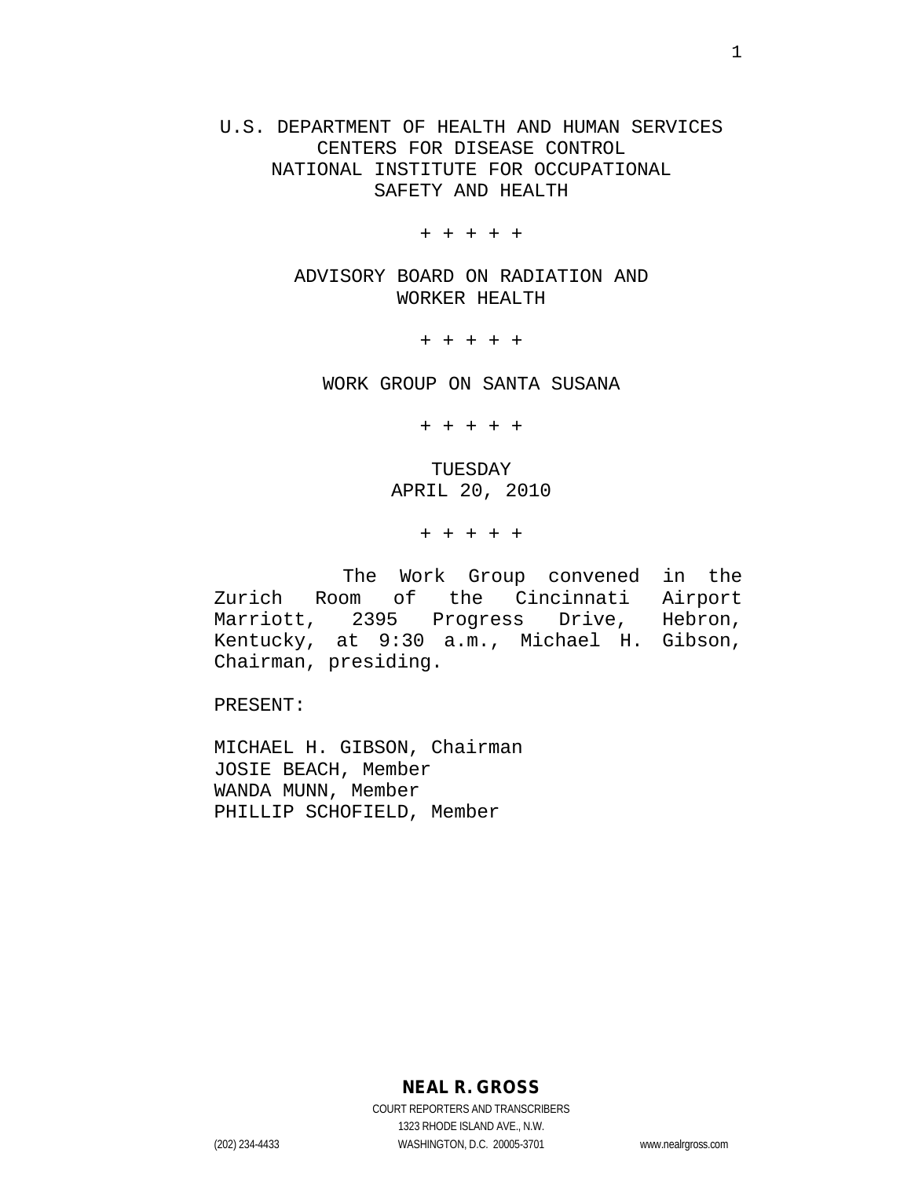U.S. DEPARTMENT OF HEALTH AND HUMAN SERVICES
CENTERS FOR DISEASE CONTROL
NATIONAL INSTITUTE FOR OCCUPATIONAL
SAFETY AND HEALTH

+ + + + +

ADVISORY BOARD ON RADIATION AND
WORKER HEALTH

+ + + + +

WORK GROUP ON SANTA SUSANA

+ + + + +

TUESDAY
APRIL 20, 2010

+ + + + +

The Work Group convened in the Zurich Room of the Cincinnati Airport Marriott, 2395 Progress Drive, Hebron, Kentucky, at 9:30 a.m., Michael H. Gibson, Chairman, presiding.

PRESENT:

MICHAEL H. GIBSON, Chairman
JOSIE BEACH, Member
WANDA MUNN, Member
PHILLIP SCHOFIELD, Member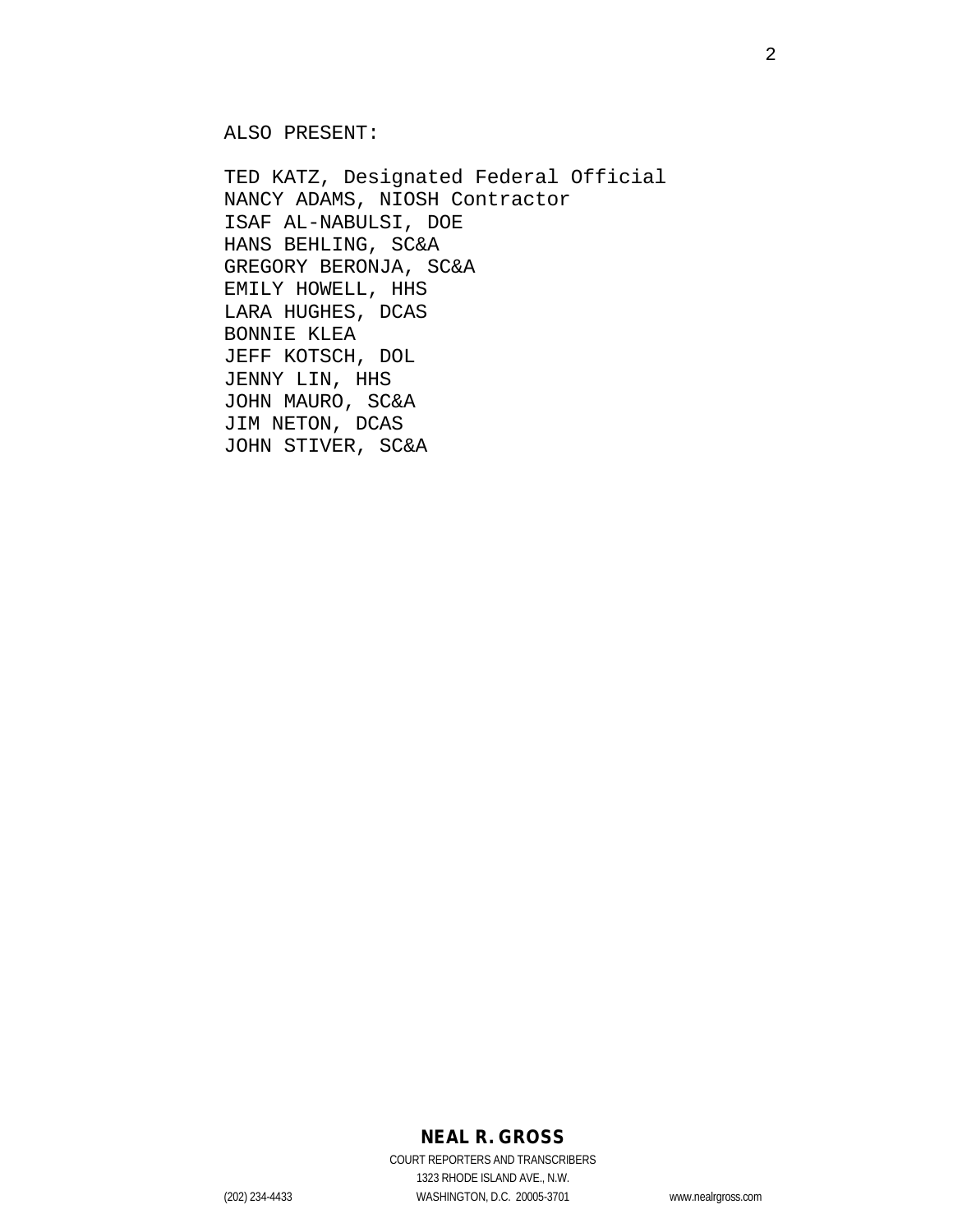ALSO PRESENT:

TED KATZ, Designated Federal Official
NANCY ADAMS, NIOSH Contractor
ISAF AL-NABULSI, DOE
HANS BEHLING, SC&A
GREGORY BERONJA, SC&A
EMILY HOWELL, HHS
LARA HUGHES, DCAS
BONNIE KLEA
JEFF KOTSCH, DOL
JENNY LIN, HHS
JOHN MAURO, SC&A
JIM NETON, DCAS
JOHN STIVER, SC&A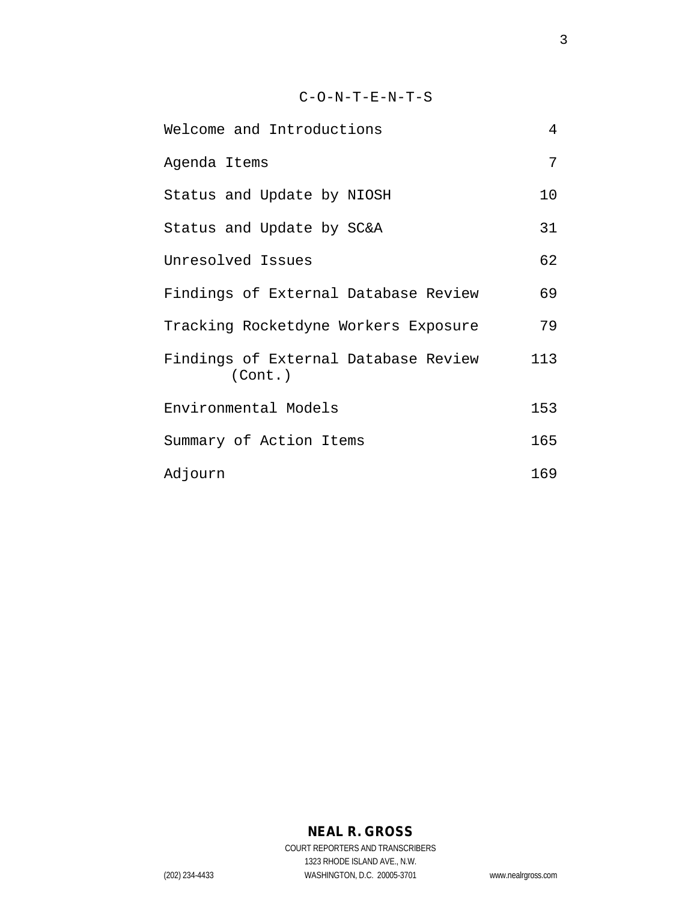# C-O-N-T-E-N-T-S

| | |
|---|---|
| Welcome and Introductions | 4 |
| Agenda Items | 7 |
| Status and Update by NIOSH | 10 |
| Status and Update by SC&A | 31 |
| Unresolved Issues | 62 |
| Findings of External Database Review | 69 |
| Tracking Rocketdyne Workers Exposure | 79 |
| Findings of External Database Review (Cont.) | 113 |
| Environmental Models | 153 |
| Summary of Action Items | 165 |
| Adjourn | 169 |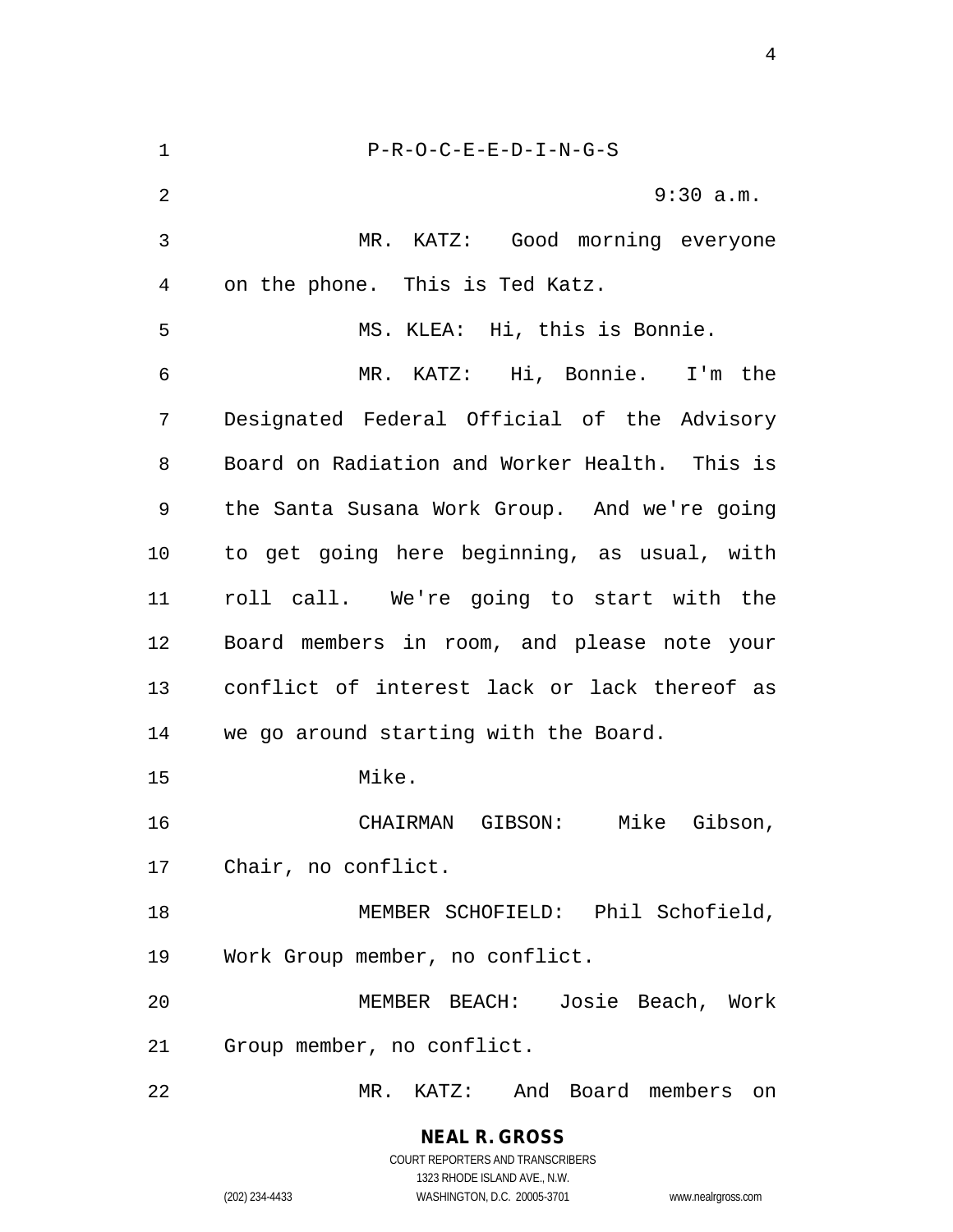P-R-O-C-E-E-D-I-N-G-S

9:30 a.m.

MR. KATZ: Good morning everyone on the phone. This is Ted Katz.

MS. KLEA: Hi, this is Bonnie.

MR. KATZ: Hi, Bonnie. I'm the Designated Federal Official of the Advisory Board on Radiation and Worker Health. This is the Santa Susana Work Group. And we're going to get going here beginning, as usual, with roll call. We're going to start with the Board members in room, and please note your conflict of interest lack or lack thereof as we go around starting with the Board.

Mike.

CHAIRMAN GIBSON: Mike Gibson, Chair, no conflict.

MEMBER SCHOFIELD: Phil Schofield, Work Group member, no conflict.

MEMBER BEACH: Josie Beach, Work Group member, no conflict.

MR. KATZ: And Board members on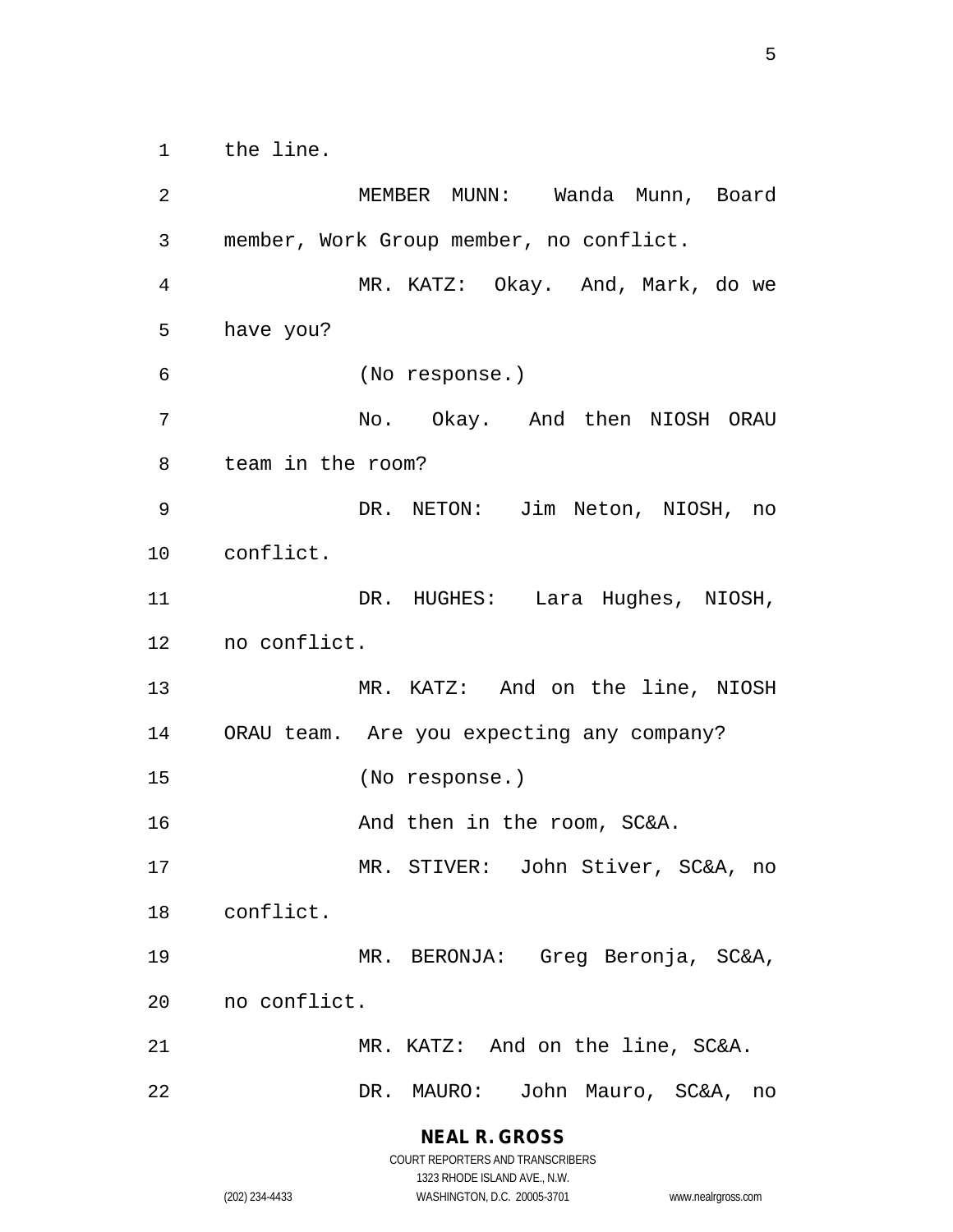the line.

MEMBER MUNN: Wanda Munn, Board member, Work Group member, no conflict.

MR. KATZ: Okay. And, Mark, do we have you?

(No response.)

No. Okay. And then NIOSH ORAU team in the room?

DR. NETON: Jim Neton, NIOSH, no conflict.

DR. HUGHES: Lara Hughes, NIOSH, no conflict.

MR. KATZ: And on the line, NIOSH ORAU team. Are you expecting any company?

(No response.)

And then in the room, SC&A.

MR. STIVER: John Stiver, SC&A, no conflict.

MR. BERONJA: Greg Beronja, SC&A, no conflict.

MR. KATZ: And on the line, SC&A.

DR. MAURO: John Mauro, SC&A, no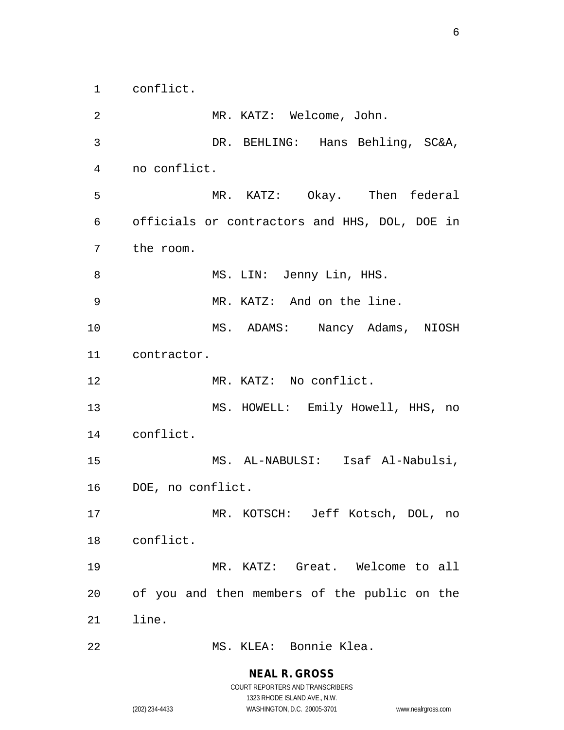conflict.

MR. KATZ: Welcome, John.

DR. BEHLING: Hans Behling, SC&A, no conflict.

MR. KATZ: Okay. Then federal officials or contractors and HHS, DOL, DOE in the room.

MS. LIN: Jenny Lin, HHS.

MR. KATZ: And on the line.

MS. ADAMS: Nancy Adams, NIOSH contractor.

MR. KATZ: No conflict.

MS. HOWELL: Emily Howell, HHS, no conflict.

MS. AL-NABULSI: Isaf Al-Nabulsi, DOE, no conflict.

MR. KOTSCH: Jeff Kotsch, DOL, no conflict.

MR. KATZ: Great. Welcome to all of you and then members of the public on the line.

MS. KLEA: Bonnie Klea.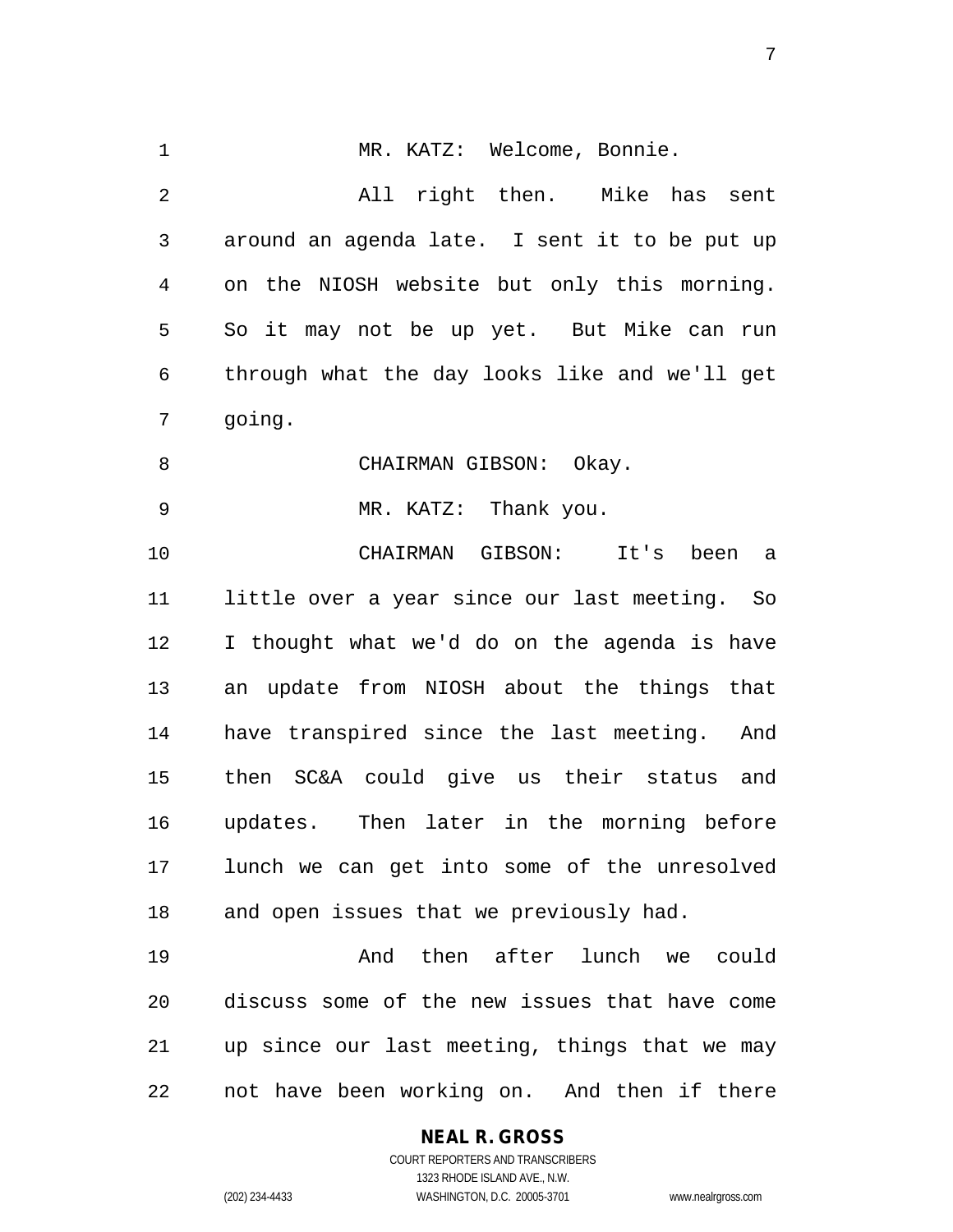MR. KATZ: Welcome, Bonnie.

All right then. Mike has sent around an agenda late. I sent it to be put up on the NIOSH website but only this morning. So it may not be up yet. But Mike can run through what the day looks like and we'll get going.

CHAIRMAN GIBSON: Okay.

MR. KATZ: Thank you.

CHAIRMAN GIBSON: It's been a little over a year since our last meeting. So I thought what we'd do on the agenda is have an update from NIOSH about the things that have transpired since the last meeting. And then SC&A could give us their status and updates. Then later in the morning before lunch we can get into some of the unresolved and open issues that we previously had.

And then after lunch we could discuss some of the new issues that have come up since our last meeting, things that we may not have been working on. And then if there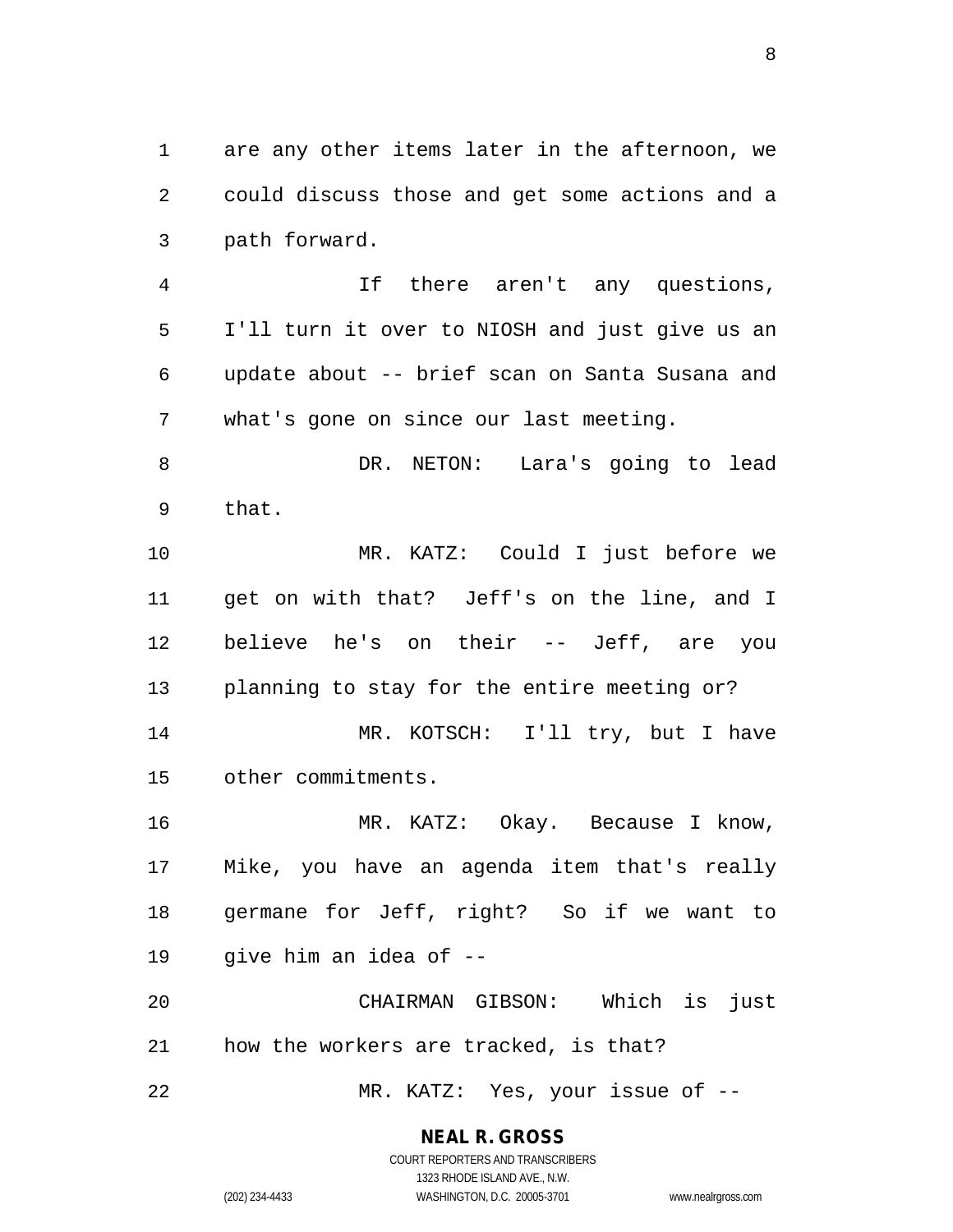are any other items later in the afternoon, we could discuss those and get some actions and a path forward.

If there aren't any questions, I'll turn it over to NIOSH and just give us an update about -- brief scan on Santa Susana and what's gone on since our last meeting.

DR. NETON: Lara's going to lead that.

MR. KATZ: Could I just before we get on with that? Jeff's on the line, and I believe he's on their -- Jeff, are you planning to stay for the entire meeting or?

MR. KOTSCH: I'll try, but I have other commitments.

MR. KATZ: Okay. Because I know, Mike, you have an agenda item that's really germane for Jeff, right? So if we want to give him an idea of --

CHAIRMAN GIBSON: Which is just how the workers are tracked, is that?

MR. KATZ: Yes, your issue of --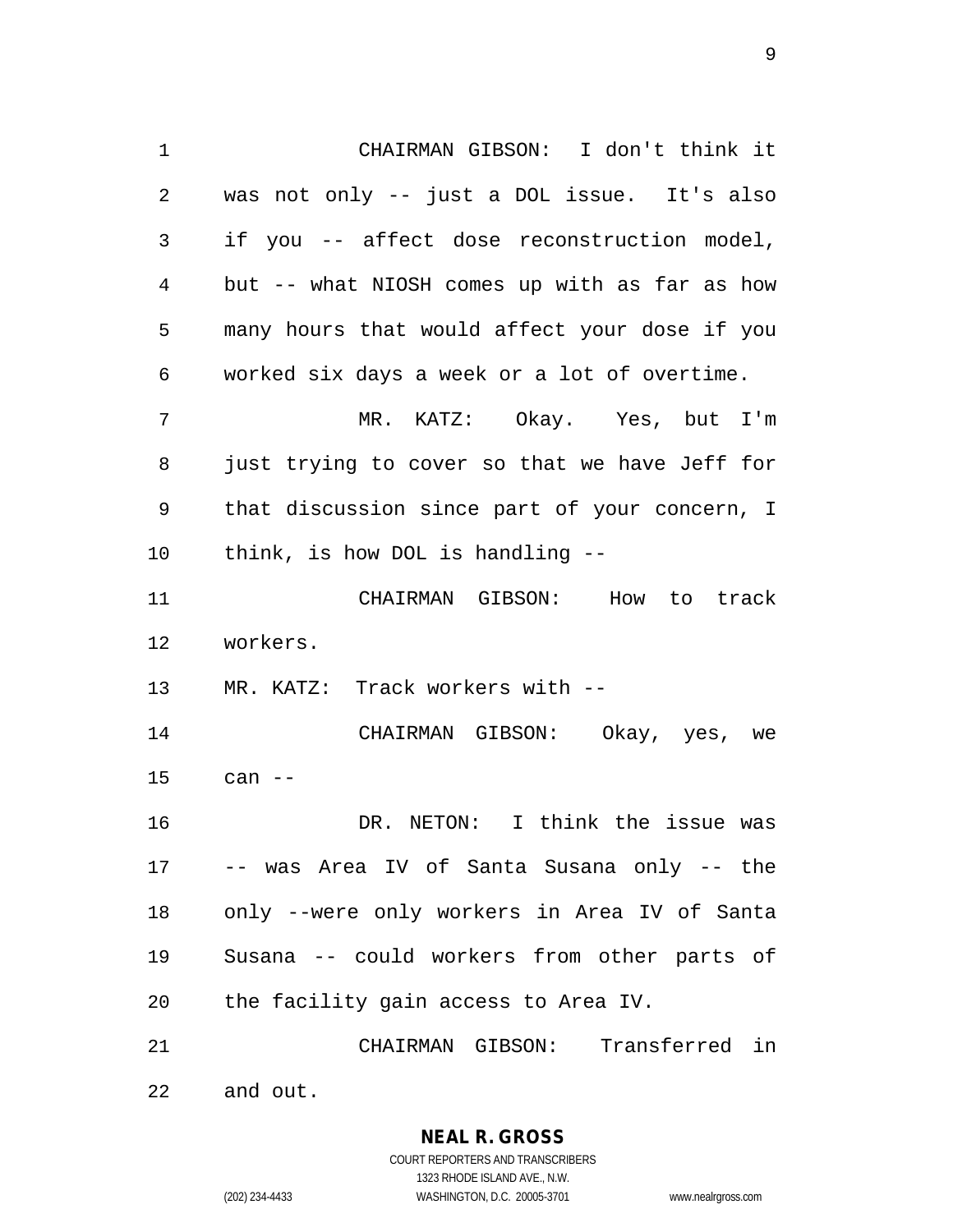CHAIRMAN GIBSON: I don't think it was not only -- just a DOL issue. It's also if you -- affect dose reconstruction model, but -- what NIOSH comes up with as far as how many hours that would affect your dose if you worked six days a week or a lot of overtime.

MR. KATZ: Okay. Yes, but I'm just trying to cover so that we have Jeff for that discussion since part of your concern, I think, is how DOL is handling --

CHAIRMAN GIBSON: How to track workers.

MR. KATZ: Track workers with --

CHAIRMAN GIBSON: Okay, yes, we can --

DR. NETON: I think the issue was -- was Area IV of Santa Susana only -- the only --were only workers in Area IV of Santa Susana -- could workers from other parts of the facility gain access to Area IV.

CHAIRMAN GIBSON: Transferred in and out.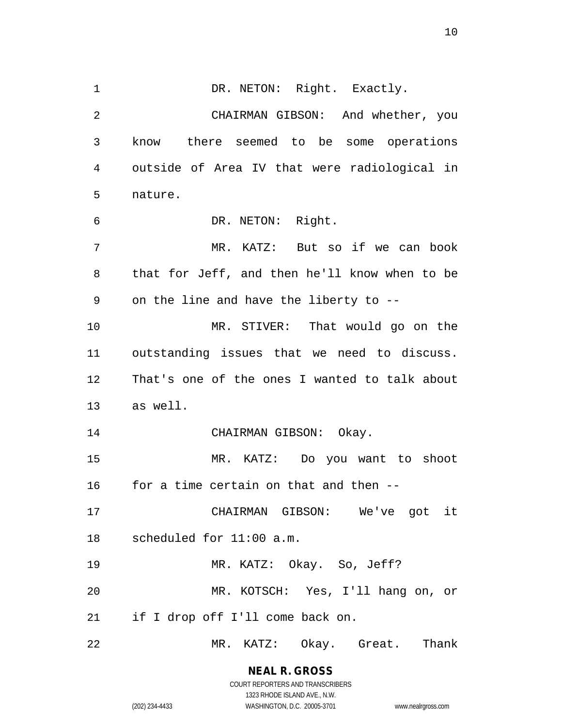DR. NETON: Right. Exactly.

CHAIRMAN GIBSON: And whether, you know there seemed to be some operations outside of Area IV that were radiological in nature.

DR. NETON: Right.

MR. KATZ: But so if we can book that for Jeff, and then he'll know when to be on the line and have the liberty to --

MR. STIVER: That would go on the outstanding issues that we need to discuss. That's one of the ones I wanted to talk about as well.

CHAIRMAN GIBSON: Okay.

MR. KATZ: Do you want to shoot for a time certain on that and then --

CHAIRMAN GIBSON: We've got it scheduled for 11:00 a.m.

MR. KATZ: Okay. So, Jeff?

MR. KOTSCH: Yes, I'll hang on, or if I drop off I'll come back on.

MR. KATZ: Okay. Great. Thank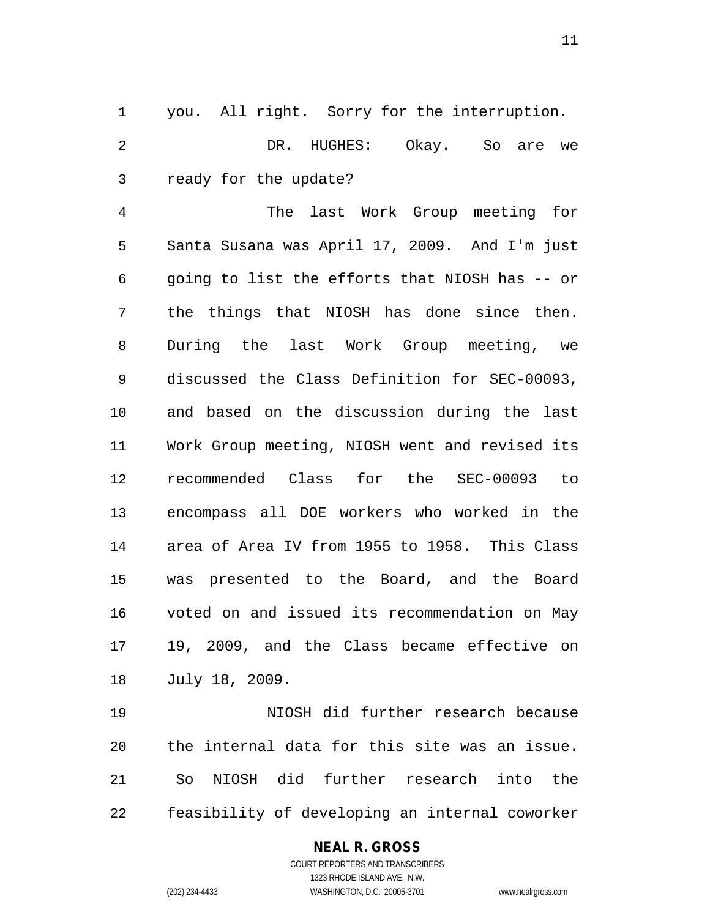you. All right. Sorry for the interruption.

DR. HUGHES: Okay. So are we ready for the update?

The last Work Group meeting for Santa Susana was April 17, 2009. And I'm just going to list the efforts that NIOSH has -- or the things that NIOSH has done since then. During the last Work Group meeting, we discussed the Class Definition for SEC-00093, and based on the discussion during the last Work Group meeting, NIOSH went and revised its recommended Class for the SEC-00093 to encompass all DOE workers who worked in the area of Area IV from 1955 to 1958. This Class was presented to the Board, and the Board voted on and issued its recommendation on May 19, 2009, and the Class became effective on July 18, 2009.

NIOSH did further research because the internal data for this site was an issue. So NIOSH did further research into the feasibility of developing an internal coworker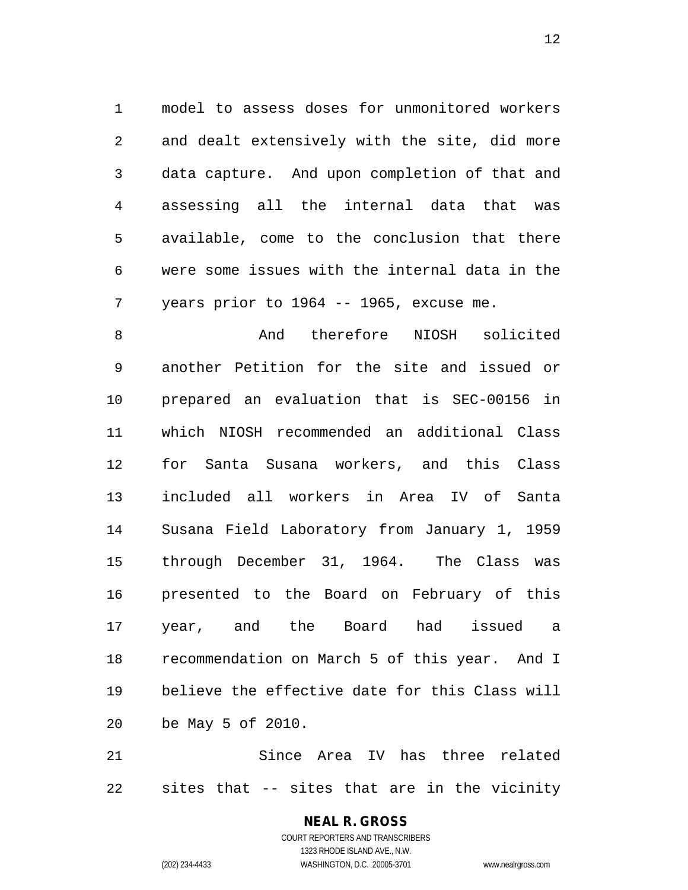model to assess doses for unmonitored workers and dealt extensively with the site, did more data capture. And upon completion of that and assessing all the internal data that was available, come to the conclusion that there were some issues with the internal data in the years prior to 1964 -- 1965, excuse me.

And therefore NIOSH solicited another Petition for the site and issued or prepared an evaluation that is SEC-00156 in which NIOSH recommended an additional Class for Santa Susana workers, and this Class included all workers in Area IV of Santa Susana Field Laboratory from January 1, 1959 through December 31, 1964. The Class was presented to the Board on February of this year, and the Board had issued a recommendation on March 5 of this year. And I believe the effective date for this Class will be May 5 of 2010.

Since Area IV has three related sites that -- sites that are in the vicinity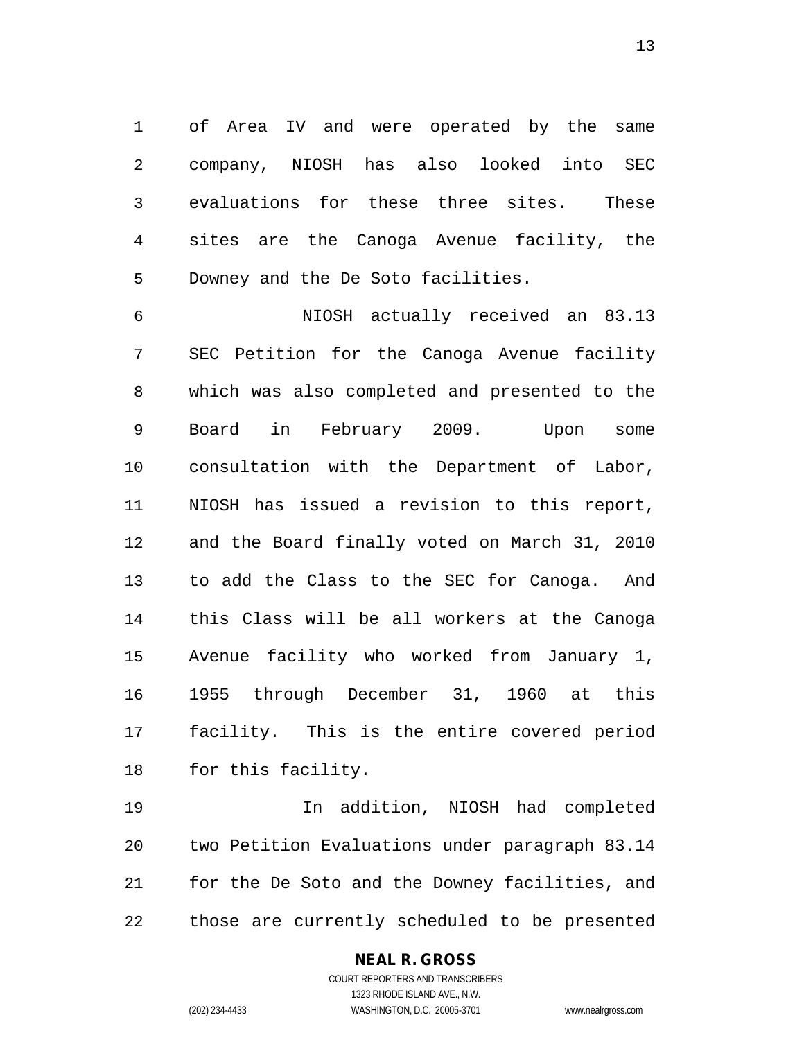of Area IV and were operated by the same company, NIOSH has also looked into SEC evaluations for these three sites. These sites are the Canoga Avenue facility, the Downey and the De Soto facilities.

NIOSH actually received an 83.13 SEC Petition for the Canoga Avenue facility which was also completed and presented to the Board in February 2009. Upon some consultation with the Department of Labor, NIOSH has issued a revision to this report, and the Board finally voted on March 31, 2010 to add the Class to the SEC for Canoga. And this Class will be all workers at the Canoga Avenue facility who worked from January 1, 1955 through December 31, 1960 at this facility. This is the entire covered period for this facility.

In addition, NIOSH had completed two Petition Evaluations under paragraph 83.14 for the De Soto and the Downey facilities, and those are currently scheduled to be presented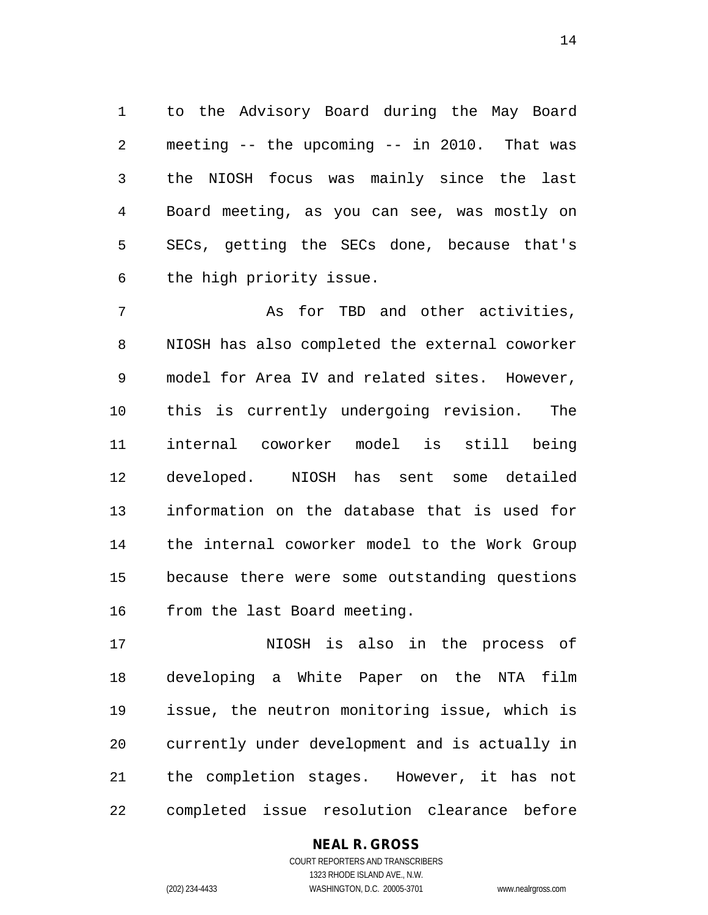to the Advisory Board during the May Board meeting -- the upcoming -- in 2010. That was the NIOSH focus was mainly since the last Board meeting, as you can see, was mostly on SECs, getting the SECs done, because that's the high priority issue.

As for TBD and other activities, NIOSH has also completed the external coworker model for Area IV and related sites. However, this is currently undergoing revision. The internal coworker model is still being developed. NIOSH has sent some detailed information on the database that is used for the internal coworker model to the Work Group because there were some outstanding questions from the last Board meeting.

NIOSH is also in the process of developing a White Paper on the NTA film issue, the neutron monitoring issue, which is currently under development and is actually in the completion stages. However, it has not completed issue resolution clearance before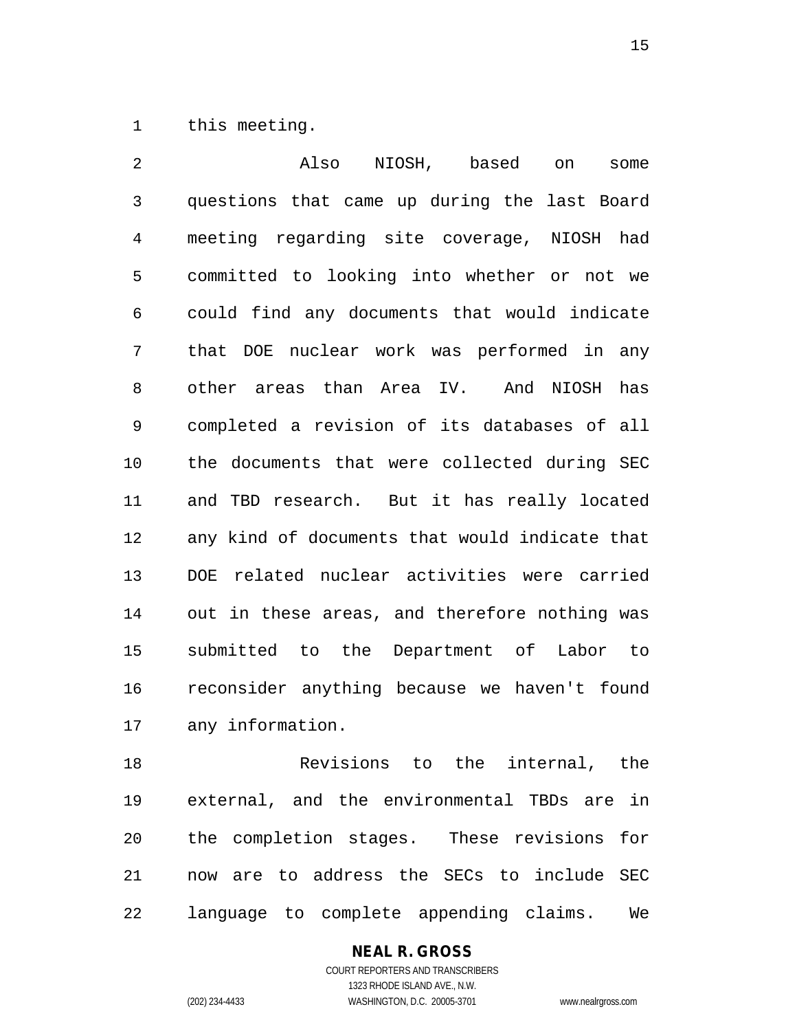this meeting.

Also NIOSH, based on some questions that came up during the last Board meeting regarding site coverage, NIOSH had committed to looking into whether or not we could find any documents that would indicate that DOE nuclear work was performed in any other areas than Area IV. And NIOSH has completed a revision of its databases of all the documents that were collected during SEC and TBD research. But it has really located any kind of documents that would indicate that DOE related nuclear activities were carried out in these areas, and therefore nothing was submitted to the Department of Labor to reconsider anything because we haven't found any information.

Revisions to the internal, the external, and the environmental TBDs are in the completion stages. These revisions for now are to address the SECs to include SEC language to complete appending claims. We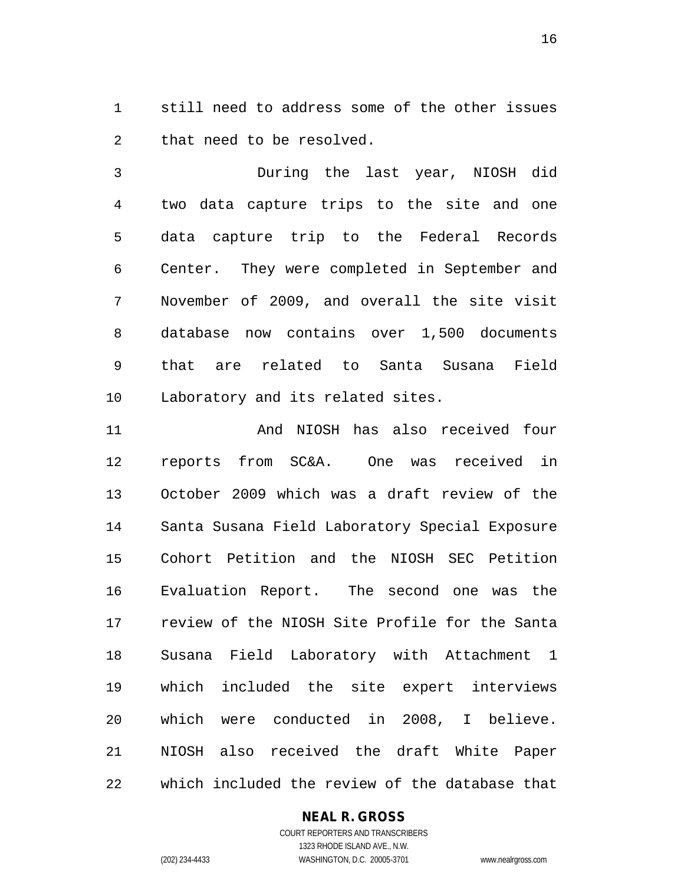still need to address some of the other issues that need to be resolved.

During the last year, NIOSH did two data capture trips to the site and one data capture trip to the Federal Records Center. They were completed in September and November of 2009, and overall the site visit database now contains over 1,500 documents that are related to Santa Susana Field Laboratory and its related sites.

And NIOSH has also received four reports from SC&A. One was received in October 2009 which was a draft review of the Santa Susana Field Laboratory Special Exposure Cohort Petition and the NIOSH SEC Petition Evaluation Report. The second one was the review of the NIOSH Site Profile for the Santa Susana Field Laboratory with Attachment 1 which included the site expert interviews which were conducted in 2008, I believe. NIOSH also received the draft White Paper which included the review of the database that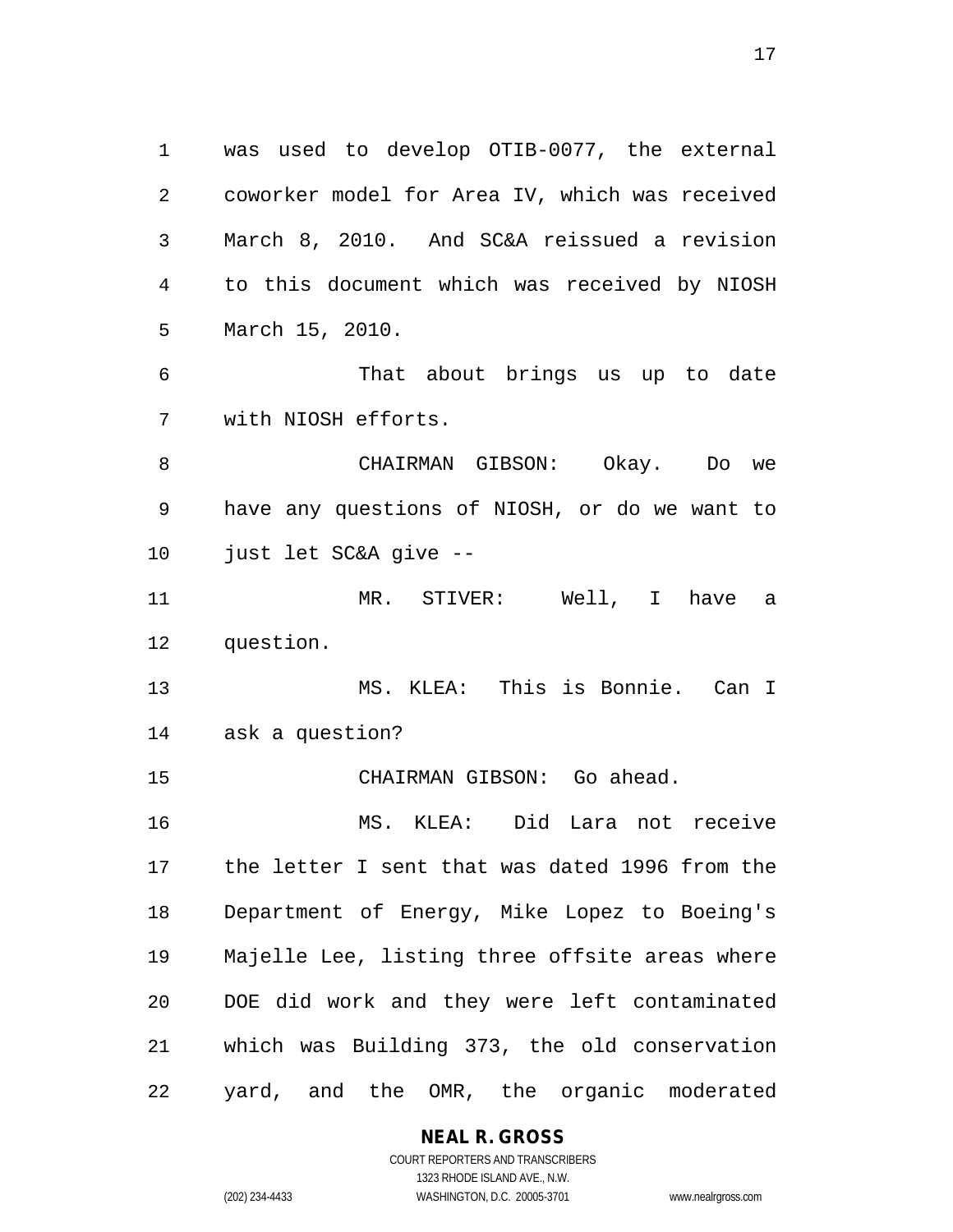was used to develop OTIB-0077, the external coworker model for Area IV, which was received March 8, 2010. And SC&A reissued a revision to this document which was received by NIOSH March 15, 2010.

That about brings us up to date with NIOSH efforts.

CHAIRMAN GIBSON: Okay. Do we have any questions of NIOSH, or do we want to just let SC&A give --

MR. STIVER: Well, I have a question.

MS. KLEA: This is Bonnie. Can I ask a question?

CHAIRMAN GIBSON: Go ahead.

MS. KLEA: Did Lara not receive the letter I sent that was dated 1996 from the Department of Energy, Mike Lopez to Boeing's Majelle Lee, listing three offsite areas where DOE did work and they were left contaminated which was Building 373, the old conservation yard, and the OMR, the organic moderated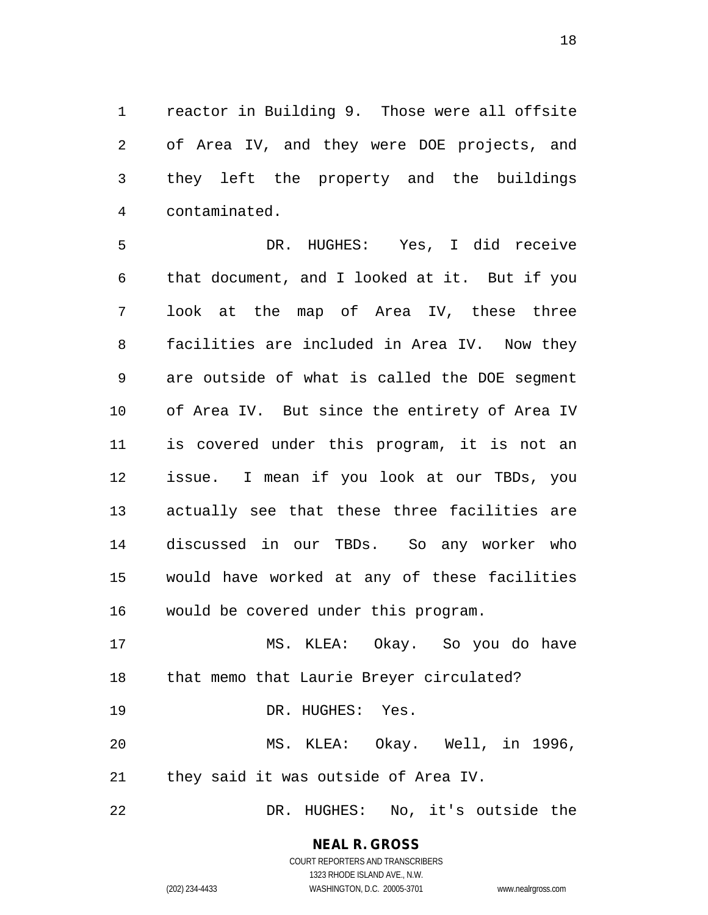reactor in Building 9. Those were all offsite of Area IV, and they were DOE projects, and they left the property and the buildings contaminated.

DR. HUGHES: Yes, I did receive that document, and I looked at it. But if you look at the map of Area IV, these three facilities are included in Area IV. Now they are outside of what is called the DOE segment of Area IV. But since the entirety of Area IV is covered under this program, it is not an issue. I mean if you look at our TBDs, you actually see that these three facilities are discussed in our TBDs. So any worker who would have worked at any of these facilities would be covered under this program.

MS. KLEA: Okay. So you do have that memo that Laurie Breyer circulated?

DR. HUGHES: Yes.

MS. KLEA: Okay. Well, in 1996, they said it was outside of Area IV.

DR. HUGHES: No, it's outside the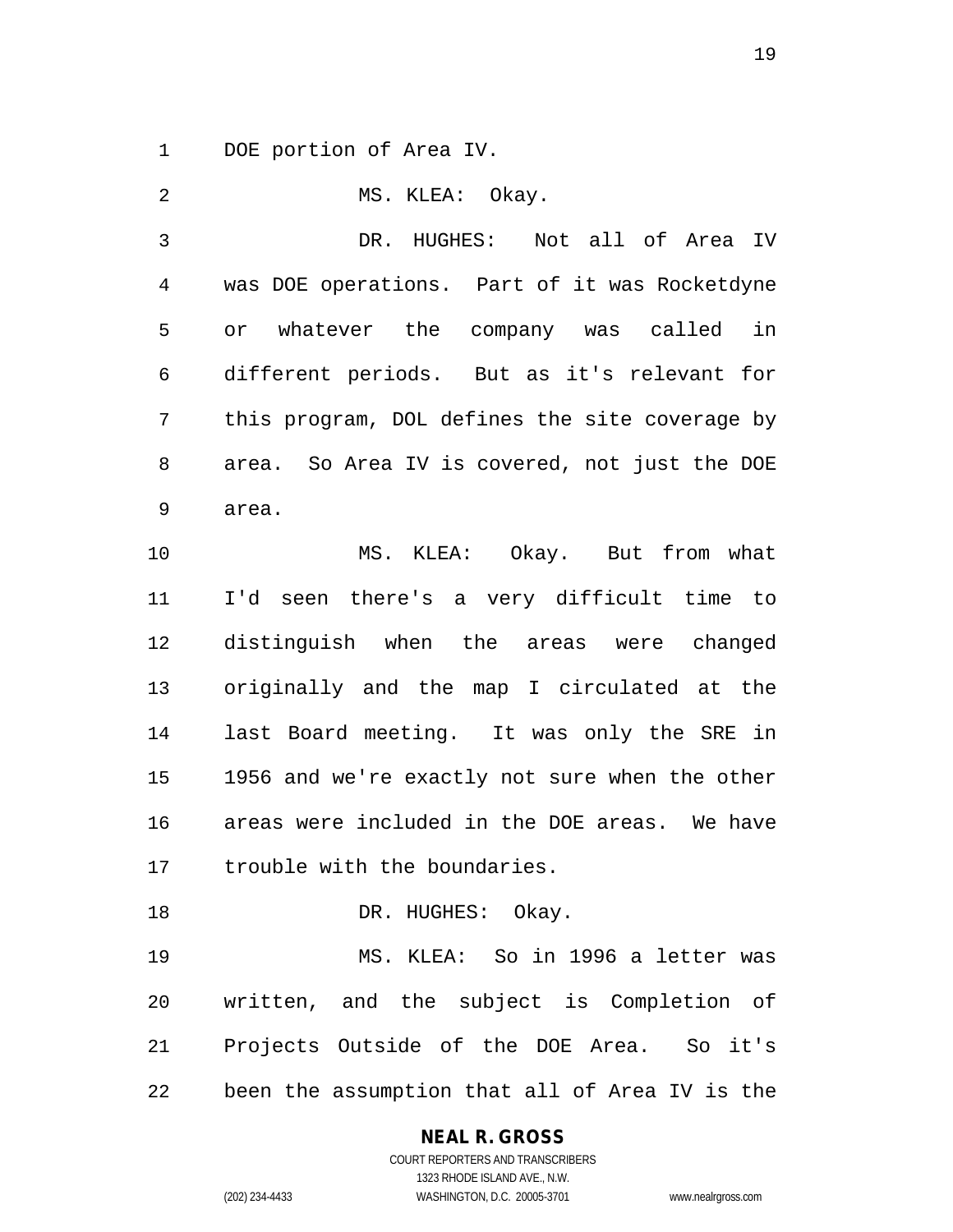DOE portion of Area IV.

MS. KLEA: Okay.

DR. HUGHES: Not all of Area IV was DOE operations. Part of it was Rocketdyne or whatever the company was called in different periods. But as it's relevant for this program, DOL defines the site coverage by area. So Area IV is covered, not just the DOE area.

MS. KLEA: Okay. But from what I'd seen there's a very difficult time to distinguish when the areas were changed originally and the map I circulated at the last Board meeting. It was only the SRE in 1956 and we're exactly not sure when the other areas were included in the DOE areas. We have trouble with the boundaries.

DR. HUGHES: Okay.

MS. KLEA: So in 1996 a letter was written, and the subject is Completion of Projects Outside of the DOE Area. So it's been the assumption that all of Area IV is the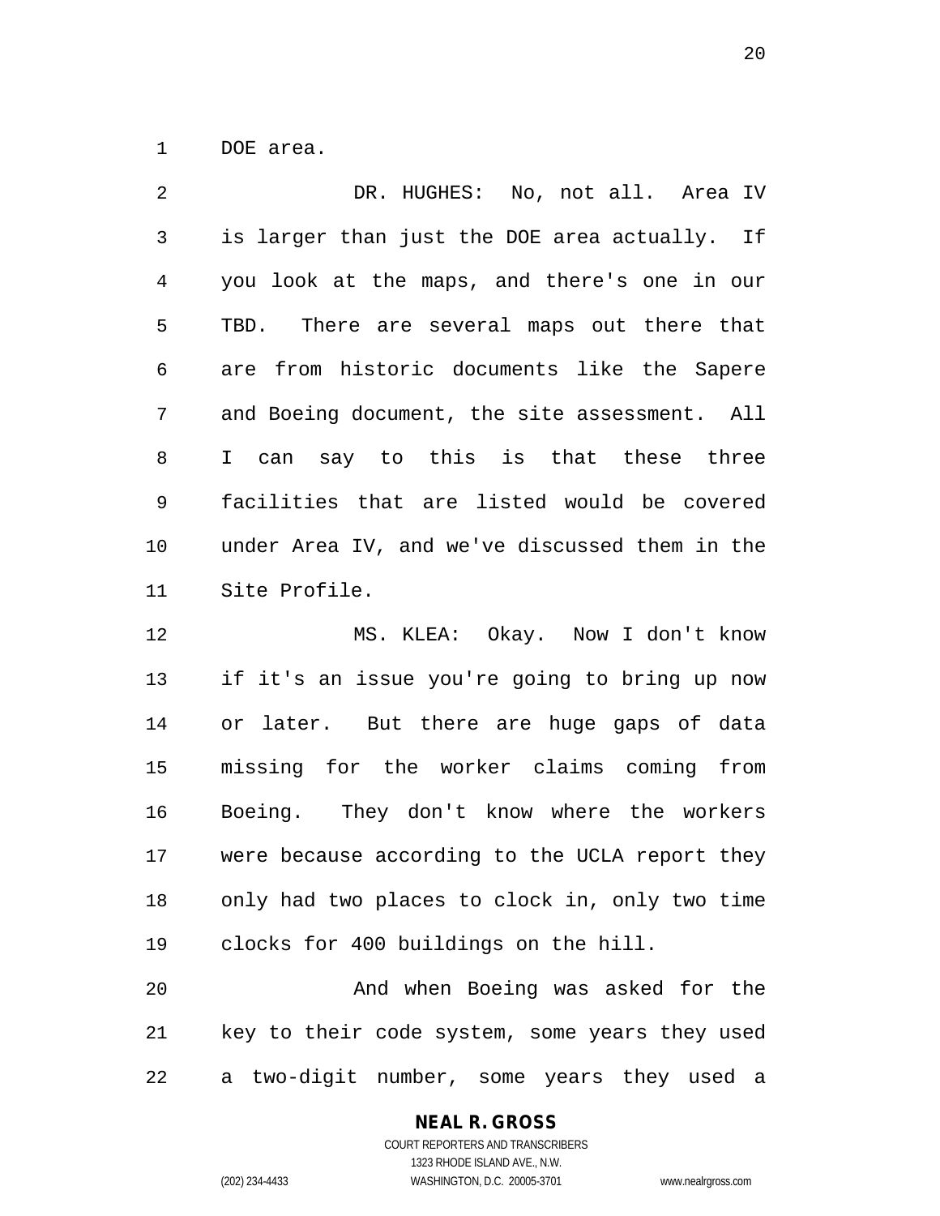DOE area.

DR. HUGHES: No, not all. Area IV is larger than just the DOE area actually. If you look at the maps, and there's one in our TBD. There are several maps out there that are from historic documents like the Sapere and Boeing document, the site assessment. All I can say to this is that these three facilities that are listed would be covered under Area IV, and we've discussed them in the Site Profile.

MS. KLEA: Okay. Now I don't know if it's an issue you're going to bring up now or later. But there are huge gaps of data missing for the worker claims coming from Boeing. They don't know where the workers were because according to the UCLA report they only had two places to clock in, only two time clocks for 400 buildings on the hill.

And when Boeing was asked for the key to their code system, some years they used a two-digit number, some years they used a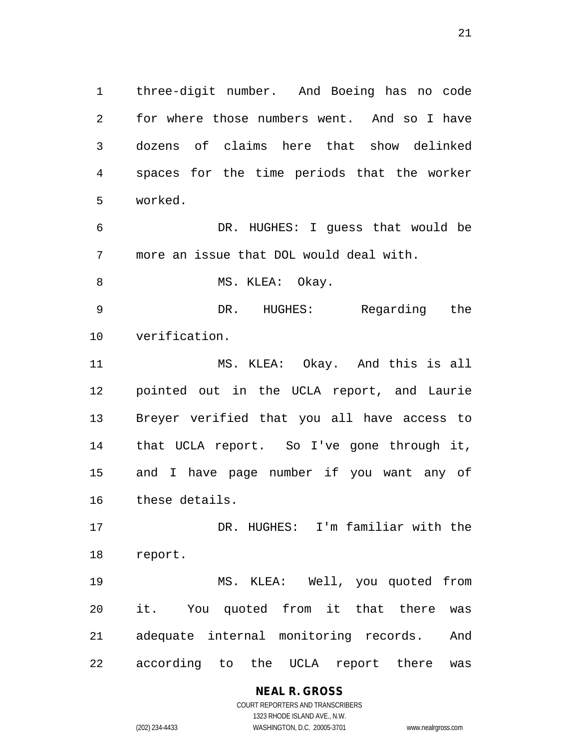three-digit number. And Boeing has no code for where those numbers went. And so I have dozens of claims here that show delinked spaces for the time periods that the worker worked.

DR. HUGHES: I guess that would be more an issue that DOL would deal with.

MS. KLEA: Okay.

DR. HUGHES: Regarding the verification.

MS. KLEA: Okay. And this is all pointed out in the UCLA report, and Laurie Breyer verified that you all have access to that UCLA report. So I've gone through it, and I have page number if you want any of these details.

DR. HUGHES: I'm familiar with the report.

MS. KLEA: Well, you quoted from it. You quoted from it that there was adequate internal monitoring records. And according to the UCLA report there was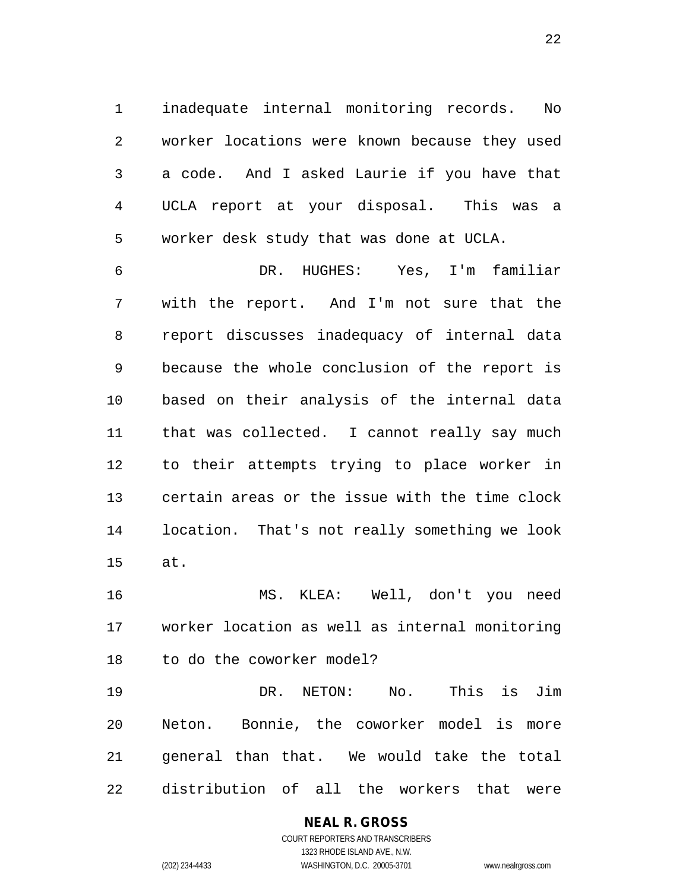inadequate internal monitoring records. No worker locations were known because they used a code. And I asked Laurie if you have that UCLA report at your disposal. This was a worker desk study that was done at UCLA.

DR. HUGHES: Yes, I'm familiar with the report. And I'm not sure that the report discusses inadequacy of internal data because the whole conclusion of the report is based on their analysis of the internal data that was collected. I cannot really say much to their attempts trying to place worker in certain areas or the issue with the time clock location. That's not really something we look at.

MS. KLEA: Well, don't you need worker location as well as internal monitoring to do the coworker model?

DR. NETON: No. This is Jim Neton. Bonnie, the coworker model is more general than that. We would take the total distribution of all the workers that were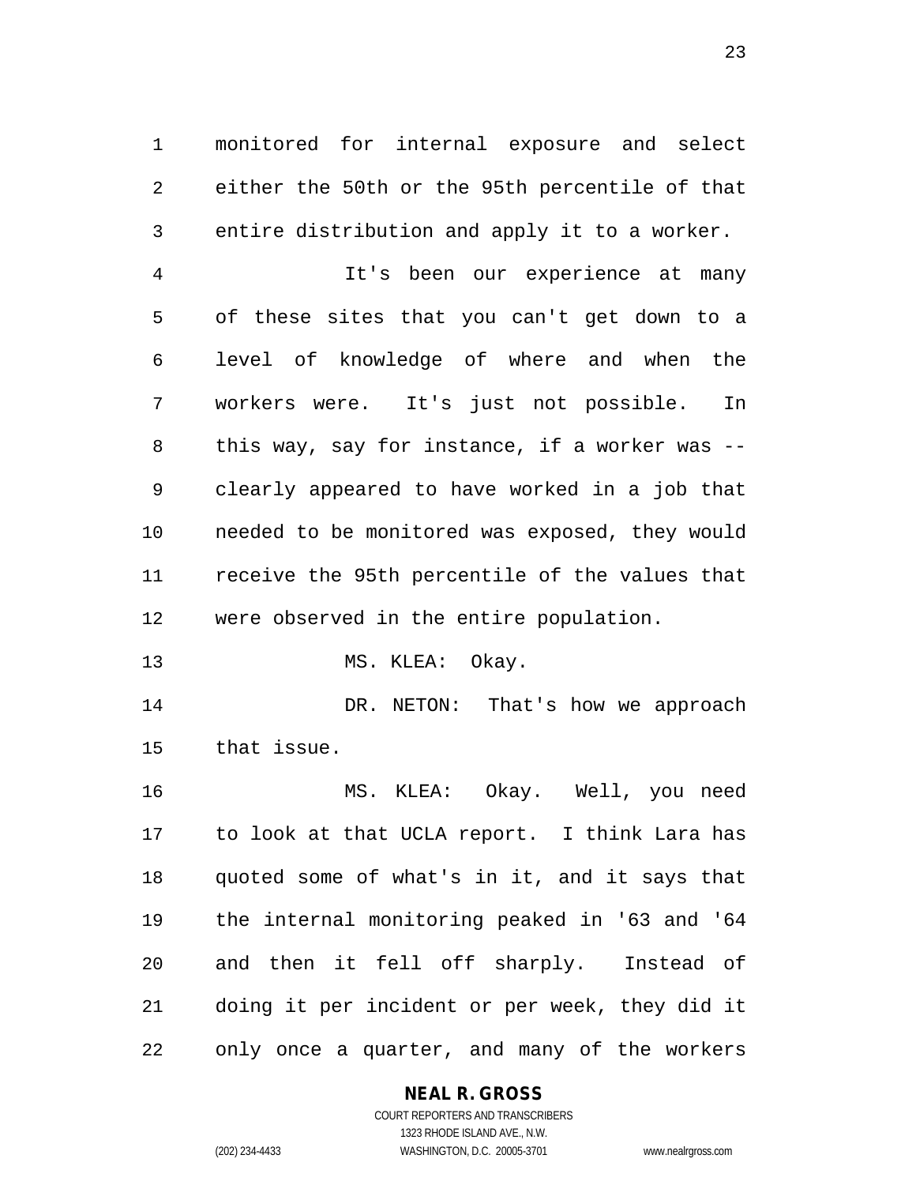monitored for internal exposure and select either the 50th or the 95th percentile of that entire distribution and apply it to a worker.

It's been our experience at many of these sites that you can't get down to a level of knowledge of where and when the workers were. It's just not possible. In this way, say for instance, if a worker was -- clearly appeared to have worked in a job that needed to be monitored was exposed, they would receive the 95th percentile of the values that were observed in the entire population.

MS. KLEA: Okay.

DR. NETON: That's how we approach that issue.

MS. KLEA: Okay. Well, you need to look at that UCLA report. I think Lara has quoted some of what's in it, and it says that the internal monitoring peaked in '63 and '64 and then it fell off sharply. Instead of doing it per incident or per week, they did it only once a quarter, and many of the workers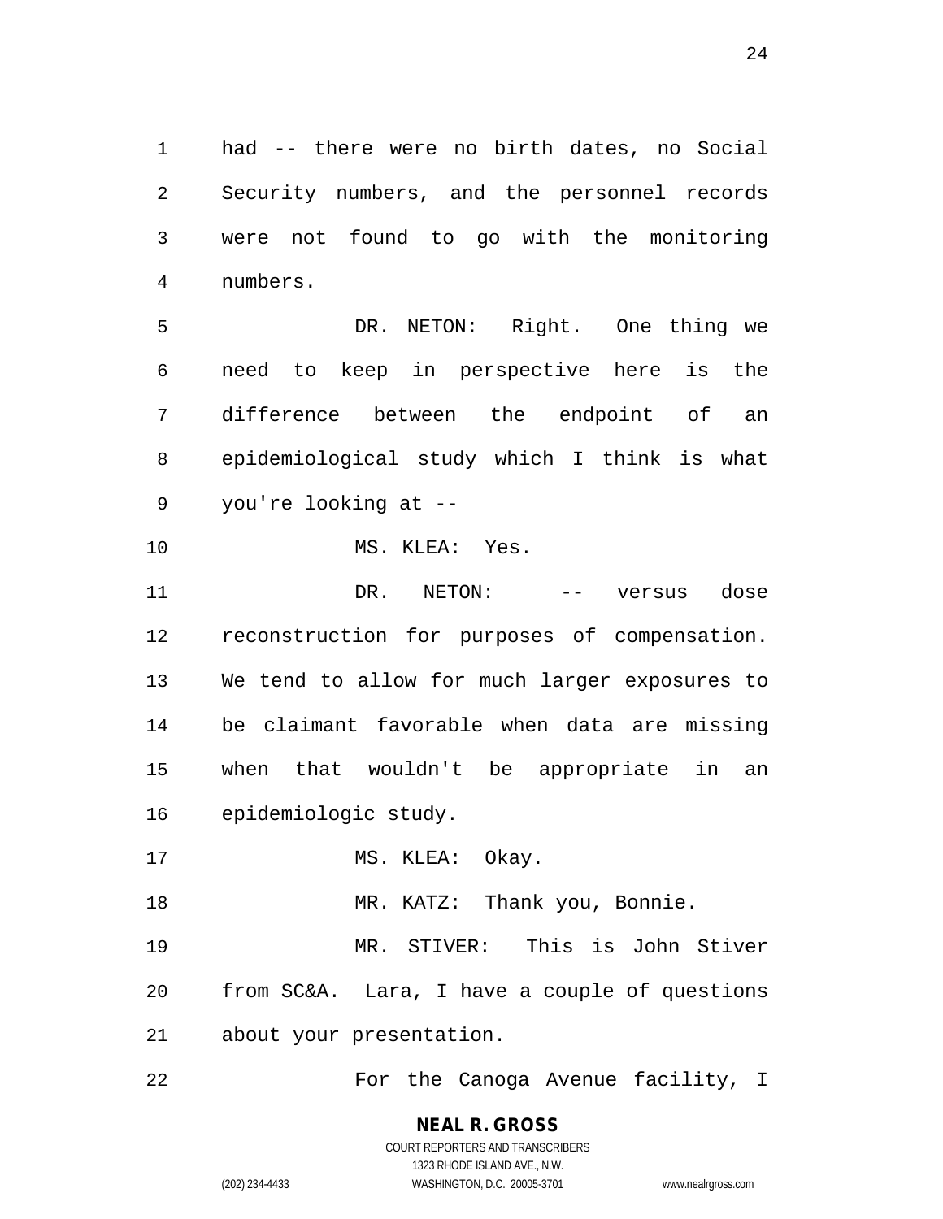had -- there were no birth dates, no Social Security numbers, and the personnel records were not found to go with the monitoring numbers.

DR. NETON: Right. One thing we need to keep in perspective here is the difference between the endpoint of an epidemiological study which I think is what you're looking at --

MS. KLEA: Yes.

DR. NETON: -- versus dose reconstruction for purposes of compensation. We tend to allow for much larger exposures to be claimant favorable when data are missing when that wouldn't be appropriate in an epidemiologic study.

MS. KLEA: Okay.

MR. KATZ: Thank you, Bonnie.

MR. STIVER: This is John Stiver from SC&A. Lara, I have a couple of questions about your presentation.

For the Canoga Avenue facility, I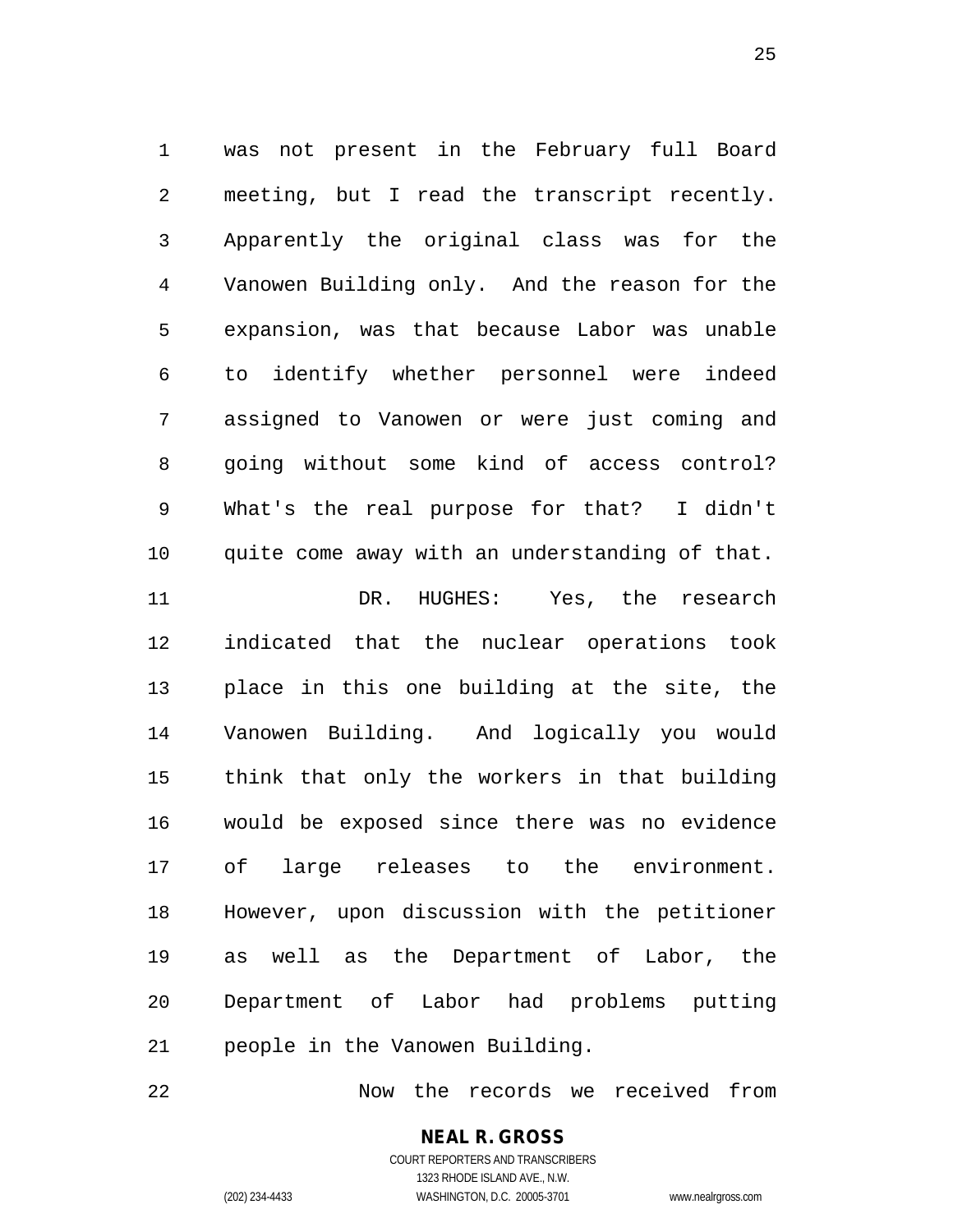was not present in the February full Board meeting, but I read the transcript recently. Apparently the original class was for the Vanowen Building only. And the reason for the expansion, was that because Labor was unable to identify whether personnel were indeed assigned to Vanowen or were just coming and going without some kind of access control? What's the real purpose for that? I didn't quite come away with an understanding of that.

DR. HUGHES: Yes, the research indicated that the nuclear operations took place in this one building at the site, the Vanowen Building. And logically you would think that only the workers in that building would be exposed since there was no evidence of large releases to the environment. However, upon discussion with the petitioner as well as the Department of Labor, the Department of Labor had problems putting people in the Vanowen Building.

Now the records we received from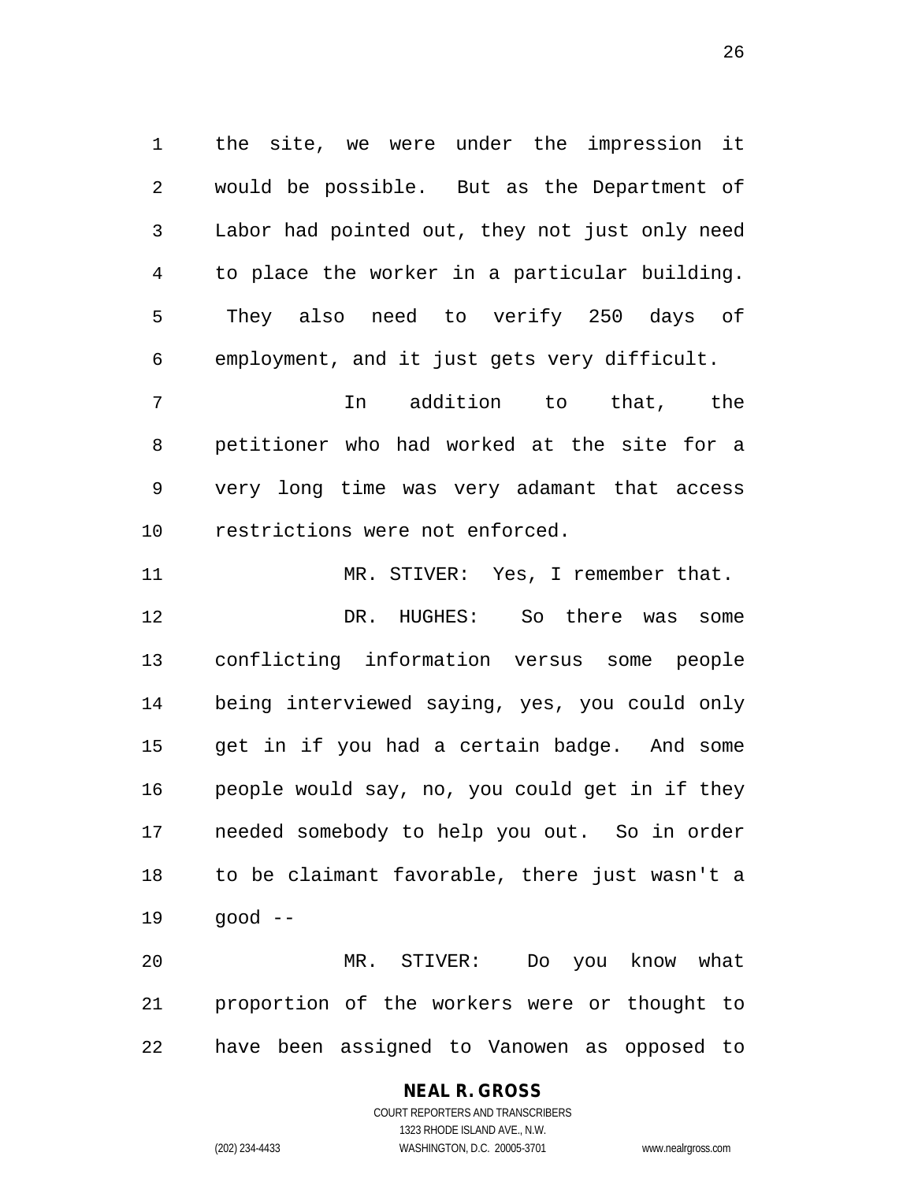the site, we were under the impression it would be possible. But as the Department of Labor had pointed out, they not just only need to place the worker in a particular building. They also need to verify 250 days of employment, and it just gets very difficult.

In addition to that, the petitioner who had worked at the site for a very long time was very adamant that access restrictions were not enforced.

MR. STIVER: Yes, I remember that.

DR. HUGHES: So there was some conflicting information versus some people being interviewed saying, yes, you could only get in if you had a certain badge. And some people would say, no, you could get in if they needed somebody to help you out. So in order to be claimant favorable, there just wasn't a good --

MR. STIVER: Do you know what proportion of the workers were or thought to have been assigned to Vanowen as opposed to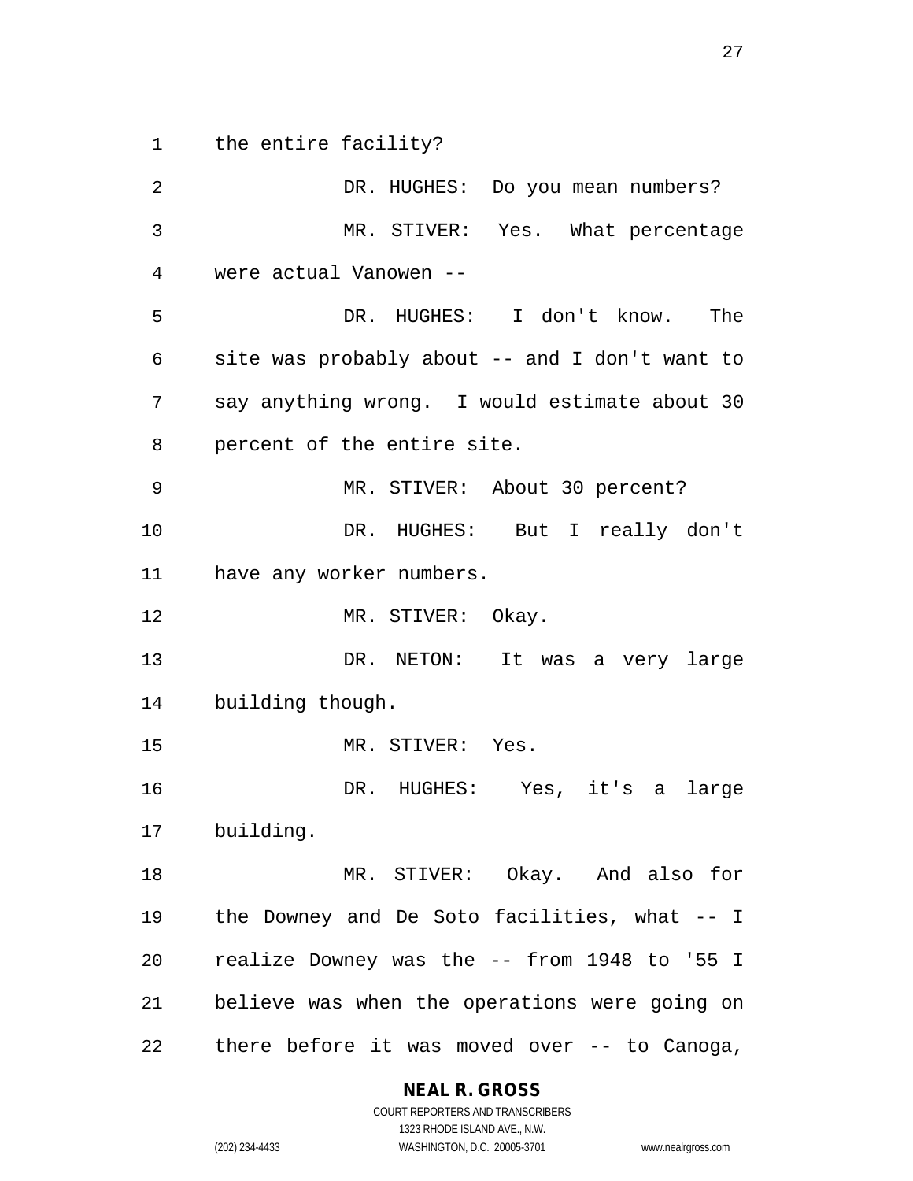the entire facility?

DR. HUGHES: Do you mean numbers?

MR. STIVER: Yes. What percentage were actual Vanowen --

DR. HUGHES: I don't know. The site was probably about -- and I don't want to say anything wrong. I would estimate about 30 percent of the entire site.

MR. STIVER: About 30 percent?

DR. HUGHES: But I really don't have any worker numbers.

MR. STIVER: Okay.

DR. NETON: It was a very large building though.

MR. STIVER: Yes.

DR. HUGHES: Yes, it's a large building.

MR. STIVER: Okay. And also for the Downey and De Soto facilities, what -- I realize Downey was the -- from 1948 to '55 I believe was when the operations were going on there before it was moved over -- to Canoga,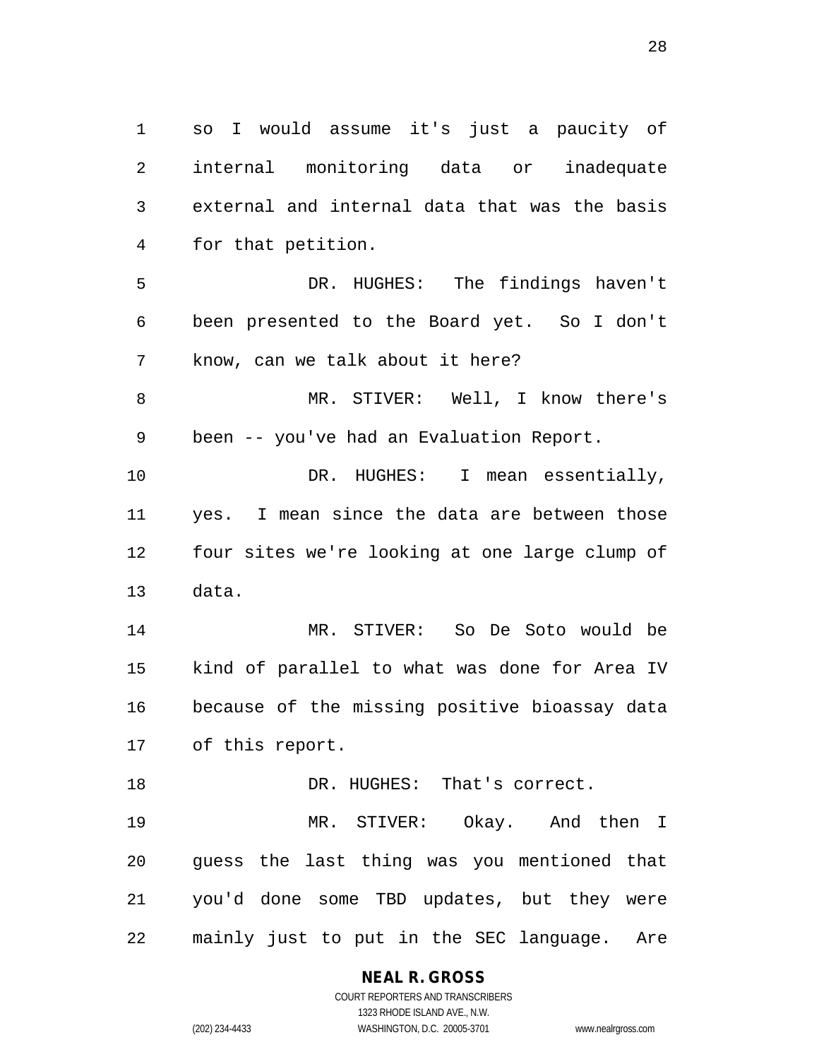so I would assume it's just a paucity of internal monitoring data or inadequate external and internal data that was the basis for that petition.

DR. HUGHES: The findings haven't been presented to the Board yet. So I don't know, can we talk about it here?

MR. STIVER: Well, I know there's been -- you've had an Evaluation Report.

DR. HUGHES: I mean essentially, yes. I mean since the data are between those four sites we're looking at one large clump of data.

MR. STIVER: So De Soto would be kind of parallel to what was done for Area IV because of the missing positive bioassay data of this report.

DR. HUGHES: That's correct.

MR. STIVER: Okay. And then I guess the last thing was you mentioned that you'd done some TBD updates, but they were mainly just to put in the SEC language. Are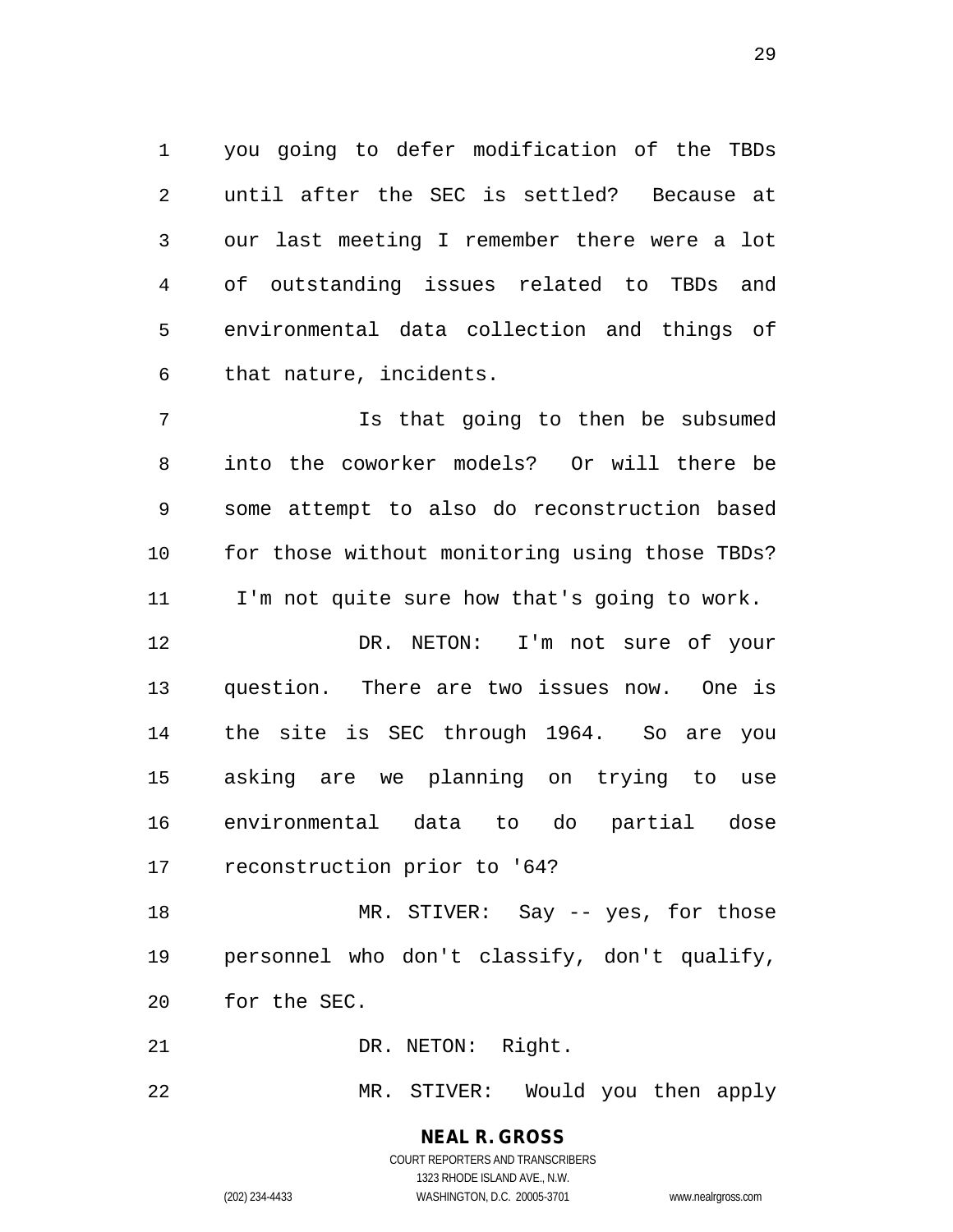you going to defer modification of the TBDs until after the SEC is settled? Because at our last meeting I remember there were a lot of outstanding issues related to TBDs and environmental data collection and things of that nature, incidents.

Is that going to then be subsumed into the coworker models? Or will there be some attempt to also do reconstruction based for those without monitoring using those TBDs? I'm not quite sure how that's going to work.

DR. NETON: I'm not sure of your question. There are two issues now. One is the site is SEC through 1964. So are you asking are we planning on trying to use environmental data to do partial dose reconstruction prior to '64?

MR. STIVER: Say -- yes, for those personnel who don't classify, don't qualify, for the SEC.

DR. NETON: Right.

MR. STIVER: Would you then apply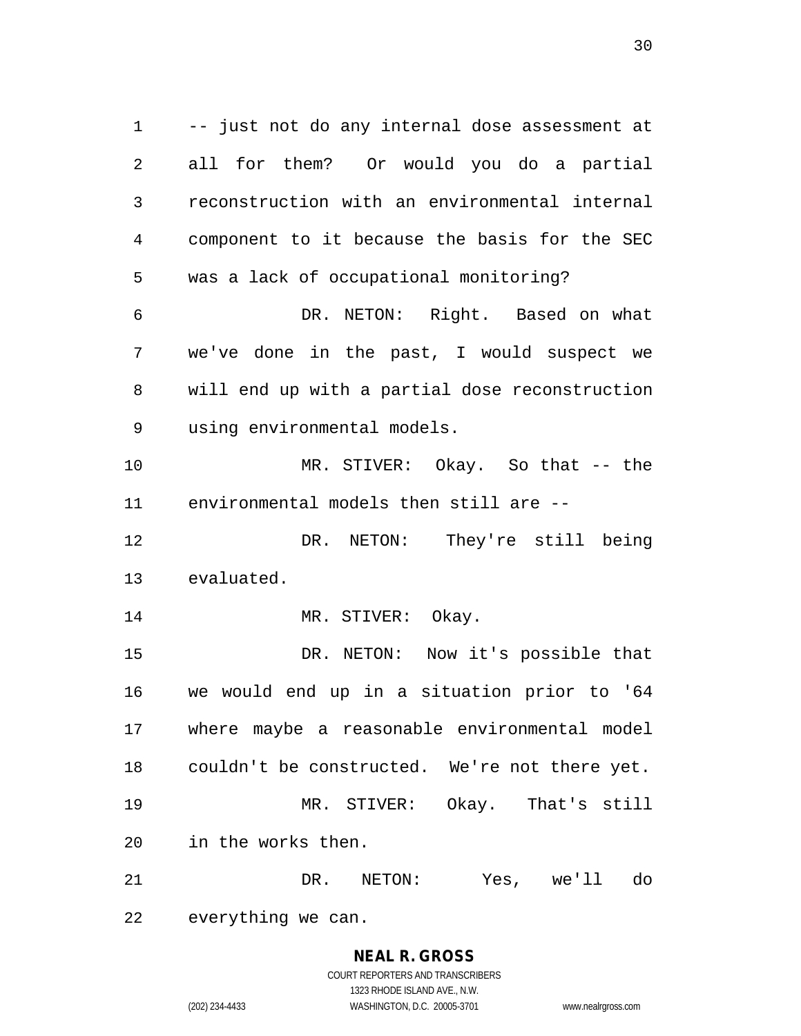-- just not do any internal dose assessment at all for them? Or would you do a partial reconstruction with an environmental internal component to it because the basis for the SEC was a lack of occupational monitoring?

DR. NETON: Right. Based on what we've done in the past, I would suspect we will end up with a partial dose reconstruction using environmental models.

MR. STIVER: Okay. So that -- the environmental models then still are --

DR. NETON: They're still being evaluated.

MR. STIVER: Okay.

DR. NETON: Now it's possible that we would end up in a situation prior to '64 where maybe a reasonable environmental model couldn't be constructed. We're not there yet.

MR. STIVER: Okay. That's still in the works then.

DR. NETON: Yes, we'll do everything we can.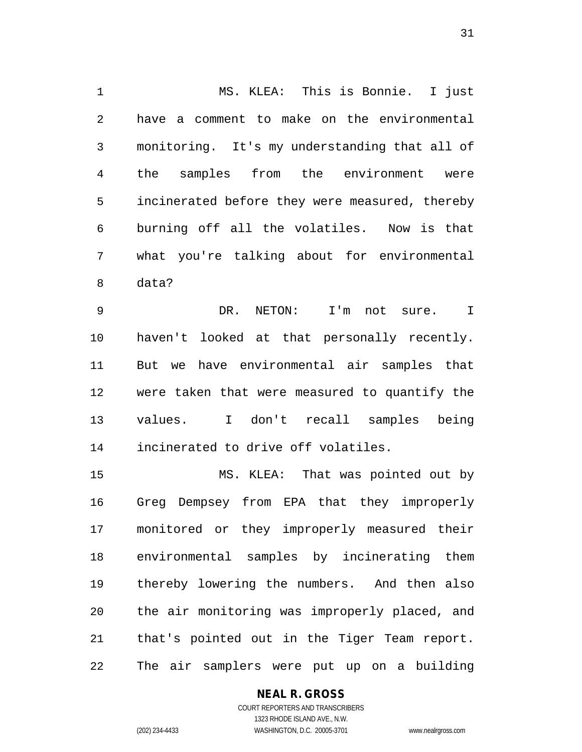MS. KLEA: This is Bonnie. I just have a comment to make on the environmental monitoring. It's my understanding that all of the samples from the environment were incinerated before they were measured, thereby burning off all the volatiles. Now is that what you're talking about for environmental data?

DR. NETON: I'm not sure. I haven't looked at that personally recently. But we have environmental air samples that were taken that were measured to quantify the values. I don't recall samples being incinerated to drive off volatiles.

MS. KLEA: That was pointed out by Greg Dempsey from EPA that they improperly monitored or they improperly measured their environmental samples by incinerating them thereby lowering the numbers. And then also the air monitoring was improperly placed, and that's pointed out in the Tiger Team report. The air samplers were put up on a building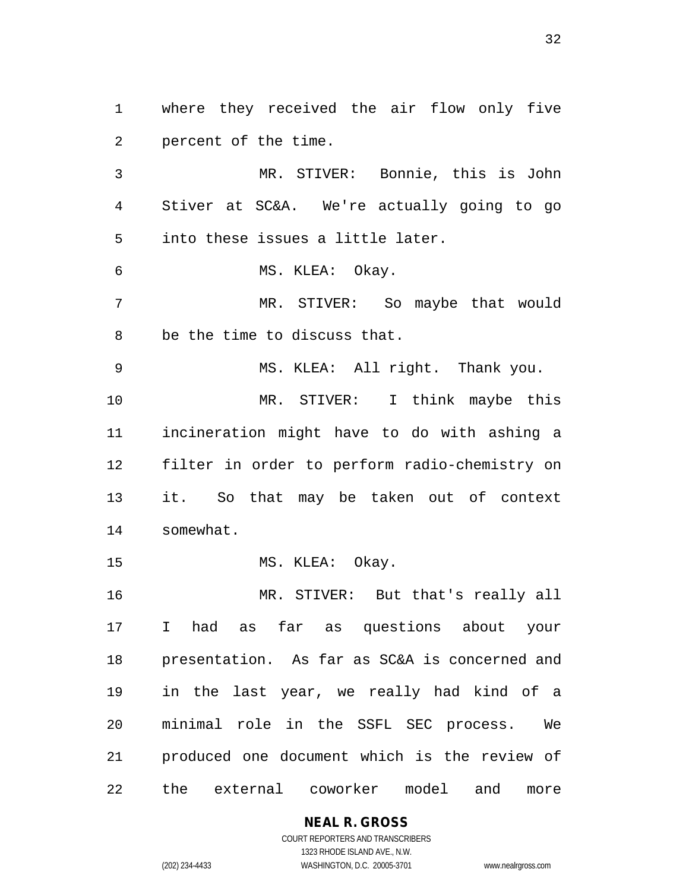where they received the air flow only five percent of the time.

MR. STIVER: Bonnie, this is John Stiver at SC&A. We're actually going to go into these issues a little later.

MS. KLEA: Okay.

MR. STIVER: So maybe that would be the time to discuss that.

MS. KLEA: All right. Thank you.

MR. STIVER: I think maybe this incineration might have to do with ashing a filter in order to perform radio-chemistry on it. So that may be taken out of context somewhat.

MS. KLEA: Okay.

MR. STIVER: But that's really all I had as far as questions about your presentation. As far as SC&A is concerned and in the last year, we really had kind of a minimal role in the SSFL SEC process. We produced one document which is the review of the external coworker model and more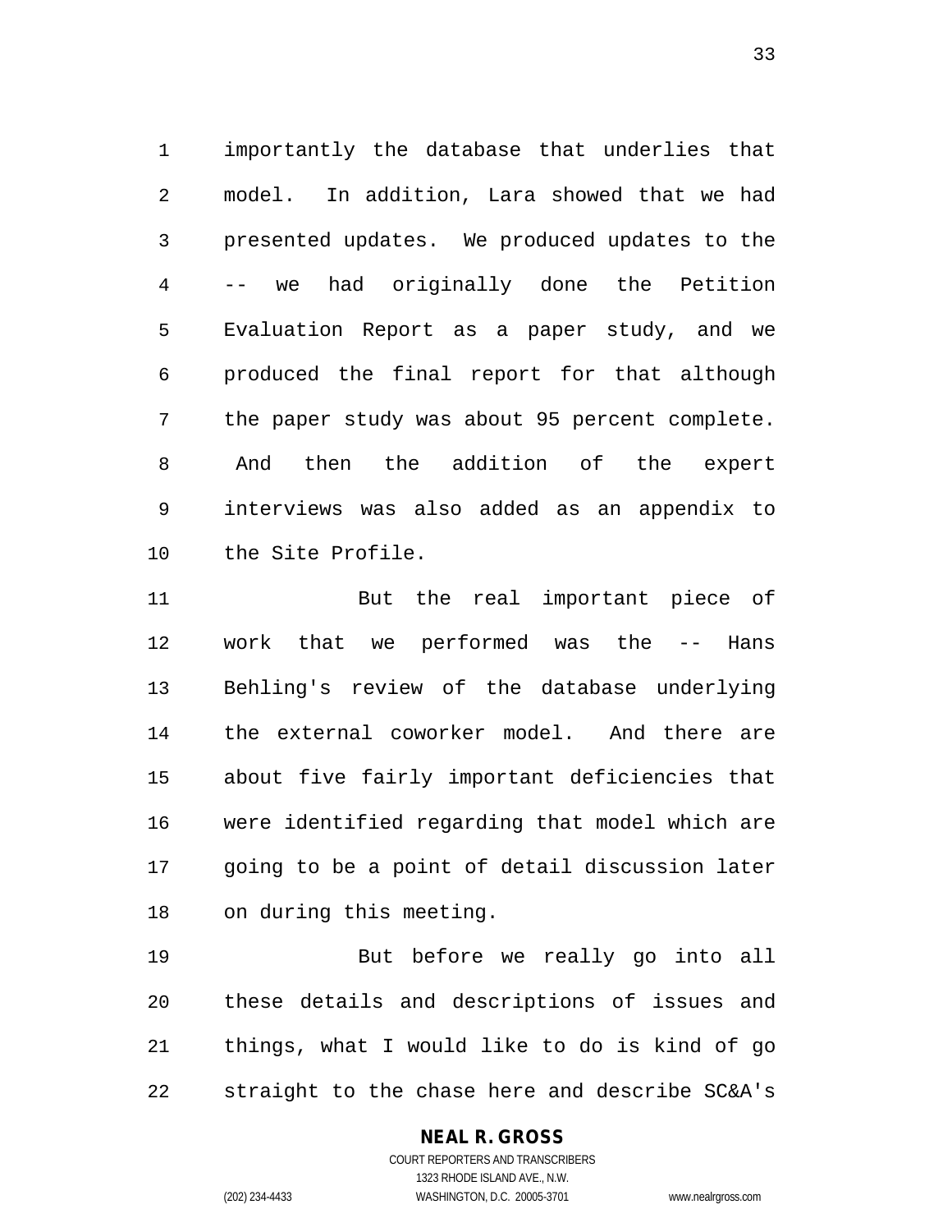importantly the database that underlies that model. In addition, Lara showed that we had presented updates. We produced updates to the -- we had originally done the Petition Evaluation Report as a paper study, and we produced the final report for that although the paper study was about 95 percent complete. And then the addition of the expert interviews was also added as an appendix to the Site Profile.

But the real important piece of work that we performed was the -- Hans Behling's review of the database underlying the external coworker model. And there are about five fairly important deficiencies that were identified regarding that model which are going to be a point of detail discussion later on during this meeting.

But before we really go into all these details and descriptions of issues and things, what I would like to do is kind of go straight to the chase here and describe SC&A's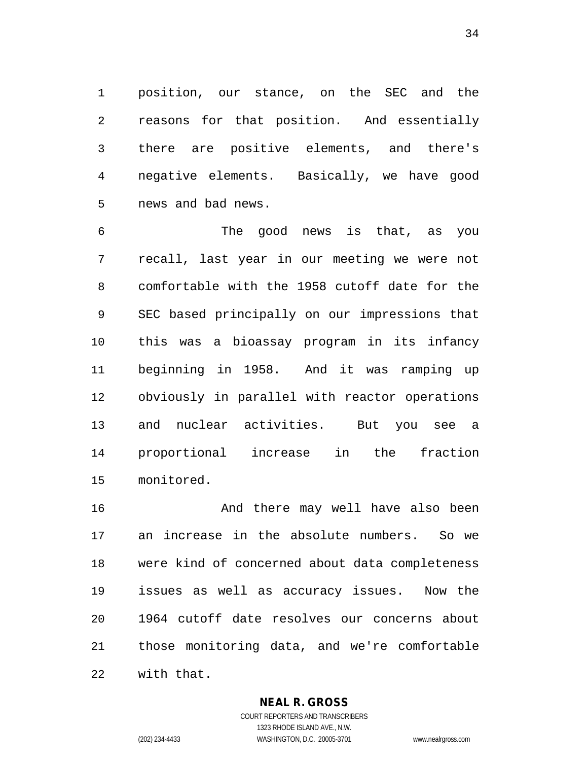position, our stance, on the SEC and the reasons for that position. And essentially there are positive elements, and there's negative elements. Basically, we have good news and bad news.

The good news is that, as you recall, last year in our meeting we were not comfortable with the 1958 cutoff date for the SEC based principally on our impressions that this was a bioassay program in its infancy beginning in 1958. And it was ramping up obviously in parallel with reactor operations and nuclear activities. But you see a proportional increase in the fraction monitored.

And there may well have also been an increase in the absolute numbers. So we were kind of concerned about data completeness issues as well as accuracy issues. Now the 1964 cutoff date resolves our concerns about those monitoring data, and we're comfortable with that.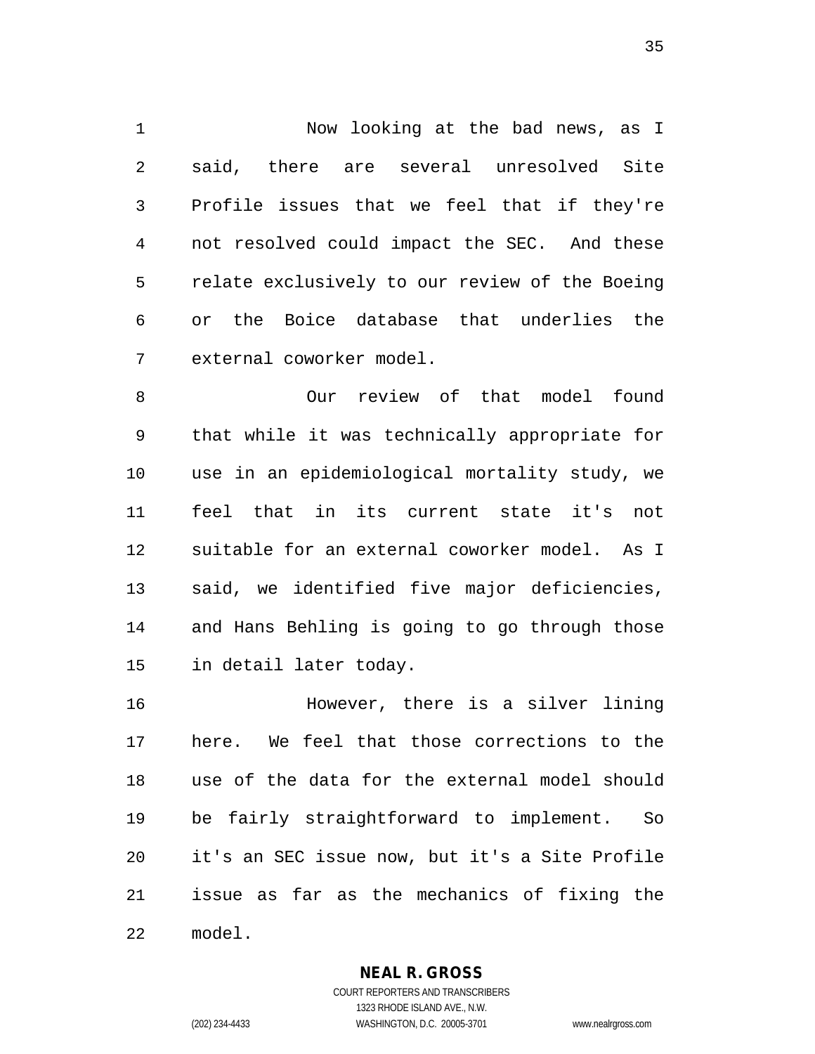Now looking at the bad news, as I said, there are several unresolved Site Profile issues that we feel that if they're not resolved could impact the SEC. And these relate exclusively to our review of the Boeing or the Boice database that underlies the external coworker model.

Our review of that model found that while it was technically appropriate for use in an epidemiological mortality study, we feel that in its current state it's not suitable for an external coworker model. As I said, we identified five major deficiencies, and Hans Behling is going to go through those in detail later today.

However, there is a silver lining here. We feel that those corrections to the use of the data for the external model should be fairly straightforward to implement. So it's an SEC issue now, but it's a Site Profile issue as far as the mechanics of fixing the model.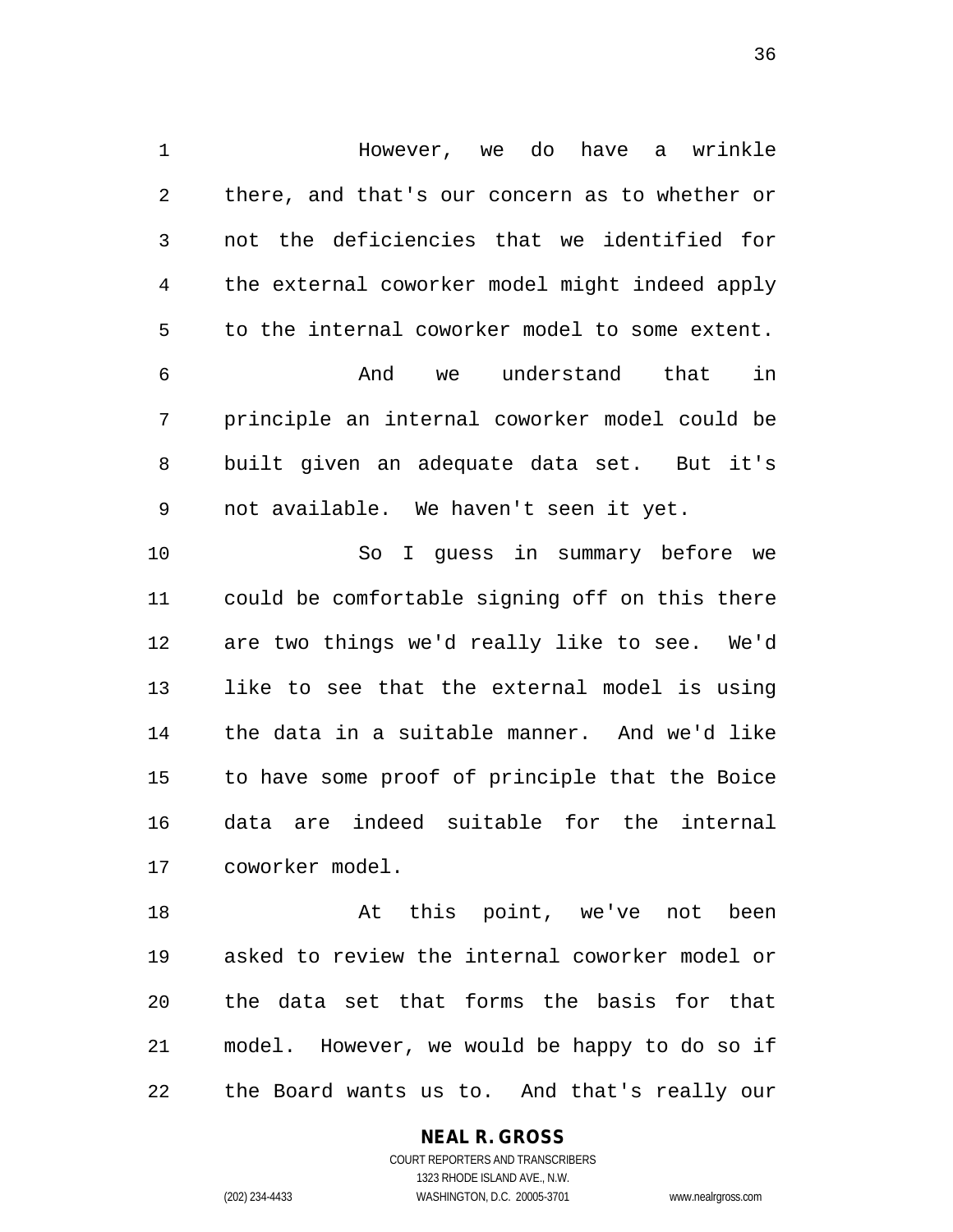However, we do have a wrinkle there, and that's our concern as to whether or not the deficiencies that we identified for the external coworker model might indeed apply to the internal coworker model to some extent.

And we understand that in principle an internal coworker model could be built given an adequate data set. But it's not available. We haven't seen it yet.

So I guess in summary before we could be comfortable signing off on this there are two things we'd really like to see. We'd like to see that the external model is using the data in a suitable manner. And we'd like to have some proof of principle that the Boice data are indeed suitable for the internal coworker model.

At this point, we've not been asked to review the internal coworker model or the data set that forms the basis for that model. However, we would be happy to do so if the Board wants us to. And that's really our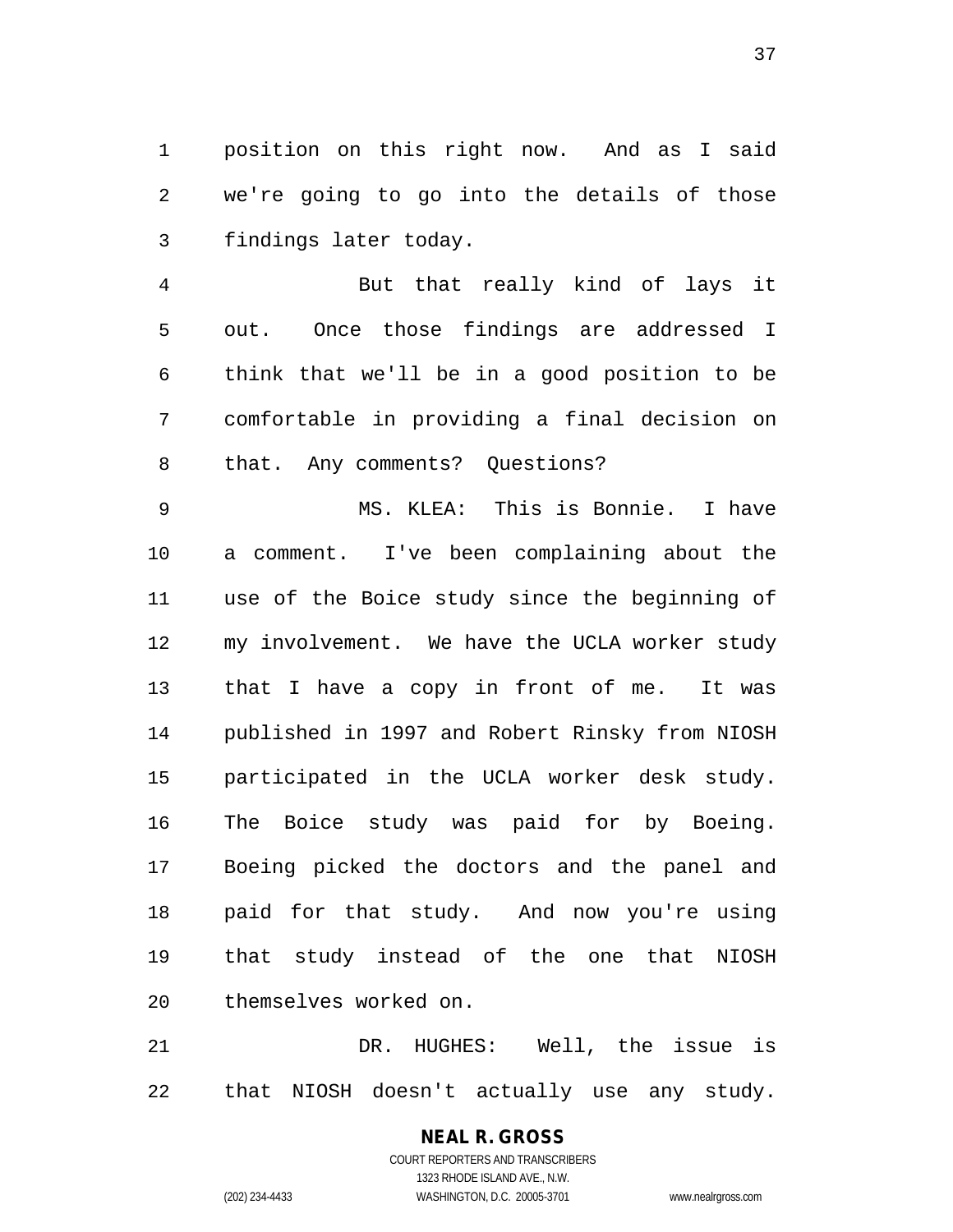position on this right now. And as I said we're going to go into the details of those findings later today.

But that really kind of lays it out. Once those findings are addressed I think that we'll be in a good position to be comfortable in providing a final decision on that. Any comments? Questions?

MS. KLEA: This is Bonnie. I have a comment. I've been complaining about the use of the Boice study since the beginning of my involvement. We have the UCLA worker study that I have a copy in front of me. It was published in 1997 and Robert Rinsky from NIOSH participated in the UCLA worker desk study. The Boice study was paid for by Boeing. Boeing picked the doctors and the panel and paid for that study. And now you're using that study instead of the one that NIOSH themselves worked on.

DR. HUGHES: Well, the issue is that NIOSH doesn't actually use any study.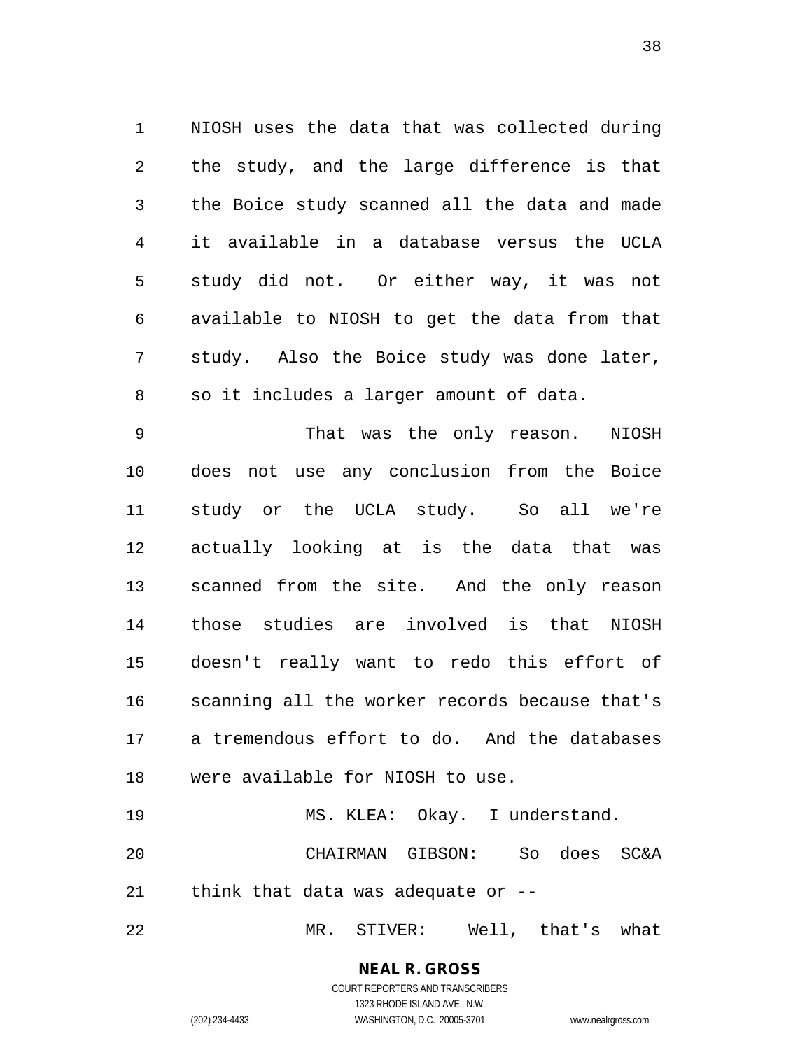NIOSH uses the data that was collected during the study, and the large difference is that the Boice study scanned all the data and made it available in a database versus the UCLA study did not. Or either way, it was not available to NIOSH to get the data from that study. Also the Boice study was done later, so it includes a larger amount of data.

That was the only reason. NIOSH does not use any conclusion from the Boice study or the UCLA study. So all we're actually looking at is the data that was scanned from the site. And the only reason those studies are involved is that NIOSH doesn't really want to redo this effort of scanning all the worker records because that's a tremendous effort to do. And the databases were available for NIOSH to use.

MS. KLEA: Okay. I understand.

CHAIRMAN GIBSON: So does SC&A think that data was adequate or --

MR. STIVER: Well, that's what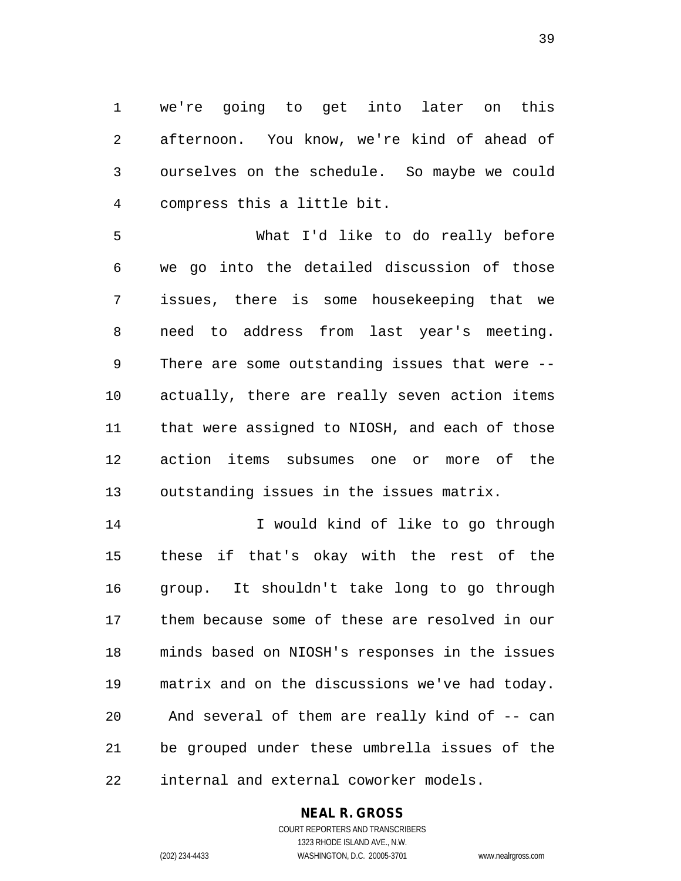we're going to get into later on this afternoon. You know, we're kind of ahead of ourselves on the schedule. So maybe we could compress this a little bit.

What I'd like to do really before we go into the detailed discussion of those issues, there is some housekeeping that we need to address from last year's meeting. There are some outstanding issues that were -- actually, there are really seven action items that were assigned to NIOSH, and each of those action items subsumes one or more of the outstanding issues in the issues matrix.

I would kind of like to go through these if that's okay with the rest of the group. It shouldn't take long to go through them because some of these are resolved in our minds based on NIOSH's responses in the issues matrix and on the discussions we've had today. And several of them are really kind of -- can be grouped under these umbrella issues of the internal and external coworker models.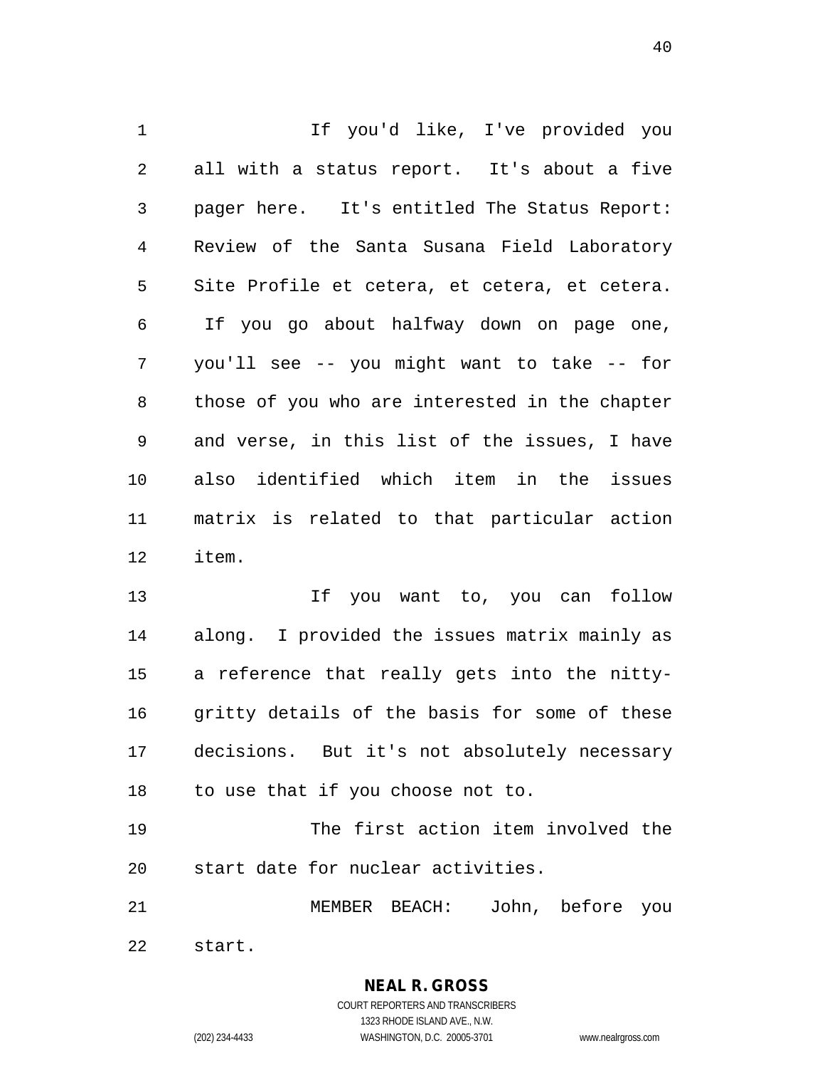If you'd like, I've provided you all with a status report. It's about a five pager here. It's entitled The Status Report: Review of the Santa Susana Field Laboratory Site Profile et cetera, et cetera, et cetera. If you go about halfway down on page one, you'll see -- you might want to take -- for those of you who are interested in the chapter and verse, in this list of the issues, I have also identified which item in the issues matrix is related to that particular action item.

If you want to, you can follow along. I provided the issues matrix mainly as a reference that really gets into the nitty-gritty details of the basis for some of these decisions. But it's not absolutely necessary to use that if you choose not to.

The first action item involved the start date for nuclear activities.

MEMBER BEACH: John, before you start.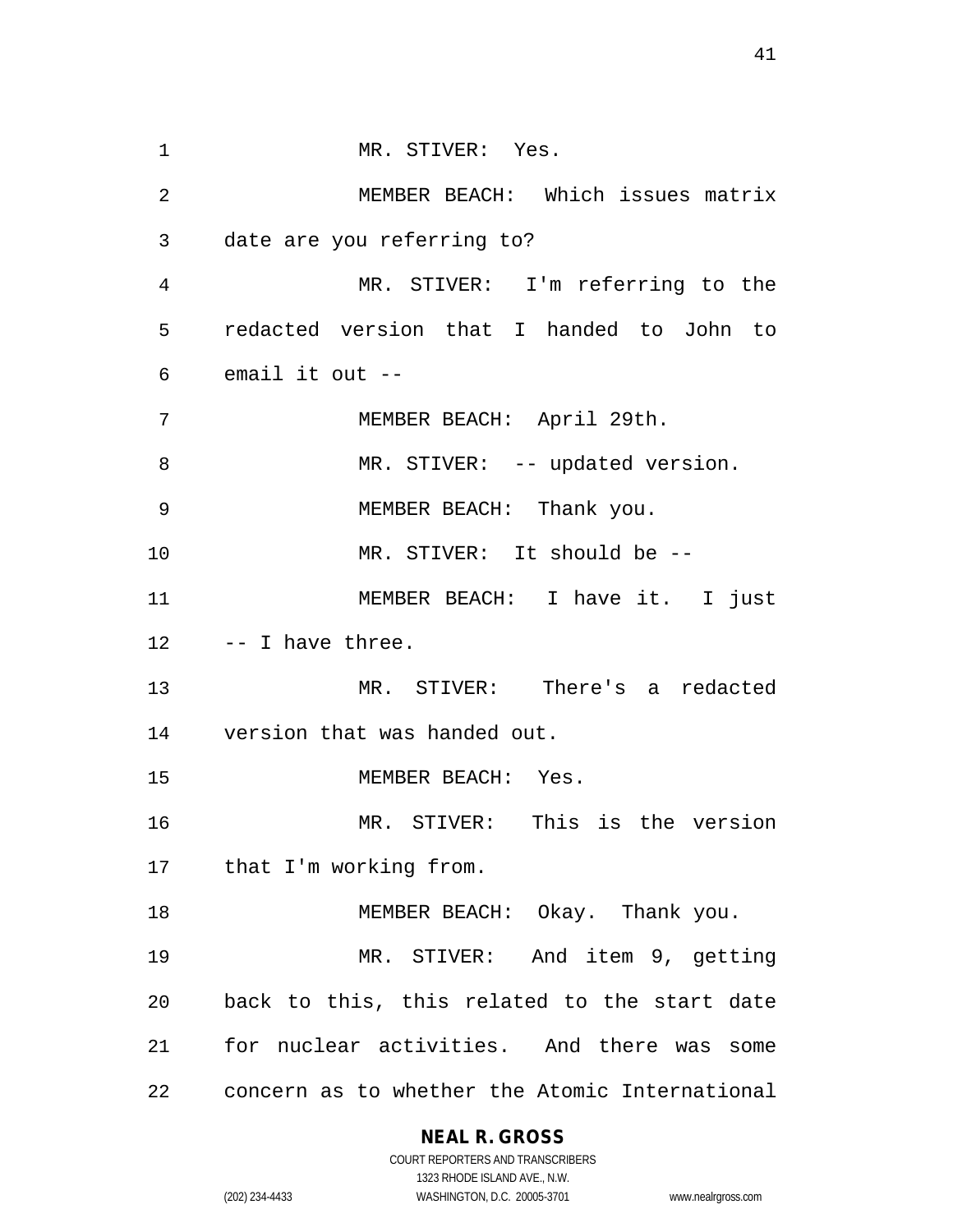MR. STIVER: Yes.

MEMBER BEACH: Which issues matrix date are you referring to?

MR. STIVER: I'm referring to the redacted version that I handed to John to email it out --

MEMBER BEACH: April 29th.

MR. STIVER: -- updated version.

MEMBER BEACH: Thank you.

MR. STIVER: It should be --

MEMBER BEACH: I have it. I just -- I have three.

MR. STIVER: There's a redacted version that was handed out.

MEMBER BEACH: Yes.

MR. STIVER: This is the version that I'm working from.

MEMBER BEACH: Okay. Thank you.

MR. STIVER: And item 9, getting back to this, this related to the start date for nuclear activities. And there was some concern as to whether the Atomic International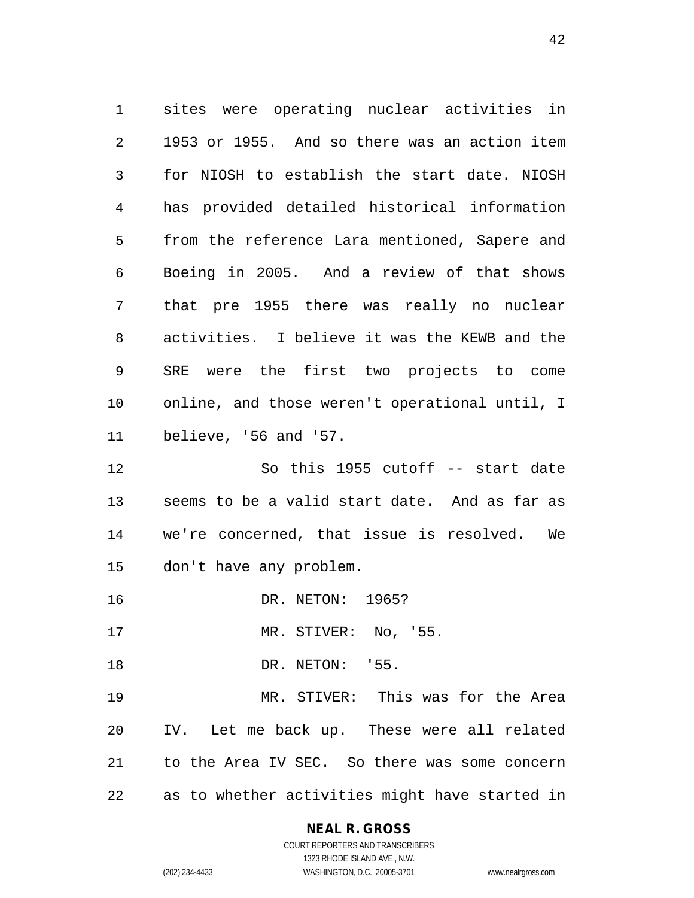sites were operating nuclear activities in 1953 or 1955. And so there was an action item for NIOSH to establish the start date. NIOSH has provided detailed historical information from the reference Lara mentioned, Sapere and Boeing in 2005. And a review of that shows that pre 1955 there was really no nuclear activities. I believe it was the KEWB and the SRE were the first two projects to come online, and those weren't operational until, I believe, '56 and '57.

So this 1955 cutoff -- start date seems to be a valid start date. And as far as we're concerned, that issue is resolved. We don't have any problem.

DR. NETON: 1965?

MR. STIVER: No, '55.

DR. NETON: '55.

MR. STIVER: This was for the Area IV. Let me back up. These were all related to the Area IV SEC. So there was some concern as to whether activities might have started in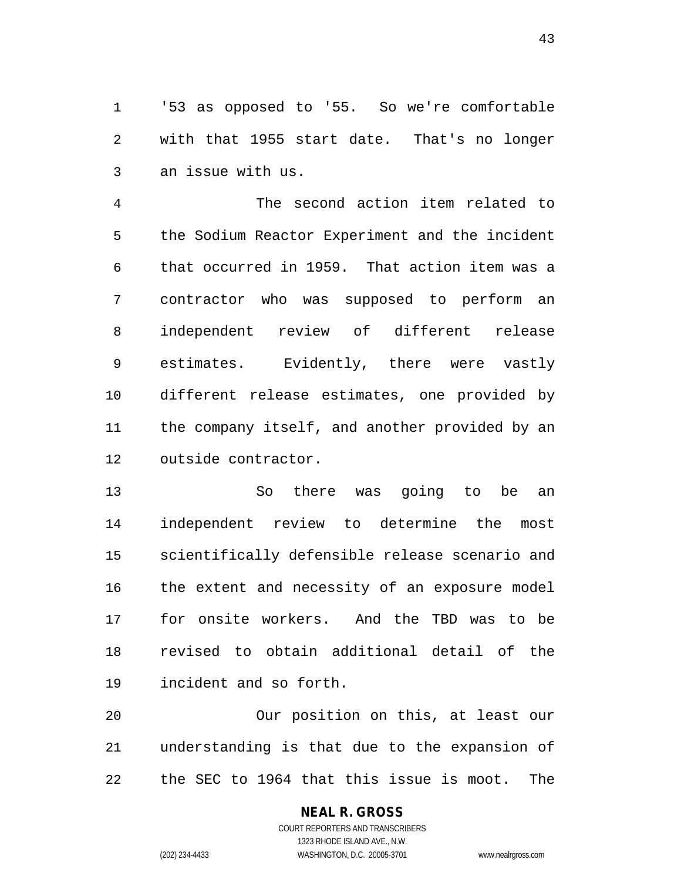'53 as opposed to '55. So we're comfortable with that 1955 start date. That's no longer an issue with us.

The second action item related to the Sodium Reactor Experiment and the incident that occurred in 1959. That action item was a contractor who was supposed to perform an independent review of different release estimates. Evidently, there were vastly different release estimates, one provided by the company itself, and another provided by an outside contractor.

So there was going to be an independent review to determine the most scientifically defensible release scenario and the extent and necessity of an exposure model for onsite workers. And the TBD was to be revised to obtain additional detail of the incident and so forth.

Our position on this, at least our understanding is that due to the expansion of the SEC to 1964 that this issue is moot. The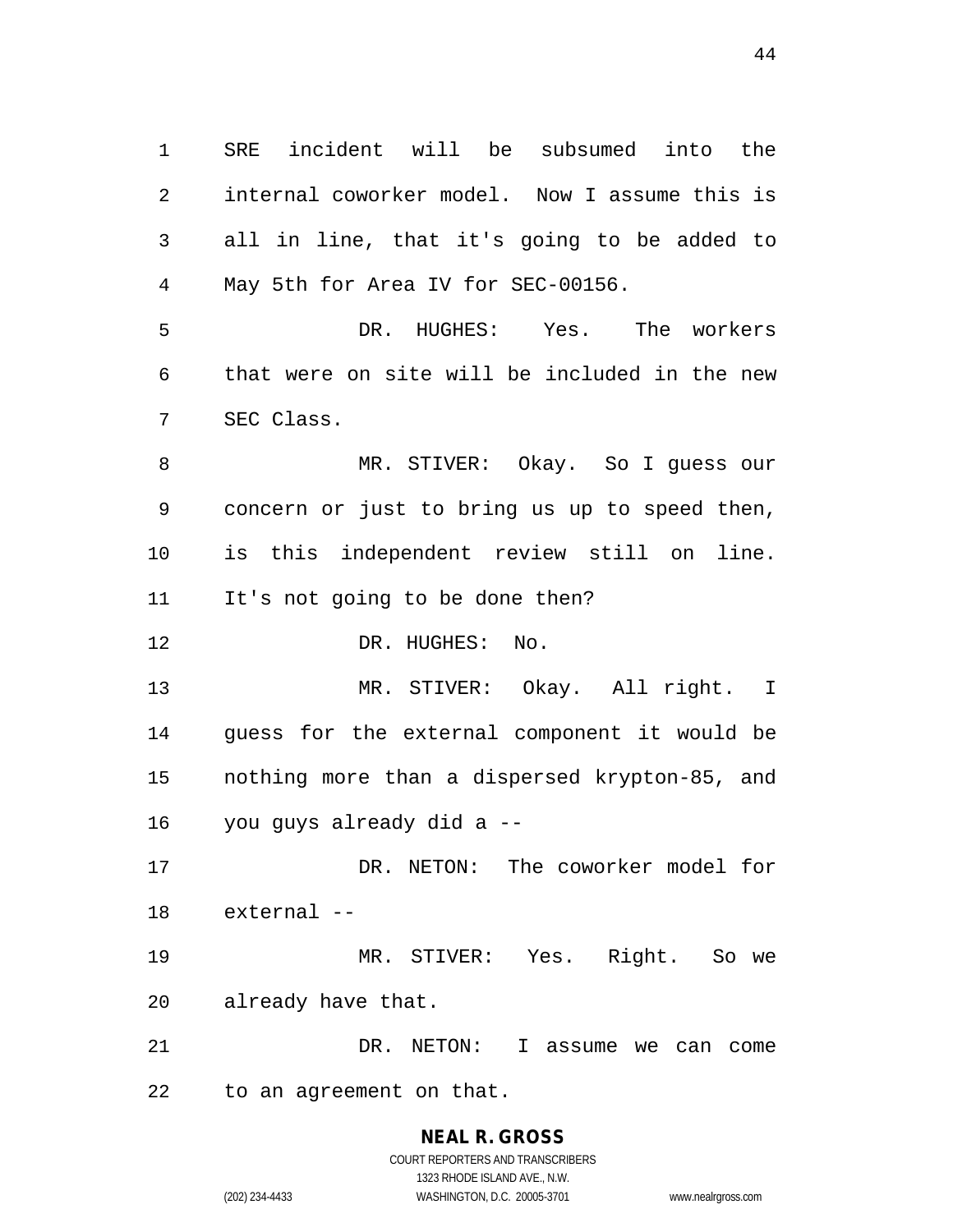SRE incident will be subsumed into the internal coworker model. Now I assume this is all in line, that it's going to be added to May 5th for Area IV for SEC-00156.

DR. HUGHES: Yes. The workers that were on site will be included in the new SEC Class.

MR. STIVER: Okay. So I guess our concern or just to bring us up to speed then, is this independent review still on line. It's not going to be done then?

DR. HUGHES: No.

MR. STIVER: Okay. All right. I guess for the external component it would be nothing more than a dispersed krypton-85, and you guys already did a --

DR. NETON: The coworker model for external --

MR. STIVER: Yes. Right. So we already have that.

DR. NETON: I assume we can come to an agreement on that.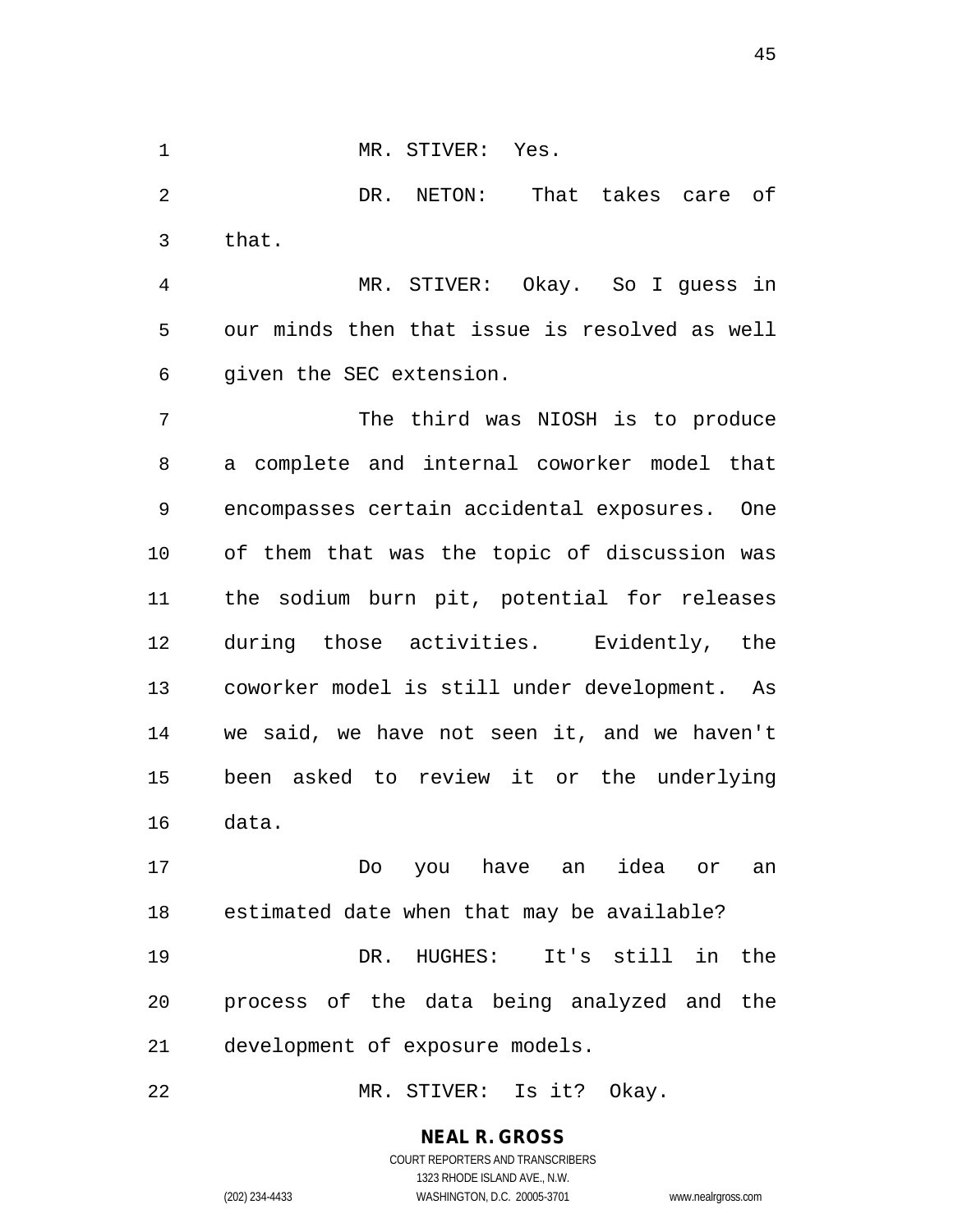MR. STIVER: Yes.

DR. NETON: That takes care of that.

MR. STIVER: Okay. So I guess in our minds then that issue is resolved as well given the SEC extension.

The third was NIOSH is to produce a complete and internal coworker model that encompasses certain accidental exposures. One of them that was the topic of discussion was the sodium burn pit, potential for releases during those activities. Evidently, the coworker model is still under development. As we said, we have not seen it, and we haven't been asked to review it or the underlying data.

Do you have an idea or an estimated date when that may be available?

DR. HUGHES: It's still in the process of the data being analyzed and the development of exposure models.

MR. STIVER: Is it? Okay.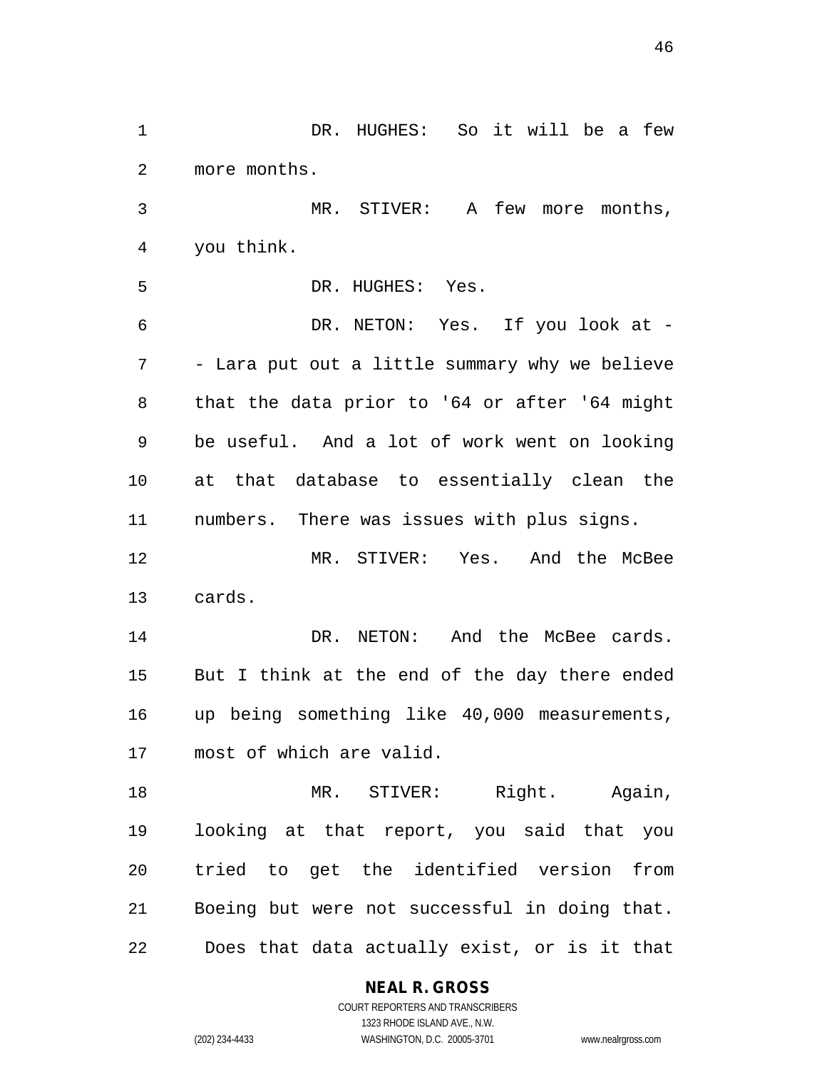DR. HUGHES: So it will be a few more months.

MR. STIVER: A few more months, you think.

DR. HUGHES: Yes.

DR. NETON: Yes. If you look at -- Lara put out a little summary why we believe that the data prior to '64 or after '64 might be useful. And a lot of work went on looking at that database to essentially clean the numbers. There was issues with plus signs.

MR. STIVER: Yes. And the McBee cards.

DR. NETON: And the McBee cards. But I think at the end of the day there ended up being something like 40,000 measurements, most of which are valid.

MR. STIVER: Right. Again, looking at that report, you said that you tried to get the identified version from Boeing but were not successful in doing that. Does that data actually exist, or is it that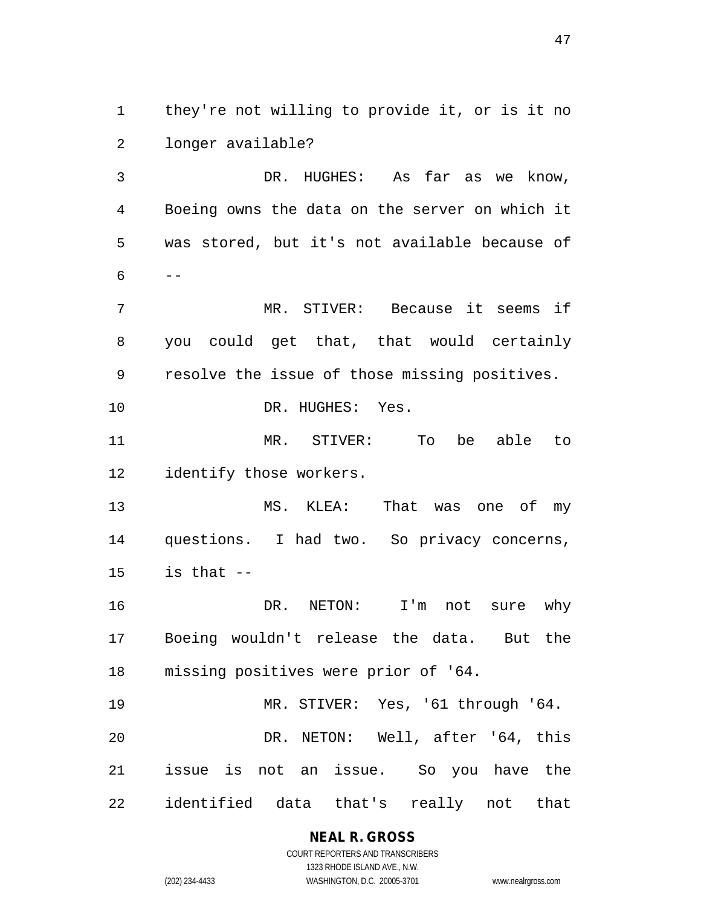they're not willing to provide it, or is it no longer available?

DR. HUGHES: As far as we know, Boeing owns the data on the server on which it was stored, but it's not available because of --

MR. STIVER: Because it seems if you could get that, that would certainly resolve the issue of those missing positives.

DR. HUGHES: Yes.

MR. STIVER: To be able to identify those workers.

MS. KLEA: That was one of my questions. I had two. So privacy concerns, is that --

DR. NETON: I'm not sure why Boeing wouldn't release the data. But the missing positives were prior of '64.

MR. STIVER: Yes, '61 through '64.

DR. NETON: Well, after '64, this issue is not an issue. So you have the identified data that's really not that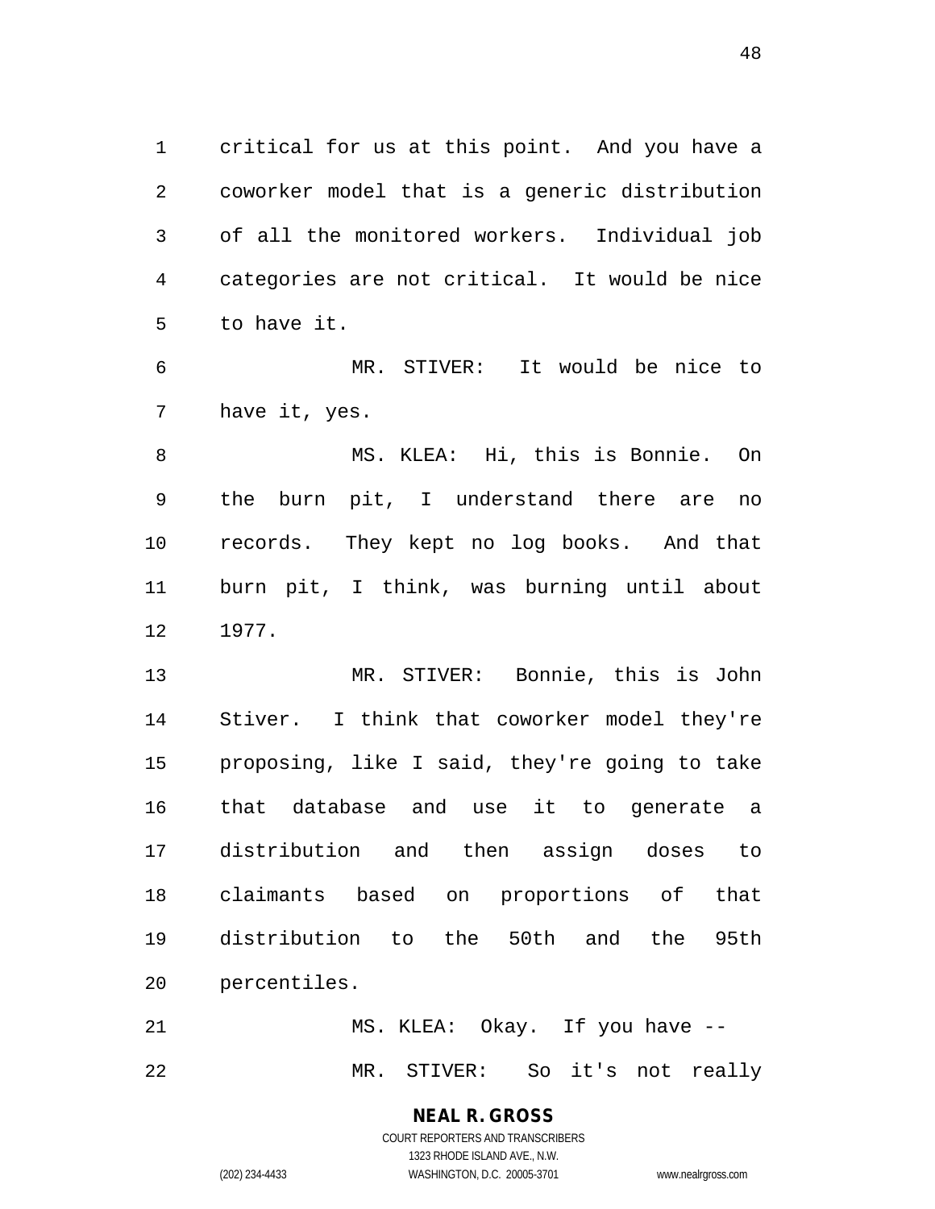critical for us at this point. And you have a coworker model that is a generic distribution of all the monitored workers. Individual job categories are not critical. It would be nice to have it.

MR. STIVER: It would be nice to have it, yes.

MS. KLEA: Hi, this is Bonnie. On the burn pit, I understand there are no records. They kept no log books. And that burn pit, I think, was burning until about 1977.

MR. STIVER: Bonnie, this is John Stiver. I think that coworker model they're proposing, like I said, they're going to take that database and use it to generate a distribution and then assign doses to claimants based on proportions of that distribution to the 50th and the 95th percentiles.

MS. KLEA: Okay. If you have --

MR. STIVER: So it's not really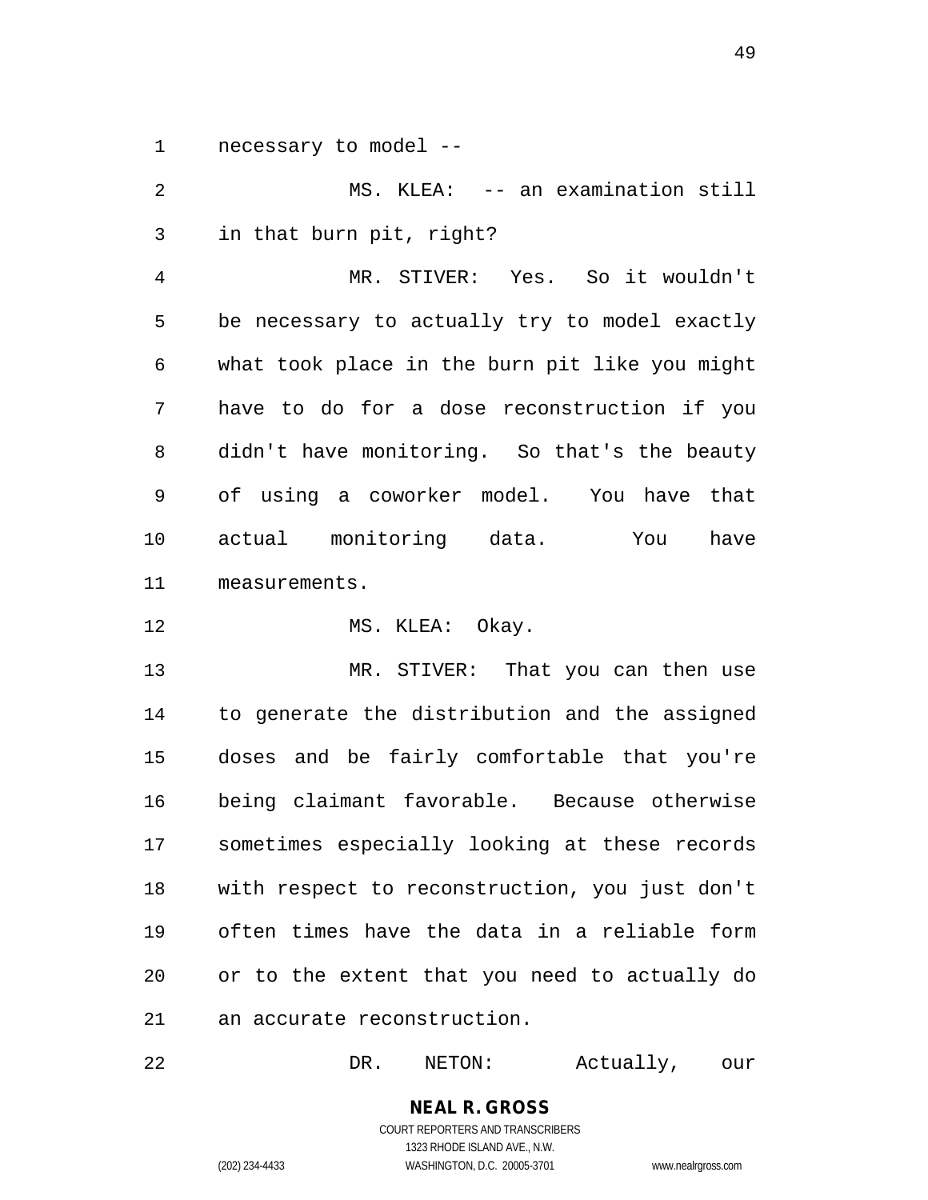necessary to model --

MS. KLEA: -- an examination still in that burn pit, right?

MR. STIVER: Yes. So it wouldn't be necessary to actually try to model exactly what took place in the burn pit like you might have to do for a dose reconstruction if you didn't have monitoring. So that's the beauty of using a coworker model. You have that actual monitoring data. You have measurements.

MS. KLEA: Okay.

MR. STIVER: That you can then use to generate the distribution and the assigned doses and be fairly comfortable that you're being claimant favorable. Because otherwise sometimes especially looking at these records with respect to reconstruction, you just don't often times have the data in a reliable form or to the extent that you need to actually do an accurate reconstruction.

DR. NETON: Actually, our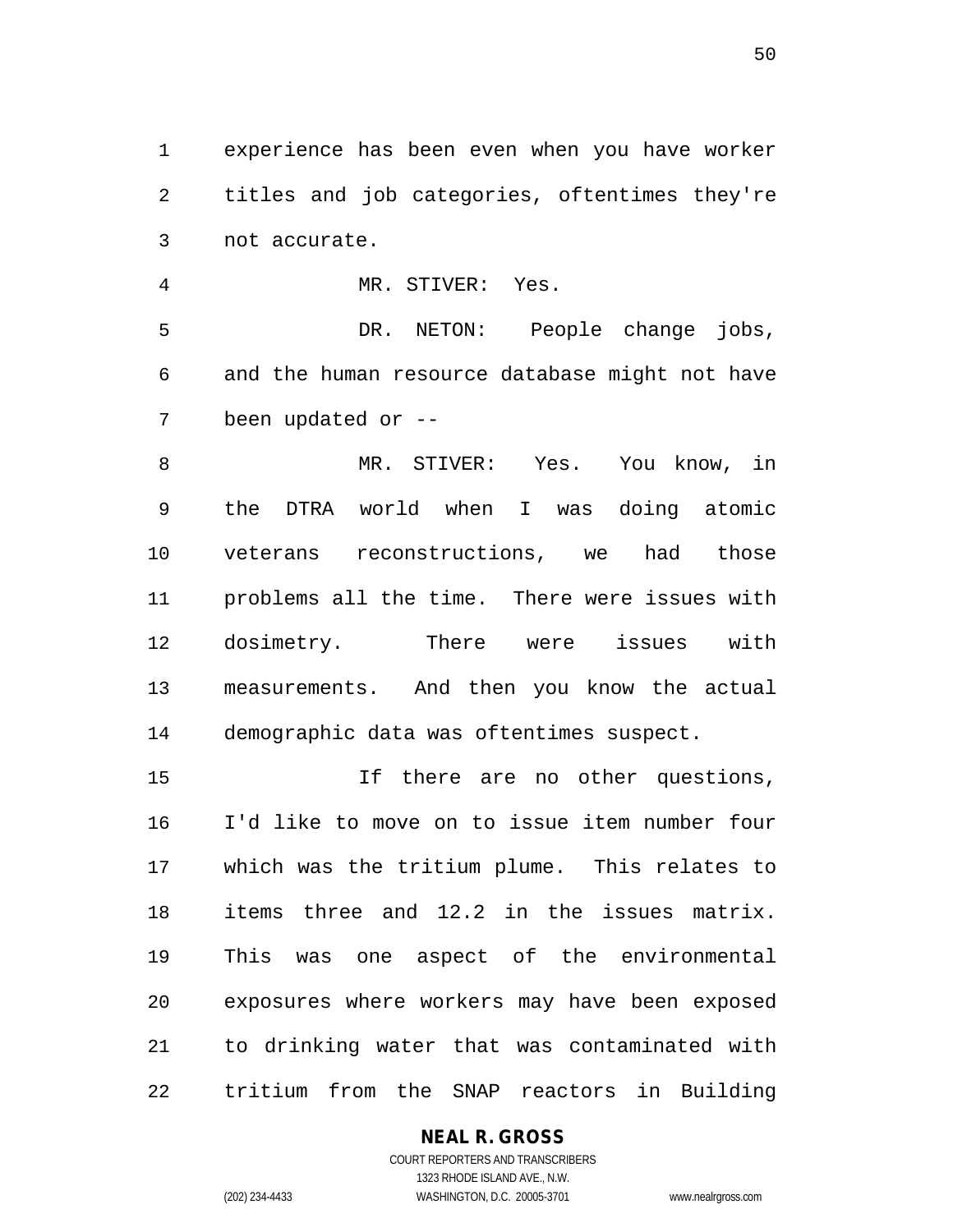experience has been even when you have worker titles and job categories, oftentimes they're not accurate.

MR. STIVER: Yes.

DR. NETON: People change jobs, and the human resource database might not have been updated or --

MR. STIVER: Yes. You know, in the DTRA world when I was doing atomic veterans reconstructions, we had those problems all the time. There were issues with dosimetry. There were issues with measurements. And then you know the actual demographic data was oftentimes suspect.

If there are no other questions, I'd like to move on to issue item number four which was the tritium plume. This relates to items three and 12.2 in the issues matrix. This was one aspect of the environmental exposures where workers may have been exposed to drinking water that was contaminated with tritium from the SNAP reactors in Building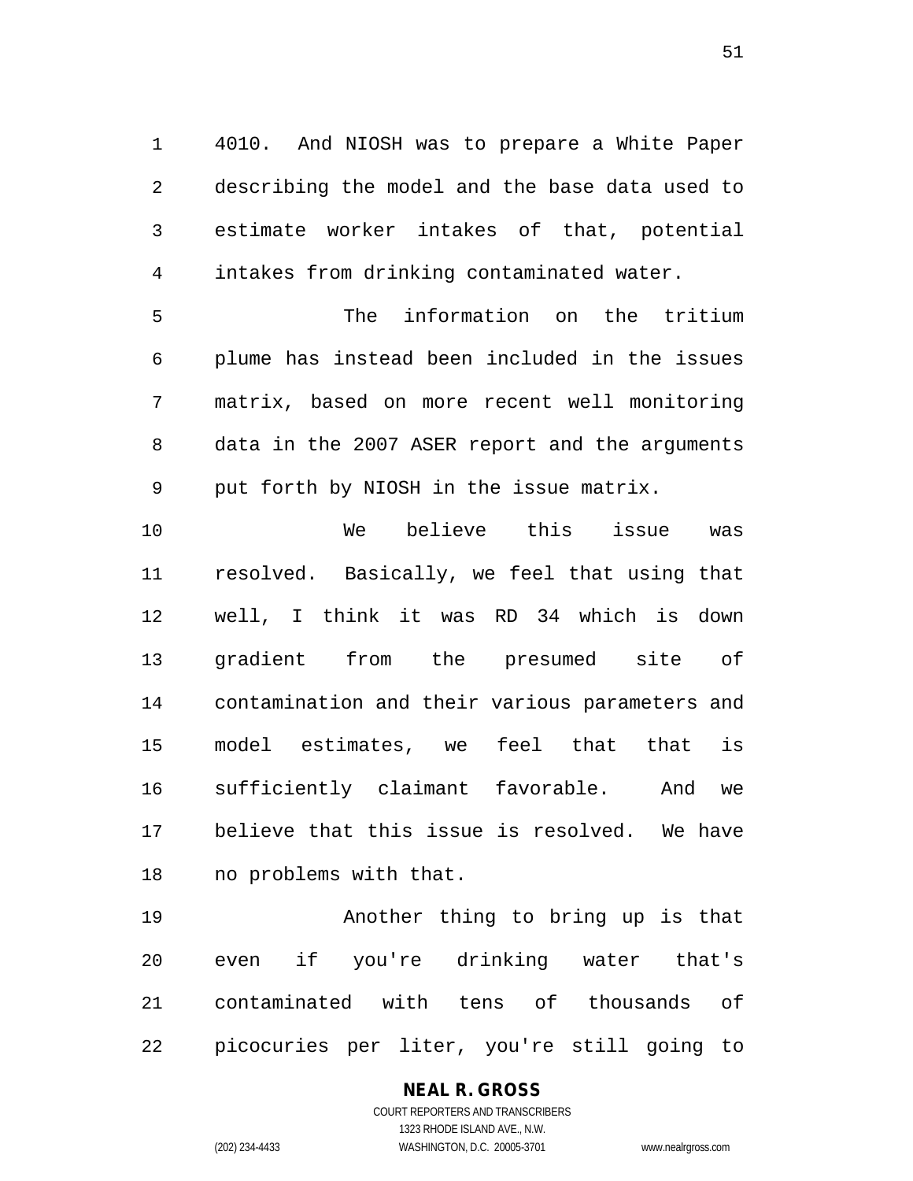4010. And NIOSH was to prepare a White Paper describing the model and the base data used to estimate worker intakes of that, potential intakes from drinking contaminated water.

The information on the tritium plume has instead been included in the issues matrix, based on more recent well monitoring data in the 2007 ASER report and the arguments put forth by NIOSH in the issue matrix.

We believe this issue was resolved. Basically, we feel that using that well, I think it was RD 34 which is down gradient from the presumed site of contamination and their various parameters and model estimates, we feel that that is sufficiently claimant favorable. And we believe that this issue is resolved. We have no problems with that.

Another thing to bring up is that even if you're drinking water that's contaminated with tens of thousands of picocuries per liter, you're still going to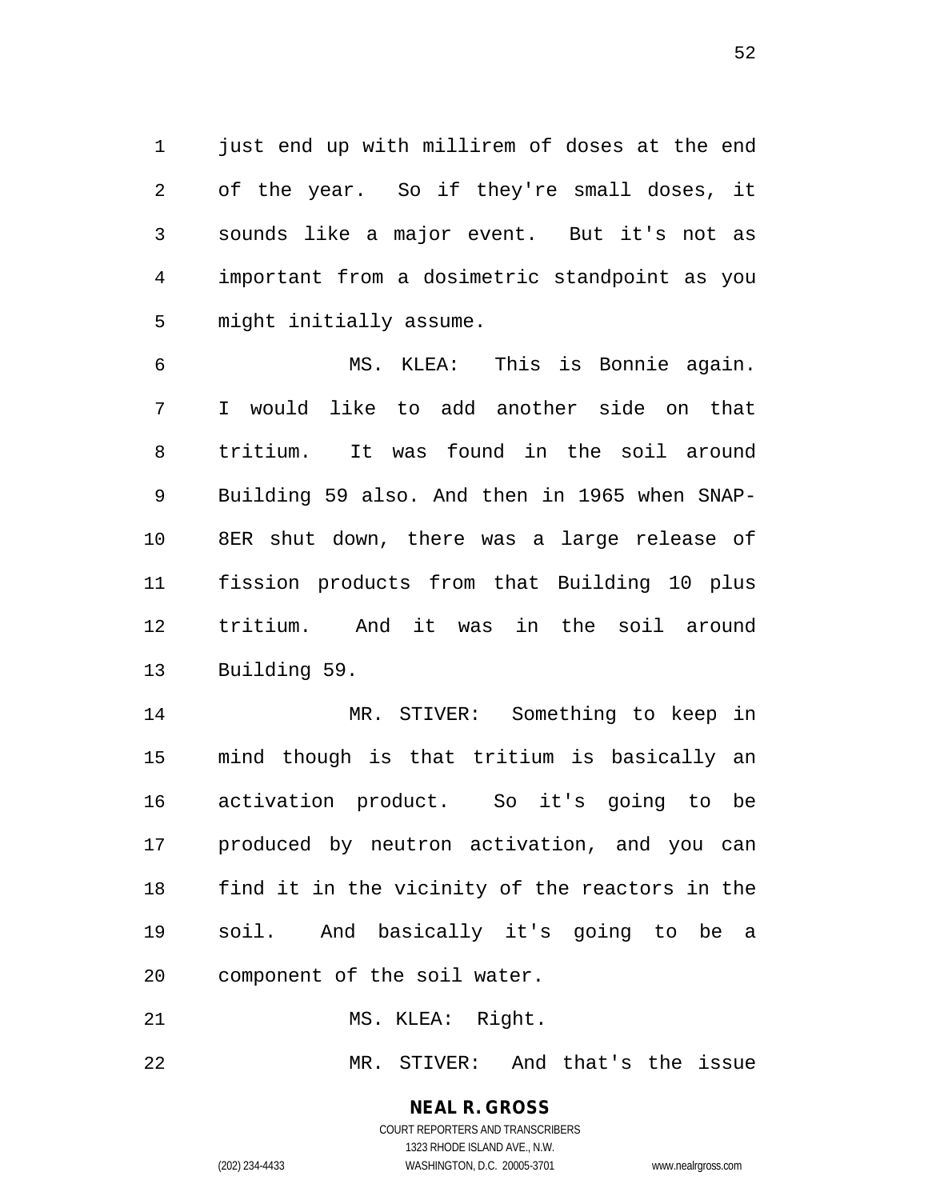just end up with millirem of doses at the end of the year. So if they're small doses, it sounds like a major event. But it's not as important from a dosimetric standpoint as you might initially assume.

MS. KLEA: This is Bonnie again. I would like to add another side on that tritium. It was found in the soil around Building 59 also. And then in 1965 when SNAP-8ER shut down, there was a large release of fission products from that Building 10 plus tritium. And it was in the soil around Building 59.

MR. STIVER: Something to keep in mind though is that tritium is basically an activation product. So it's going to be produced by neutron activation, and you can find it in the vicinity of the reactors in the soil. And basically it's going to be a component of the soil water.

MS. KLEA: Right.

MR. STIVER: And that's the issue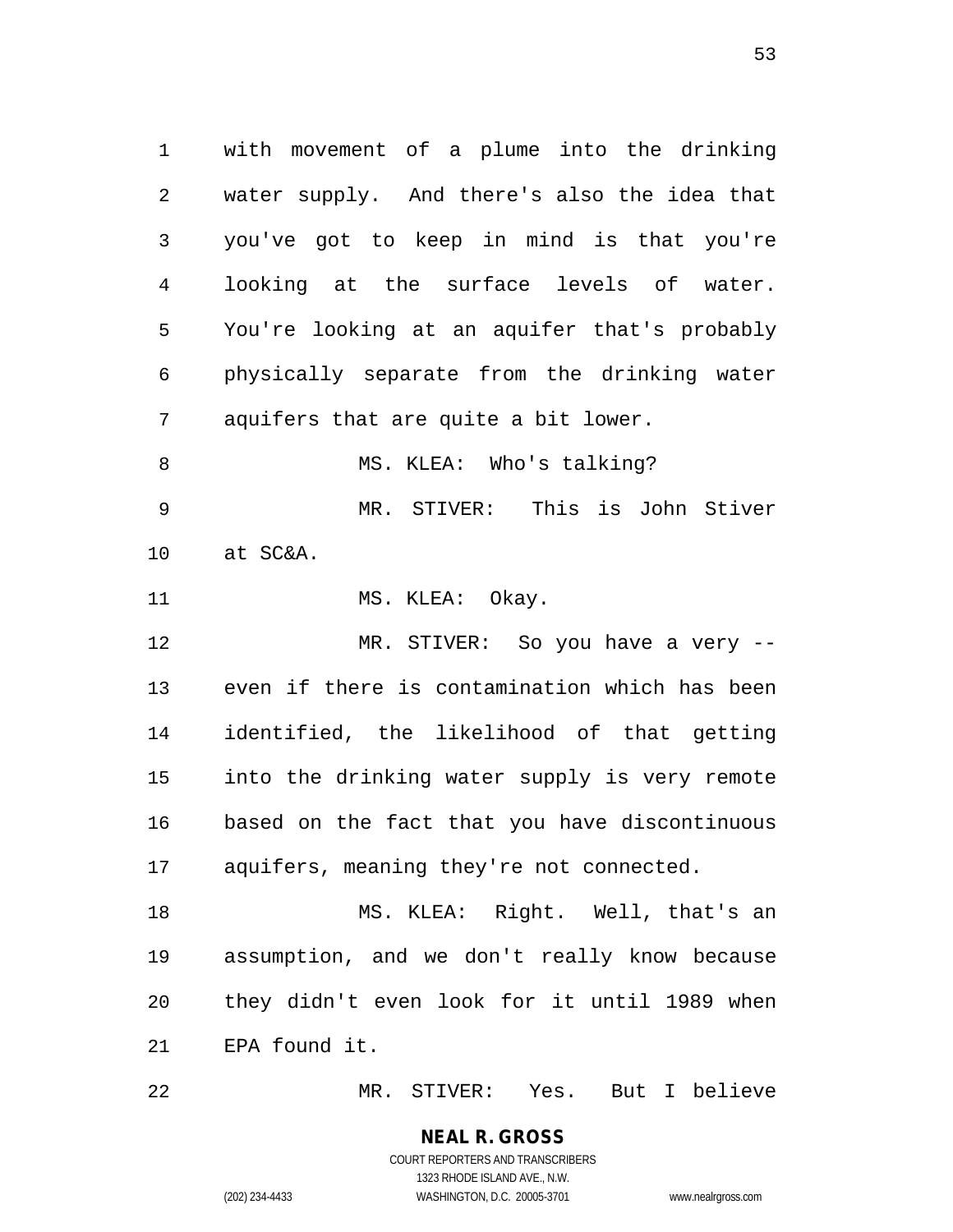with movement of a plume into the drinking water supply. And there's also the idea that you've got to keep in mind is that you're looking at the surface levels of water. You're looking at an aquifer that's probably physically separate from the drinking water aquifers that are quite a bit lower.

MS. KLEA: Who's talking?

MR. STIVER: This is John Stiver at SC&A.

MS. KLEA: Okay.

MR. STIVER: So you have a very -- even if there is contamination which has been identified, the likelihood of that getting into the drinking water supply is very remote based on the fact that you have discontinuous aquifers, meaning they're not connected.

MS. KLEA: Right. Well, that's an assumption, and we don't really know because they didn't even look for it until 1989 when EPA found it.

MR. STIVER: Yes. But I believe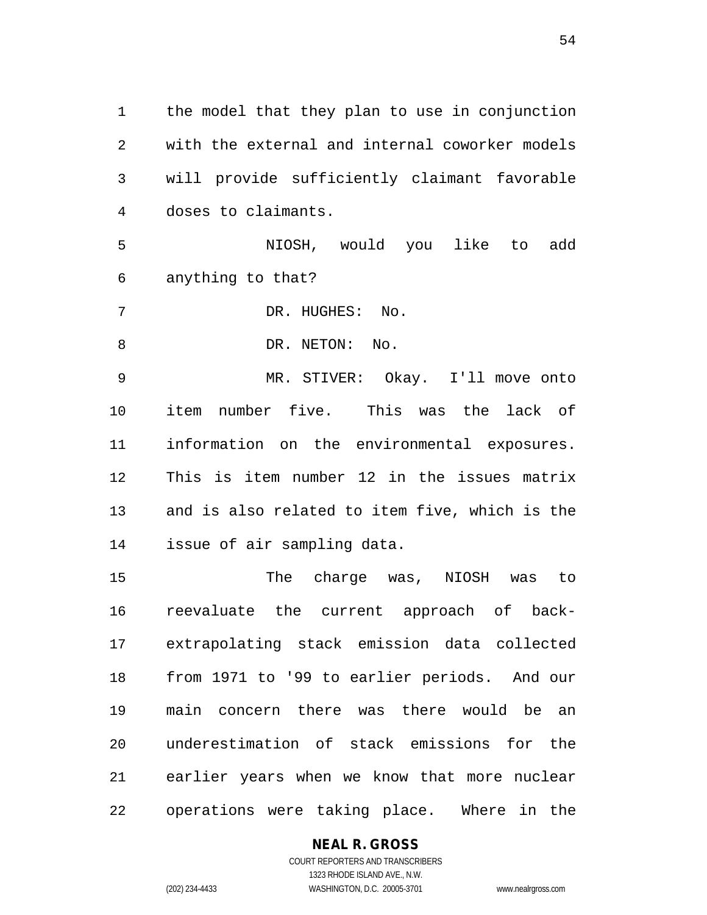the model that they plan to use in conjunction with the external and internal coworker models will provide sufficiently claimant favorable doses to claimants.

NIOSH, would you like to add anything to that?

DR. HUGHES: No.

DR. NETON: No.

MR. STIVER: Okay. I'll move onto item number five. This was the lack of information on the environmental exposures. This is item number 12 in the issues matrix and is also related to item five, which is the issue of air sampling data.

The charge was, NIOSH was to reevaluate the current approach of back-extrapolating stack emission data collected from 1971 to '99 to earlier periods. And our main concern there was there would be an underestimation of stack emissions for the earlier years when we know that more nuclear operations were taking place. Where in the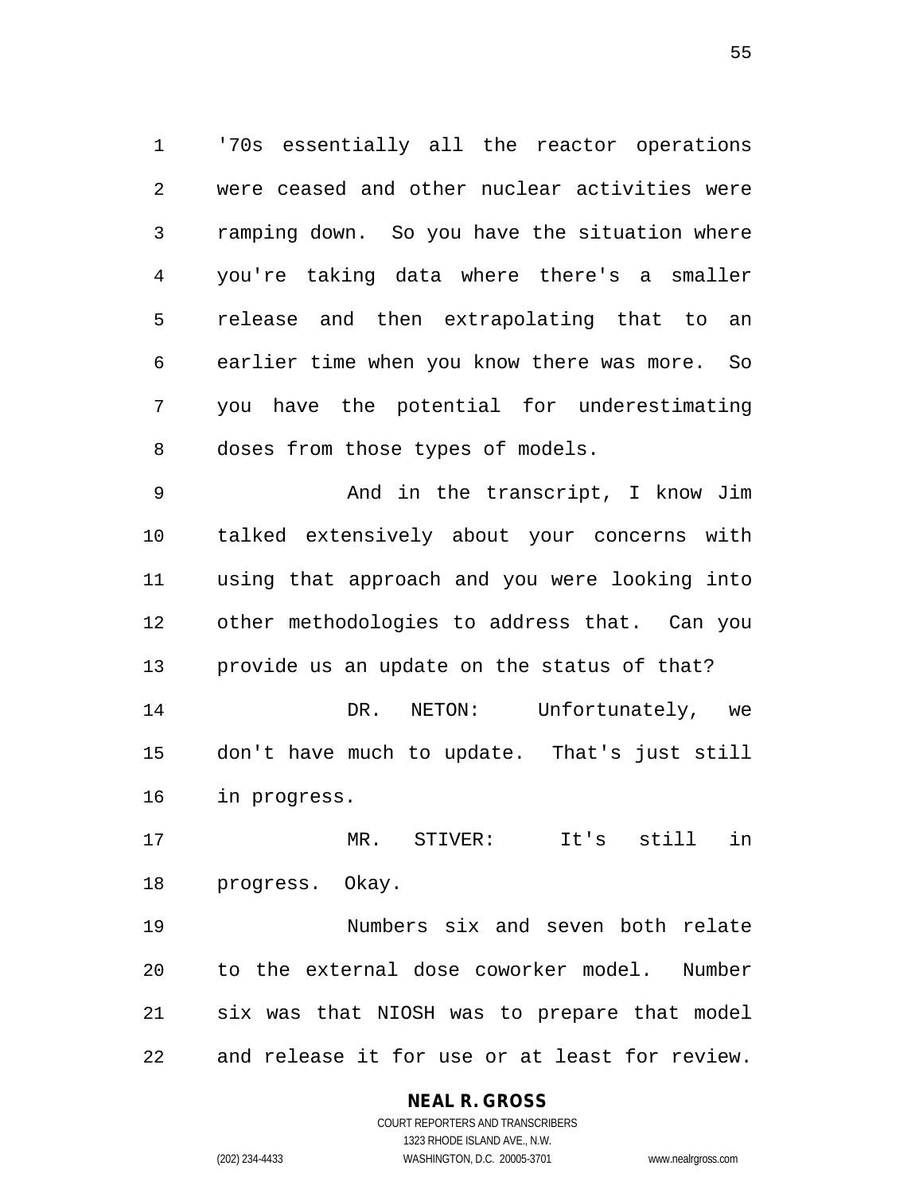'70s essentially all the reactor operations were ceased and other nuclear activities were ramping down. So you have the situation where you're taking data where there's a smaller release and then extrapolating that to an earlier time when you know there was more. So you have the potential for underestimating doses from those types of models.

And in the transcript, I know Jim talked extensively about your concerns with using that approach and you were looking into other methodologies to address that. Can you provide us an update on the status of that?

DR. NETON: Unfortunately, we don't have much to update. That's just still in progress.

MR. STIVER: It's still in progress. Okay.

Numbers six and seven both relate to the external dose coworker model. Number six was that NIOSH was to prepare that model and release it for use or at least for review.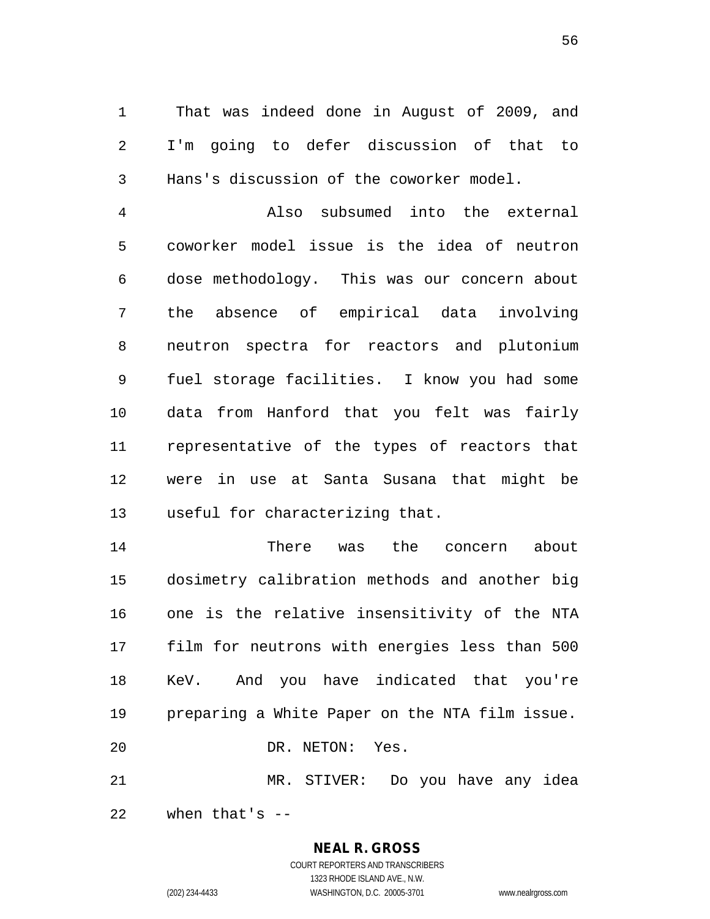That was indeed done in August of 2009, and I'm going to defer discussion of that to Hans's discussion of the coworker model.

Also subsumed into the external coworker model issue is the idea of neutron dose methodology. This was our concern about the absence of empirical data involving neutron spectra for reactors and plutonium fuel storage facilities. I know you had some data from Hanford that you felt was fairly representative of the types of reactors that were in use at Santa Susana that might be useful for characterizing that.

There was the concern about dosimetry calibration methods and another big one is the relative insensitivity of the NTA film for neutrons with energies less than 500 KeV. And you have indicated that you're preparing a White Paper on the NTA film issue.

DR. NETON: Yes.

MR. STIVER: Do you have any idea when that's --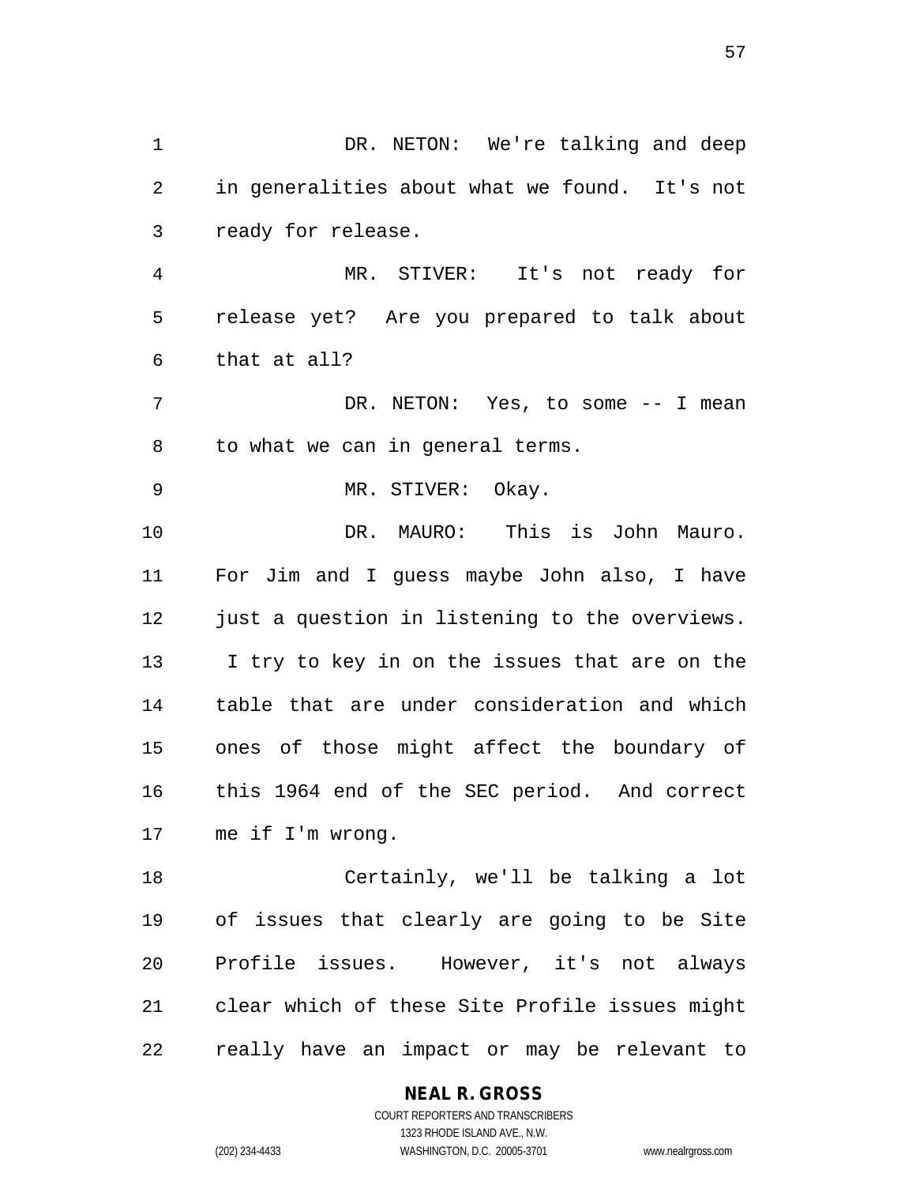DR. NETON: We're talking and deep in generalities about what we found. It's not ready for release.

MR. STIVER: It's not ready for release yet? Are you prepared to talk about that at all?

DR. NETON: Yes, to some -- I mean to what we can in general terms.

MR. STIVER: Okay.

DR. MAURO: This is John Mauro. For Jim and I guess maybe John also, I have just a question in listening to the overviews. I try to key in on the issues that are on the table that are under consideration and which ones of those might affect the boundary of this 1964 end of the SEC period. And correct me if I'm wrong.

Certainly, we'll be talking a lot of issues that clearly are going to be Site Profile issues. However, it's not always clear which of these Site Profile issues might really have an impact or may be relevant to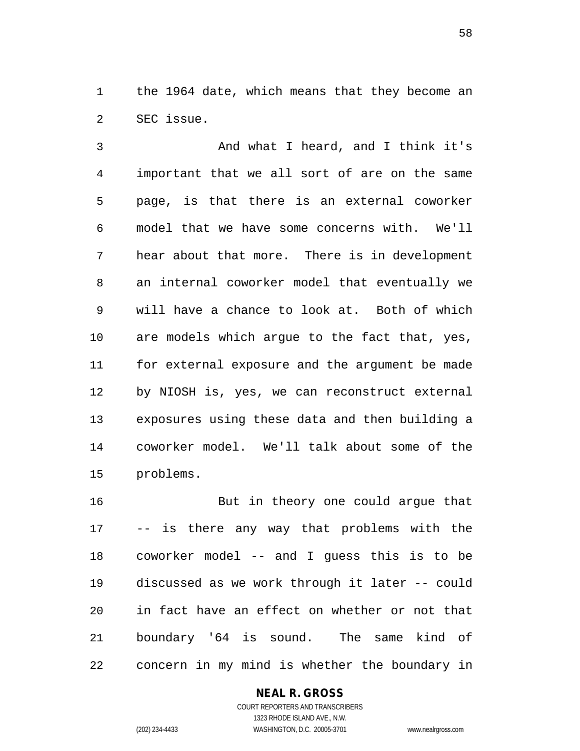the 1964 date, which means that they become an SEC issue.

And what I heard, and I think it's important that we all sort of are on the same page, is that there is an external coworker model that we have some concerns with. We'll hear about that more. There is in development an internal coworker model that eventually we will have a chance to look at. Both of which are models which argue to the fact that, yes, for external exposure and the argument be made by NIOSH is, yes, we can reconstruct external exposures using these data and then building a coworker model. We'll talk about some of the problems.

But in theory one could argue that -- is there any way that problems with the coworker model -- and I guess this is to be discussed as we work through it later -- could in fact have an effect on whether or not that boundary '64 is sound. The same kind of concern in my mind is whether the boundary in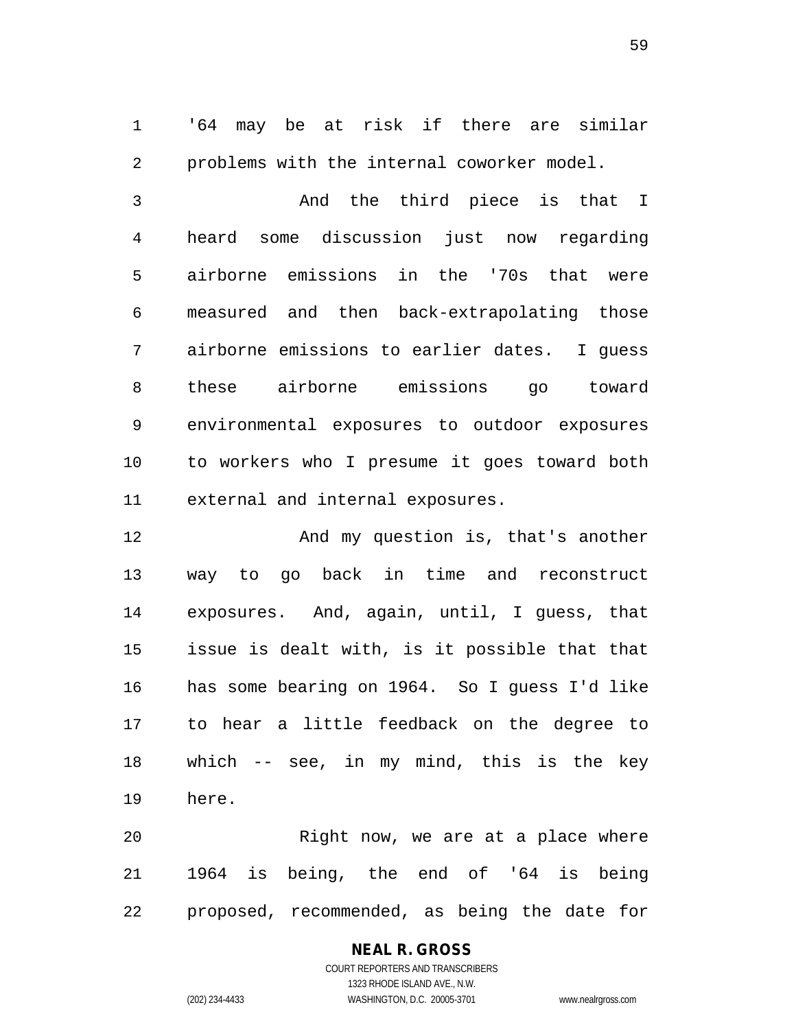'64 may be at risk if there are similar problems with the internal coworker model.

And the third piece is that I heard some discussion just now regarding airborne emissions in the '70s that were measured and then back-extrapolating those airborne emissions to earlier dates. I guess these airborne emissions go toward environmental exposures to outdoor exposures to workers who I presume it goes toward both external and internal exposures.

And my question is, that's another way to go back in time and reconstruct exposures. And, again, until, I guess, that issue is dealt with, is it possible that that has some bearing on 1964. So I guess I'd like to hear a little feedback on the degree to which -- see, in my mind, this is the key here.

Right now, we are at a place where 1964 is being, the end of '64 is being proposed, recommended, as being the date for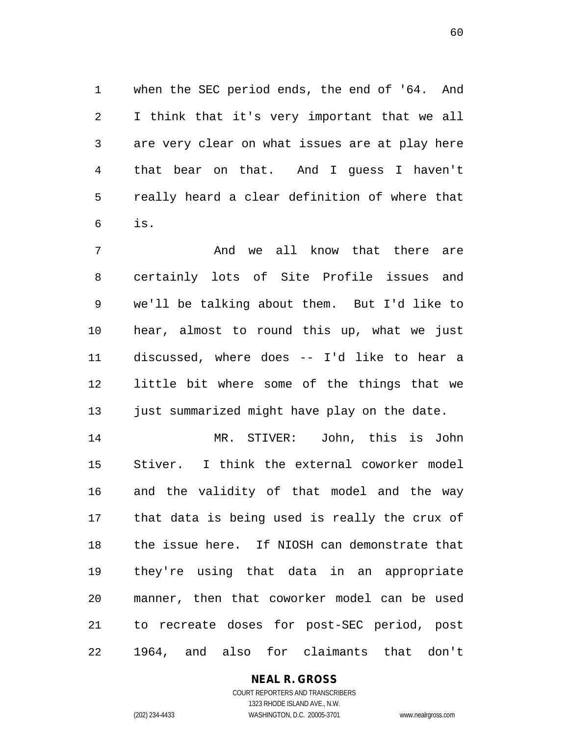when the SEC period ends, the end of '64. And I think that it's very important that we all are very clear on what issues are at play here that bear on that. And I guess I haven't really heard a clear definition of where that is.

And we all know that there are certainly lots of Site Profile issues and we'll be talking about them. But I'd like to hear, almost to round this up, what we just discussed, where does -- I'd like to hear a little bit where some of the things that we just summarized might have play on the date.

MR. STIVER: John, this is John Stiver. I think the external coworker model and the validity of that model and the way that data is being used is really the crux of the issue here. If NIOSH can demonstrate that they're using that data in an appropriate manner, then that coworker model can be used to recreate doses for post-SEC period, post 1964, and also for claimants that don't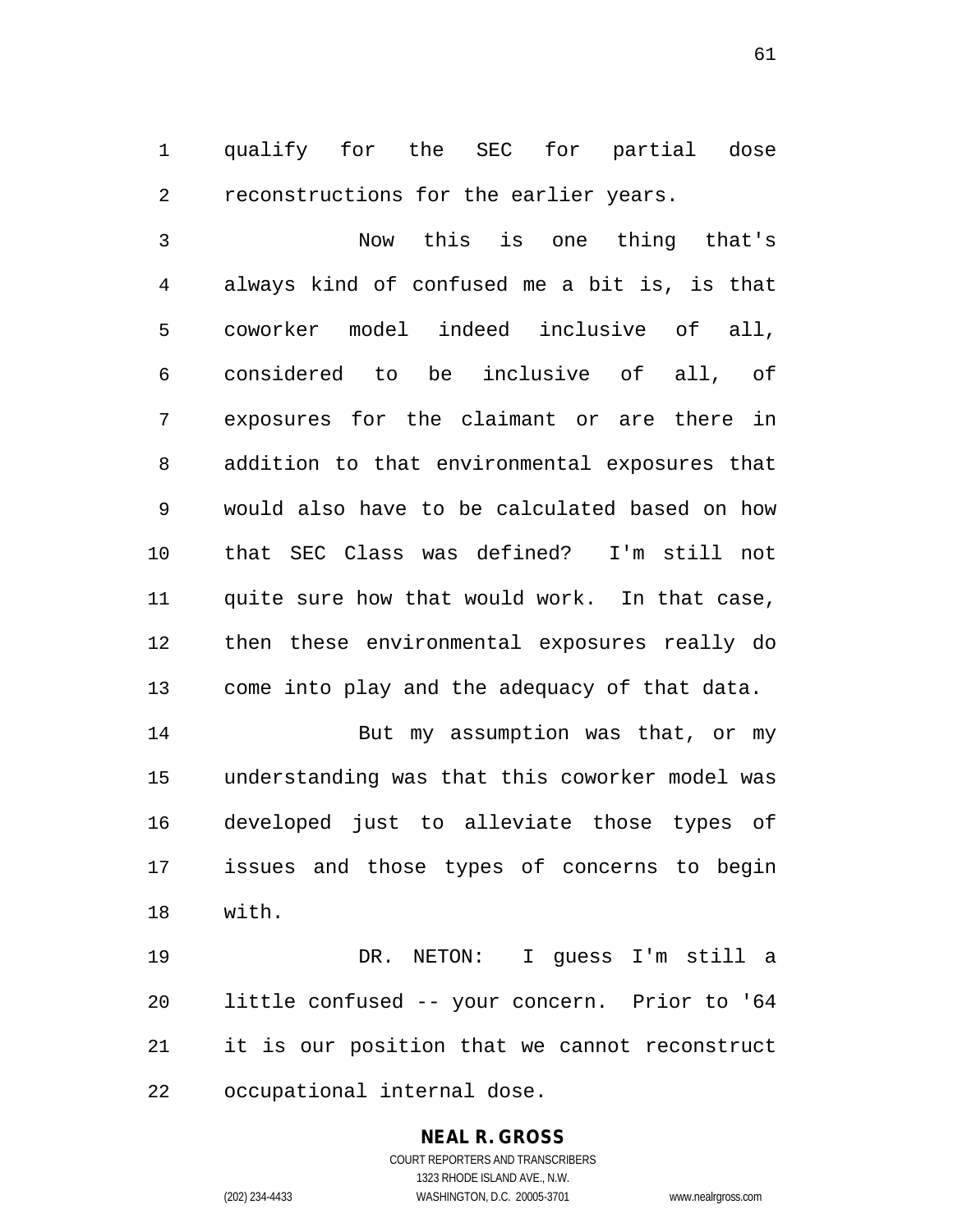qualify for the SEC for partial dose reconstructions for the earlier years.

Now this is one thing that's always kind of confused me a bit is, is that coworker model indeed inclusive of all, considered to be inclusive of all, of exposures for the claimant or are there in addition to that environmental exposures that would also have to be calculated based on how that SEC Class was defined? I'm still not quite sure how that would work. In that case, then these environmental exposures really do come into play and the adequacy of that data.

But my assumption was that, or my understanding was that this coworker model was developed just to alleviate those types of issues and those types of concerns to begin with.

DR. NETON: I guess I'm still a little confused -- your concern. Prior to '64 it is our position that we cannot reconstruct occupational internal dose.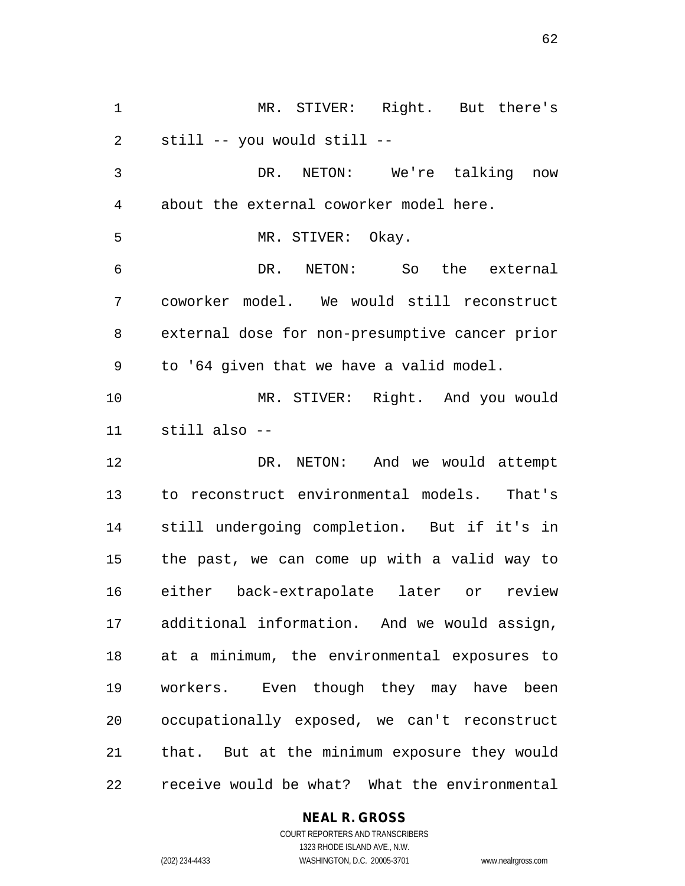MR. STIVER: Right. But there's still -- you would still --

DR. NETON: We're talking now about the external coworker model here.

MR. STIVER: Okay.

DR. NETON: So the external coworker model. We would still reconstruct external dose for non-presumptive cancer prior to '64 given that we have a valid model.

MR. STIVER: Right. And you would still also --

DR. NETON: And we would attempt to reconstruct environmental models. That's still undergoing completion. But if it's in the past, we can come up with a valid way to either back-extrapolate later or review additional information. And we would assign, at a minimum, the environmental exposures to workers. Even though they may have been occupationally exposed, we can't reconstruct that. But at the minimum exposure they would receive would be what? What the environmental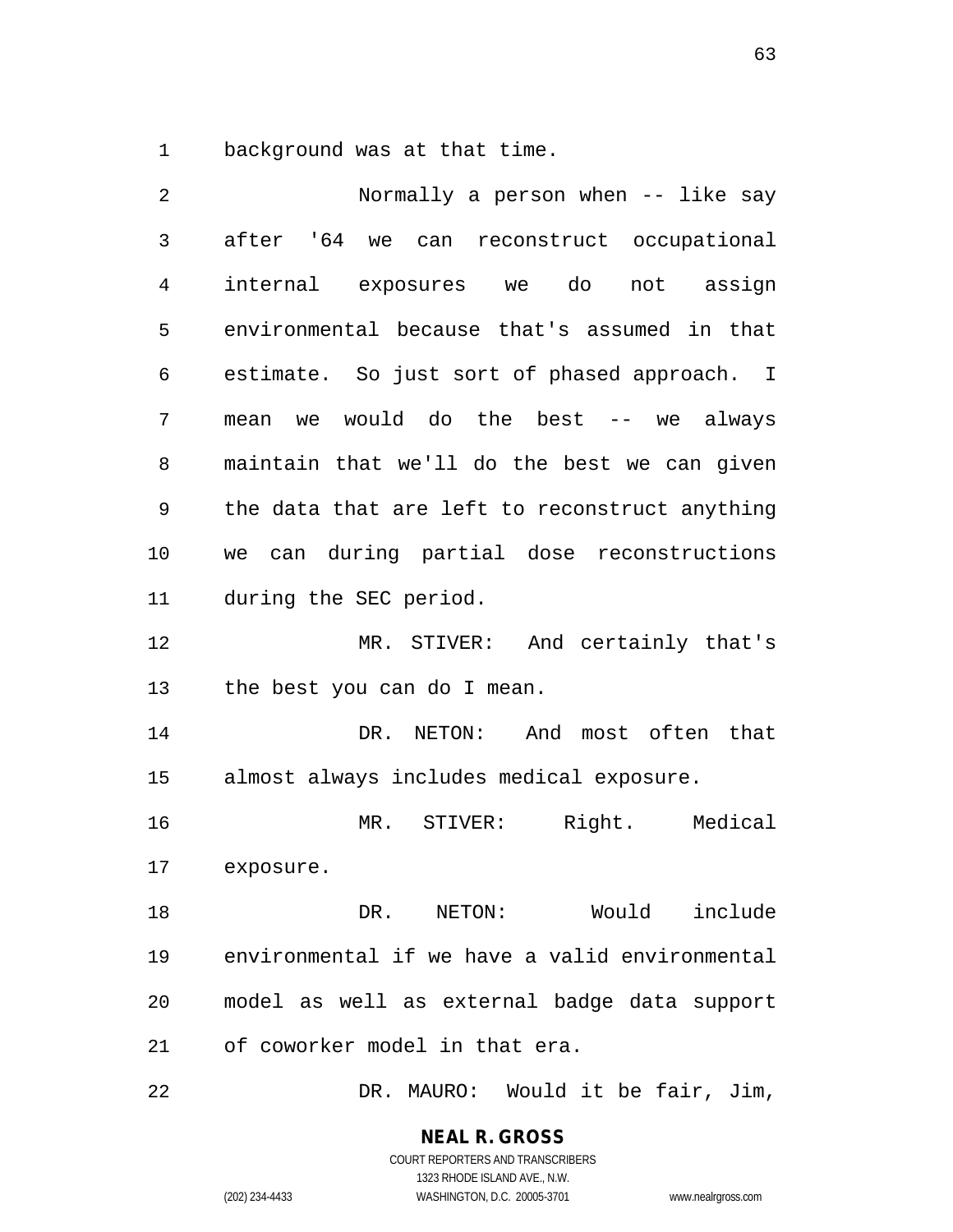background was at that time.

Normally a person when -- like say after '64 we can reconstruct occupational internal exposures we do not assign environmental because that's assumed in that estimate. So just sort of phased approach. I mean we would do the best -- we always maintain that we'll do the best we can given the data that are left to reconstruct anything we can during partial dose reconstructions during the SEC period.

MR. STIVER: And certainly that's the best you can do I mean.

DR. NETON: And most often that almost always includes medical exposure.

MR. STIVER: Right. Medical exposure.

DR. NETON: Would include environmental if we have a valid environmental model as well as external badge data support of coworker model in that era.

DR. MAURO: Would it be fair, Jim,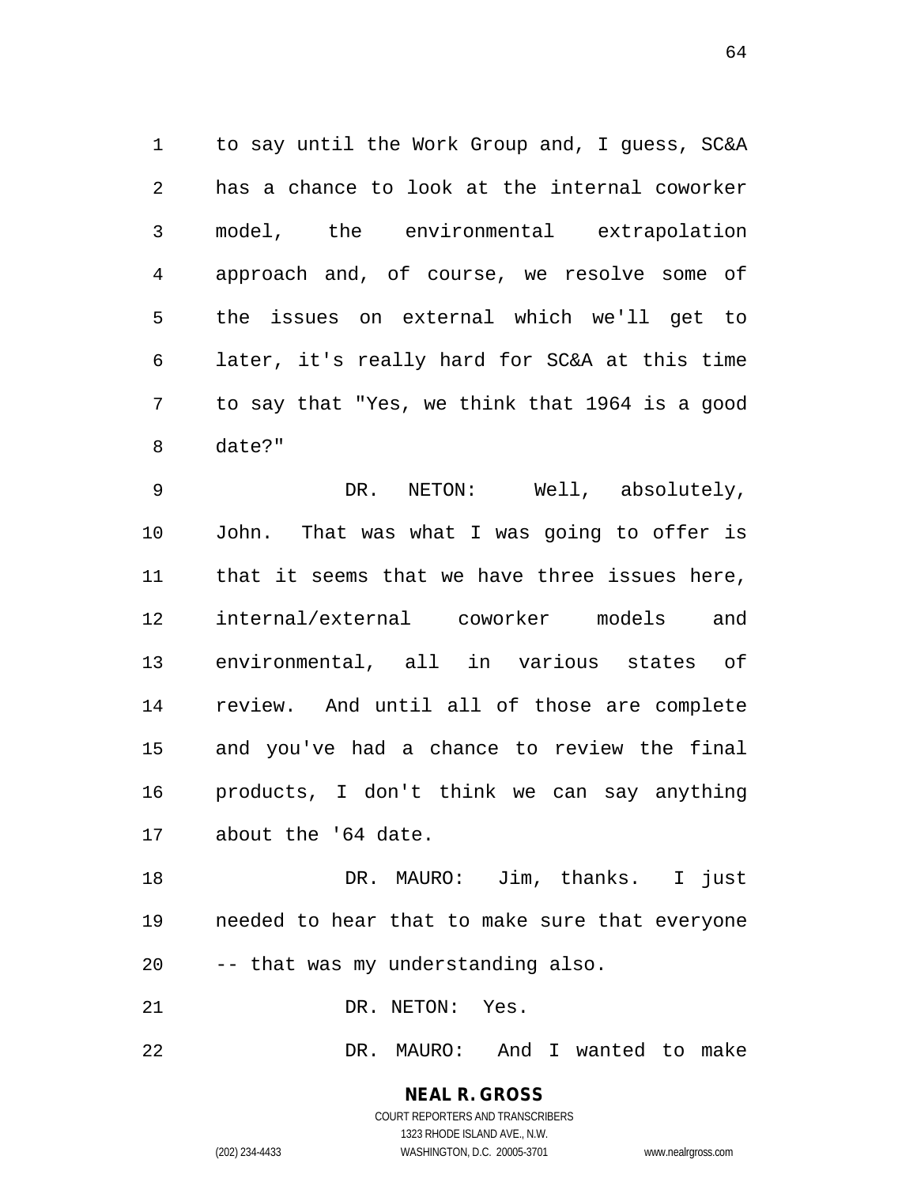to say until the Work Group and, I guess, SC&A has a chance to look at the internal coworker model, the environmental extrapolation approach and, of course, we resolve some of the issues on external which we'll get to later, it's really hard for SC&A at this time to say that "Yes, we think that 1964 is a good date?"

DR. NETON: Well, absolutely, John. That was what I was going to offer is that it seems that we have three issues here, internal/external coworker models and environmental, all in various states of review. And until all of those are complete and you've had a chance to review the final products, I don't think we can say anything about the '64 date.

DR. MAURO: Jim, thanks. I just needed to hear that to make sure that everyone -- that was my understanding also.

DR. NETON: Yes.

DR. MAURO: And I wanted to make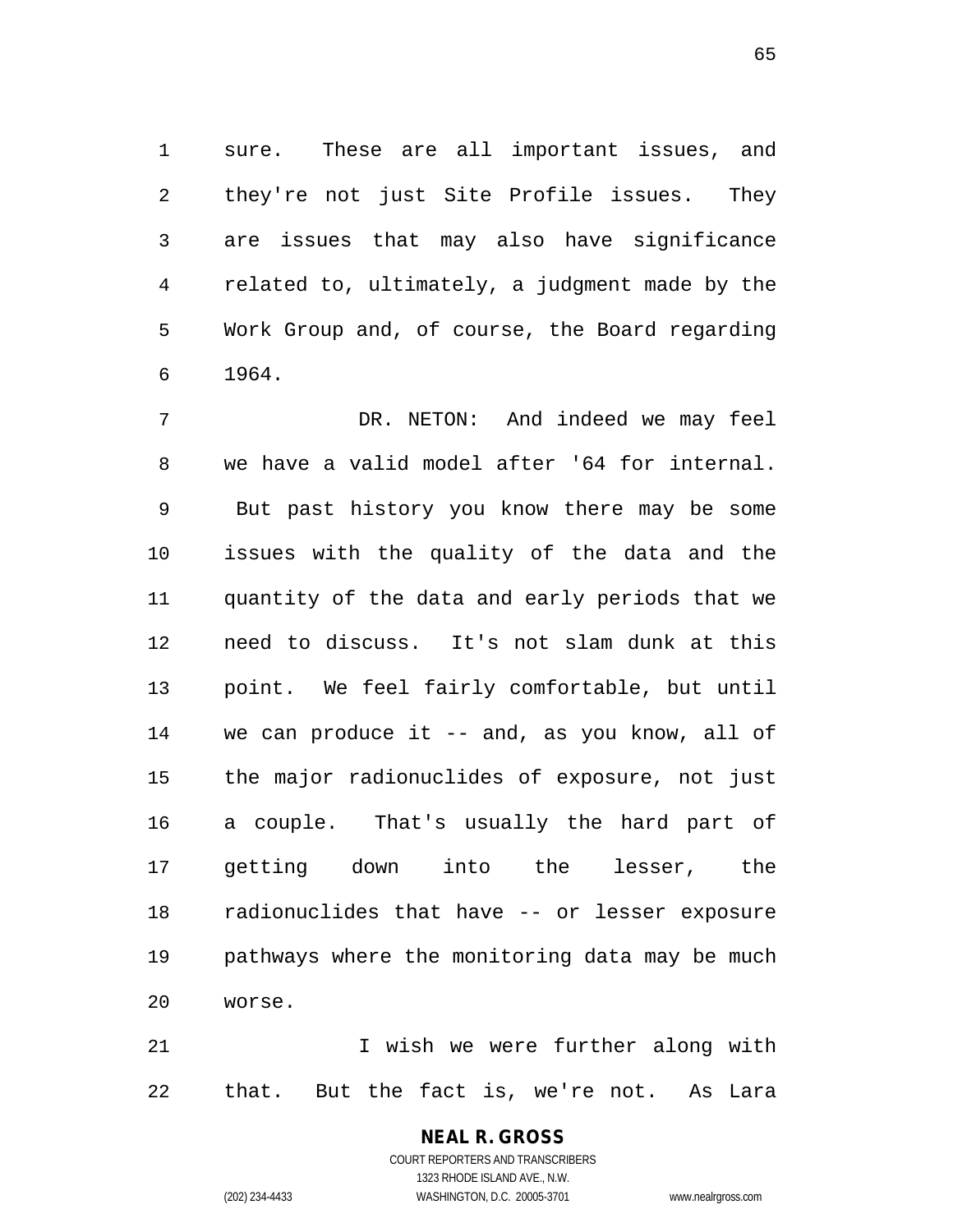sure. These are all important issues, and they're not just Site Profile issues. They are issues that may also have significance related to, ultimately, a judgment made by the Work Group and, of course, the Board regarding 1964.

DR. NETON: And indeed we may feel we have a valid model after '64 for internal. But past history you know there may be some issues with the quality of the data and the quantity of the data and early periods that we need to discuss. It's not slam dunk at this point. We feel fairly comfortable, but until we can produce it -- and, as you know, all of the major radionuclides of exposure, not just a couple. That's usually the hard part of getting down into the lesser, the radionuclides that have -- or lesser exposure pathways where the monitoring data may be much worse.

I wish we were further along with that. But the fact is, we're not. As Lara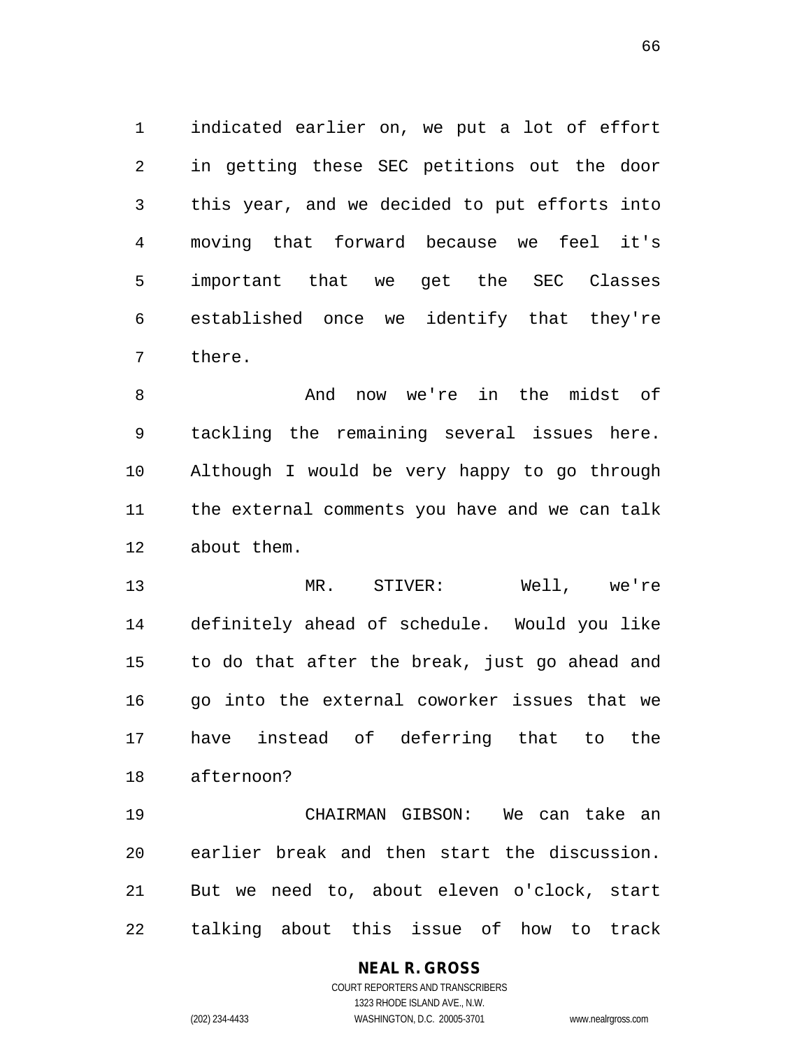indicated earlier on, we put a lot of effort in getting these SEC petitions out the door this year, and we decided to put efforts into moving that forward because we feel it's important that we get the SEC Classes established once we identify that they're there.

And now we're in the midst of tackling the remaining several issues here. Although I would be very happy to go through the external comments you have and we can talk about them.

MR. STIVER: Well, we're definitely ahead of schedule. Would you like to do that after the break, just go ahead and go into the external coworker issues that we have instead of deferring that to the afternoon?

CHAIRMAN GIBSON: We can take an earlier break and then start the discussion. But we need to, about eleven o'clock, start talking about this issue of how to track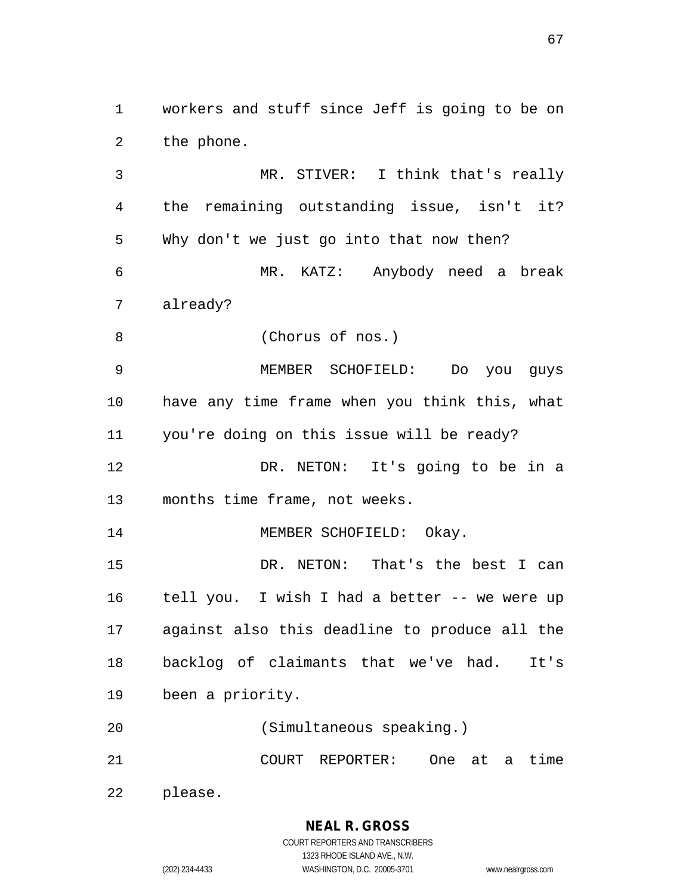workers and stuff since Jeff is going to be on the phone.

MR. STIVER: I think that's really the remaining outstanding issue, isn't it? Why don't we just go into that now then?

MR. KATZ: Anybody need a break already?

(Chorus of nos.)

MEMBER SCHOFIELD: Do you guys have any time frame when you think this, what you're doing on this issue will be ready?

DR. NETON: It's going to be in a months time frame, not weeks.

MEMBER SCHOFIELD: Okay.

DR. NETON: That's the best I can tell you. I wish I had a better -- we were up against also this deadline to produce all the backlog of claimants that we've had. It's been a priority.

(Simultaneous speaking.)

COURT REPORTER: One at a time please.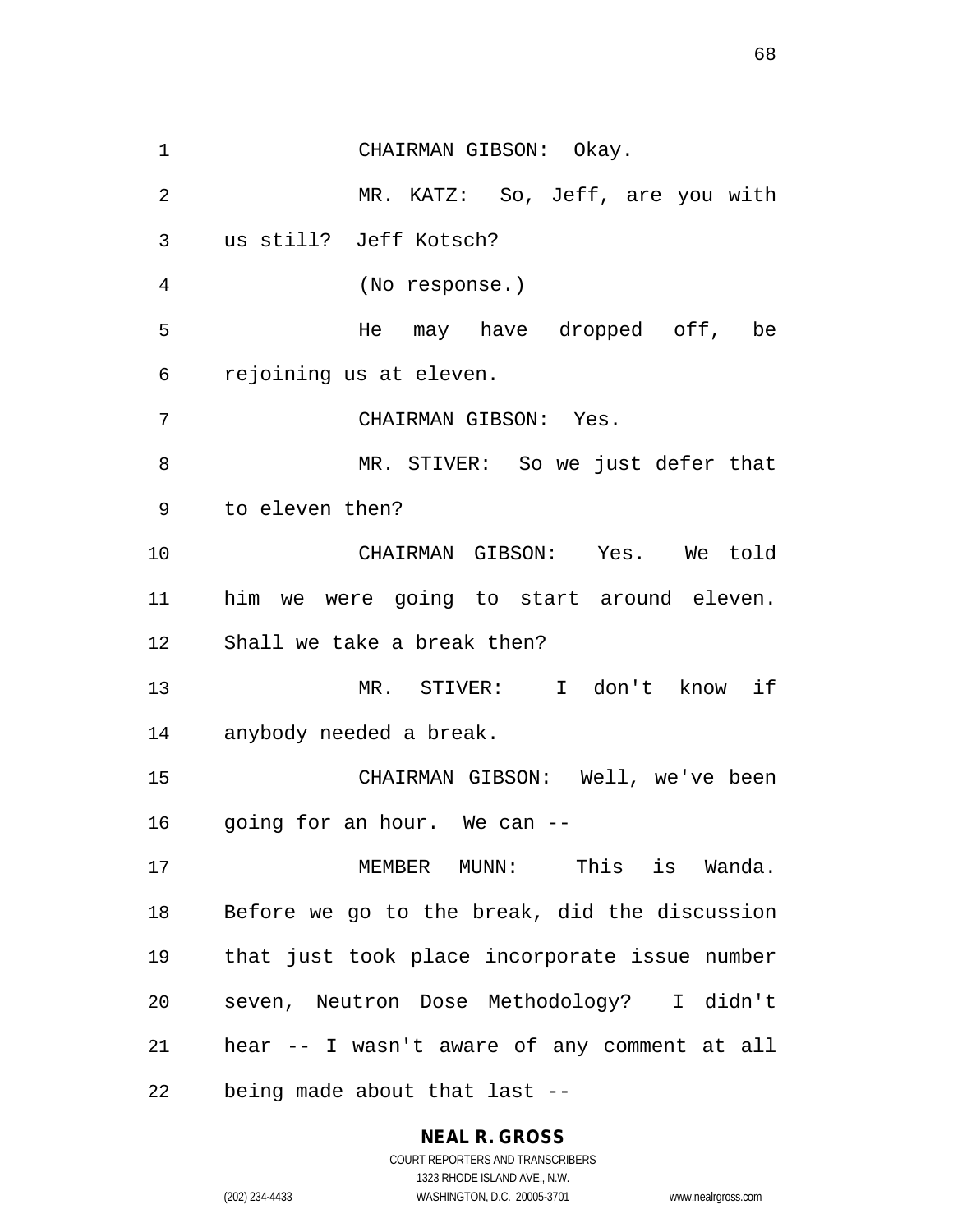CHAIRMAN GIBSON: Okay.

MR. KATZ: So, Jeff, are you with us still? Jeff Kotsch?

(No response.)

He may have dropped off, be rejoining us at eleven.

CHAIRMAN GIBSON: Yes.

MR. STIVER: So we just defer that to eleven then?

CHAIRMAN GIBSON: Yes. We told him we were going to start around eleven. Shall we take a break then?

MR. STIVER: I don't know if anybody needed a break.

CHAIRMAN GIBSON: Well, we've been going for an hour. We can --

MEMBER MUNN: This is Wanda. Before we go to the break, did the discussion that just took place incorporate issue number seven, Neutron Dose Methodology? I didn't hear -- I wasn't aware of any comment at all being made about that last --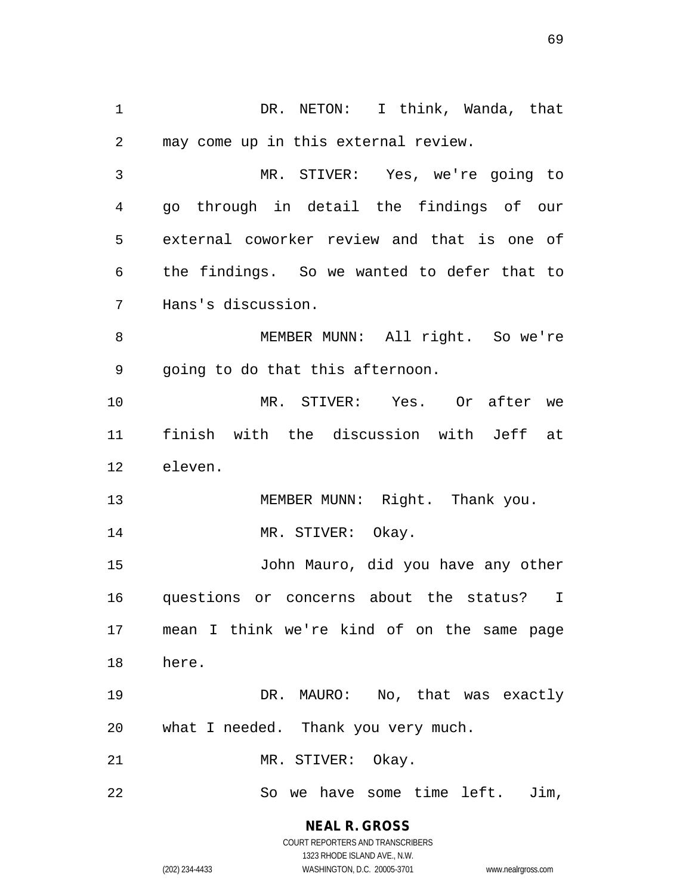DR. NETON: I think, Wanda, that may come up in this external review.

MR. STIVER: Yes, we're going to go through in detail the findings of our external coworker review and that is one of the findings. So we wanted to defer that to Hans's discussion.

MEMBER MUNN: All right. So we're going to do that this afternoon.

MR. STIVER: Yes. Or after we finish with the discussion with Jeff at eleven.

MEMBER MUNN: Right. Thank you.

MR. STIVER: Okay.

John Mauro, did you have any other questions or concerns about the status? I mean I think we're kind of on the same page here.

DR. MAURO: No, that was exactly what I needed. Thank you very much.

MR. STIVER: Okay.

So we have some time left. Jim,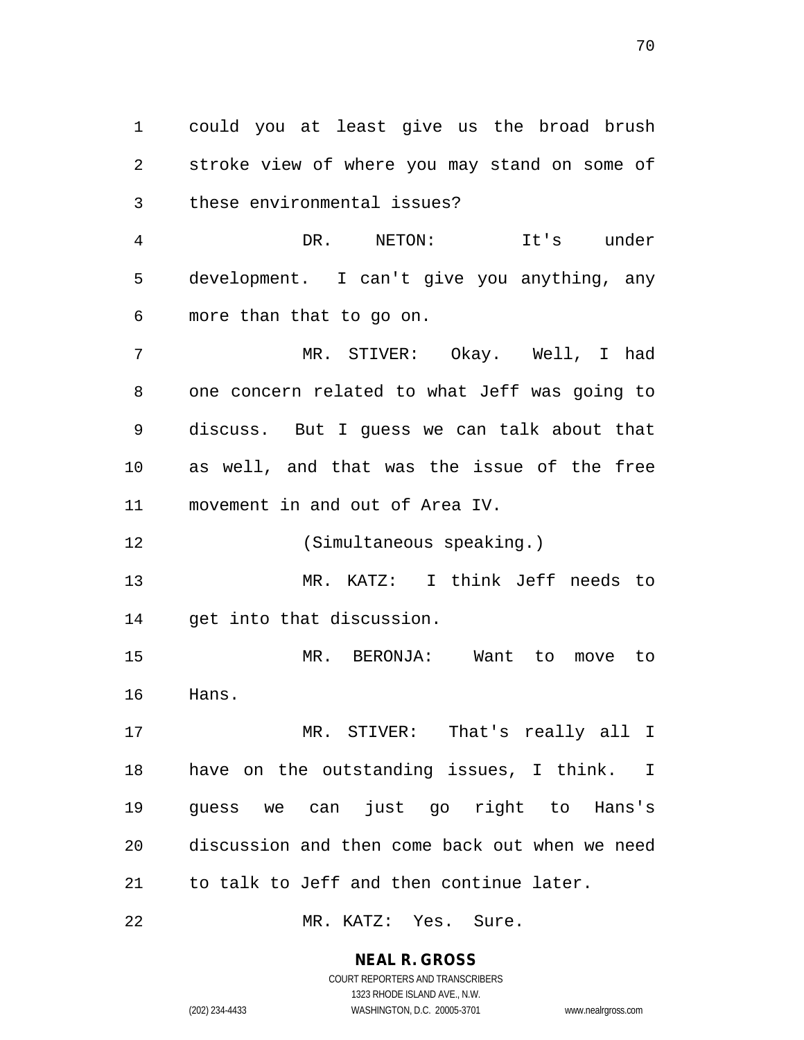could you at least give us the broad brush stroke view of where you may stand on some of these environmental issues?

DR. NETON: It's under development. I can't give you anything, any more than that to go on.

MR. STIVER: Okay. Well, I had one concern related to what Jeff was going to discuss. But I guess we can talk about that as well, and that was the issue of the free movement in and out of Area IV.

(Simultaneous speaking.)

MR. KATZ: I think Jeff needs to get into that discussion.

MR. BERONJA: Want to move to Hans.

MR. STIVER: That's really all I have on the outstanding issues, I think. I guess we can just go right to Hans's discussion and then come back out when we need to talk to Jeff and then continue later.

MR. KATZ: Yes. Sure.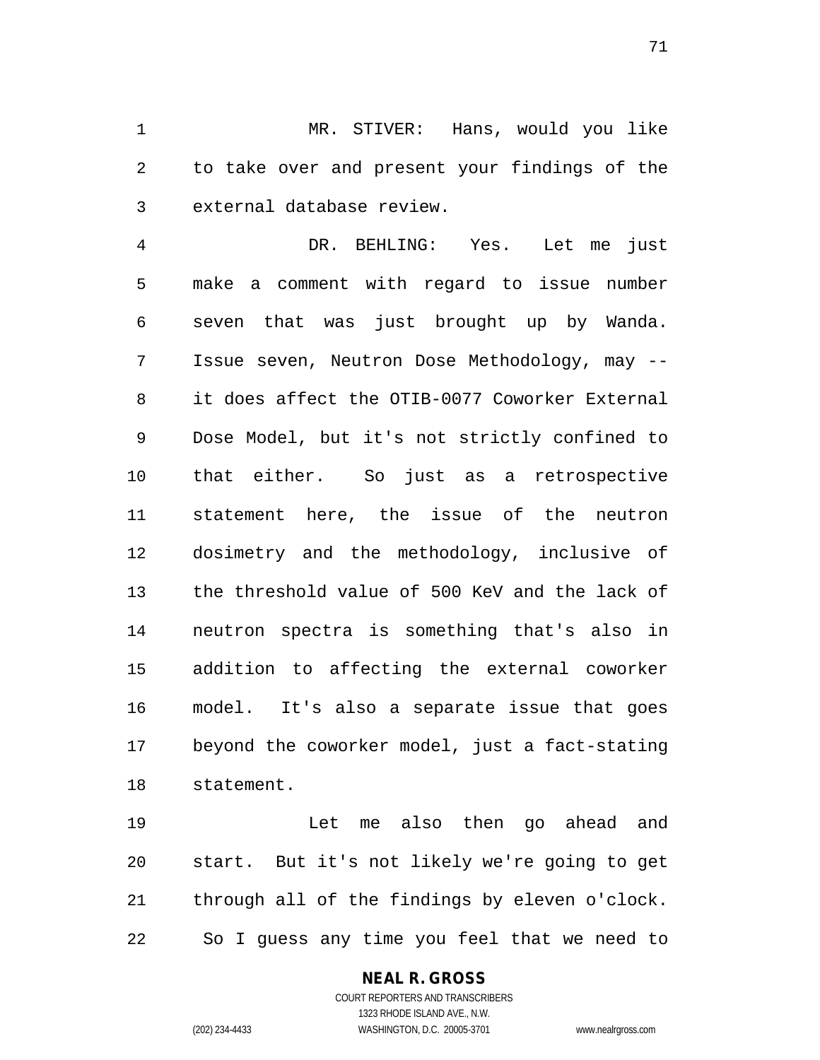MR. STIVER: Hans, would you like to take over and present your findings of the external database review.

DR. BEHLING: Yes. Let me just make a comment with regard to issue number seven that was just brought up by Wanda. Issue seven, Neutron Dose Methodology, may -- it does affect the OTIB-0077 Coworker External Dose Model, but it's not strictly confined to that either. So just as a retrospective statement here, the issue of the neutron dosimetry and the methodology, inclusive of the threshold value of 500 KeV and the lack of neutron spectra is something that's also in addition to affecting the external coworker model. It's also a separate issue that goes beyond the coworker model, just a fact-stating statement.

Let me also then go ahead and start. But it's not likely we're going to get through all of the findings by eleven o'clock. So I guess any time you feel that we need to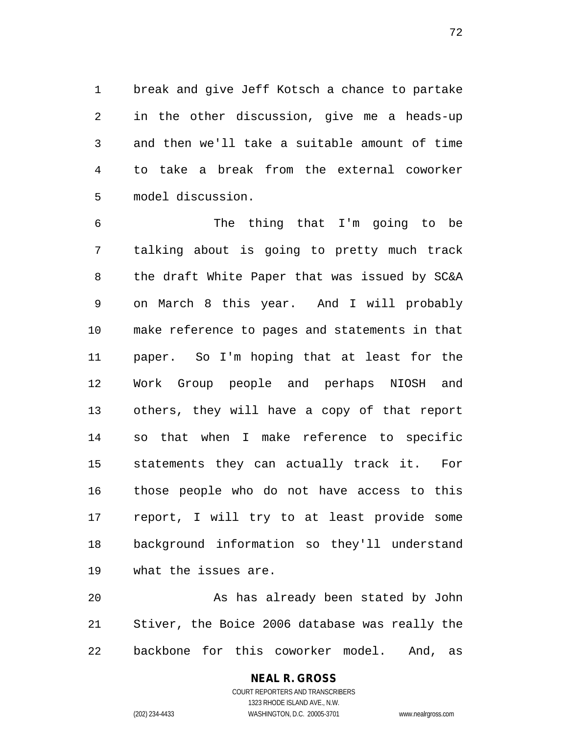break and give Jeff Kotsch a chance to partake in the other discussion, give me a heads-up and then we'll take a suitable amount of time to take a break from the external coworker model discussion.

The thing that I'm going to be talking about is going to pretty much track the draft White Paper that was issued by SC&A on March 8 this year. And I will probably make reference to pages and statements in that paper. So I'm hoping that at least for the Work Group people and perhaps NIOSH and others, they will have a copy of that report so that when I make reference to specific statements they can actually track it. For those people who do not have access to this report, I will try to at least provide some background information so they'll understand what the issues are.

As has already been stated by John Stiver, the Boice 2006 database was really the backbone for this coworker model. And, as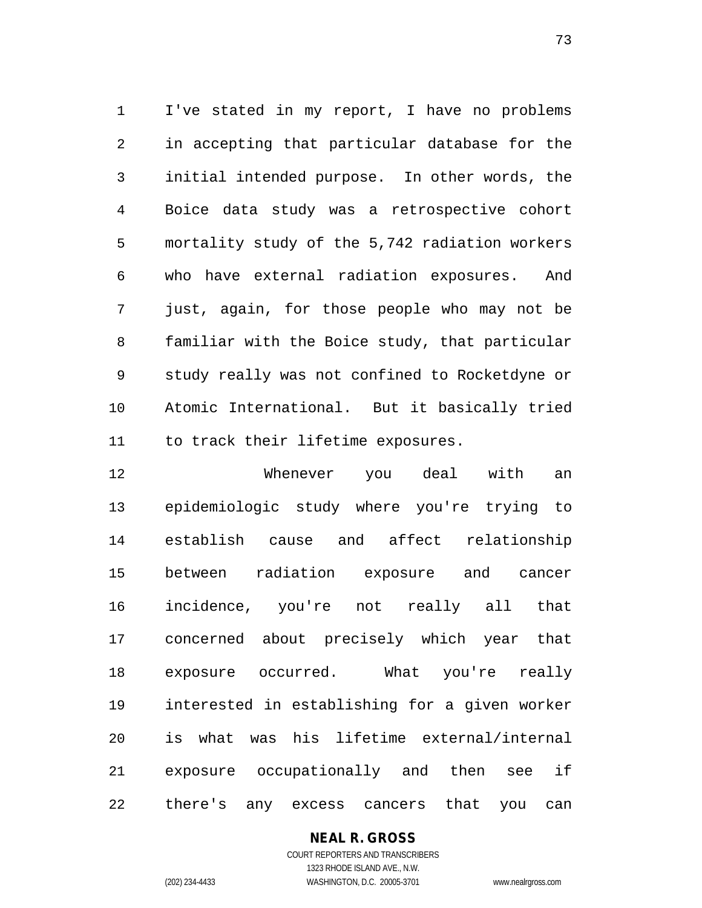I've stated in my report, I have no problems in accepting that particular database for the initial intended purpose. In other words, the Boice data study was a retrospective cohort mortality study of the 5,742 radiation workers who have external radiation exposures. And just, again, for those people who may not be familiar with the Boice study, that particular study really was not confined to Rocketdyne or Atomic International. But it basically tried to track their lifetime exposures.

Whenever you deal with an epidemiologic study where you're trying to establish cause and affect relationship between radiation exposure and cancer incidence, you're not really all that concerned about precisely which year that exposure occurred. What you're really interested in establishing for a given worker is what was his lifetime external/internal exposure occupationally and then see if there's any excess cancers that you can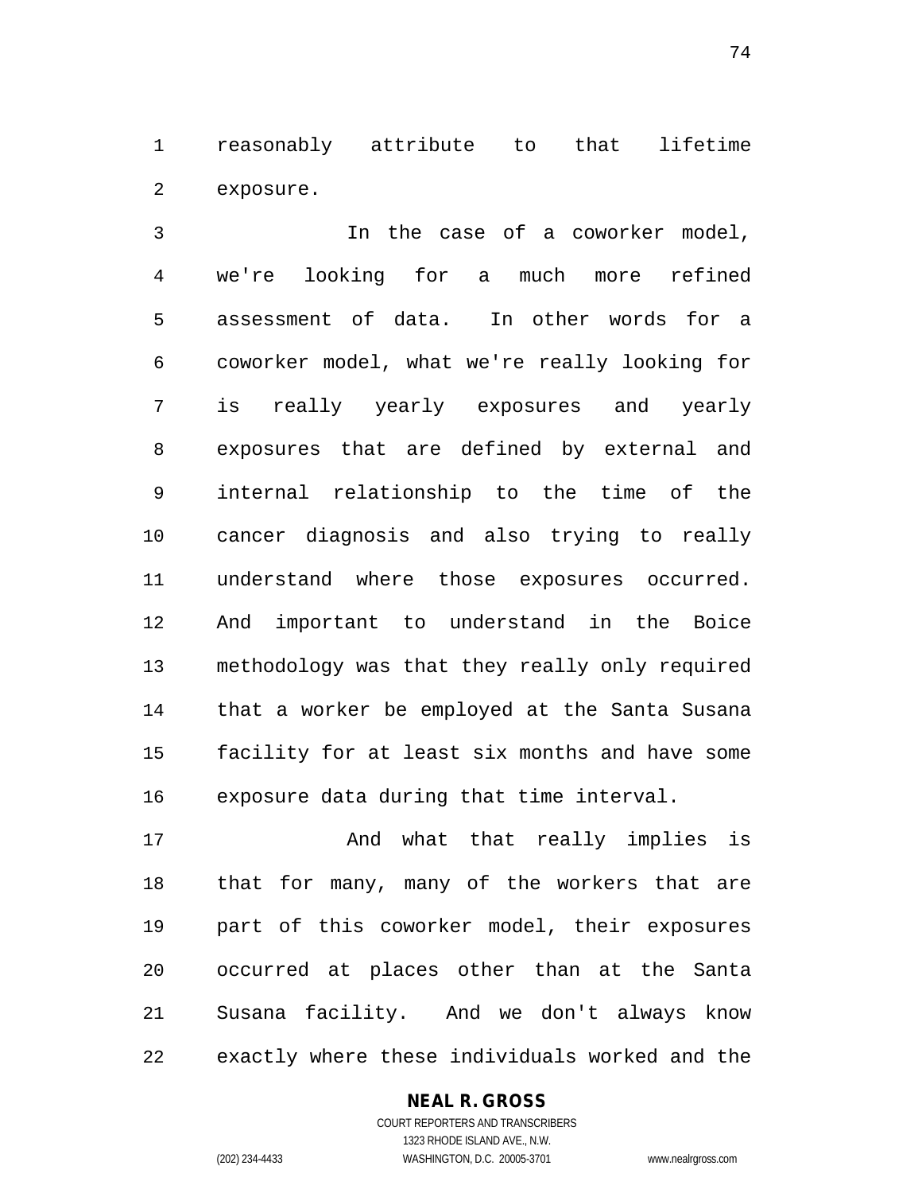reasonably attribute to that lifetime exposure.

In the case of a coworker model, we're looking for a much more refined assessment of data. In other words for a coworker model, what we're really looking for is really yearly exposures and yearly exposures that are defined by external and internal relationship to the time of the cancer diagnosis and also trying to really understand where those exposures occurred. And important to understand in the Boice methodology was that they really only required that a worker be employed at the Santa Susana facility for at least six months and have some exposure data during that time interval.

And what that really implies is that for many, many of the workers that are part of this coworker model, their exposures occurred at places other than at the Santa Susana facility. And we don't always know exactly where these individuals worked and the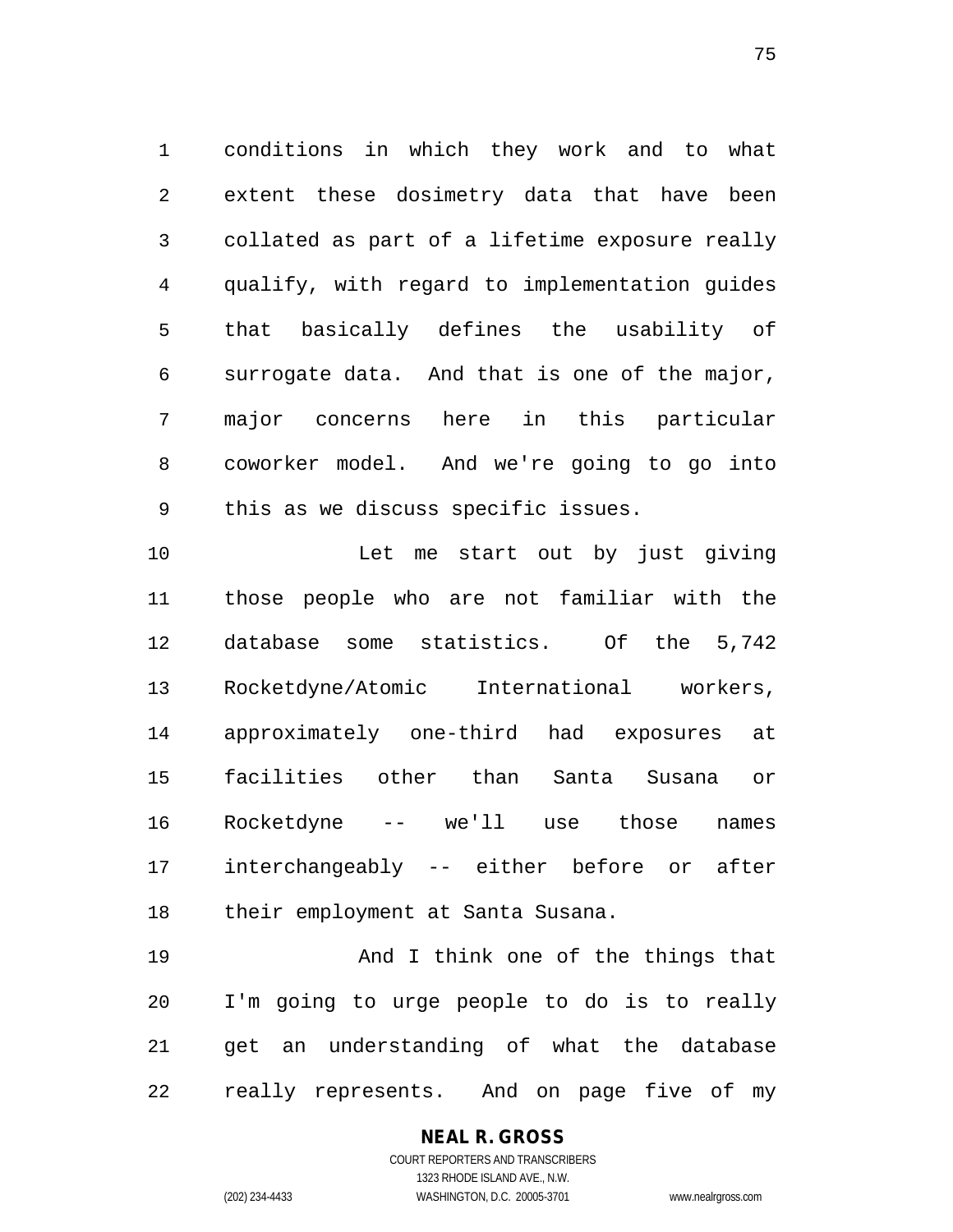conditions in which they work and to what extent these dosimetry data that have been collated as part of a lifetime exposure really qualify, with regard to implementation guides that basically defines the usability of surrogate data. And that is one of the major, major concerns here in this particular coworker model. And we're going to go into this as we discuss specific issues.

Let me start out by just giving those people who are not familiar with the database some statistics. Of the 5,742 Rocketdyne/Atomic International workers, approximately one-third had exposures at facilities other than Santa Susana or Rocketdyne -- we'll use those names interchangeably -- either before or after their employment at Santa Susana.

And I think one of the things that I'm going to urge people to do is to really get an understanding of what the database really represents. And on page five of my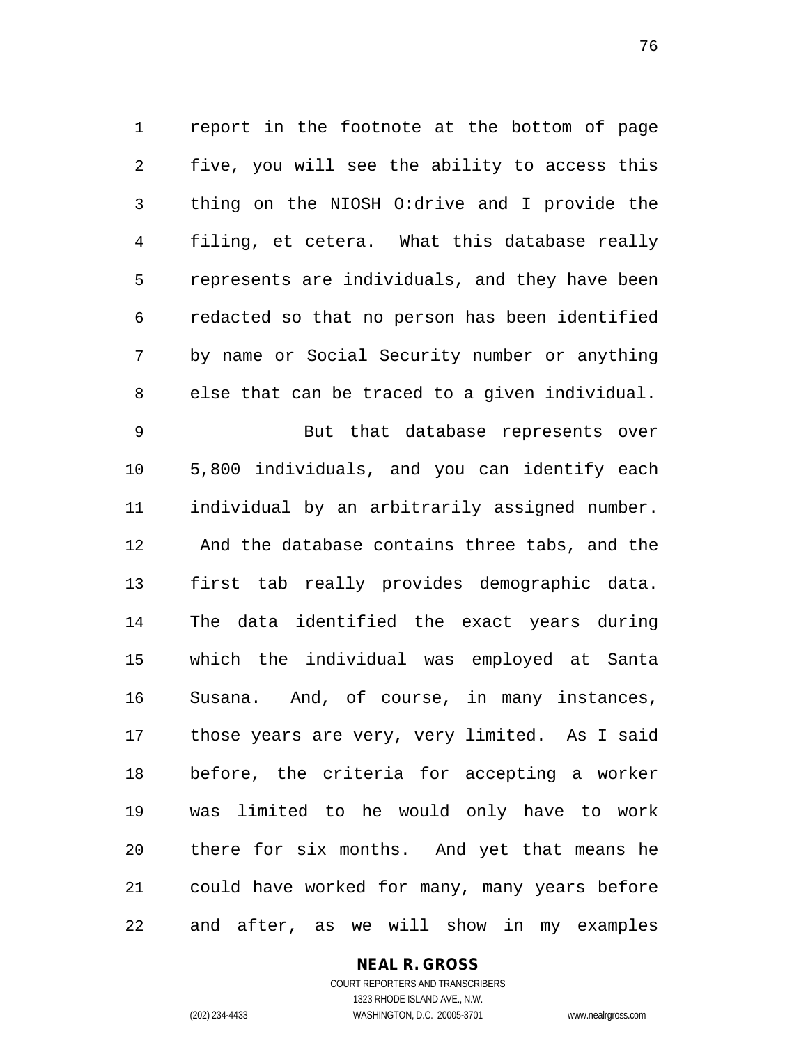report in the footnote at the bottom of page five, you will see the ability to access this thing on the NIOSH O:drive and I provide the filing, et cetera. What this database really represents are individuals, and they have been redacted so that no person has been identified by name or Social Security number or anything else that can be traced to a given individual.

But that database represents over 5,800 individuals, and you can identify each individual by an arbitrarily assigned number. And the database contains three tabs, and the first tab really provides demographic data. The data identified the exact years during which the individual was employed at Santa Susana. And, of course, in many instances, those years are very, very limited. As I said before, the criteria for accepting a worker was limited to he would only have to work there for six months. And yet that means he could have worked for many, many years before and after, as we will show in my examples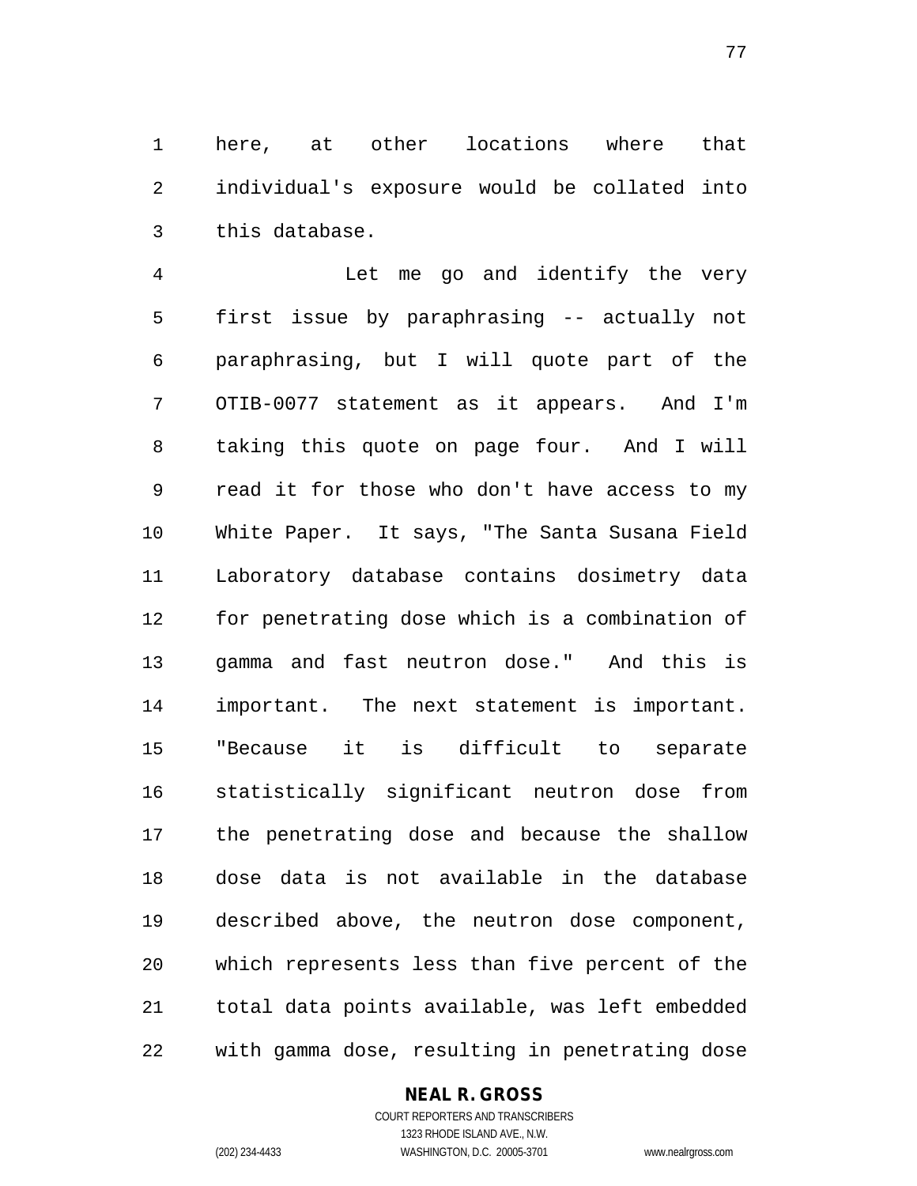here, at other locations where that individual's exposure would be collated into this database.

Let me go and identify the very first issue by paraphrasing -- actually not paraphrasing, but I will quote part of the OTIB-0077 statement as it appears. And I'm taking this quote on page four. And I will read it for those who don't have access to my White Paper. It says, "The Santa Susana Field Laboratory database contains dosimetry data for penetrating dose which is a combination of gamma and fast neutron dose." And this is important. The next statement is important. "Because it is difficult to separate statistically significant neutron dose from the penetrating dose and because the shallow dose data is not available in the database described above, the neutron dose component, which represents less than five percent of the total data points available, was left embedded with gamma dose, resulting in penetrating dose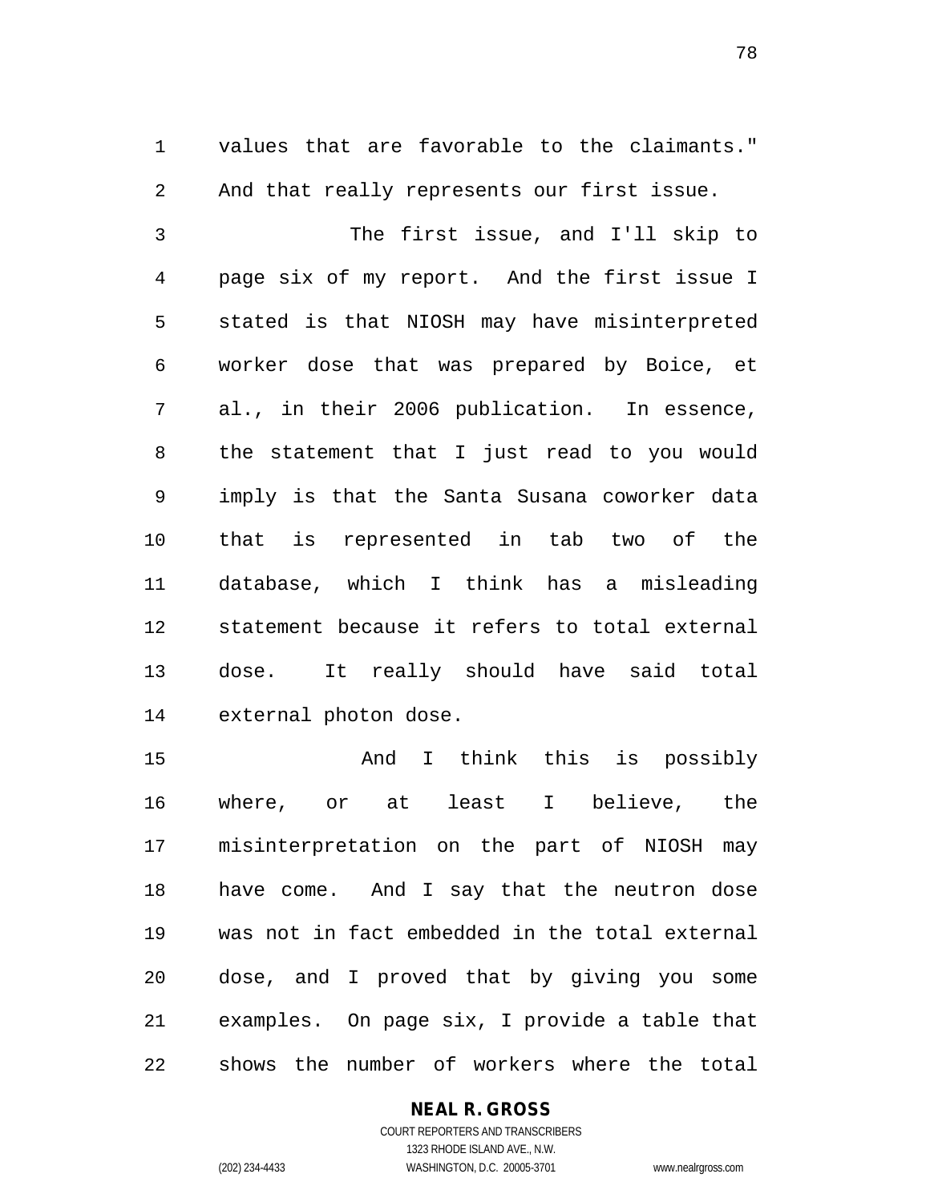values that are favorable to the claimants." And that really represents our first issue.

The first issue, and I'll skip to page six of my report. And the first issue I stated is that NIOSH may have misinterpreted worker dose that was prepared by Boice, et al., in their 2006 publication. In essence, the statement that I just read to you would imply is that the Santa Susana coworker data that is represented in tab two of the database, which I think has a misleading statement because it refers to total external dose. It really should have said total external photon dose.

And I think this is possibly where, or at least I believe, the misinterpretation on the part of NIOSH may have come. And I say that the neutron dose was not in fact embedded in the total external dose, and I proved that by giving you some examples. On page six, I provide a table that shows the number of workers where the total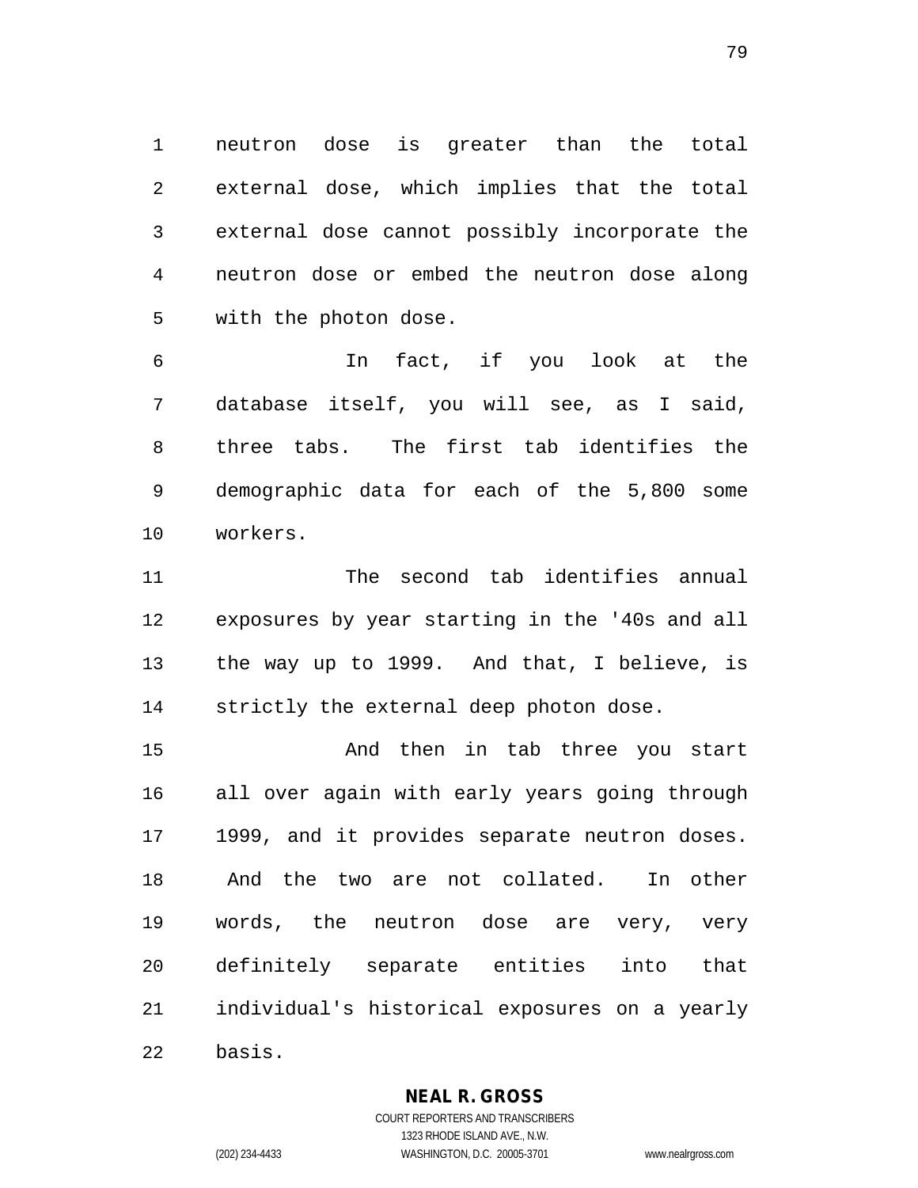neutron dose is greater than the total external dose, which implies that the total external dose cannot possibly incorporate the neutron dose or embed the neutron dose along with the photon dose.

In fact, if you look at the database itself, you will see, as I said, three tabs. The first tab identifies the demographic data for each of the 5,800 some workers.

The second tab identifies annual exposures by year starting in the '40s and all the way up to 1999. And that, I believe, is strictly the external deep photon dose.

And then in tab three you start all over again with early years going through 1999, and it provides separate neutron doses. And the two are not collated. In other words, the neutron dose are very, very definitely separate entities into that individual's historical exposures on a yearly basis.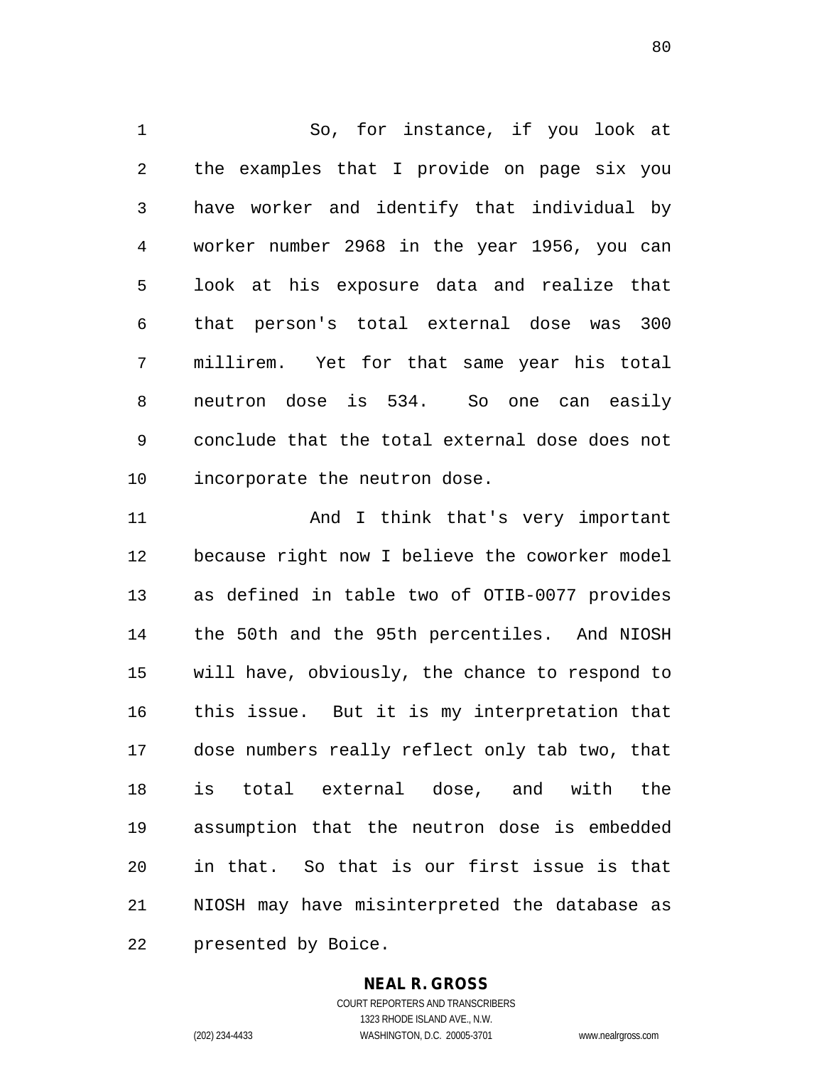So, for instance, if you look at the examples that I provide on page six you have worker and identify that individual by worker number 2968 in the year 1956, you can look at his exposure data and realize that that person's total external dose was 300 millirem. Yet for that same year his total neutron dose is 534. So one can easily conclude that the total external dose does not incorporate the neutron dose.

And I think that's very important because right now I believe the coworker model as defined in table two of OTIB-0077 provides the 50th and the 95th percentiles. And NIOSH will have, obviously, the chance to respond to this issue. But it is my interpretation that dose numbers really reflect only tab two, that is total external dose, and with the assumption that the neutron dose is embedded in that. So that is our first issue is that NIOSH may have misinterpreted the database as presented by Boice.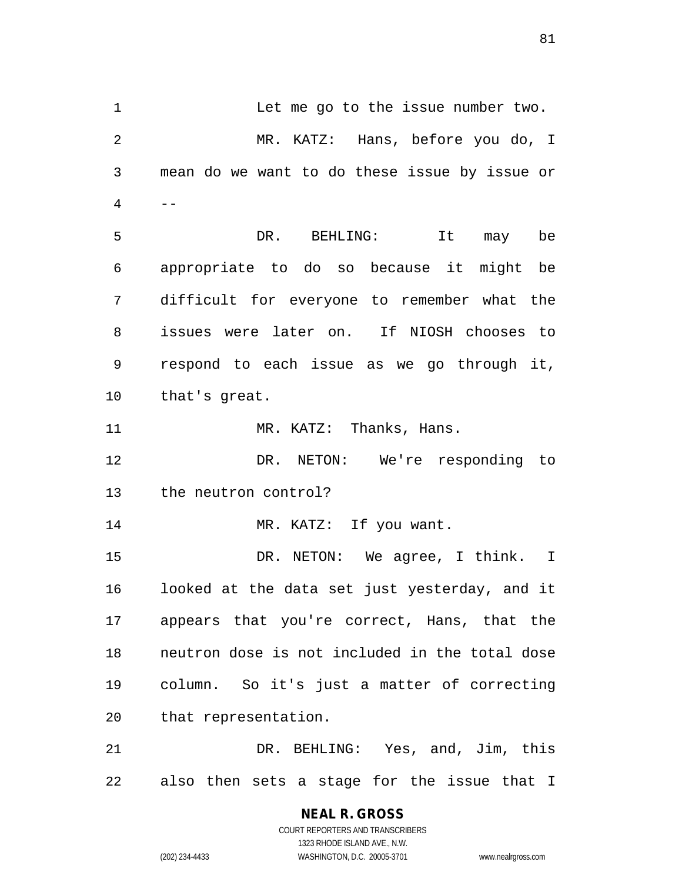Let me go to the issue number two.

MR. KATZ: Hans, before you do, I mean do we want to do these issue by issue or --

DR. BEHLING: It may be appropriate to do so because it might be difficult for everyone to remember what the issues were later on. If NIOSH chooses to respond to each issue as we go through it, that's great.

MR. KATZ: Thanks, Hans.

DR. NETON: We're responding to the neutron control?

MR. KATZ: If you want.

DR. NETON: We agree, I think. I looked at the data set just yesterday, and it appears that you're correct, Hans, that the neutron dose is not included in the total dose column. So it's just a matter of correcting that representation.

DR. BEHLING: Yes, and, Jim, this also then sets a stage for the issue that I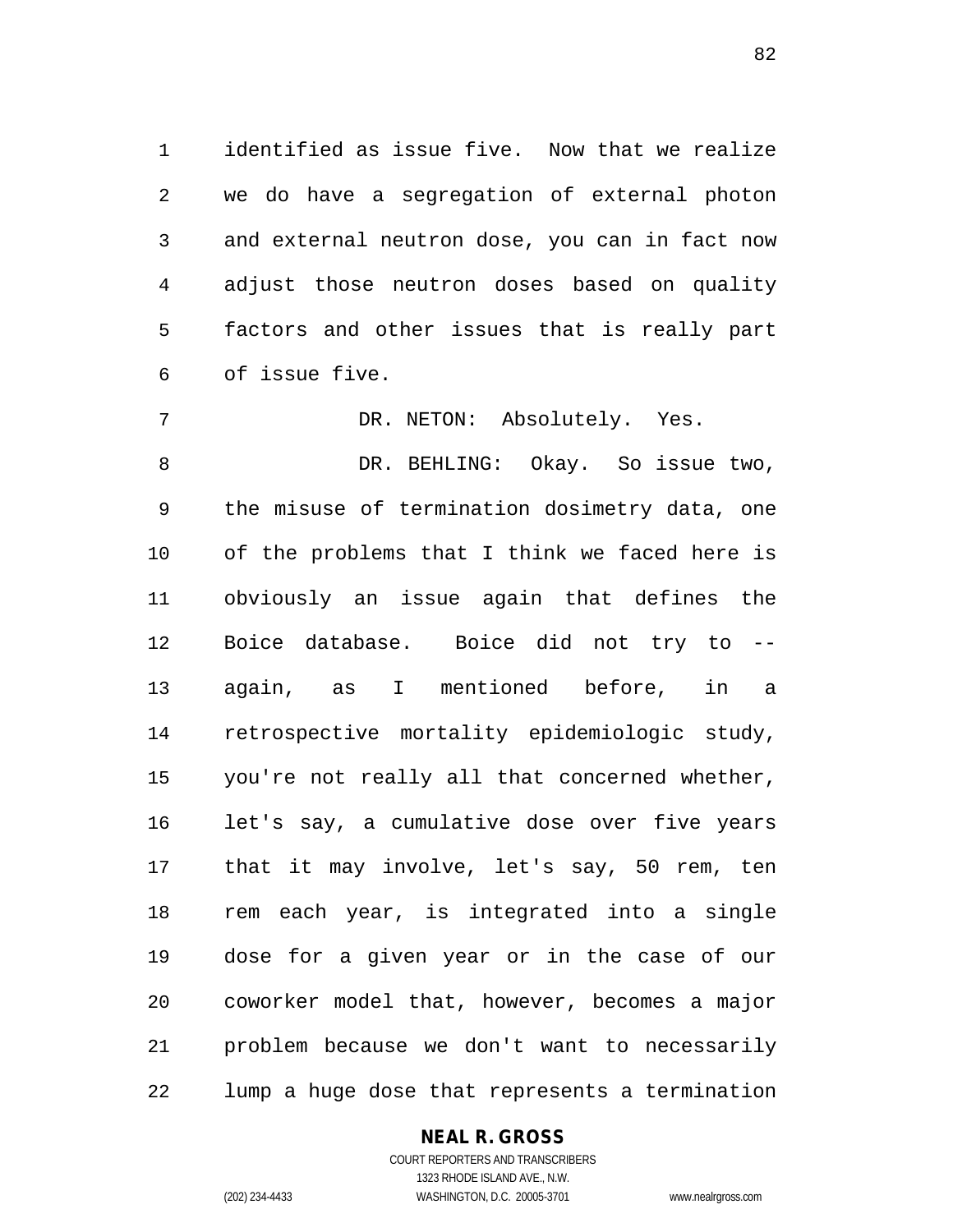identified as issue five. Now that we realize we do have a segregation of external photon and external neutron dose, you can in fact now adjust those neutron doses based on quality factors and other issues that is really part of issue five.

DR. NETON: Absolutely. Yes.

DR. BEHLING: Okay. So issue two, the misuse of termination dosimetry data, one of the problems that I think we faced here is obviously an issue again that defines the Boice database. Boice did not try to -- again, as I mentioned before, in a retrospective mortality epidemiologic study, you're not really all that concerned whether, let's say, a cumulative dose over five years that it may involve, let's say, 50 rem, ten rem each year, is integrated into a single dose for a given year or in the case of our coworker model that, however, becomes a major problem because we don't want to necessarily lump a huge dose that represents a termination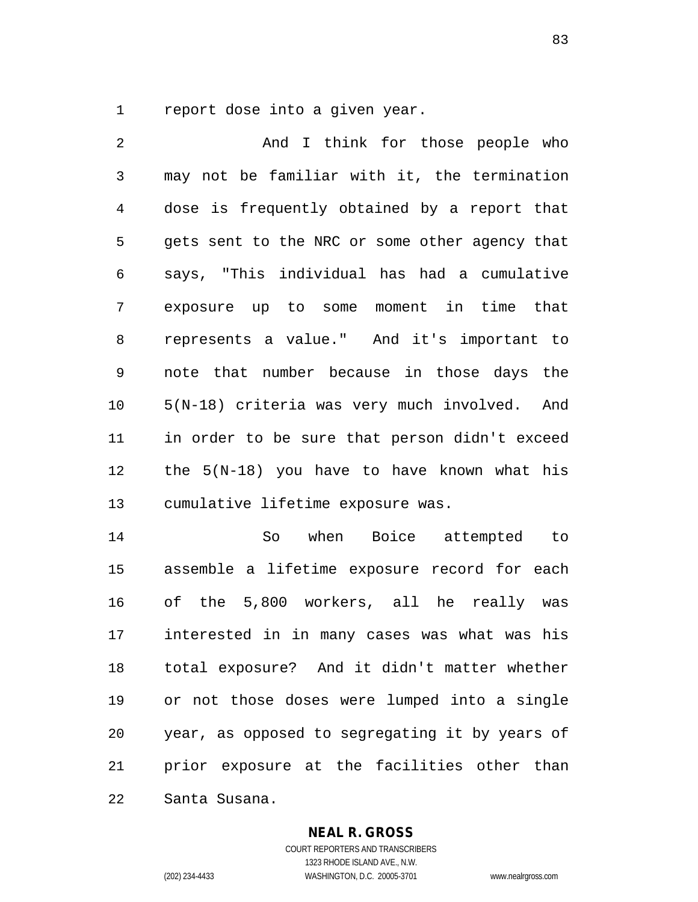report dose into a given year.

And I think for those people who may not be familiar with it, the termination dose is frequently obtained by a report that gets sent to the NRC or some other agency that says, "This individual has had a cumulative exposure up to some moment in time that represents a value." And it's important to note that number because in those days the 5(N-18) criteria was very much involved. And in order to be sure that person didn't exceed the 5(N-18) you have to have known what his cumulative lifetime exposure was.

So when Boice attempted to assemble a lifetime exposure record for each of the 5,800 workers, all he really was interested in in many cases was what was his total exposure? And it didn't matter whether or not those doses were lumped into a single year, as opposed to segregating it by years of prior exposure at the facilities other than Santa Susana.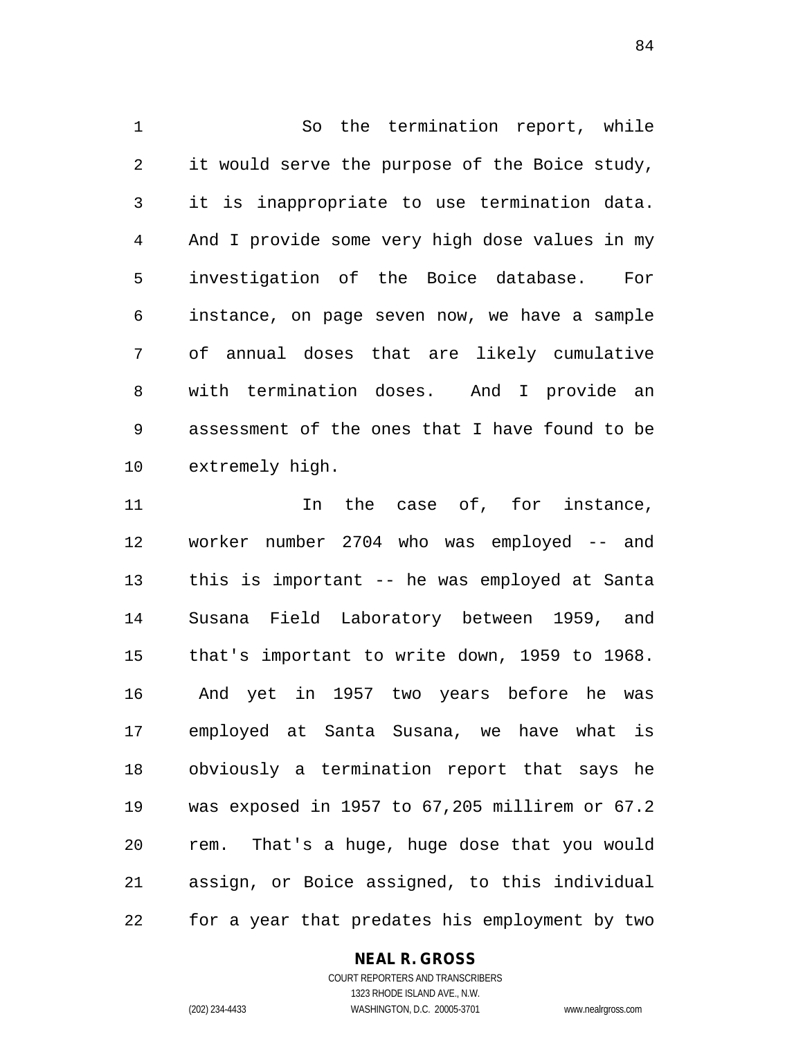So the termination report, while it would serve the purpose of the Boice study, it is inappropriate to use termination data. And I provide some very high dose values in my investigation of the Boice database. For instance, on page seven now, we have a sample of annual doses that are likely cumulative with termination doses. And I provide an assessment of the ones that I have found to be extremely high.

In the case of, for instance, worker number 2704 who was employed -- and this is important -- he was employed at Santa Susana Field Laboratory between 1959, and that's important to write down, 1959 to 1968. And yet in 1957 two years before he was employed at Santa Susana, we have what is obviously a termination report that says he was exposed in 1957 to 67,205 millirem or 67.2 rem. That's a huge, huge dose that you would assign, or Boice assigned, to this individual for a year that predates his employment by two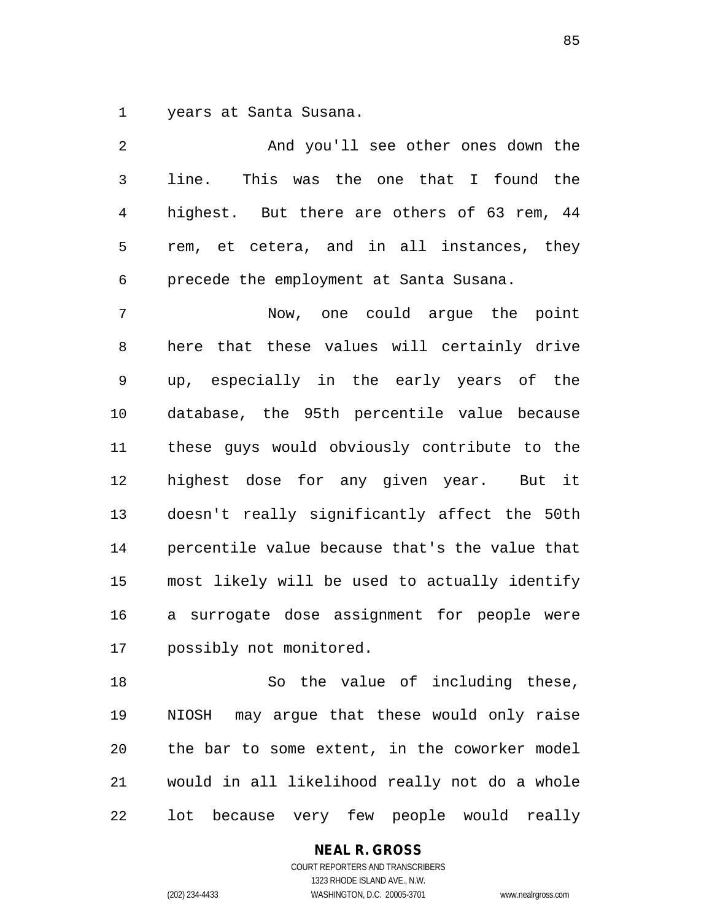years at Santa Susana.

And you'll see other ones down the line. This was the one that I found the highest. But there are others of 63 rem, 44 rem, et cetera, and in all instances, they precede the employment at Santa Susana.

Now, one could argue the point here that these values will certainly drive up, especially in the early years of the database, the 95th percentile value because these guys would obviously contribute to the highest dose for any given year. But it doesn't really significantly affect the 50th percentile value because that's the value that most likely will be used to actually identify a surrogate dose assignment for people were possibly not monitored.

So the value of including these, NIOSH may argue that these would only raise the bar to some extent, in the coworker model would in all likelihood really not do a whole lot because very few people would really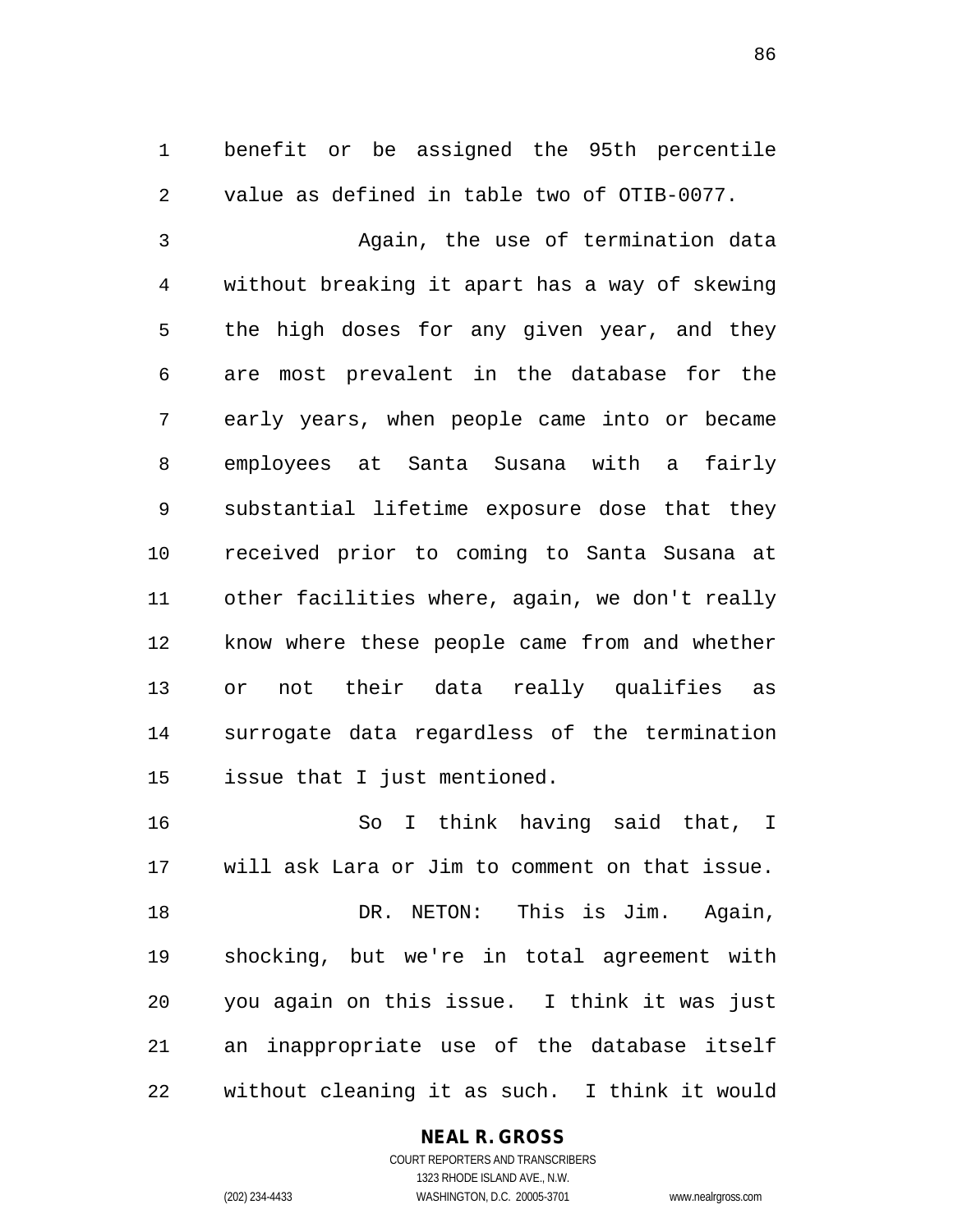benefit or be assigned the 95th percentile value as defined in table two of OTIB-0077.

Again, the use of termination data without breaking it apart has a way of skewing the high doses for any given year, and they are most prevalent in the database for the early years, when people came into or became employees at Santa Susana with a fairly substantial lifetime exposure dose that they received prior to coming to Santa Susana at other facilities where, again, we don't really know where these people came from and whether or not their data really qualifies as surrogate data regardless of the termination issue that I just mentioned.

So I think having said that, I will ask Lara or Jim to comment on that issue.

DR. NETON: This is Jim. Again, shocking, but we're in total agreement with you again on this issue. I think it was just an inappropriate use of the database itself without cleaning it as such. I think it would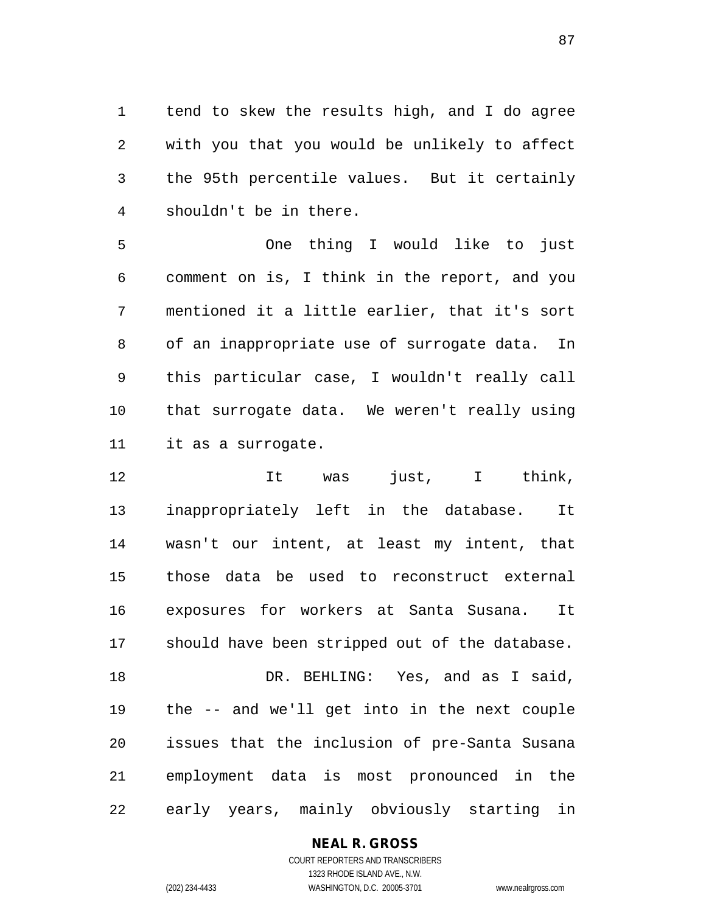tend to skew the results high, and I do agree with you that you would be unlikely to affect the 95th percentile values. But it certainly shouldn't be in there.

One thing I would like to just comment on is, I think in the report, and you mentioned it a little earlier, that it's sort of an inappropriate use of surrogate data. In this particular case, I wouldn't really call that surrogate data. We weren't really using it as a surrogate.

It was just, I think, inappropriately left in the database. It wasn't our intent, at least my intent, that those data be used to reconstruct external exposures for workers at Santa Susana. It should have been stripped out of the database.

DR. BEHLING: Yes, and as I said, the -- and we'll get into in the next couple issues that the inclusion of pre-Santa Susana employment data is most pronounced in the early years, mainly obviously starting in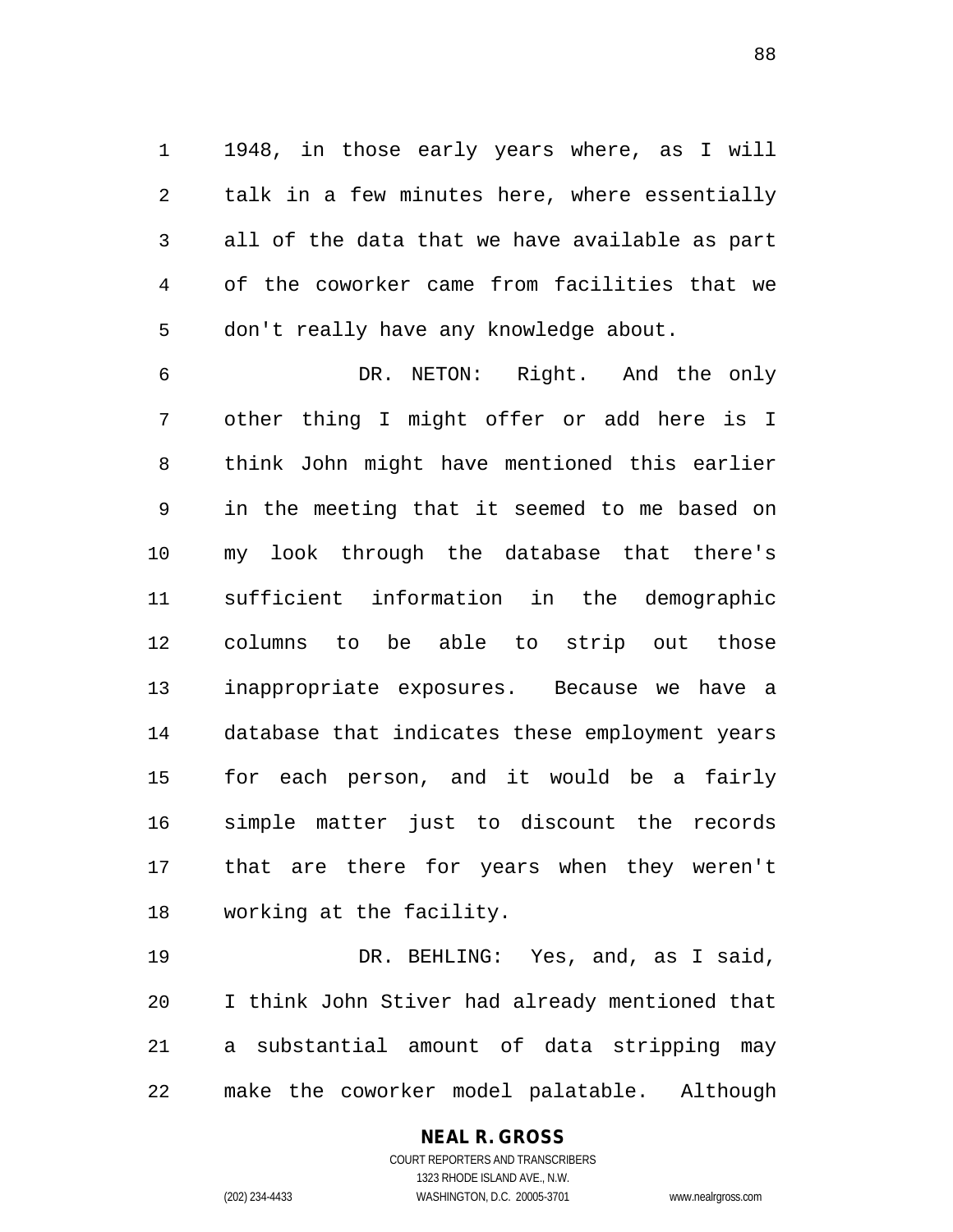1948, in those early years where, as I will talk in a few minutes here, where essentially all of the data that we have available as part of the coworker came from facilities that we don't really have any knowledge about.

DR. NETON: Right. And the only other thing I might offer or add here is I think John might have mentioned this earlier in the meeting that it seemed to me based on my look through the database that there's sufficient information in the demographic columns to be able to strip out those inappropriate exposures. Because we have a database that indicates these employment years for each person, and it would be a fairly simple matter just to discount the records that are there for years when they weren't working at the facility.

DR. BEHLING: Yes, and, as I said, I think John Stiver had already mentioned that a substantial amount of data stripping may make the coworker model palatable. Although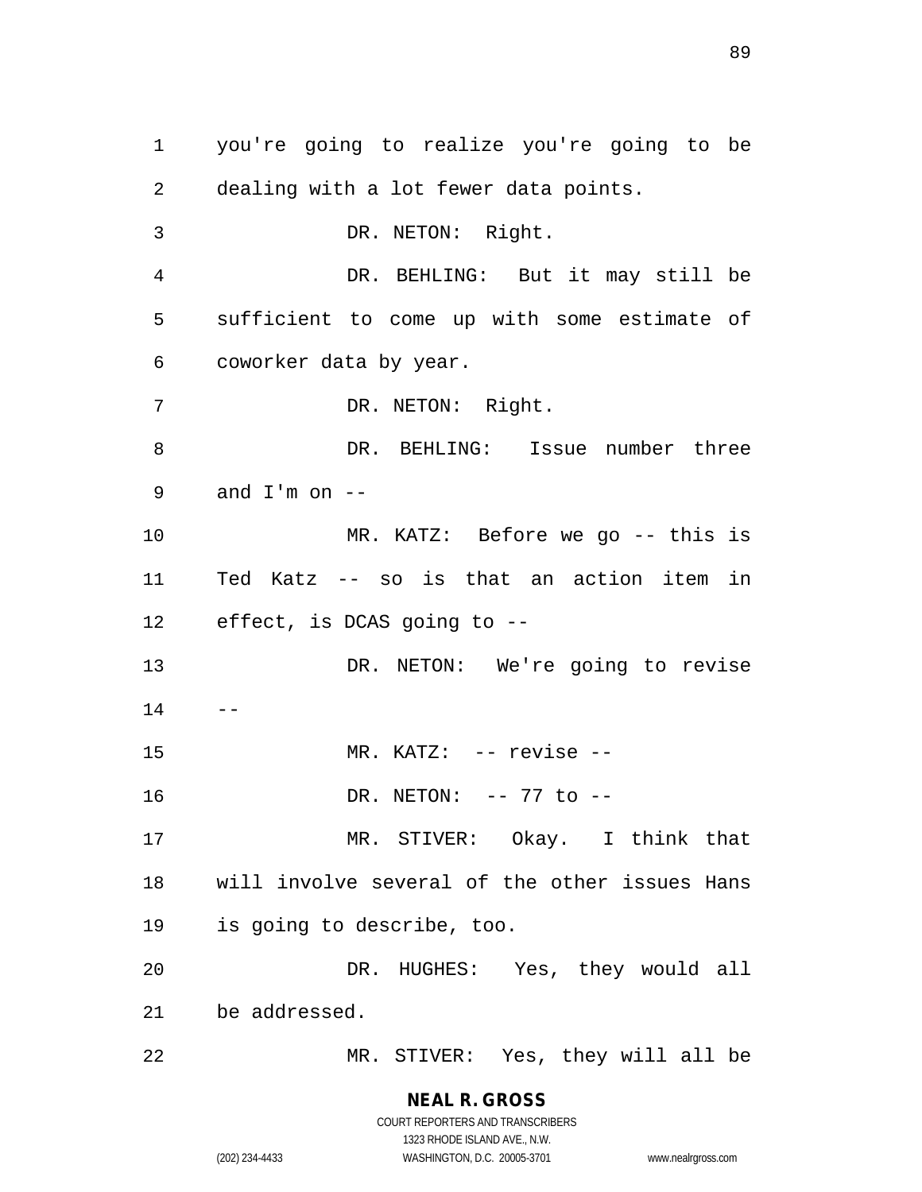you're going to realize you're going to be dealing with a lot fewer data points.

DR. NETON: Right.

DR. BEHLING: But it may still be sufficient to come up with some estimate of coworker data by year.

DR. NETON: Right.

DR. BEHLING: Issue number three and I'm on --

MR. KATZ: Before we go -- this is Ted Katz -- so is that an action item in effect, is DCAS going to --

DR. NETON: We're going to revise --

MR. KATZ: -- revise --

DR. NETON: -- 77 to --

MR. STIVER: Okay. I think that will involve several of the other issues Hans is going to describe, too.

DR. HUGHES: Yes, they would all be addressed.

MR. STIVER: Yes, they will all be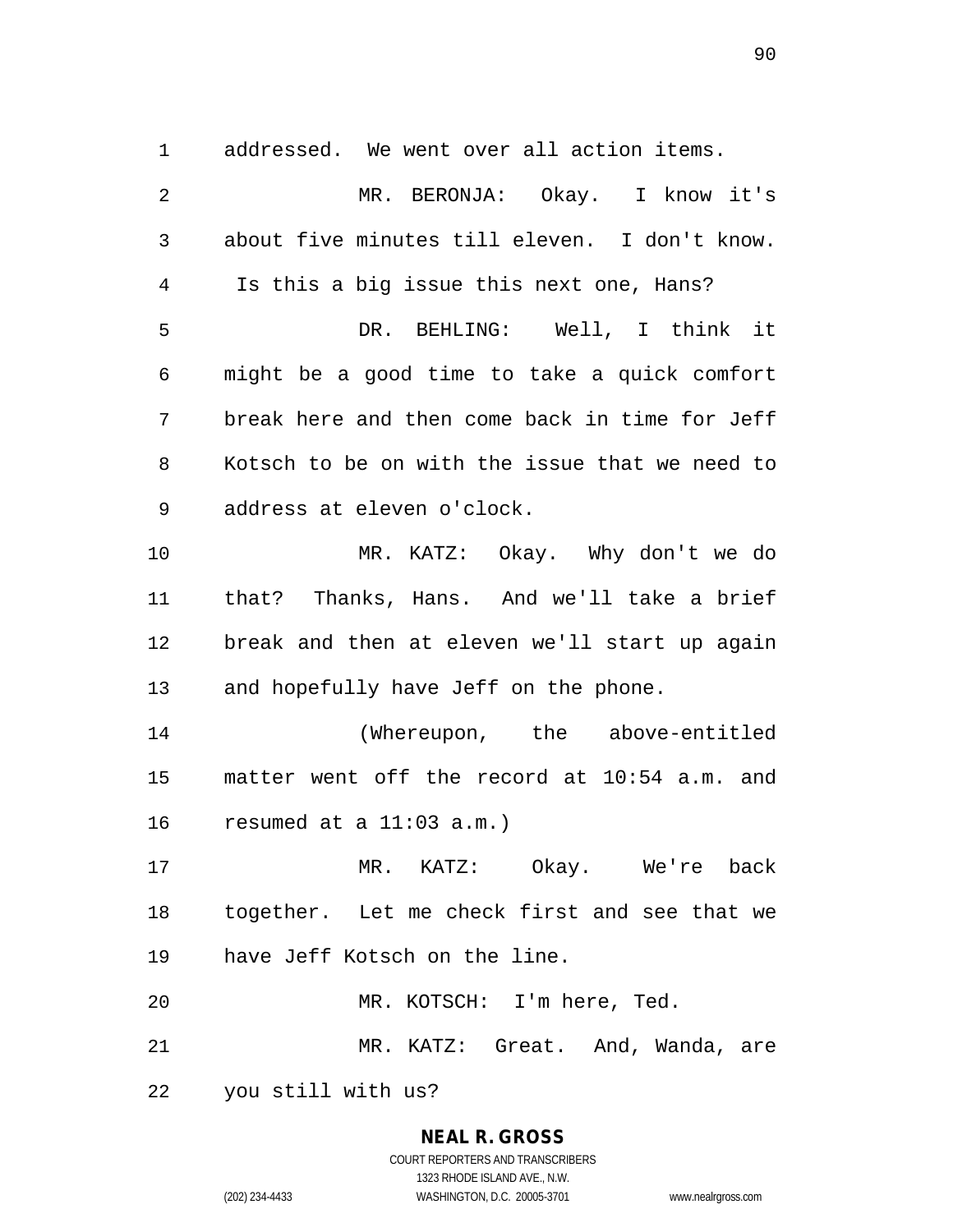addressed. We went over all action items.

MR. BERONJA: Okay. I know it's about five minutes till eleven. I don't know. Is this a big issue this next one, Hans?

DR. BEHLING: Well, I think it might be a good time to take a quick comfort break here and then come back in time for Jeff Kotsch to be on with the issue that we need to address at eleven o'clock.

MR. KATZ: Okay. Why don't we do that? Thanks, Hans. And we'll take a brief break and then at eleven we'll start up again and hopefully have Jeff on the phone.

(Whereupon, the above-entitled matter went off the record at 10:54 a.m. and resumed at a 11:03 a.m.)

MR. KATZ: Okay. We're back together. Let me check first and see that we have Jeff Kotsch on the line.

MR. KOTSCH: I'm here, Ted.

MR. KATZ: Great. And, Wanda, are you still with us?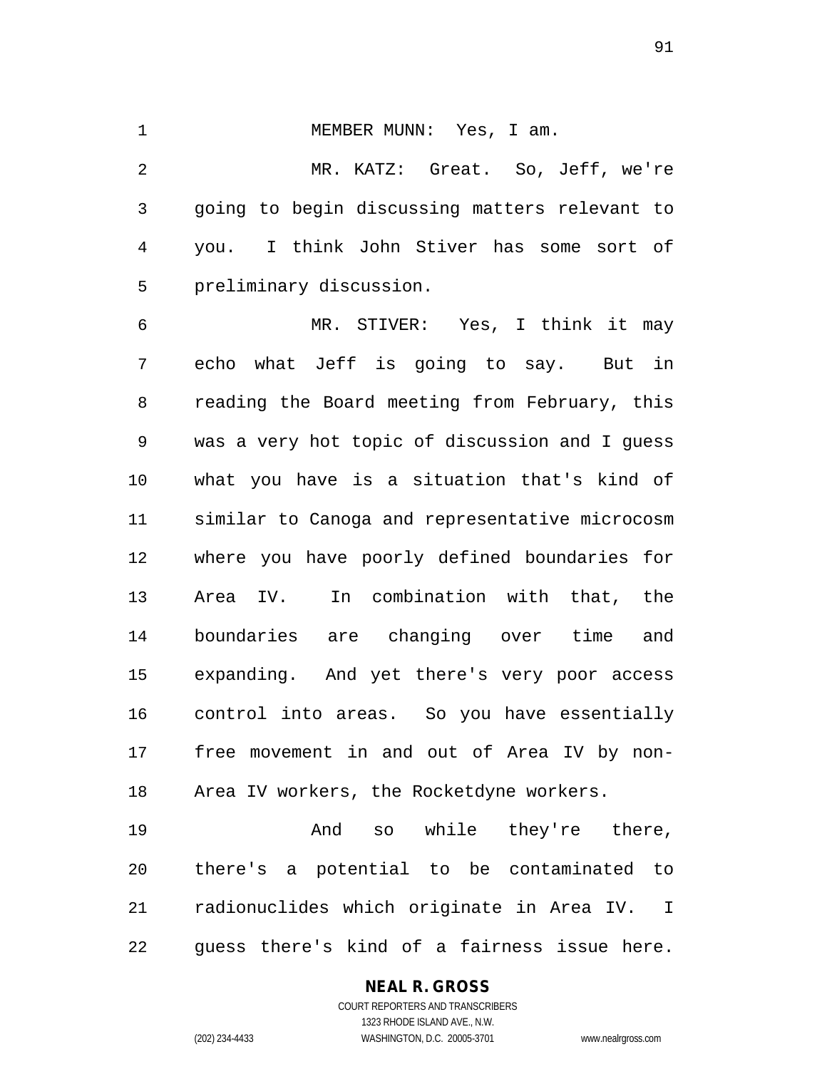MEMBER MUNN: Yes, I am.

MR. KATZ: Great. So, Jeff, we're going to begin discussing matters relevant to you. I think John Stiver has some sort of preliminary discussion.

MR. STIVER: Yes, I think it may echo what Jeff is going to say. But in reading the Board meeting from February, this was a very hot topic of discussion and I guess what you have is a situation that's kind of similar to Canoga and representative microcosm where you have poorly defined boundaries for Area IV. In combination with that, the boundaries are changing over time and expanding. And yet there's very poor access control into areas. So you have essentially free movement in and out of Area IV by non-Area IV workers, the Rocketdyne workers.

And so while they're there, there's a potential to be contaminated to radionuclides which originate in Area IV. I guess there's kind of a fairness issue here.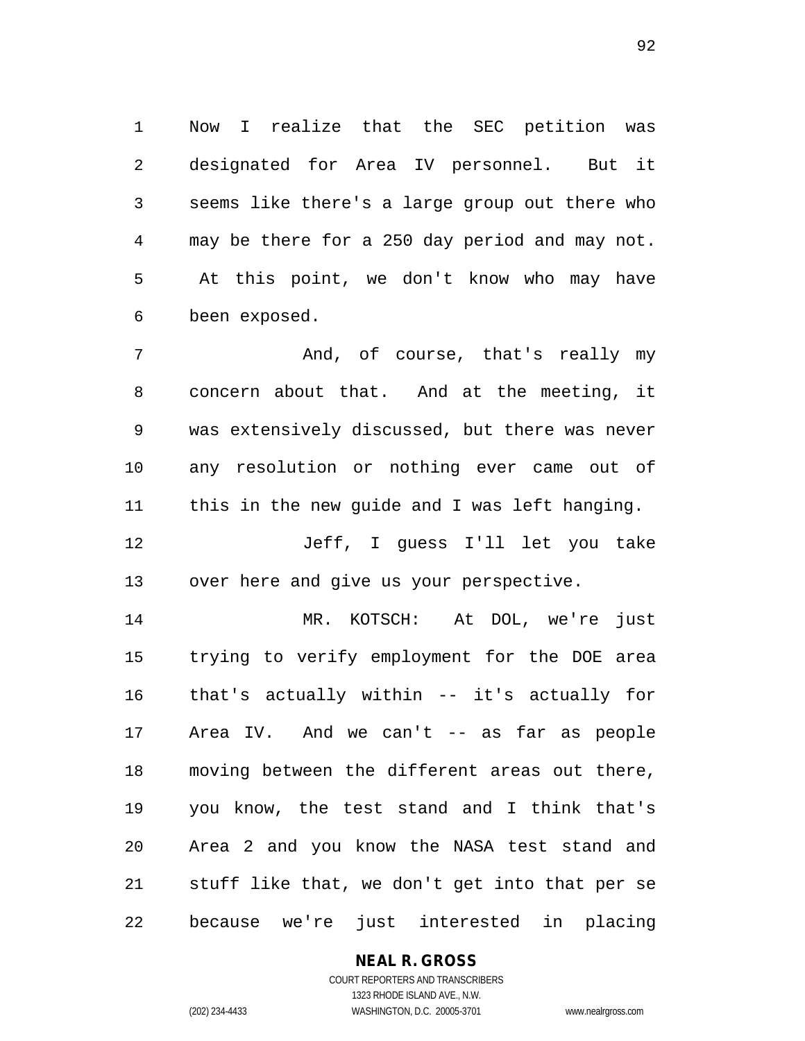Now I realize that the SEC petition was designated for Area IV personnel. But it seems like there's a large group out there who may be there for a 250 day period and may not. At this point, we don't know who may have been exposed.

And, of course, that's really my concern about that. And at the meeting, it was extensively discussed, but there was never any resolution or nothing ever came out of this in the new guide and I was left hanging.

Jeff, I guess I'll let you take over here and give us your perspective.

MR. KOTSCH: At DOL, we're just trying to verify employment for the DOE area that's actually within -- it's actually for Area IV. And we can't -- as far as people moving between the different areas out there, you know, the test stand and I think that's Area 2 and you know the NASA test stand and stuff like that, we don't get into that per se because we're just interested in placing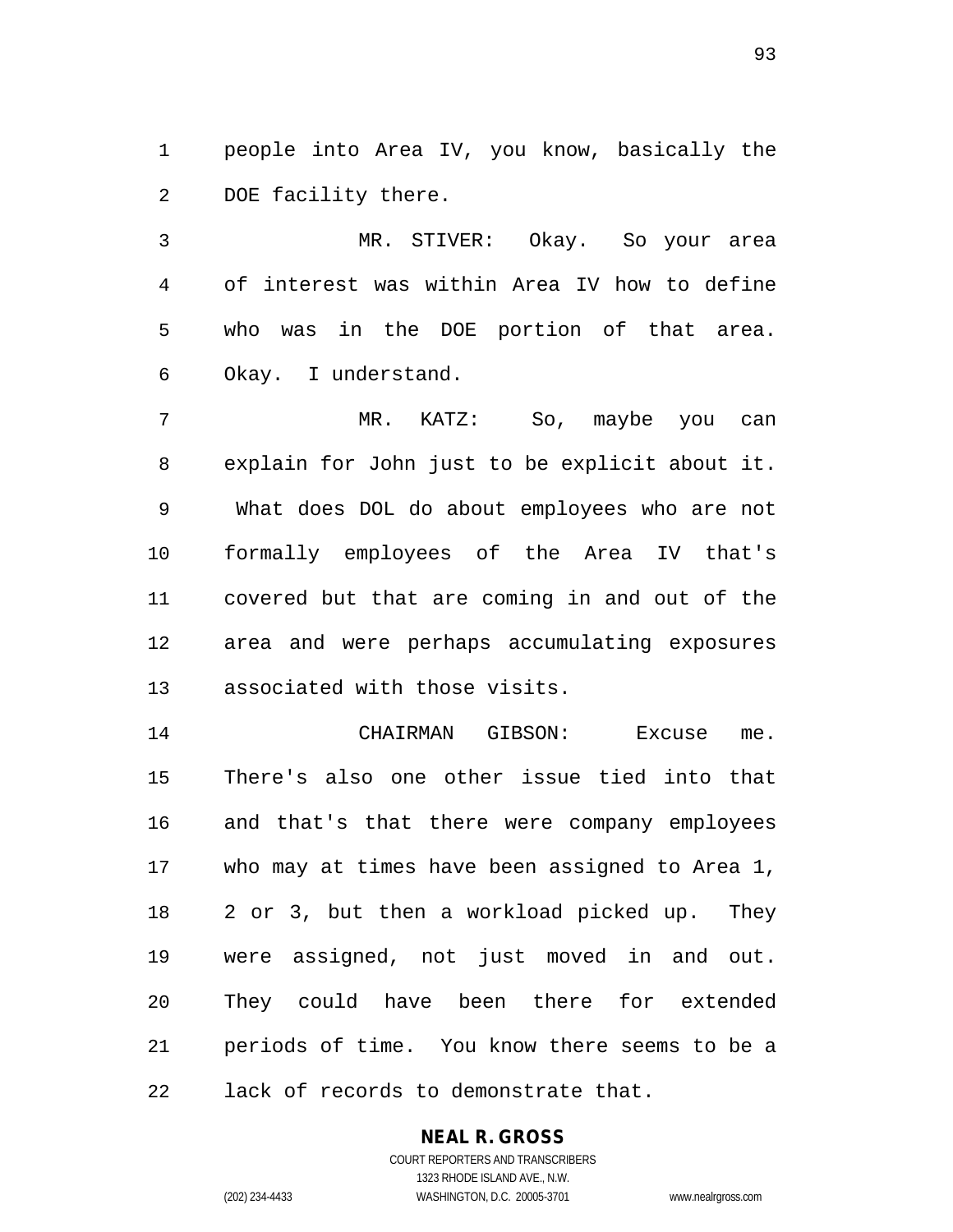people into Area IV, you know, basically the DOE facility there.

MR. STIVER: Okay. So your area of interest was within Area IV how to define who was in the DOE portion of that area. Okay. I understand.

MR. KATZ: So, maybe you can explain for John just to be explicit about it. What does DOL do about employees who are not formally employees of the Area IV that's covered but that are coming in and out of the area and were perhaps accumulating exposures associated with those visits.

CHAIRMAN GIBSON: Excuse me. There's also one other issue tied into that and that's that there were company employees who may at times have been assigned to Area 1, 2 or 3, but then a workload picked up. They were assigned, not just moved in and out. They could have been there for extended periods of time. You know there seems to be a lack of records to demonstrate that.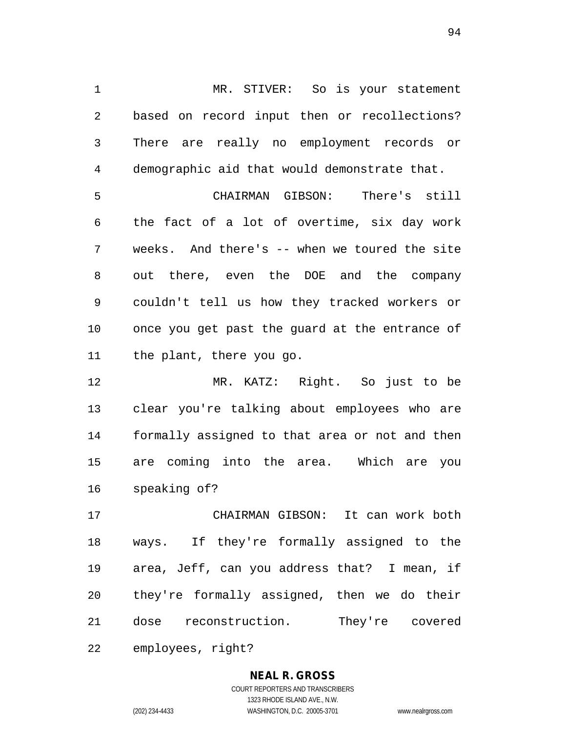MR. STIVER: So is your statement based on record input then or recollections? There are really no employment records or demographic aid that would demonstrate that.

CHAIRMAN GIBSON: There's still the fact of a lot of overtime, six day work weeks. And there's -- when we toured the site out there, even the DOE and the company couldn't tell us how they tracked workers or once you get past the guard at the entrance of the plant, there you go.

MR. KATZ: Right. So just to be clear you're talking about employees who are formally assigned to that area or not and then are coming into the area. Which are you speaking of?

CHAIRMAN GIBSON: It can work both ways. If they're formally assigned to the area, Jeff, can you address that? I mean, if they're formally assigned, then we do their dose reconstruction. They're covered employees, right?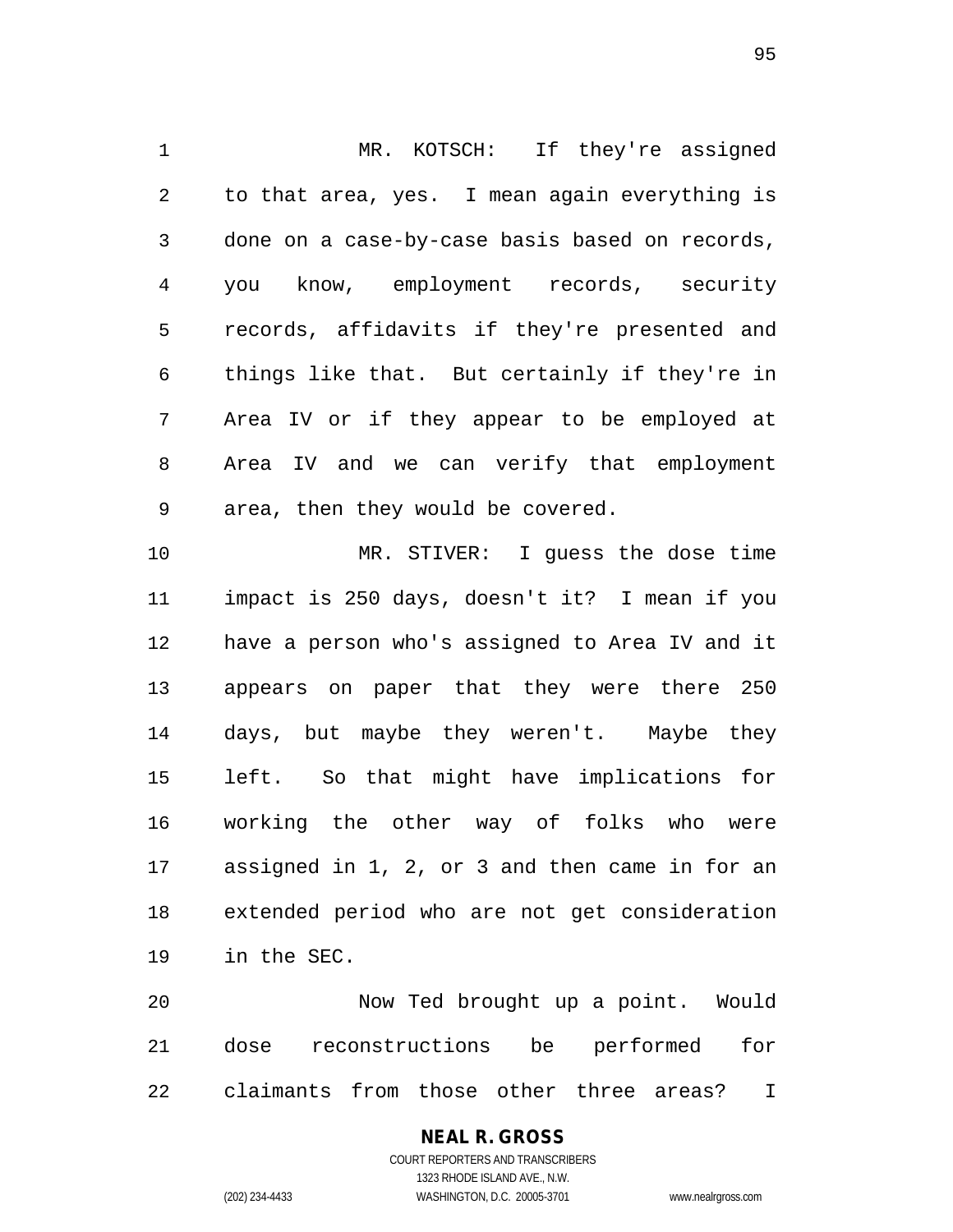MR. KOTSCH: If they're assigned to that area, yes. I mean again everything is done on a case-by-case basis based on records, you know, employment records, security records, affidavits if they're presented and things like that. But certainly if they're in Area IV or if they appear to be employed at Area IV and we can verify that employment area, then they would be covered.

MR. STIVER: I guess the dose time impact is 250 days, doesn't it? I mean if you have a person who's assigned to Area IV and it appears on paper that they were there 250 days, but maybe they weren't. Maybe they left. So that might have implications for working the other way of folks who were assigned in 1, 2, or 3 and then came in for an extended period who are not get consideration in the SEC.

Now Ted brought up a point. Would dose reconstructions be performed for claimants from those other three areas? I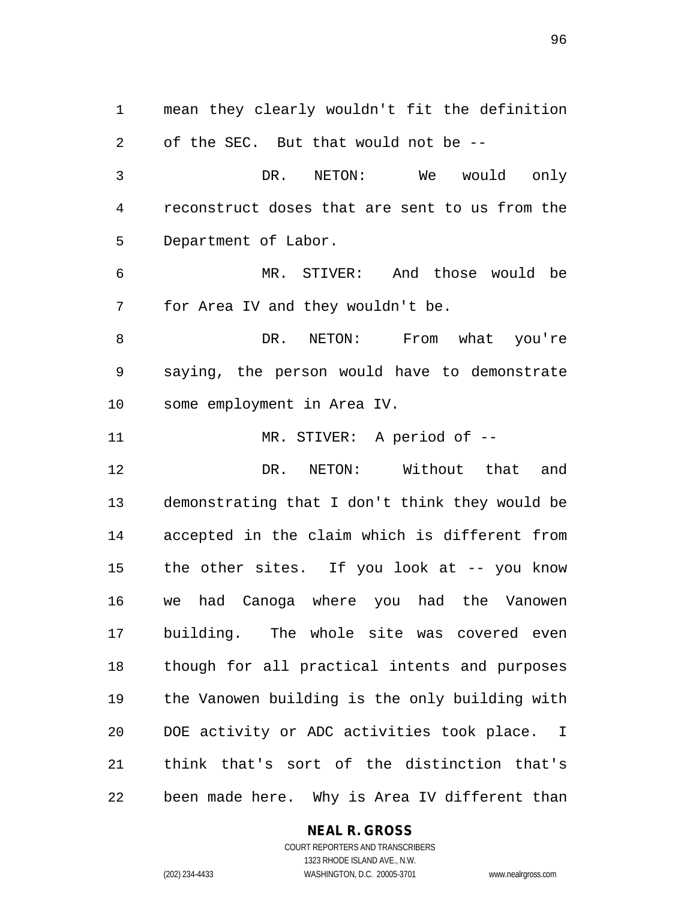mean they clearly wouldn't fit the definition of the SEC. But that would not be --

DR. NETON: We would only reconstruct doses that are sent to us from the Department of Labor.

MR. STIVER: And those would be for Area IV and they wouldn't be.

DR. NETON: From what you're saying, the person would have to demonstrate some employment in Area IV.

MR. STIVER: A period of --

DR. NETON: Without that and demonstrating that I don't think they would be accepted in the claim which is different from the other sites. If you look at -- you know we had Canoga where you had the Vanowen building. The whole site was covered even though for all practical intents and purposes the Vanowen building is the only building with DOE activity or ADC activities took place. I think that's sort of the distinction that's been made here. Why is Area IV different than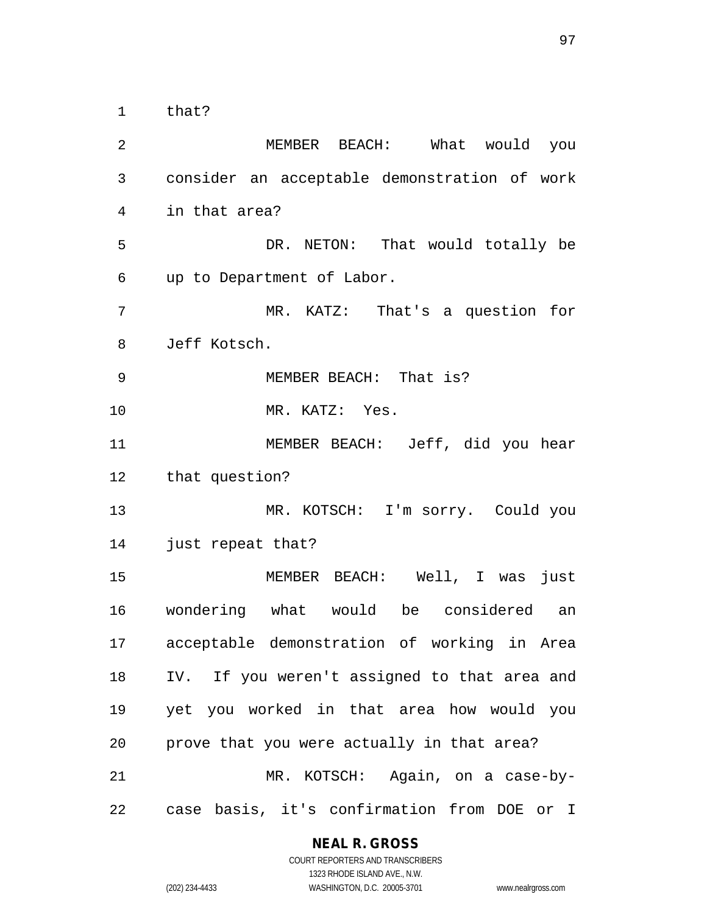that?

MEMBER BEACH: What would you consider an acceptable demonstration of work in that area?

DR. NETON: That would totally be up to Department of Labor.

MR. KATZ: That's a question for Jeff Kotsch.

MEMBER BEACH: That is?

MR. KATZ: Yes.

MEMBER BEACH: Jeff, did you hear that question?

MR. KOTSCH: I'm sorry. Could you just repeat that?

MEMBER BEACH: Well, I was just wondering what would be considered an acceptable demonstration of working in Area IV. If you weren't assigned to that area and yet you worked in that area how would you prove that you were actually in that area?

MR. KOTSCH: Again, on a case-by-case basis, it's confirmation from DOE or I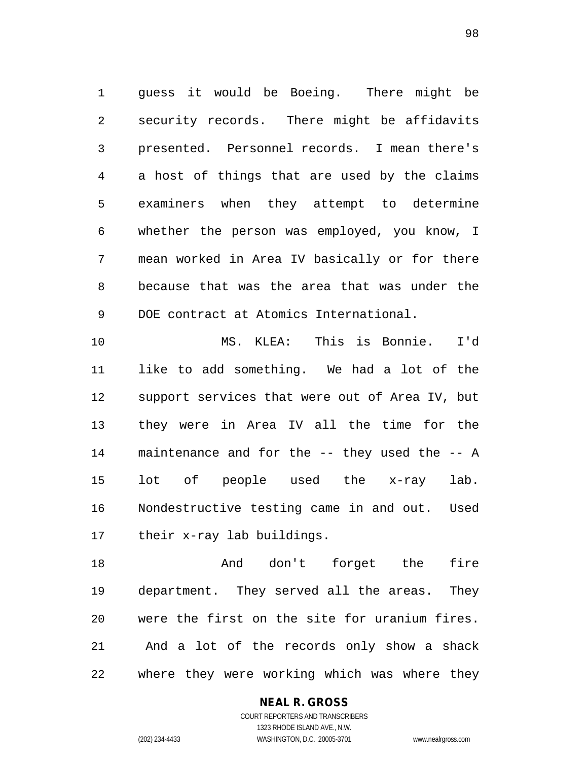guess it would be Boeing. There might be security records. There might be affidavits presented. Personnel records. I mean there's a host of things that are used by the claims examiners when they attempt to determine whether the person was employed, you know, I mean worked in Area IV basically or for there because that was the area that was under the DOE contract at Atomics International.

MS. KLEA: This is Bonnie. I'd like to add something. We had a lot of the support services that were out of Area IV, but they were in Area IV all the time for the maintenance and for the -- they used the -- A lot of people used the x-ray lab. Nondestructive testing came in and out. Used their x-ray lab buildings.

And don't forget the fire department. They served all the areas. They were the first on the site for uranium fires. And a lot of the records only show a shack where they were working which was where they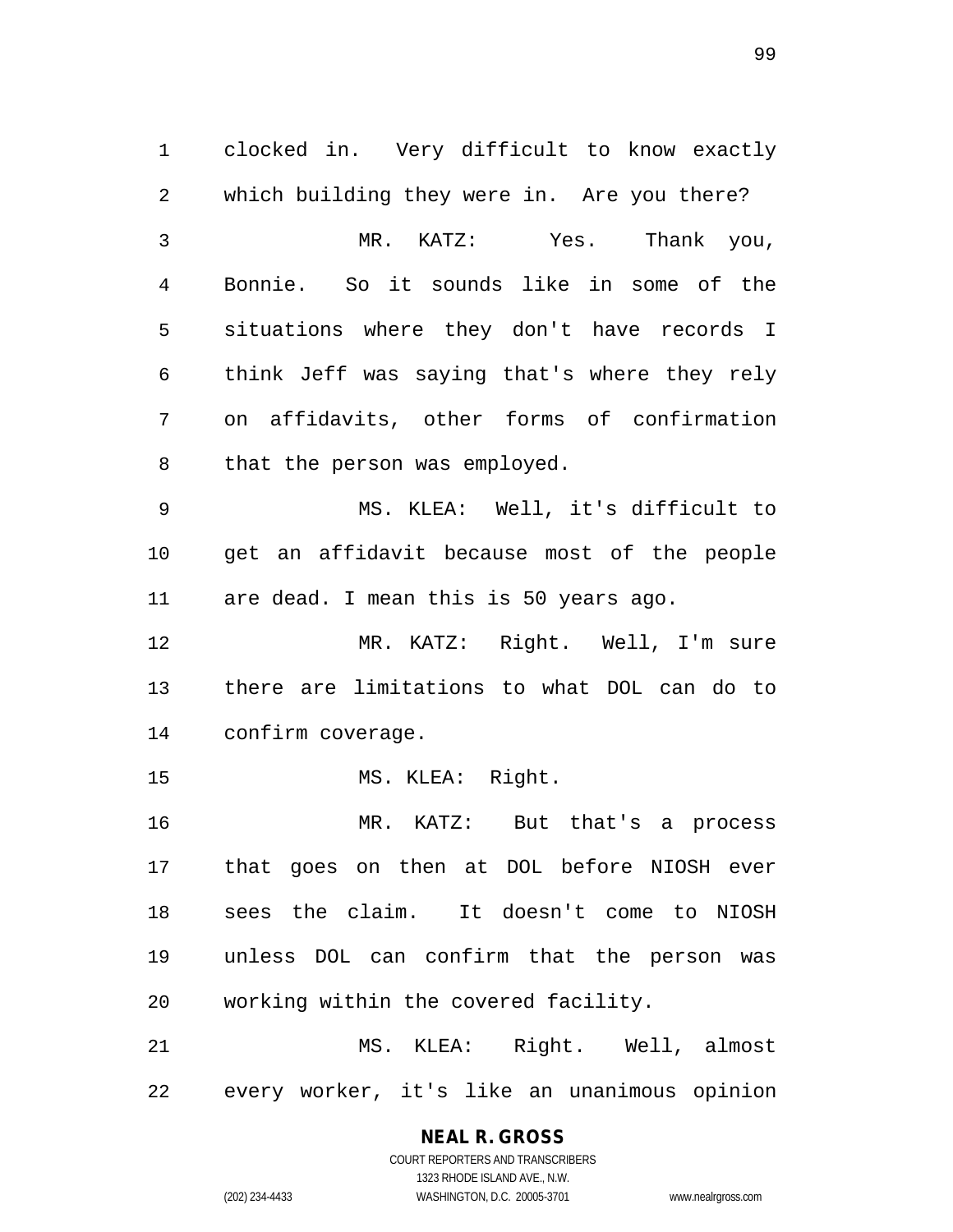clocked in. Very difficult to know exactly which building they were in. Are you there?

MR. KATZ: Yes. Thank you, Bonnie. So it sounds like in some of the situations where they don't have records I think Jeff was saying that's where they rely on affidavits, other forms of confirmation that the person was employed.

MS. KLEA: Well, it's difficult to get an affidavit because most of the people are dead. I mean this is 50 years ago.

MR. KATZ: Right. Well, I'm sure there are limitations to what DOL can do to confirm coverage.

MS. KLEA: Right.

MR. KATZ: But that's a process that goes on then at DOL before NIOSH ever sees the claim. It doesn't come to NIOSH unless DOL can confirm that the person was working within the covered facility.

MS. KLEA: Right. Well, almost every worker, it's like an unanimous opinion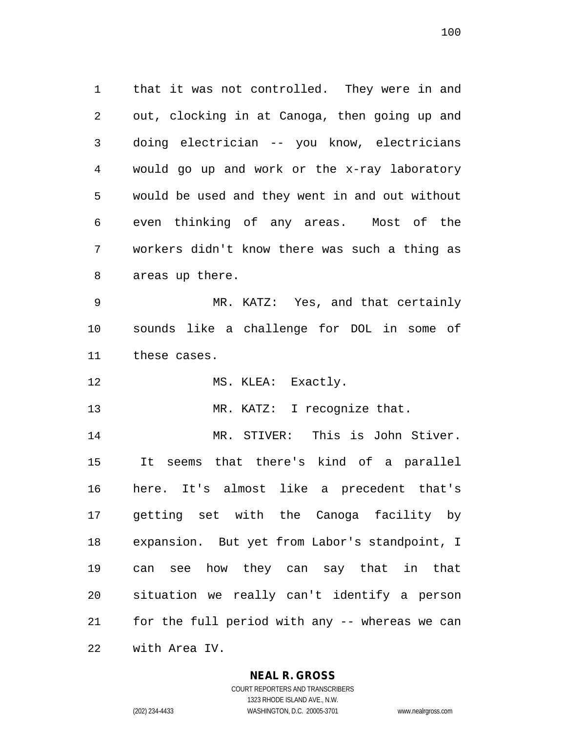that it was not controlled. They were in and out, clocking in at Canoga, then going up and doing electrician -- you know, electricians would go up and work or the x-ray laboratory would be used and they went in and out without even thinking of any areas. Most of the workers didn't know there was such a thing as areas up there.

MR. KATZ: Yes, and that certainly sounds like a challenge for DOL in some of these cases.

MS. KLEA: Exactly.

MR. KATZ: I recognize that.

MR. STIVER: This is John Stiver. It seems that there's kind of a parallel here. It's almost like a precedent that's getting set with the Canoga facility by expansion. But yet from Labor's standpoint, I can see how they can say that in that situation we really can't identify a person for the full period with any -- whereas we can with Area IV.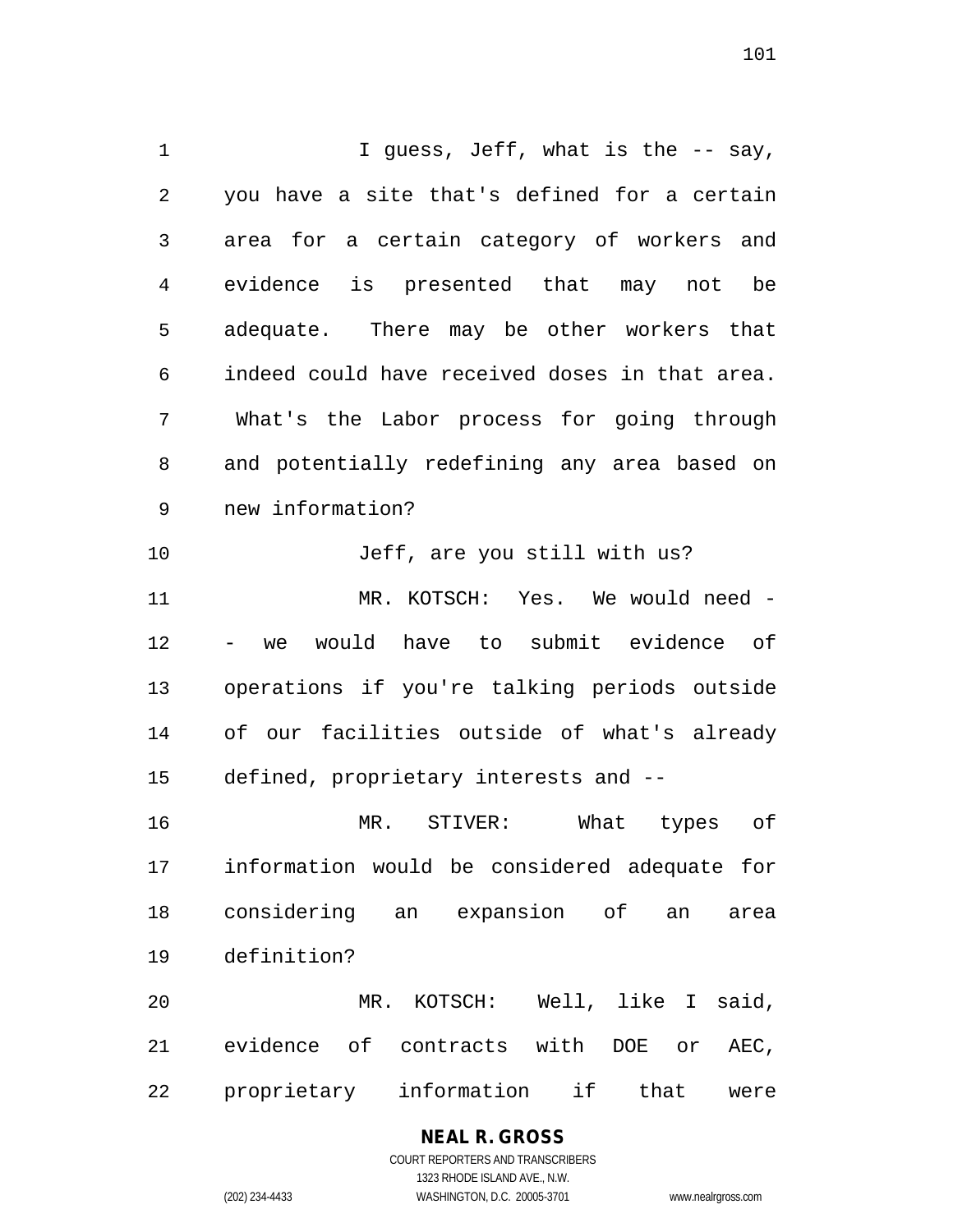I guess, Jeff, what is the -- say, you have a site that's defined for a certain area for a certain category of workers and evidence is presented that may not be adequate. There may be other workers that indeed could have received doses in that area. What's the Labor process for going through and potentially redefining any area based on new information?

Jeff, are you still with us?

MR. KOTSCH: Yes. We would need -- we would have to submit evidence of operations if you're talking periods outside of our facilities outside of what's already defined, proprietary interests and --

MR. STIVER: What types of information would be considered adequate for considering an expansion of an area definition?

MR. KOTSCH: Well, like I said, evidence of contracts with DOE or AEC, proprietary information if that were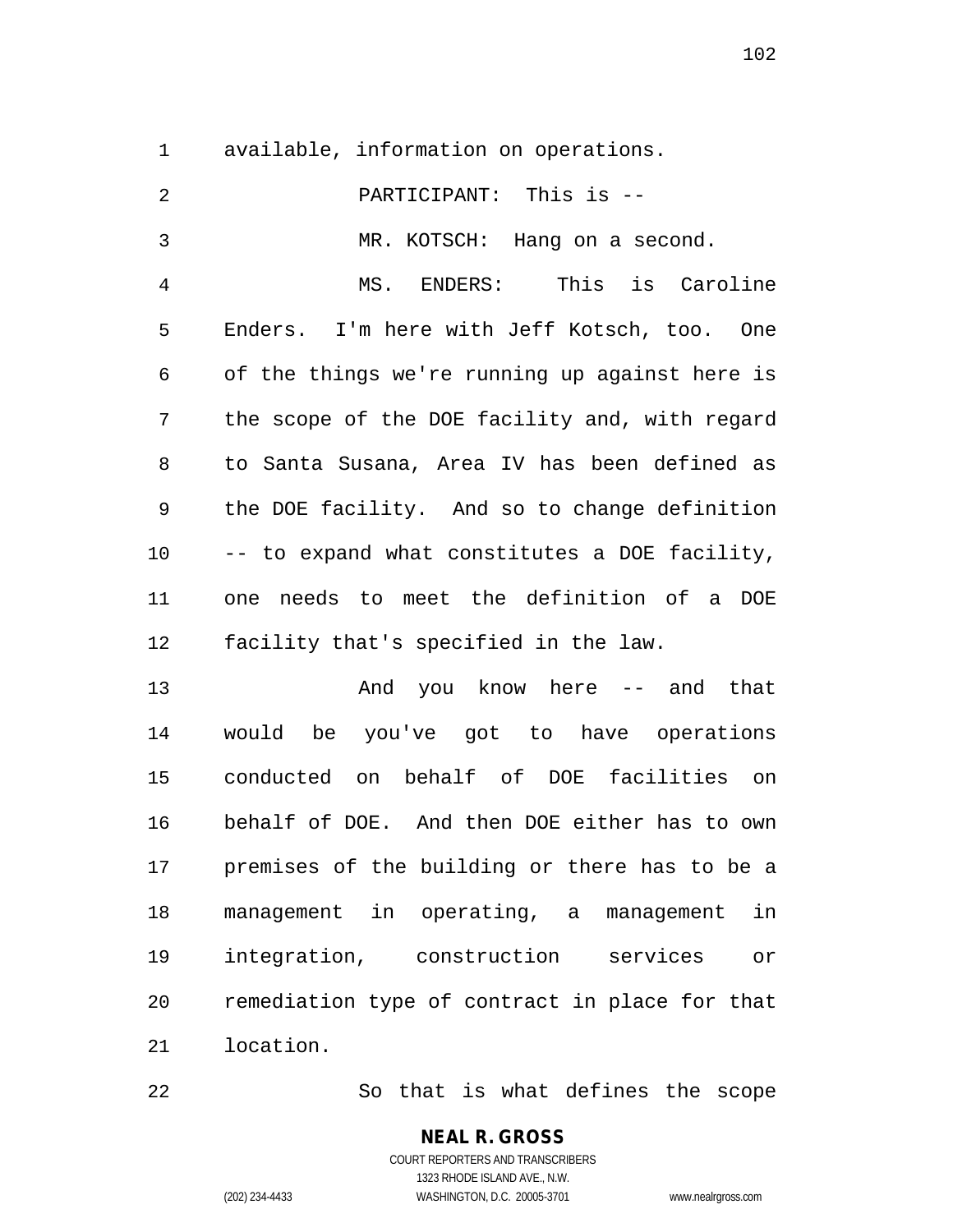available, information on operations.

PARTICIPANT: This is --

MR. KOTSCH: Hang on a second.

MS. ENDERS: This is Caroline Enders. I'm here with Jeff Kotsch, too. One of the things we're running up against here is the scope of the DOE facility and, with regard to Santa Susana, Area IV has been defined as the DOE facility. And so to change definition -- to expand what constitutes a DOE facility, one needs to meet the definition of a DOE facility that's specified in the law.

And you know here -- and that would be you've got to have operations conducted on behalf of DOE facilities on behalf of DOE. And then DOE either has to own premises of the building or there has to be a management in operating, a management in integration, construction services or remediation type of contract in place for that location.

So that is what defines the scope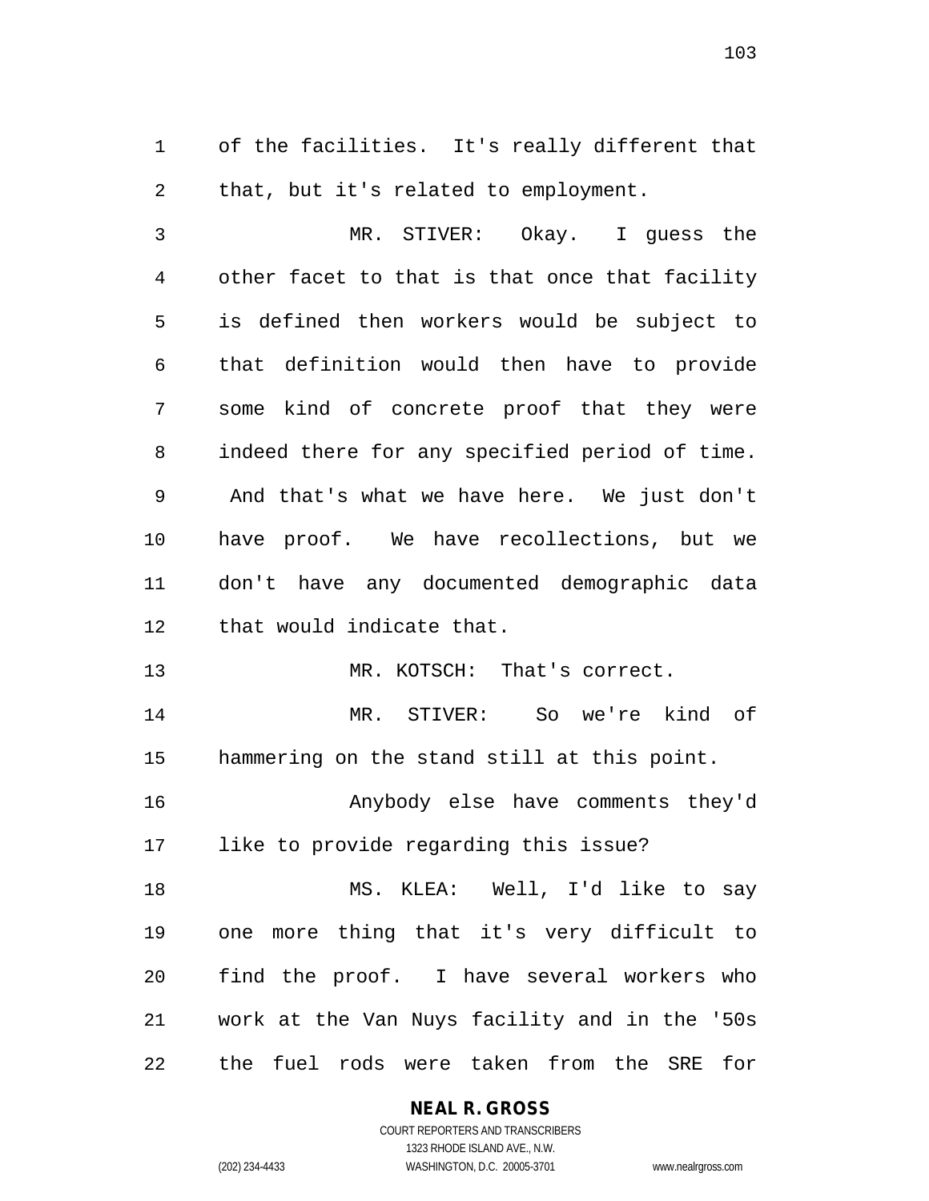of the facilities. It's really different that that, but it's related to employment.

MR. STIVER: Okay. I guess the other facet to that is that once that facility is defined then workers would be subject to that definition would then have to provide some kind of concrete proof that they were indeed there for any specified period of time. And that's what we have here. We just don't have proof. We have recollections, but we don't have any documented demographic data that would indicate that.

MR. KOTSCH: That's correct.

MR. STIVER: So we're kind of hammering on the stand still at this point.

Anybody else have comments they'd like to provide regarding this issue?

MS. KLEA: Well, I'd like to say one more thing that it's very difficult to find the proof. I have several workers who work at the Van Nuys facility and in the '50s the fuel rods were taken from the SRE for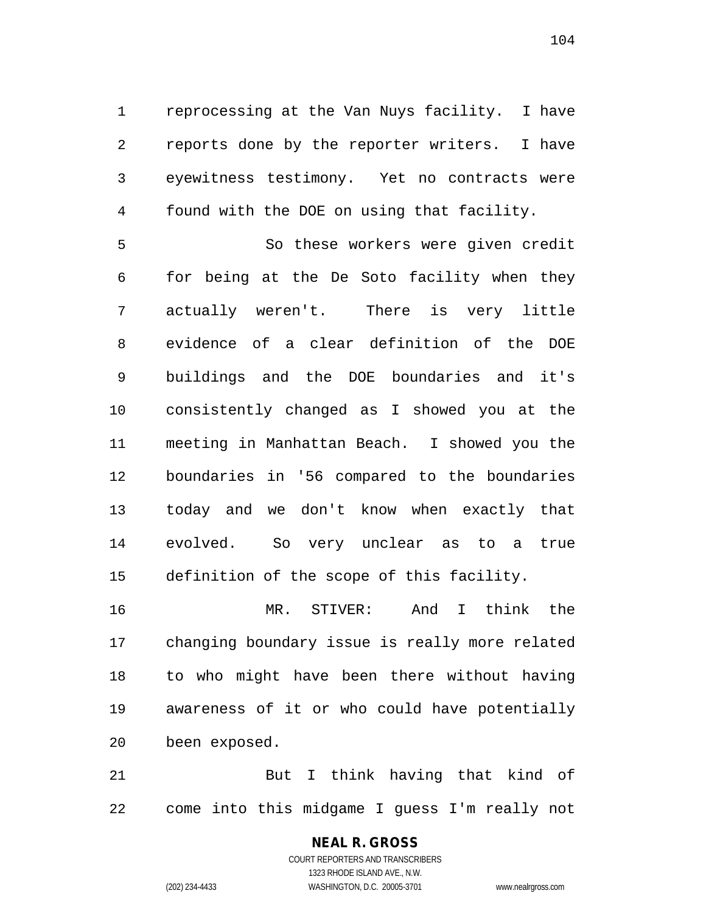reprocessing at the Van Nuys facility. I have reports done by the reporter writers. I have eyewitness testimony. Yet no contracts were found with the DOE on using that facility.

So these workers were given credit for being at the De Soto facility when they actually weren't. There is very little evidence of a clear definition of the DOE buildings and the DOE boundaries and it's consistently changed as I showed you at the meeting in Manhattan Beach. I showed you the boundaries in '56 compared to the boundaries today and we don't know when exactly that evolved. So very unclear as to a true definition of the scope of this facility.

MR. STIVER: And I think the changing boundary issue is really more related to who might have been there without having awareness of it or who could have potentially been exposed.

But I think having that kind of come into this midgame I guess I'm really not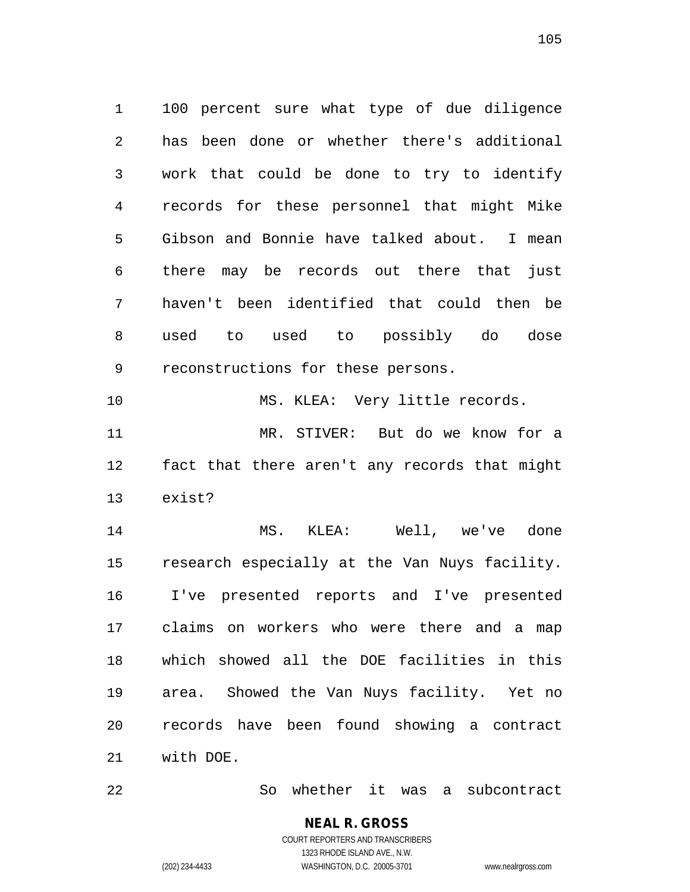100 percent sure what type of due diligence has been done or whether there's additional work that could be done to try to identify records for these personnel that might Mike Gibson and Bonnie have talked about. I mean there may be records out there that just haven't been identified that could then be used to used to possibly do dose reconstructions for these persons.

MS. KLEA: Very little records.

MR. STIVER: But do we know for a fact that there aren't any records that might exist?

MS. KLEA: Well, we've done research especially at the Van Nuys facility. I've presented reports and I've presented claims on workers who were there and a map which showed all the DOE facilities in this area. Showed the Van Nuys facility. Yet no records have been found showing a contract with DOE.

So whether it was a subcontract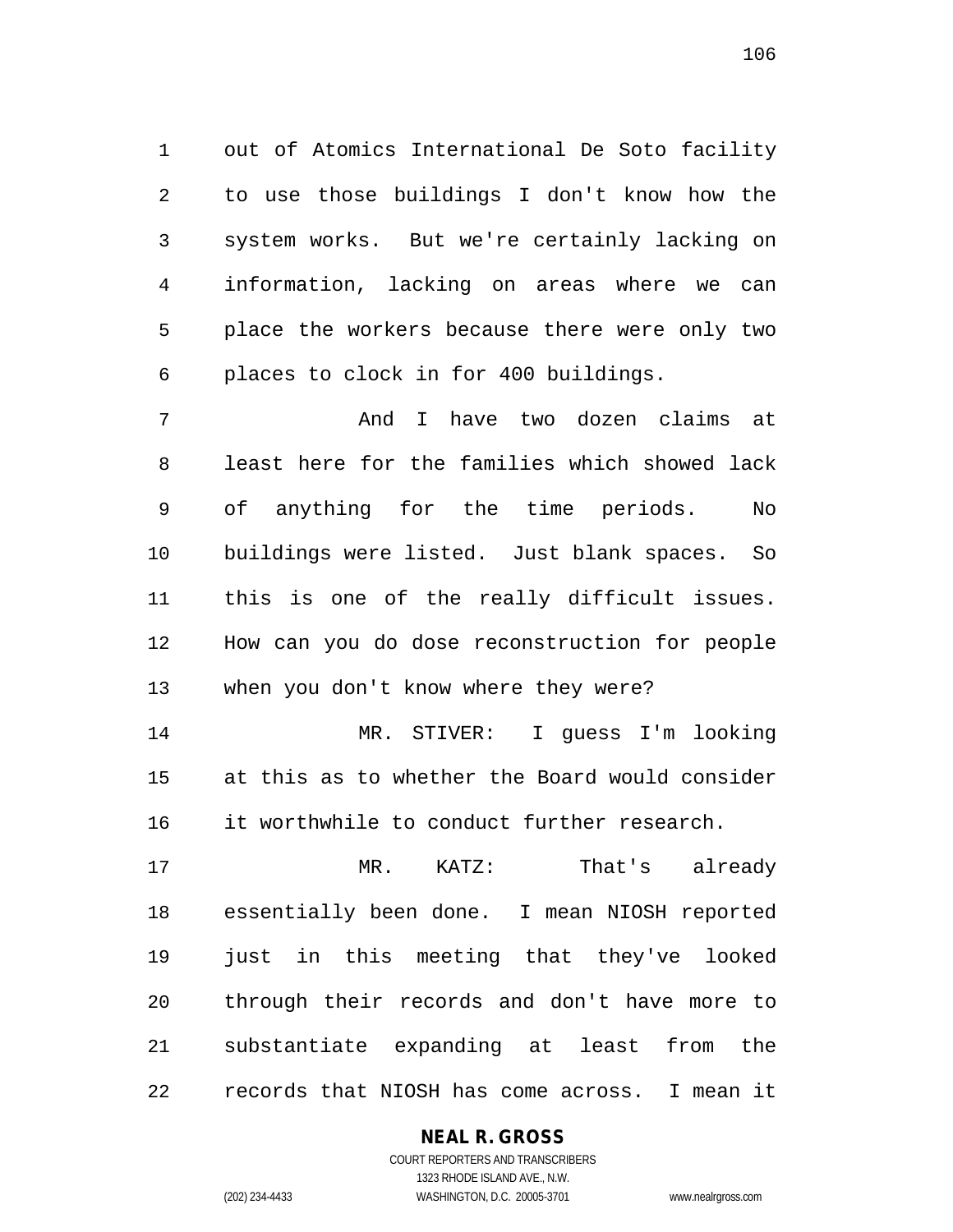out of Atomics International De Soto facility to use those buildings I don't know how the system works. But we're certainly lacking on information, lacking on areas where we can place the workers because there were only two places to clock in for 400 buildings.

And I have two dozen claims at least here for the families which showed lack of anything for the time periods. No buildings were listed. Just blank spaces. So this is one of the really difficult issues. How can you do dose reconstruction for people when you don't know where they were?

MR. STIVER: I guess I'm looking at this as to whether the Board would consider it worthwhile to conduct further research.

MR. KATZ: That's already essentially been done. I mean NIOSH reported just in this meeting that they've looked through their records and don't have more to substantiate expanding at least from the records that NIOSH has come across. I mean it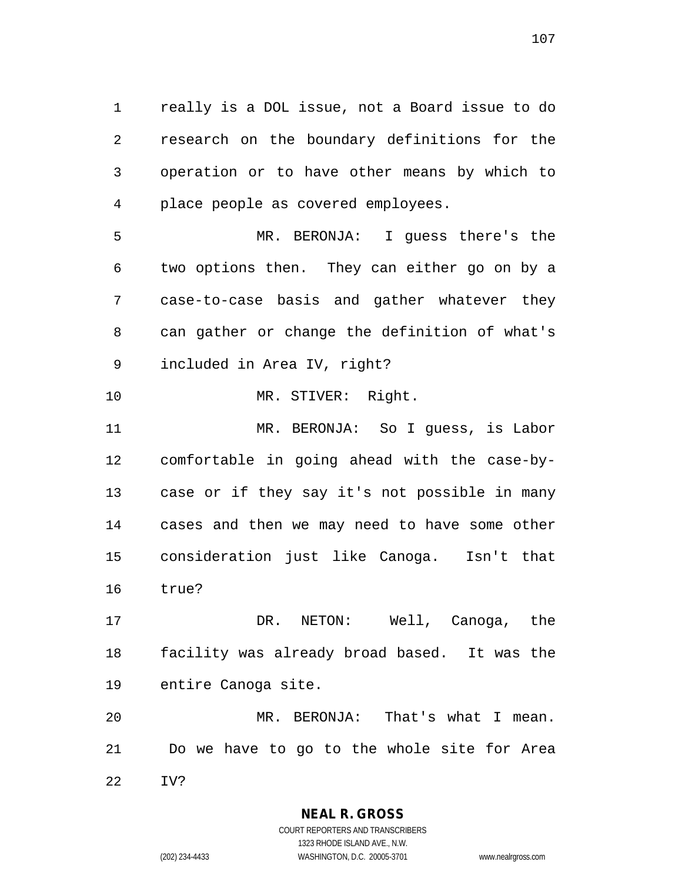really is a DOL issue, not a Board issue to do research on the boundary definitions for the operation or to have other means by which to place people as covered employees.

MR. BERONJA: I guess there's the two options then. They can either go on by a case-to-case basis and gather whatever they can gather or change the definition of what's included in Area IV, right?

MR. STIVER: Right.

MR. BERONJA: So I guess, is Labor comfortable in going ahead with the case-by-case or if they say it's not possible in many cases and then we may need to have some other consideration just like Canoga. Isn't that true?

DR. NETON: Well, Canoga, the facility was already broad based. It was the entire Canoga site.

MR. BERONJA: That's what I mean. Do we have to go to the whole site for Area IV?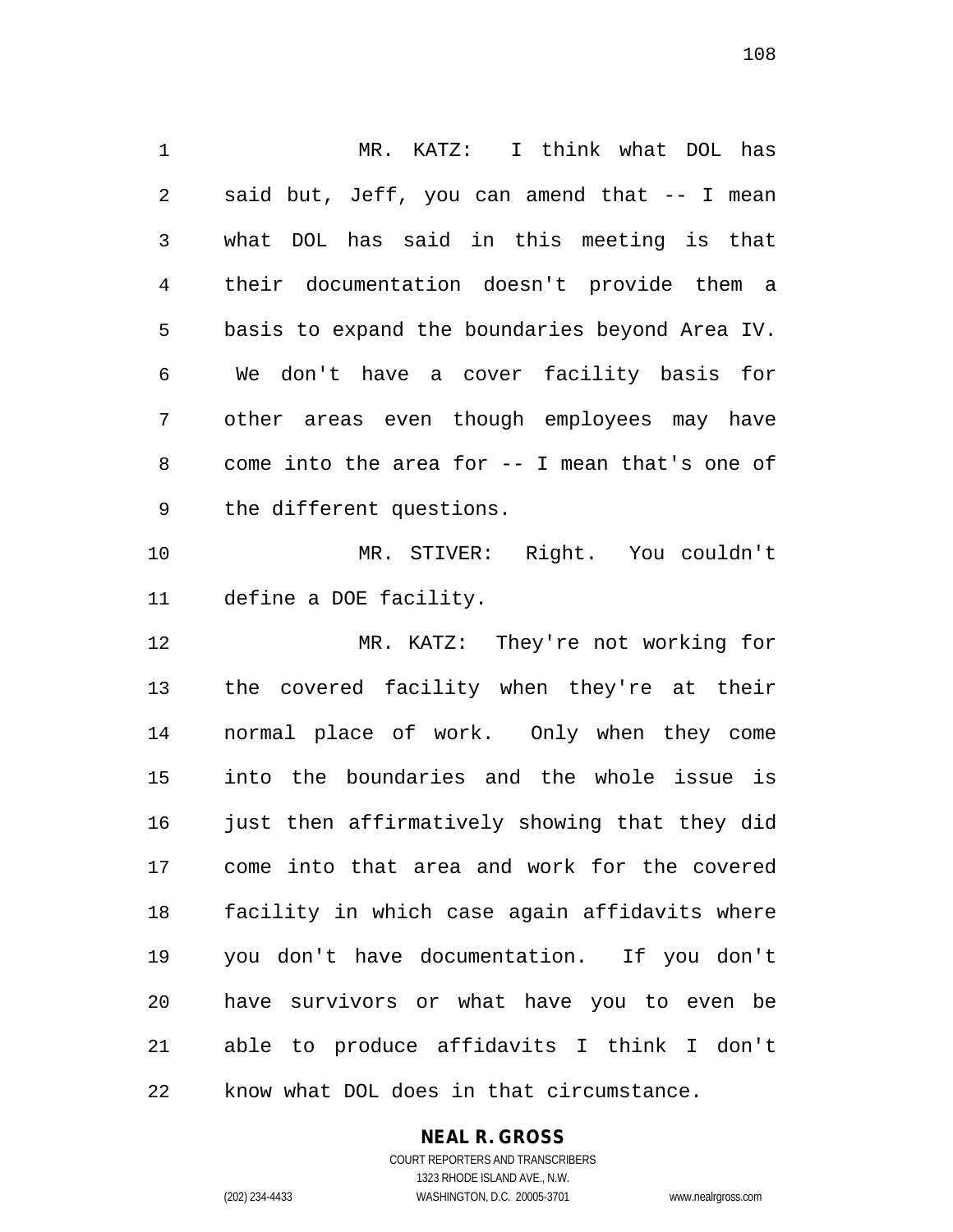MR. KATZ: I think what DOL has said but, Jeff, you can amend that -- I mean what DOL has said in this meeting is that their documentation doesn't provide them a basis to expand the boundaries beyond Area IV. We don't have a cover facility basis for other areas even though employees may have come into the area for -- I mean that's one of the different questions.

MR. STIVER: Right. You couldn't define a DOE facility.

MR. KATZ: They're not working for the covered facility when they're at their normal place of work. Only when they come into the boundaries and the whole issue is just then affirmatively showing that they did come into that area and work for the covered facility in which case again affidavits where you don't have documentation. If you don't have survivors or what have you to even be able to produce affidavits I think I don't know what DOL does in that circumstance.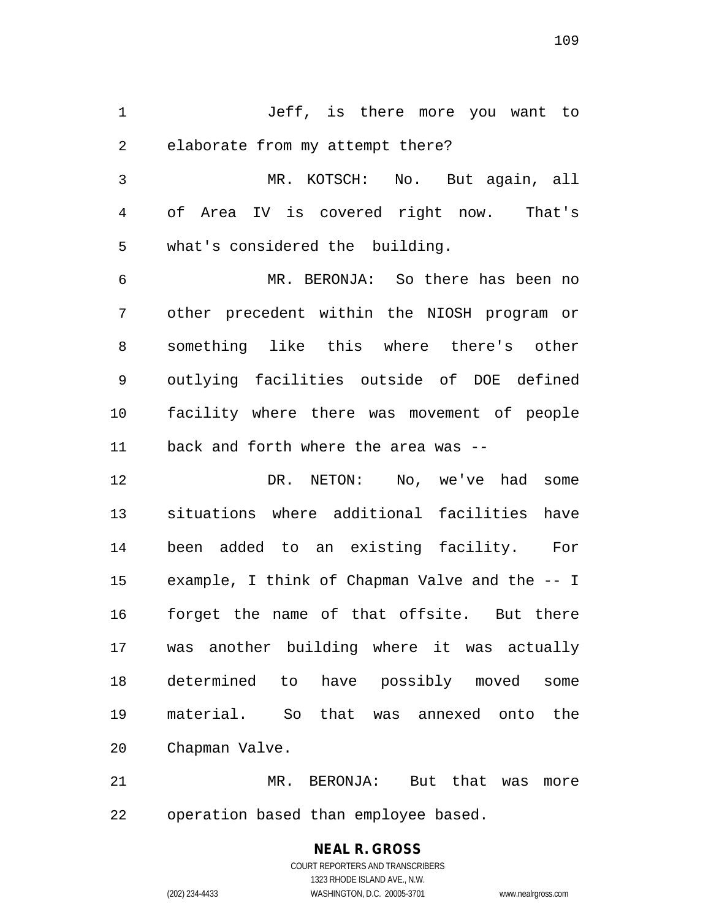Jeff, is there more you want to elaborate from my attempt there?

MR. KOTSCH: No. But again, all of Area IV is covered right now. That's what's considered the building.

MR. BERONJA: So there has been no other precedent within the NIOSH program or something like this where there's other outlying facilities outside of DOE defined facility where there was movement of people back and forth where the area was --

DR. NETON: No, we've had some situations where additional facilities have been added to an existing facility. For example, I think of Chapman Valve and the -- I forget the name of that offsite. But there was another building where it was actually determined to have possibly moved some material. So that was annexed onto the Chapman Valve.

MR. BERONJA: But that was more operation based than employee based.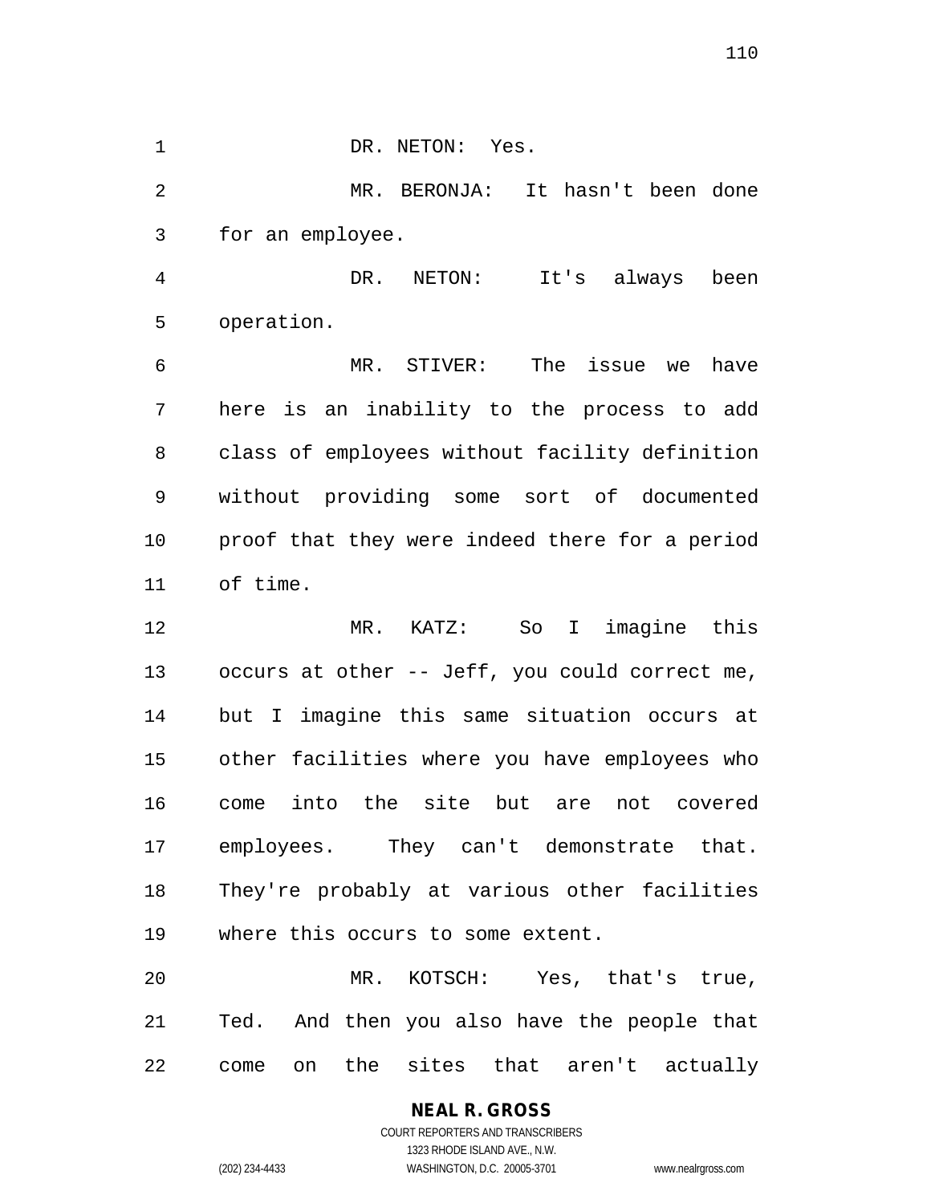DR. NETON: Yes.

MR. BERONJA: It hasn't been done for an employee.

DR. NETON: It's always been operation.

MR. STIVER: The issue we have here is an inability to the process to add class of employees without facility definition without providing some sort of documented proof that they were indeed there for a period of time.

MR. KATZ: So I imagine this occurs at other -- Jeff, you could correct me, but I imagine this same situation occurs at other facilities where you have employees who come into the site but are not covered employees. They can't demonstrate that. They're probably at various other facilities where this occurs to some extent.

MR. KOTSCH: Yes, that's true, Ted. And then you also have the people that come on the sites that aren't actually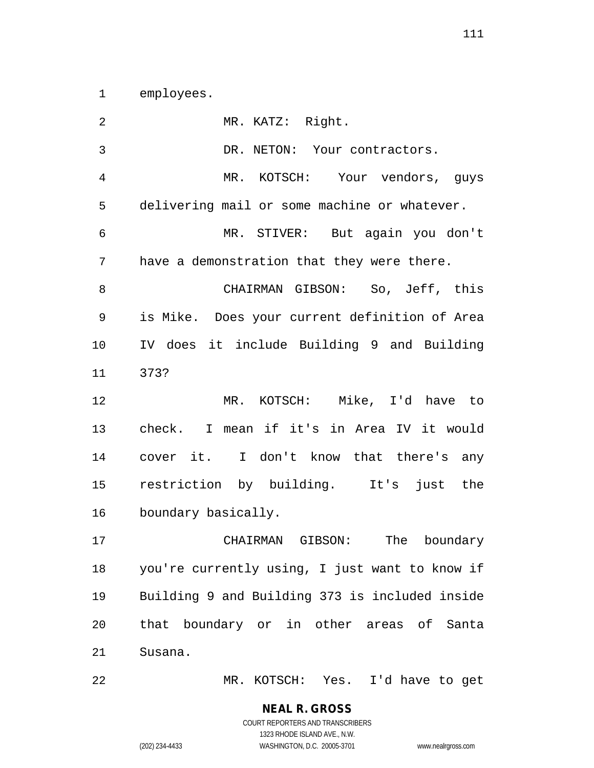employees.

MR. KATZ: Right.

DR. NETON: Your contractors.

MR. KOTSCH: Your vendors, guys delivering mail or some machine or whatever.

MR. STIVER: But again you don't have a demonstration that they were there.

CHAIRMAN GIBSON: So, Jeff, this is Mike. Does your current definition of Area IV does it include Building 9 and Building 373?

MR. KOTSCH: Mike, I'd have to check. I mean if it's in Area IV it would cover it. I don't know that there's any restriction by building. It's just the boundary basically.

CHAIRMAN GIBSON: The boundary you're currently using, I just want to know if Building 9 and Building 373 is included inside that boundary or in other areas of Santa Susana.

MR. KOTSCH: Yes. I'd have to get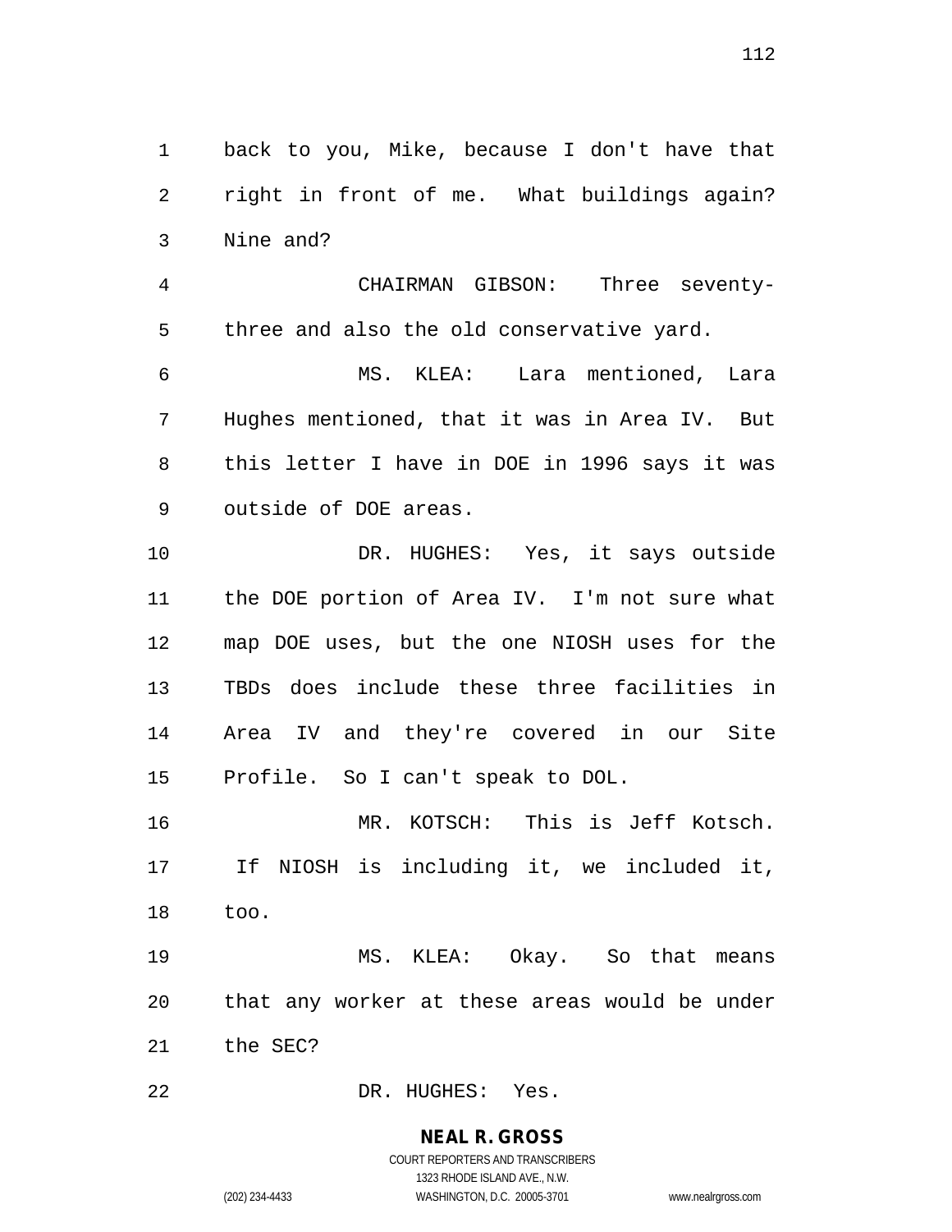back to you, Mike, because I don't have that right in front of me. What buildings again? Nine and?

CHAIRMAN GIBSON: Three seventy-three and also the old conservative yard.

MS. KLEA: Lara mentioned, Lara Hughes mentioned, that it was in Area IV. But this letter I have in DOE in 1996 says it was outside of DOE areas.

DR. HUGHES: Yes, it says outside the DOE portion of Area IV. I'm not sure what map DOE uses, but the one NIOSH uses for the TBDs does include these three facilities in Area IV and they're covered in our Site Profile. So I can't speak to DOL.

MR. KOTSCH: This is Jeff Kotsch. If NIOSH is including it, we included it, too.

MS. KLEA: Okay. So that means that any worker at these areas would be under the SEC?

DR. HUGHES: Yes.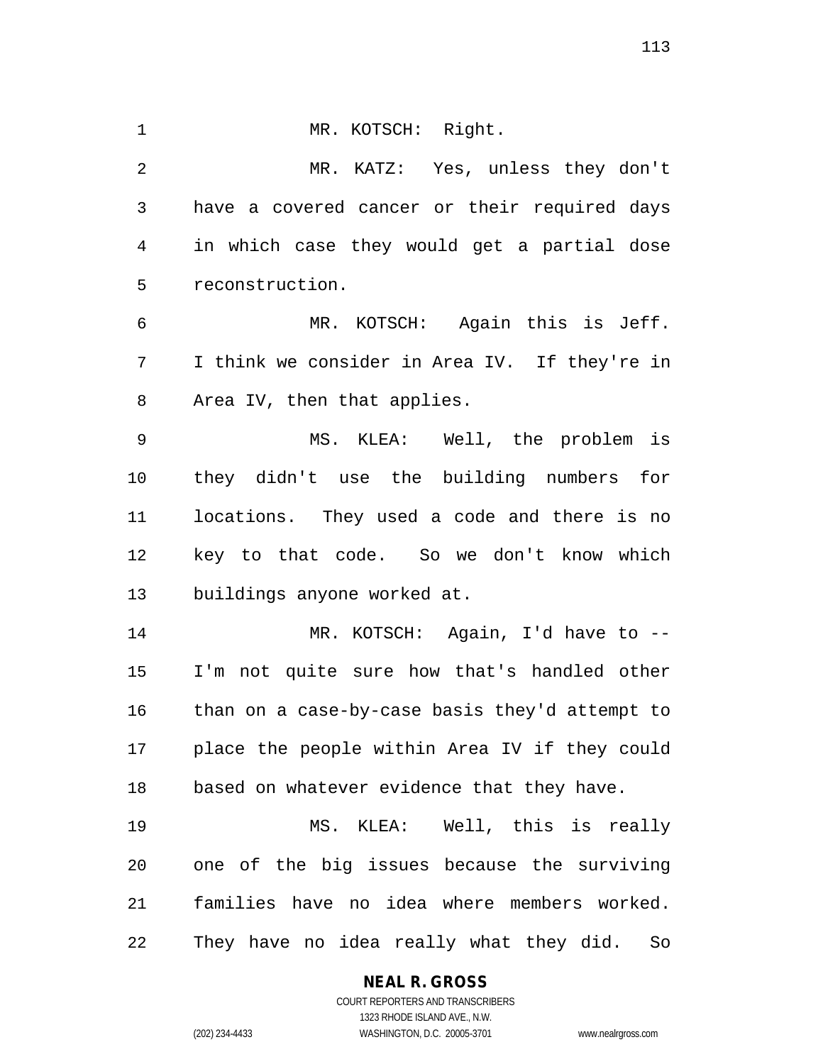MR. KOTSCH: Right.

MR. KATZ: Yes, unless they don't have a covered cancer or their required days in which case they would get a partial dose reconstruction.

MR. KOTSCH: Again this is Jeff. I think we consider in Area IV. If they're in Area IV, then that applies.

MS. KLEA: Well, the problem is they didn't use the building numbers for locations. They used a code and there is no key to that code. So we don't know which buildings anyone worked at.

MR. KOTSCH: Again, I'd have to -- I'm not quite sure how that's handled other than on a case-by-case basis they'd attempt to place the people within Area IV if they could based on whatever evidence that they have.

MS. KLEA: Well, this is really one of the big issues because the surviving families have no idea where members worked. They have no idea really what they did. So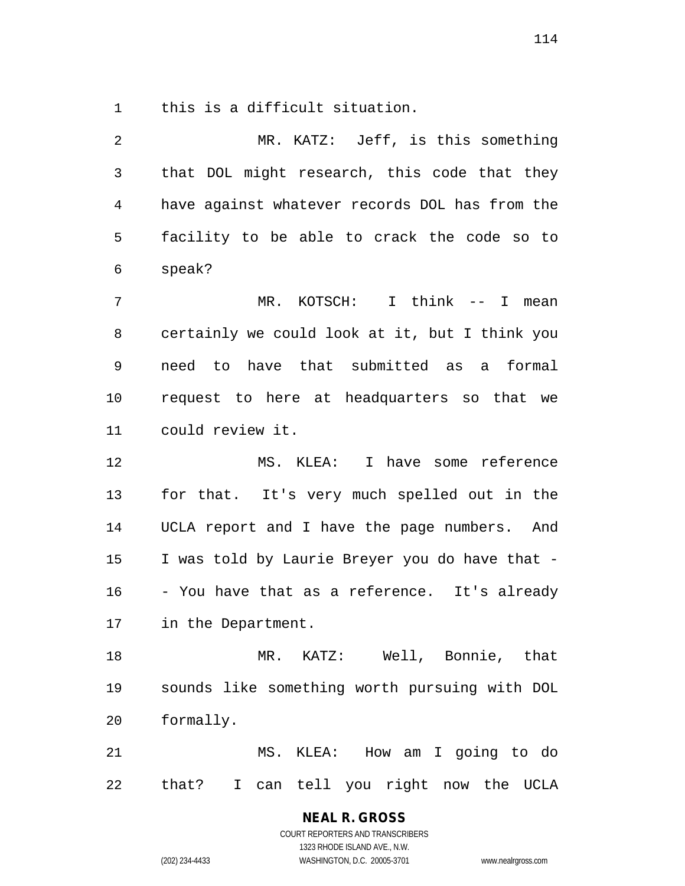this is a difficult situation.

MR. KATZ: Jeff, is this something that DOL might research, this code that they have against whatever records DOL has from the facility to be able to crack the code so to speak?

MR. KOTSCH: I think -- I mean certainly we could look at it, but I think you need to have that submitted as a formal request to here at headquarters so that we could review it.

MS. KLEA: I have some reference for that. It's very much spelled out in the UCLA report and I have the page numbers. And I was told by Laurie Breyer you do have that -- You have that as a reference. It's already in the Department.

MR. KATZ: Well, Bonnie, that sounds like something worth pursuing with DOL formally.

MS. KLEA: How am I going to do that? I can tell you right now the UCLA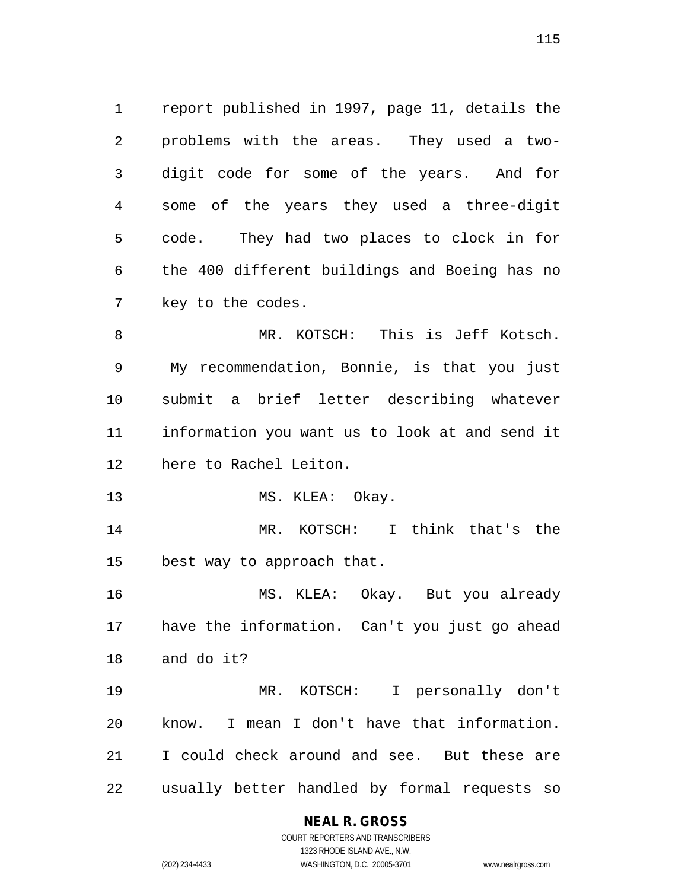report published in 1997, page 11, details the problems with the areas. They used a two-digit code for some of the years. And for some of the years they used a three-digit code. They had two places to clock in for the 400 different buildings and Boeing has no key to the codes.

MR. KOTSCH: This is Jeff Kotsch. My recommendation, Bonnie, is that you just submit a brief letter describing whatever information you want us to look at and send it here to Rachel Leiton.

MS. KLEA: Okay.

MR. KOTSCH: I think that's the best way to approach that.

MS. KLEA: Okay. But you already have the information. Can't you just go ahead and do it?

MR. KOTSCH: I personally don't know. I mean I don't have that information. I could check around and see. But these are usually better handled by formal requests so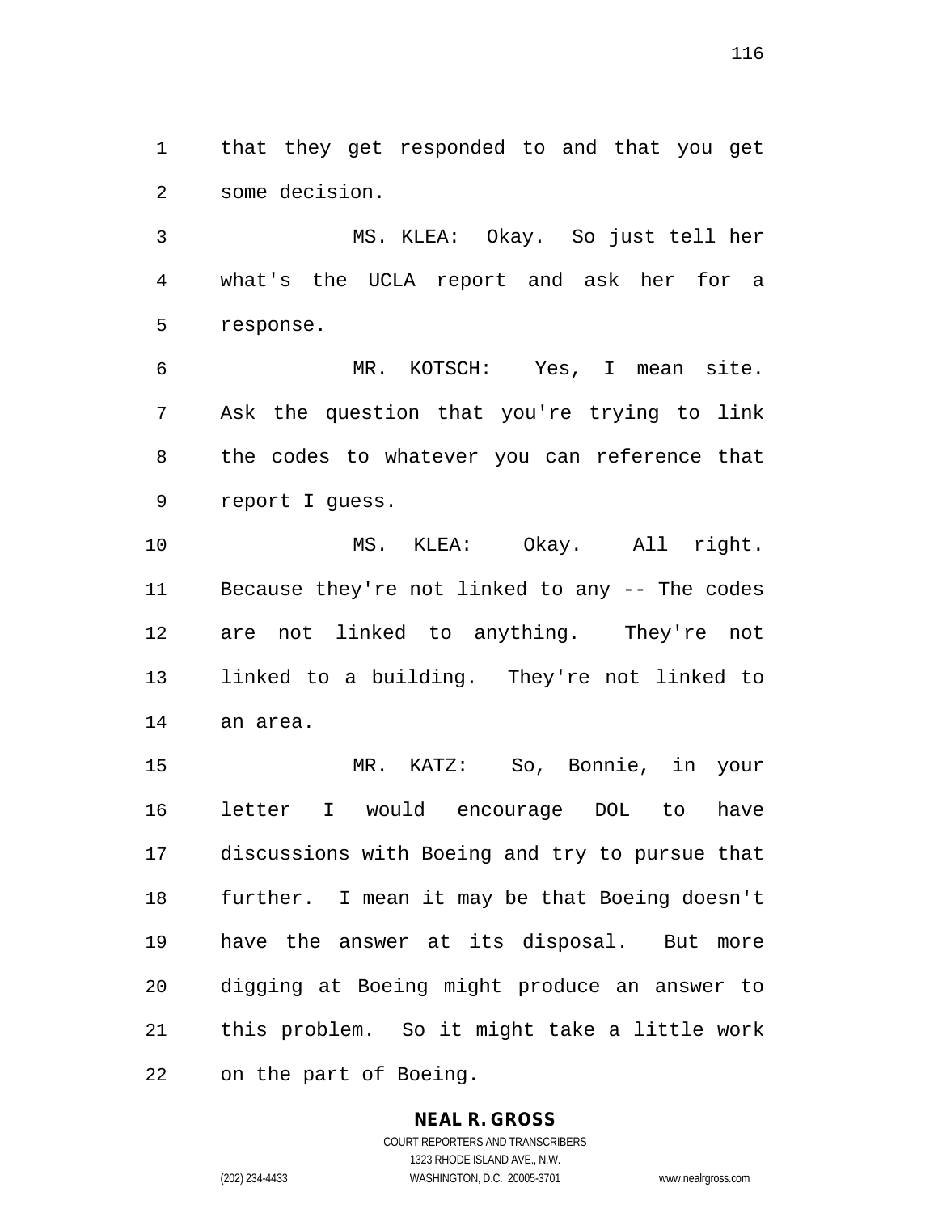that they get responded to and that you get some decision.

MS. KLEA: Okay. So just tell her what's the UCLA report and ask her for a response.

MR. KOTSCH: Yes, I mean site. Ask the question that you're trying to link the codes to whatever you can reference that report I guess.

MS. KLEA: Okay. All right. Because they're not linked to any -- The codes are not linked to anything. They're not linked to a building. They're not linked to an area.

MR. KATZ: So, Bonnie, in your letter I would encourage DOL to have discussions with Boeing and try to pursue that further. I mean it may be that Boeing doesn't have the answer at its disposal. But more digging at Boeing might produce an answer to this problem. So it might take a little work on the part of Boeing.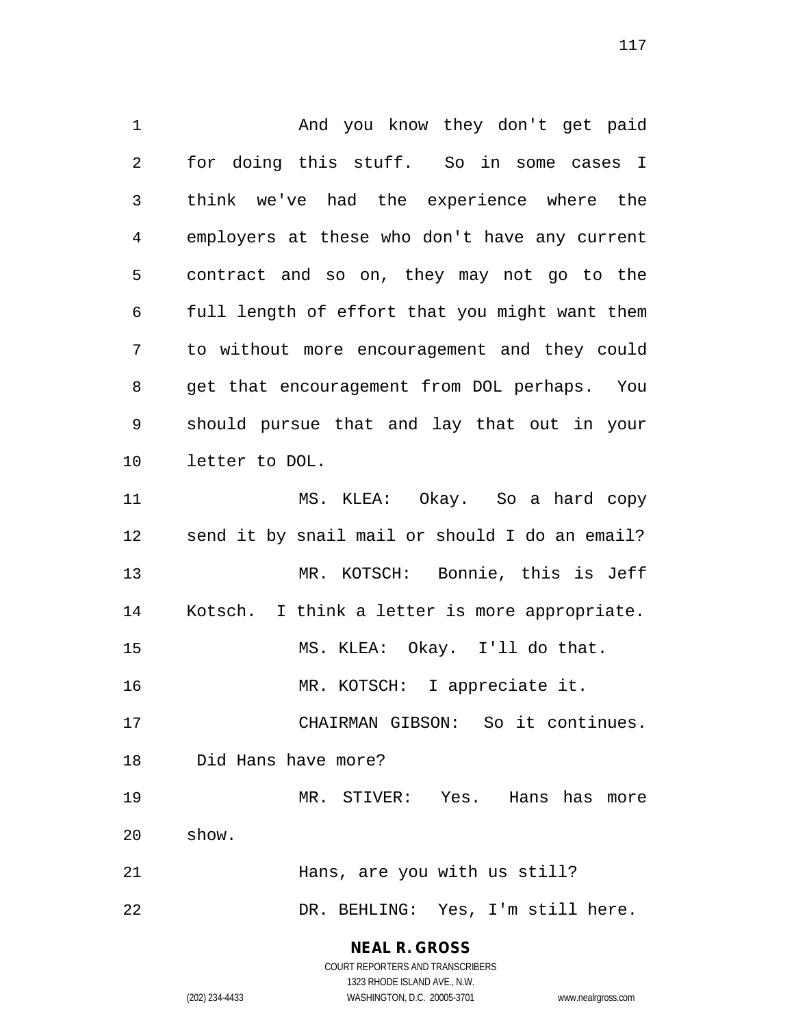And you know they don't get paid for doing this stuff. So in some cases I think we've had the experience where the employers at these who don't have any current contract and so on, they may not go to the full length of effort that you might want them to without more encouragement and they could get that encouragement from DOL perhaps. You should pursue that and lay that out in your letter to DOL.

MS. KLEA: Okay. So a hard copy send it by snail mail or should I do an email?

MR. KOTSCH: Bonnie, this is Jeff Kotsch. I think a letter is more appropriate.

MS. KLEA: Okay. I'll do that.

MR. KOTSCH: I appreciate it.

CHAIRMAN GIBSON: So it continues. Did Hans have more?

MR. STIVER: Yes. Hans has more show.

Hans, are you with us still?

DR. BEHLING: Yes, I'm still here.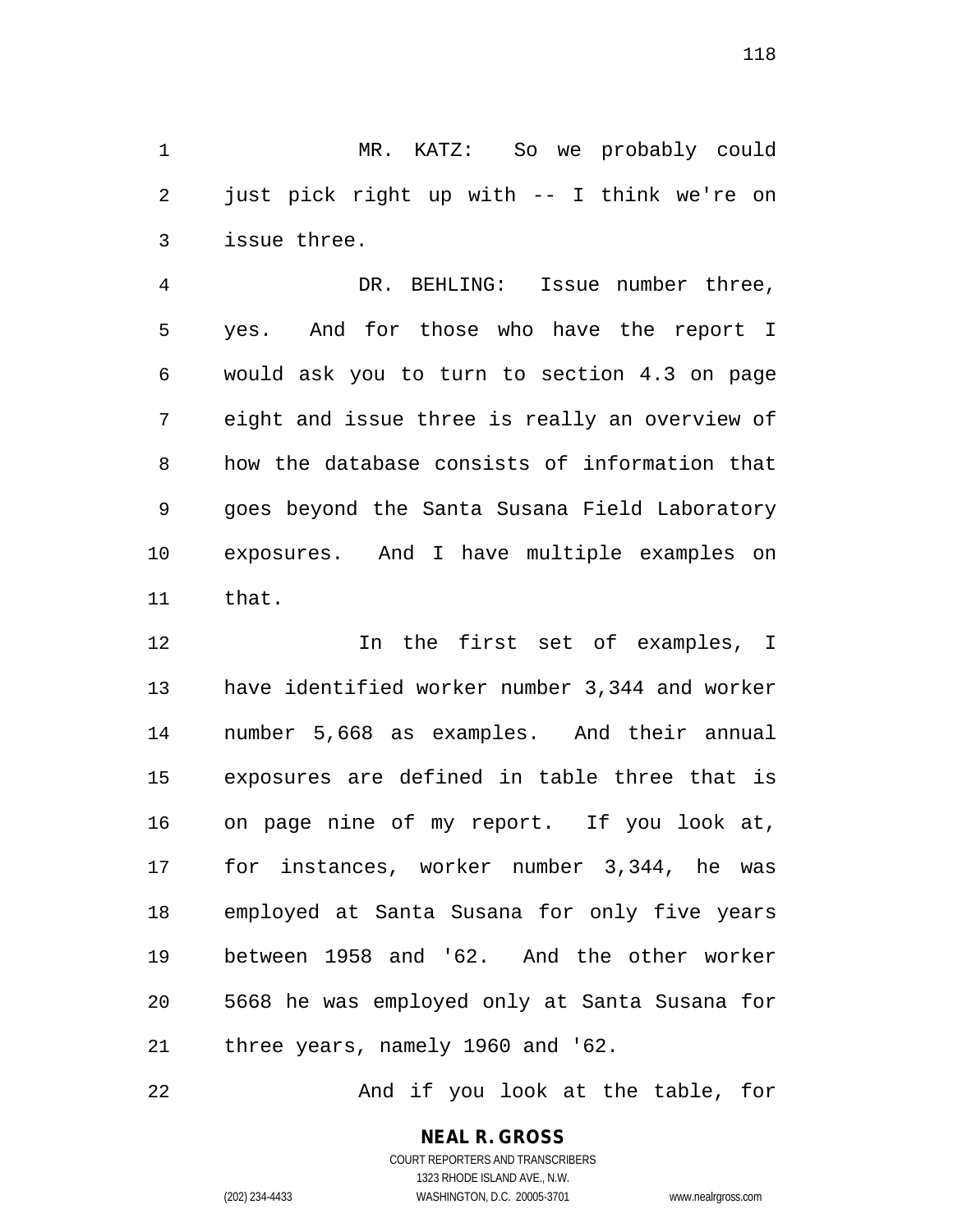MR. KATZ: So we probably could just pick right up with -- I think we're on issue three.

DR. BEHLING: Issue number three, yes. And for those who have the report I would ask you to turn to section 4.3 on page eight and issue three is really an overview of how the database consists of information that goes beyond the Santa Susana Field Laboratory exposures. And I have multiple examples on that.

In the first set of examples, I have identified worker number 3,344 and worker number 5,668 as examples. And their annual exposures are defined in table three that is on page nine of my report. If you look at, for instances, worker number 3,344, he was employed at Santa Susana for only five years between 1958 and '62. And the other worker 5668 he was employed only at Santa Susana for three years, namely 1960 and '62.

And if you look at the table, for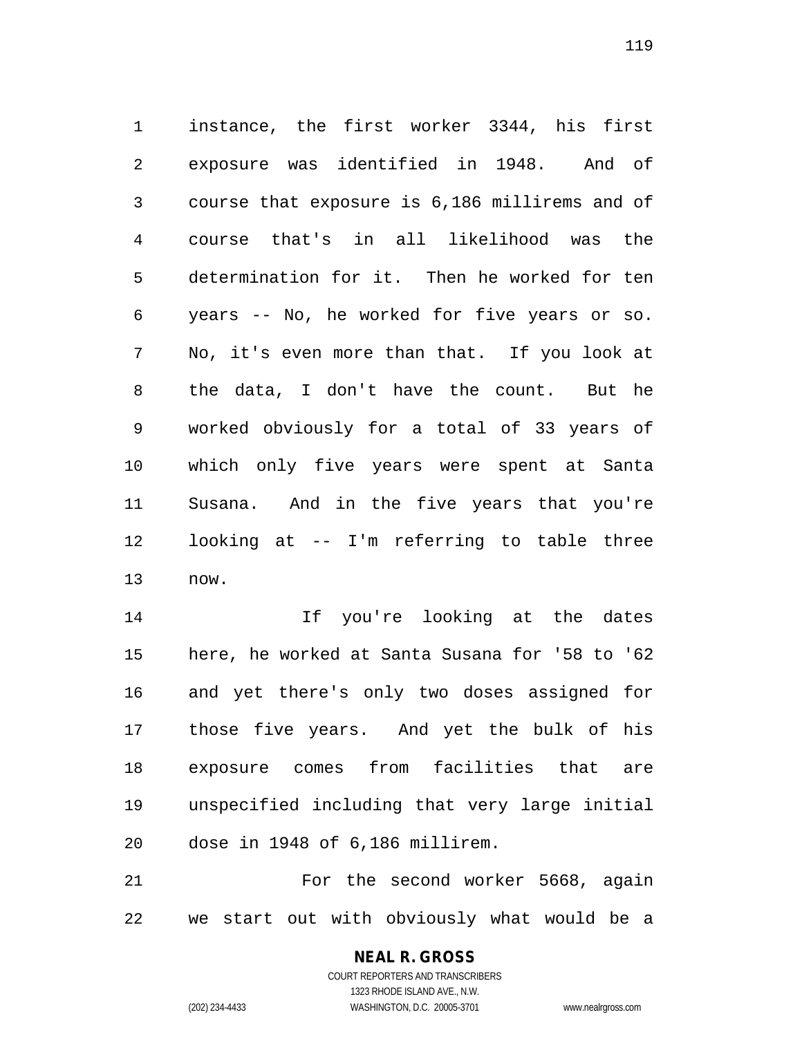instance, the first worker 3344, his first exposure was identified in 1948. And of course that exposure is 6,186 millirems and of course that's in all likelihood was the determination for it. Then he worked for ten years -- No, he worked for five years or so. No, it's even more than that. If you look at the data, I don't have the count. But he worked obviously for a total of 33 years of which only five years were spent at Santa Susana. And in the five years that you're looking at -- I'm referring to table three now.

If you're looking at the dates here, he worked at Santa Susana for '58 to '62 and yet there's only two doses assigned for those five years. And yet the bulk of his exposure comes from facilities that are unspecified including that very large initial dose in 1948 of 6,186 millirem.

For the second worker 5668, again we start out with obviously what would be a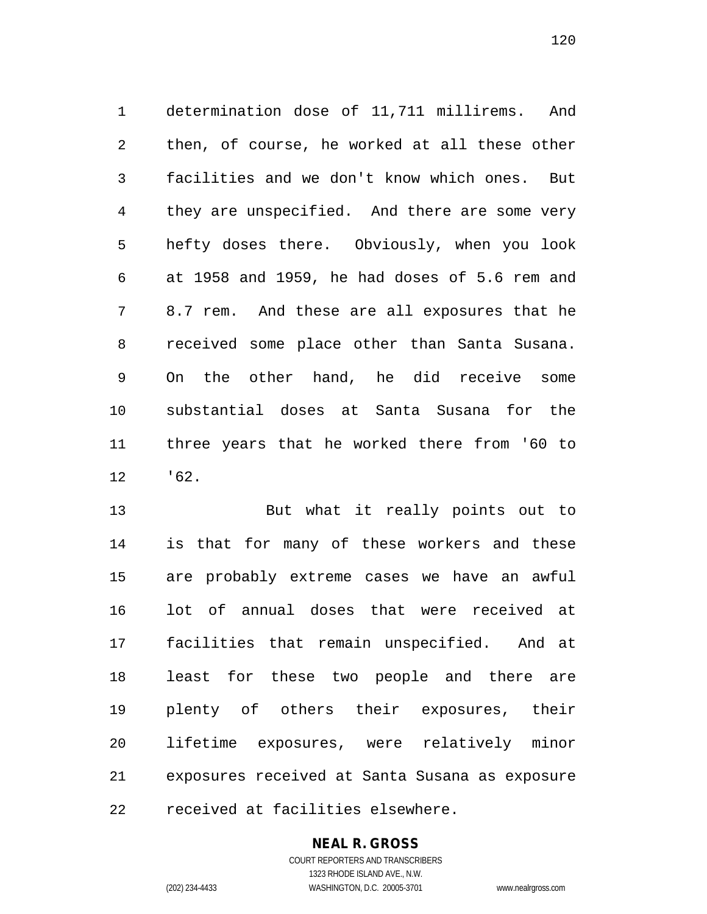determination dose of 11,711 millirems. And then, of course, he worked at all these other facilities and we don't know which ones. But they are unspecified. And there are some very hefty doses there. Obviously, when you look at 1958 and 1959, he had doses of 5.6 rem and 8.7 rem. And these are all exposures that he received some place other than Santa Susana. On the other hand, he did receive some substantial doses at Santa Susana for the three years that he worked there from '60 to '62.

But what it really points out to is that for many of these workers and these are probably extreme cases we have an awful lot of annual doses that were received at facilities that remain unspecified. And at least for these two people and there are plenty of others their exposures, their lifetime exposures, were relatively minor exposures received at Santa Susana as exposure received at facilities elsewhere.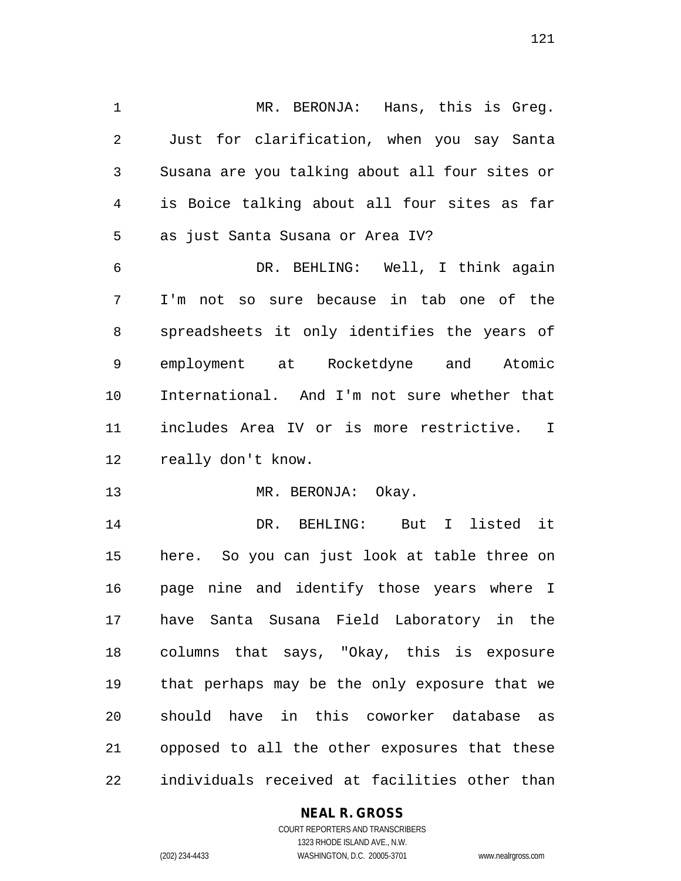MR. BERONJA: Hans, this is Greg. Just for clarification, when you say Santa Susana are you talking about all four sites or is Boice talking about all four sites as far as just Santa Susana or Area IV?

DR. BEHLING: Well, I think again I'm not so sure because in tab one of the spreadsheets it only identifies the years of employment at Rocketdyne and Atomic International. And I'm not sure whether that includes Area IV or is more restrictive. I really don't know.

MR. BERONJA: Okay.

DR. BEHLING: But I listed it here. So you can just look at table three on page nine and identify those years where I have Santa Susana Field Laboratory in the columns that says, "Okay, this is exposure that perhaps may be the only exposure that we should have in this coworker database as opposed to all the other exposures that these individuals received at facilities other than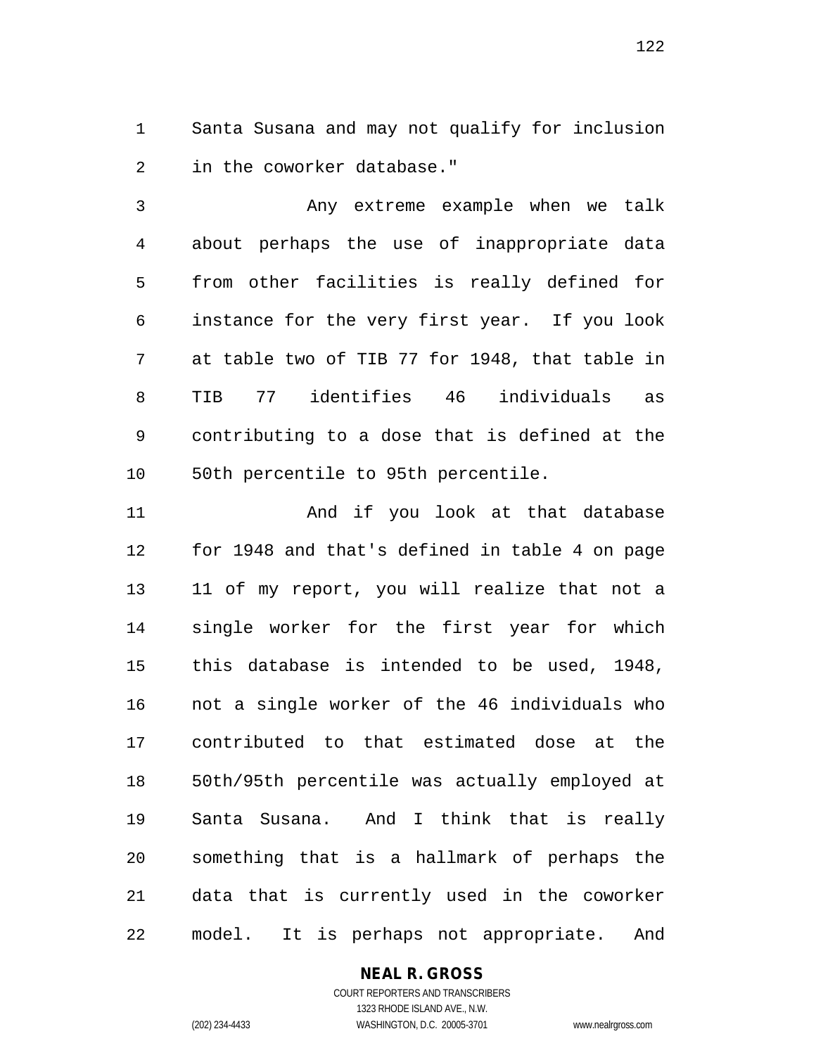Santa Susana and may not qualify for inclusion in the coworker database."

Any extreme example when we talk about perhaps the use of inappropriate data from other facilities is really defined for instance for the very first year. If you look at table two of TIB 77 for 1948, that table in TIB 77 identifies 46 individuals as contributing to a dose that is defined at the 50th percentile to 95th percentile.

And if you look at that database for 1948 and that's defined in table 4 on page 11 of my report, you will realize that not a single worker for the first year for which this database is intended to be used, 1948, not a single worker of the 46 individuals who contributed to that estimated dose at the 50th/95th percentile was actually employed at Santa Susana. And I think that is really something that is a hallmark of perhaps the data that is currently used in the coworker model. It is perhaps not appropriate. And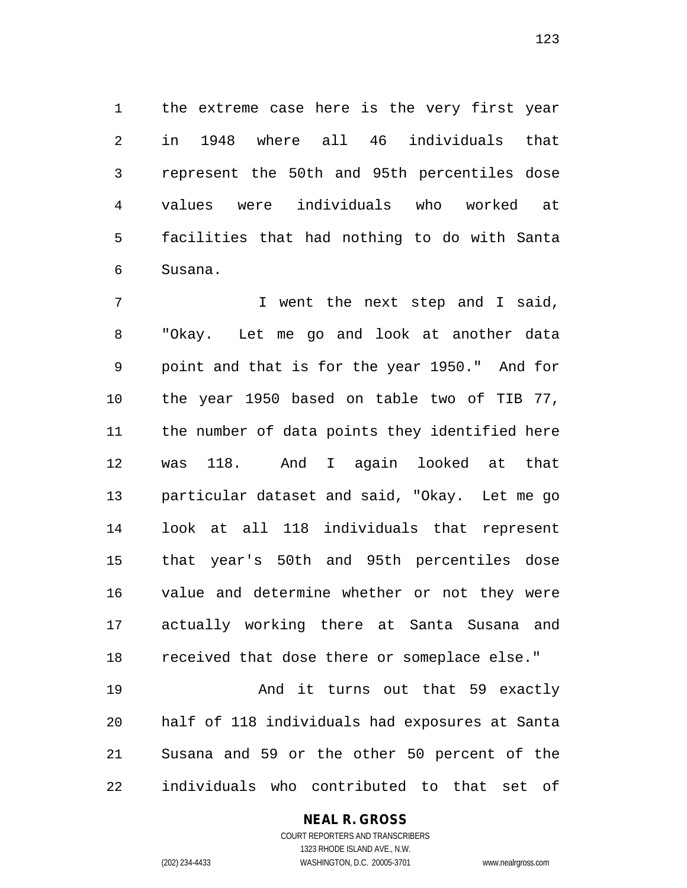the extreme case here is the very first year in 1948 where all 46 individuals that represent the 50th and 95th percentiles dose values were individuals who worked at facilities that had nothing to do with Santa Susana.

I went the next step and I said, "Okay. Let me go and look at another data point and that is for the year 1950." And for the year 1950 based on table two of TIB 77, the number of data points they identified here was 118. And I again looked at that particular dataset and said, "Okay. Let me go look at all 118 individuals that represent that year's 50th and 95th percentiles dose value and determine whether or not they were actually working there at Santa Susana and received that dose there or someplace else."

And it turns out that 59 exactly half of 118 individuals had exposures at Santa Susana and 59 or the other 50 percent of the individuals who contributed to that set of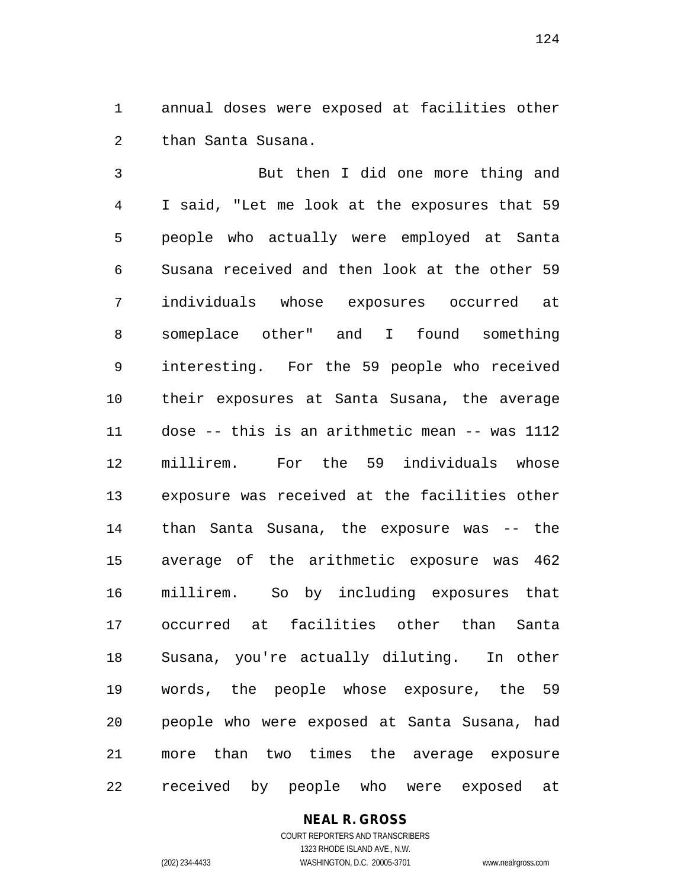annual doses were exposed at facilities other than Santa Susana.

But then I did one more thing and I said, "Let me look at the exposures that 59 people who actually were employed at Santa Susana received and then look at the other 59 individuals whose exposures occurred at someplace other" and I found something interesting. For the 59 people who received their exposures at Santa Susana, the average dose -- this is an arithmetic mean -- was 1112 millirem. For the 59 individuals whose exposure was received at the facilities other than Santa Susana, the exposure was -- the average of the arithmetic exposure was 462 millirem. So by including exposures that occurred at facilities other than Santa Susana, you're actually diluting. In other words, the people whose exposure, the 59 people who were exposed at Santa Susana, had more than two times the average exposure received by people who were exposed at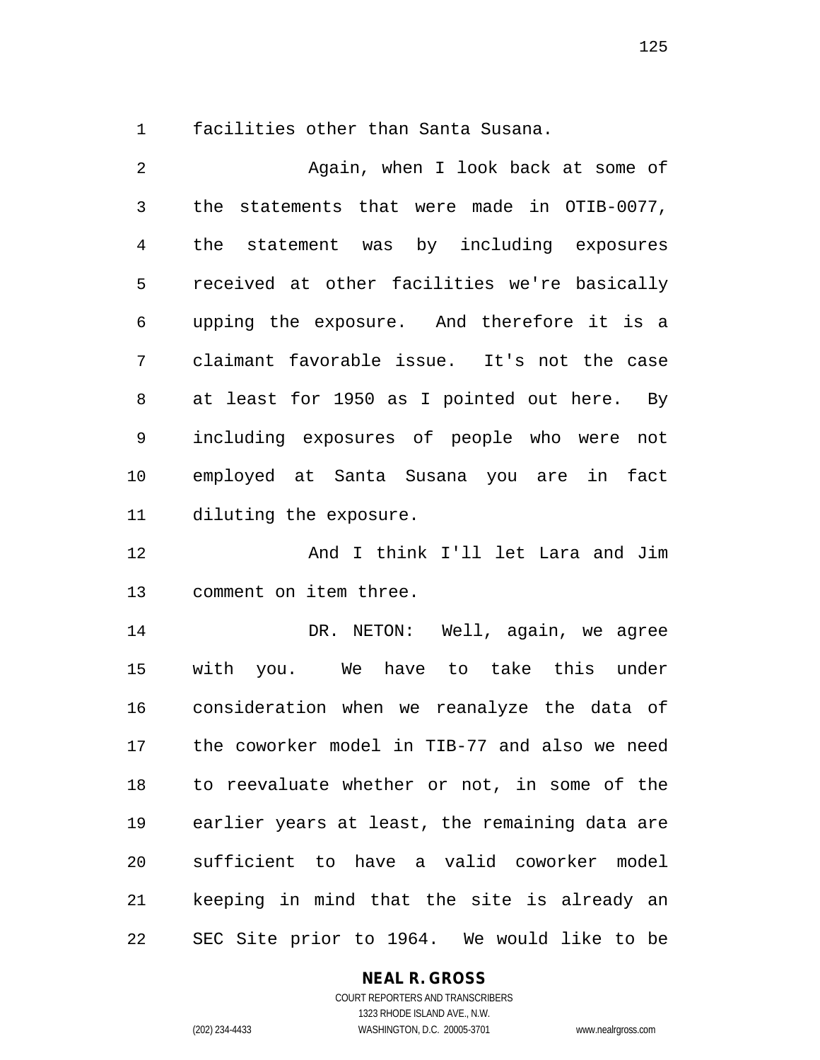facilities other than Santa Susana.

Again, when I look back at some of the statements that were made in OTIB-0077, the statement was by including exposures received at other facilities we're basically upping the exposure. And therefore it is a claimant favorable issue. It's not the case at least for 1950 as I pointed out here. By including exposures of people who were not employed at Santa Susana you are in fact diluting the exposure.

And I think I'll let Lara and Jim comment on item three.

DR. NETON: Well, again, we agree with you. We have to take this under consideration when we reanalyze the data of the coworker model in TIB-77 and also we need to reevaluate whether or not, in some of the earlier years at least, the remaining data are sufficient to have a valid coworker model keeping in mind that the site is already an SEC Site prior to 1964. We would like to be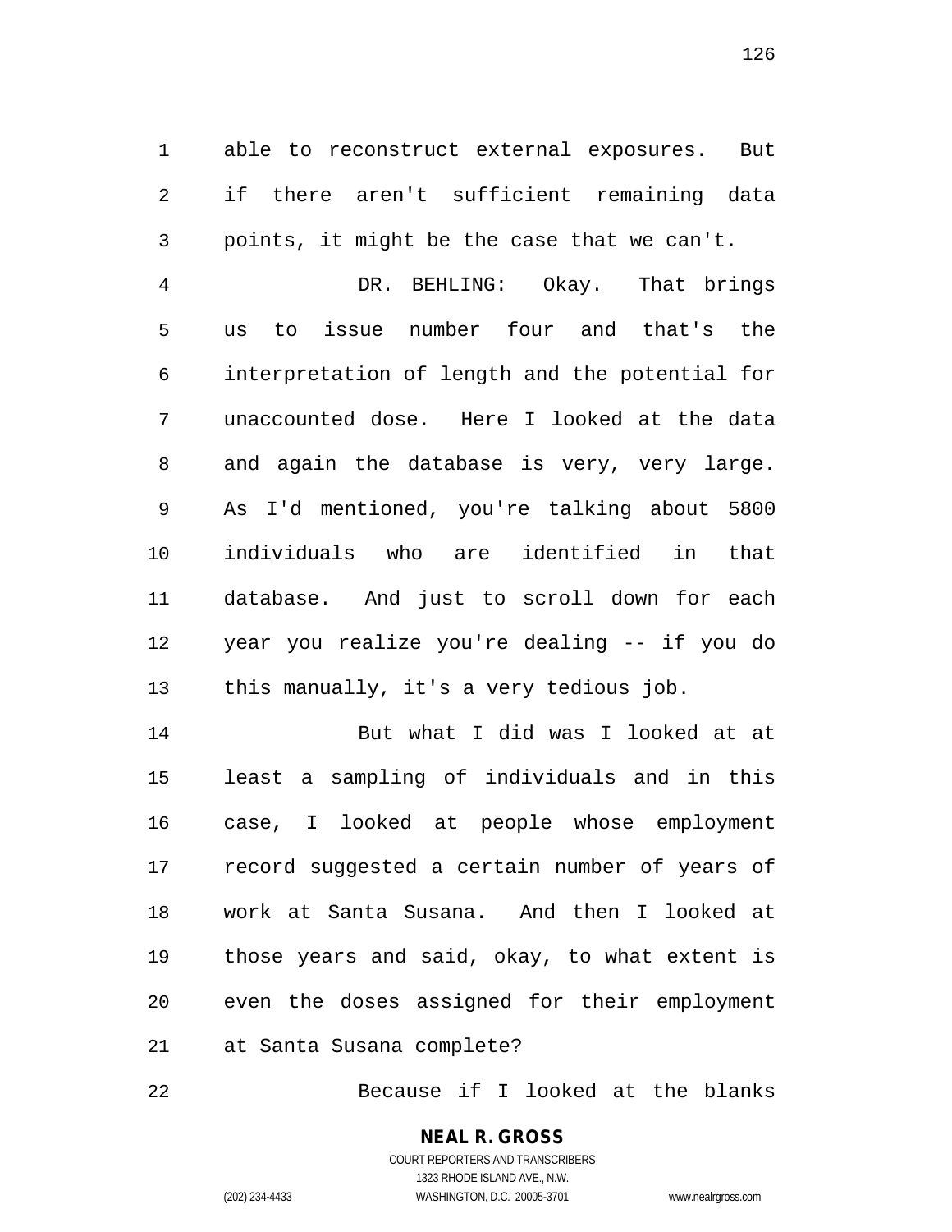able to reconstruct external exposures. But if there aren't sufficient remaining data points, it might be the case that we can't.

DR. BEHLING: Okay. That brings us to issue number four and that's the interpretation of length and the potential for unaccounted dose. Here I looked at the data and again the database is very, very large. As I'd mentioned, you're talking about 5800 individuals who are identified in that database. And just to scroll down for each year you realize you're dealing -- if you do this manually, it's a very tedious job.

But what I did was I looked at at least a sampling of individuals and in this case, I looked at people whose employment record suggested a certain number of years of work at Santa Susana. And then I looked at those years and said, okay, to what extent is even the doses assigned for their employment at Santa Susana complete?

Because if I looked at the blanks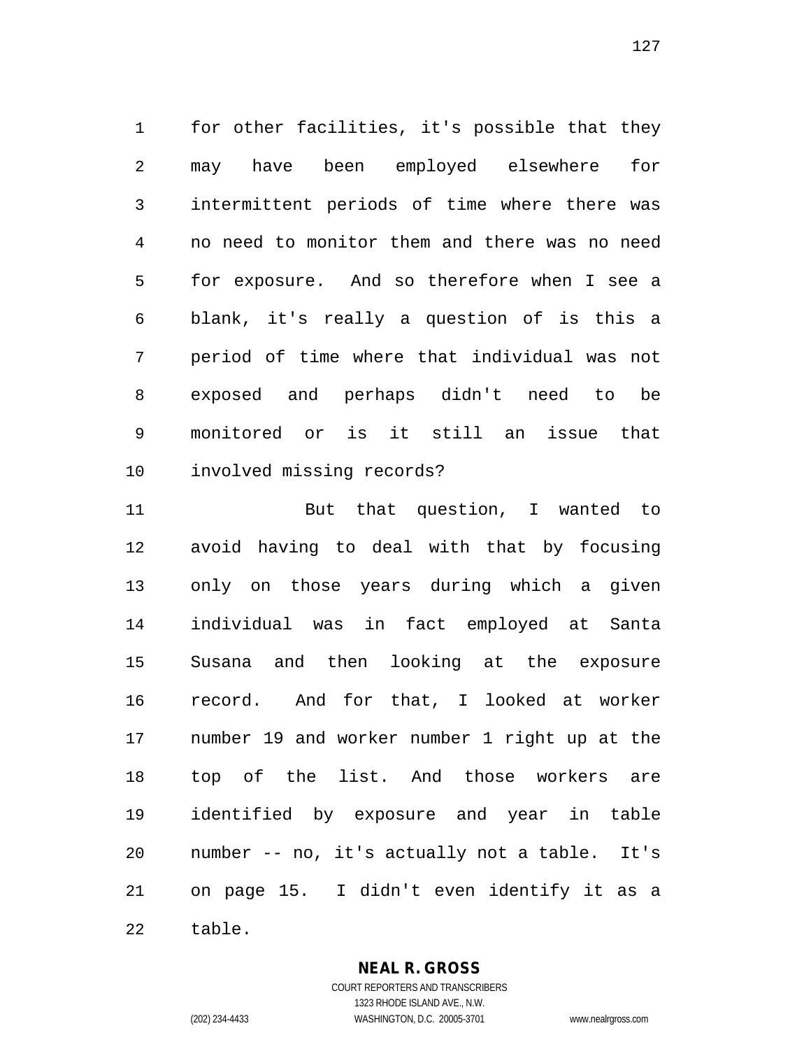for other facilities, it's possible that they may have been employed elsewhere for intermittent periods of time where there was no need to monitor them and there was no need for exposure. And so therefore when I see a blank, it's really a question of is this a period of time where that individual was not exposed and perhaps didn't need to be monitored or is it still an issue that involved missing records?

But that question, I wanted to avoid having to deal with that by focusing only on those years during which a given individual was in fact employed at Santa Susana and then looking at the exposure record. And for that, I looked at worker number 19 and worker number 1 right up at the top of the list. And those workers are identified by exposure and year in table number -- no, it's actually not a table. It's on page 15. I didn't even identify it as a table.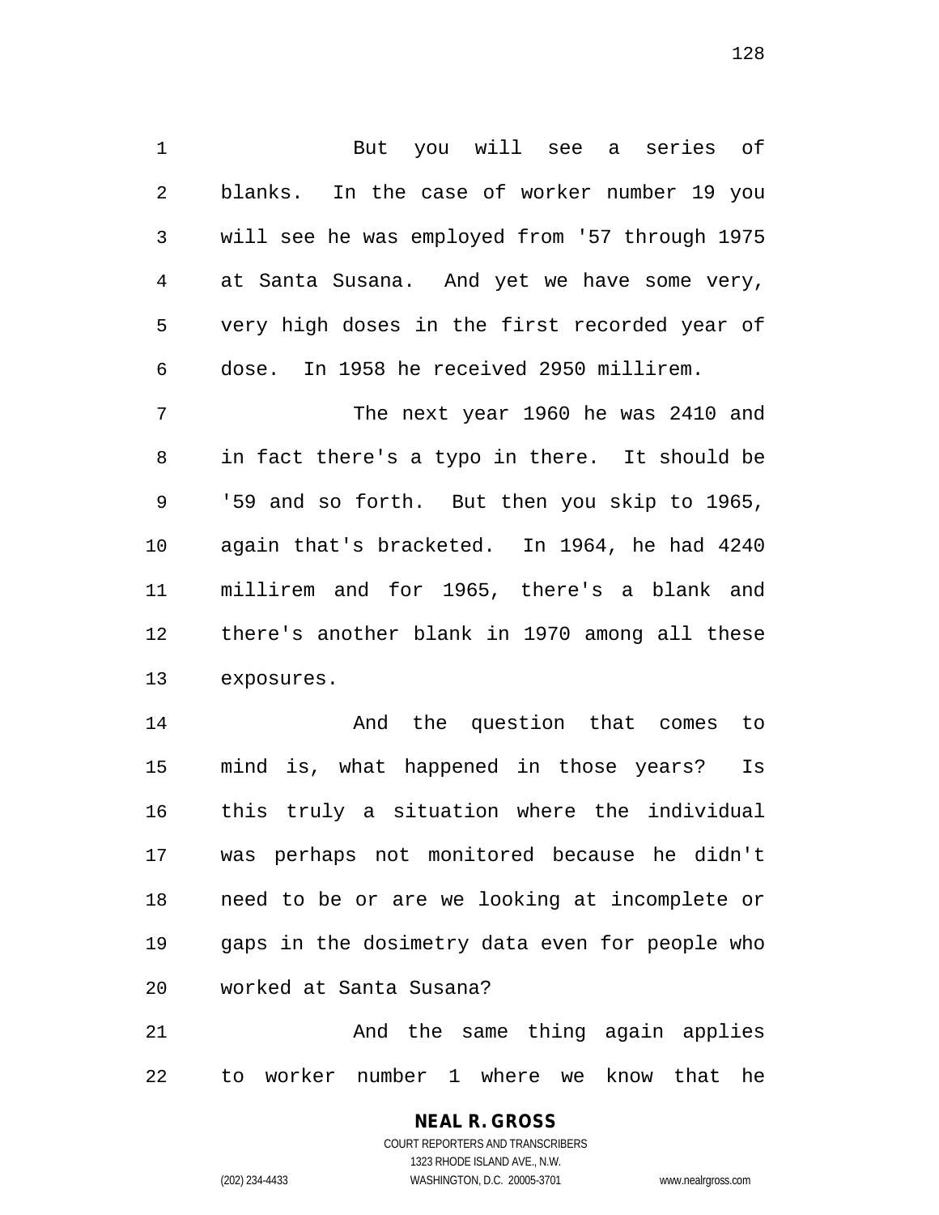But you will see a series of blanks. In the case of worker number 19 you will see he was employed from '57 through 1975 at Santa Susana. And yet we have some very, very high doses in the first recorded year of dose. In 1958 he received 2950 millirem.

The next year 1960 he was 2410 and in fact there's a typo in there. It should be '59 and so forth. But then you skip to 1965, again that's bracketed. In 1964, he had 4240 millirem and for 1965, there's a blank and there's another blank in 1970 among all these exposures.

And the question that comes to mind is, what happened in those years? Is this truly a situation where the individual was perhaps not monitored because he didn't need to be or are we looking at incomplete or gaps in the dosimetry data even for people who worked at Santa Susana?

And the same thing again applies to worker number 1 where we know that he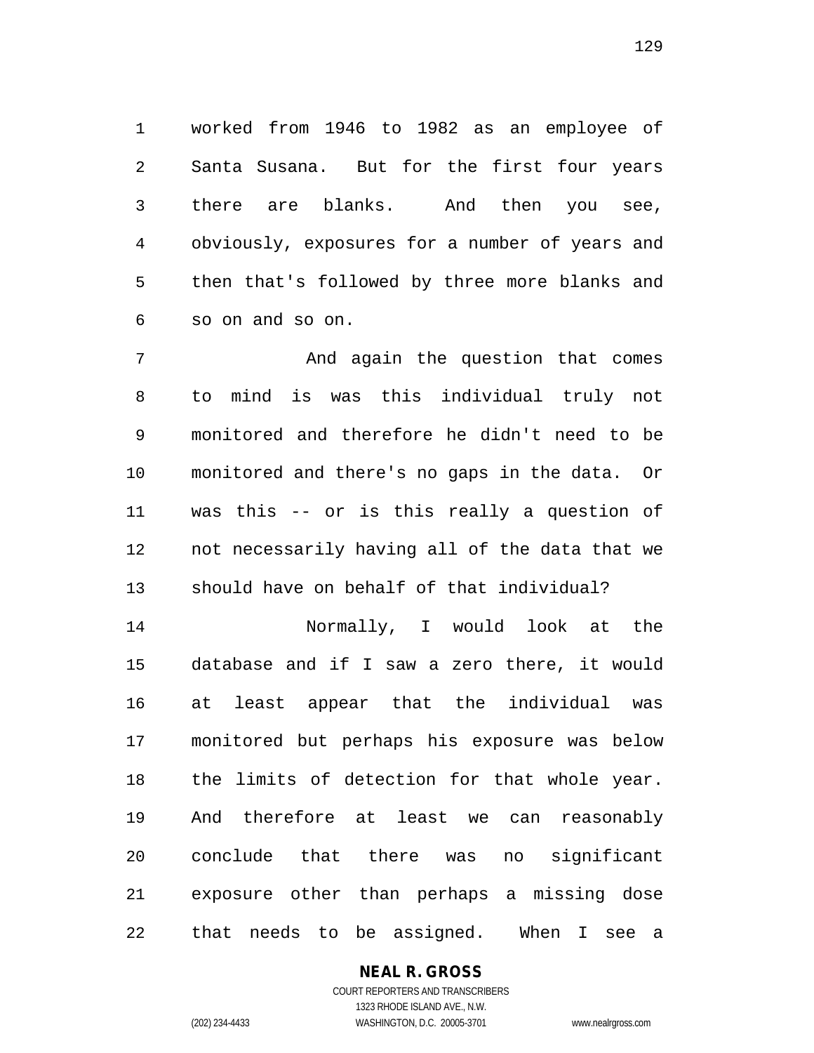worked from 1946 to 1982 as an employee of Santa Susana. But for the first four years there are blanks. And then you see, obviously, exposures for a number of years and then that's followed by three more blanks and so on and so on.

And again the question that comes to mind is was this individual truly not monitored and therefore he didn't need to be monitored and there's no gaps in the data. Or was this -- or is this really a question of not necessarily having all of the data that we should have on behalf of that individual?

Normally, I would look at the database and if I saw a zero there, it would at least appear that the individual was monitored but perhaps his exposure was below the limits of detection for that whole year. And therefore at least we can reasonably conclude that there was no significant exposure other than perhaps a missing dose that needs to be assigned. When I see a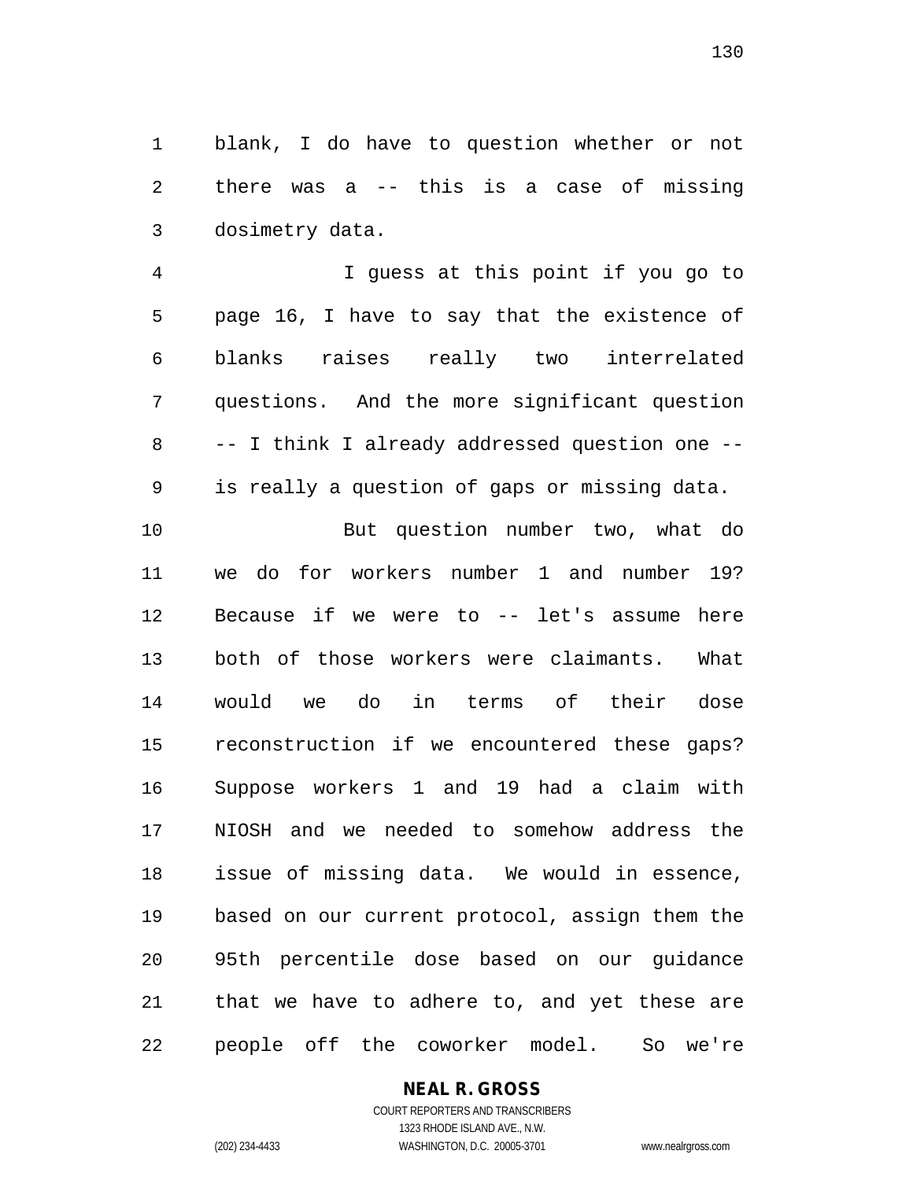blank, I do have to question whether or not there was a -- this is a case of missing dosimetry data.

I guess at this point if you go to page 16, I have to say that the existence of blanks raises really two interrelated questions. And the more significant question -- I think I already addressed question one -- is really a question of gaps or missing data.

But question number two, what do we do for workers number 1 and number 19? Because if we were to -- let's assume here both of those workers were claimants. What would we do in terms of their dose reconstruction if we encountered these gaps? Suppose workers 1 and 19 had a claim with NIOSH and we needed to somehow address the issue of missing data. We would in essence, based on our current protocol, assign them the 95th percentile dose based on our guidance that we have to adhere to, and yet these are people off the coworker model. So we're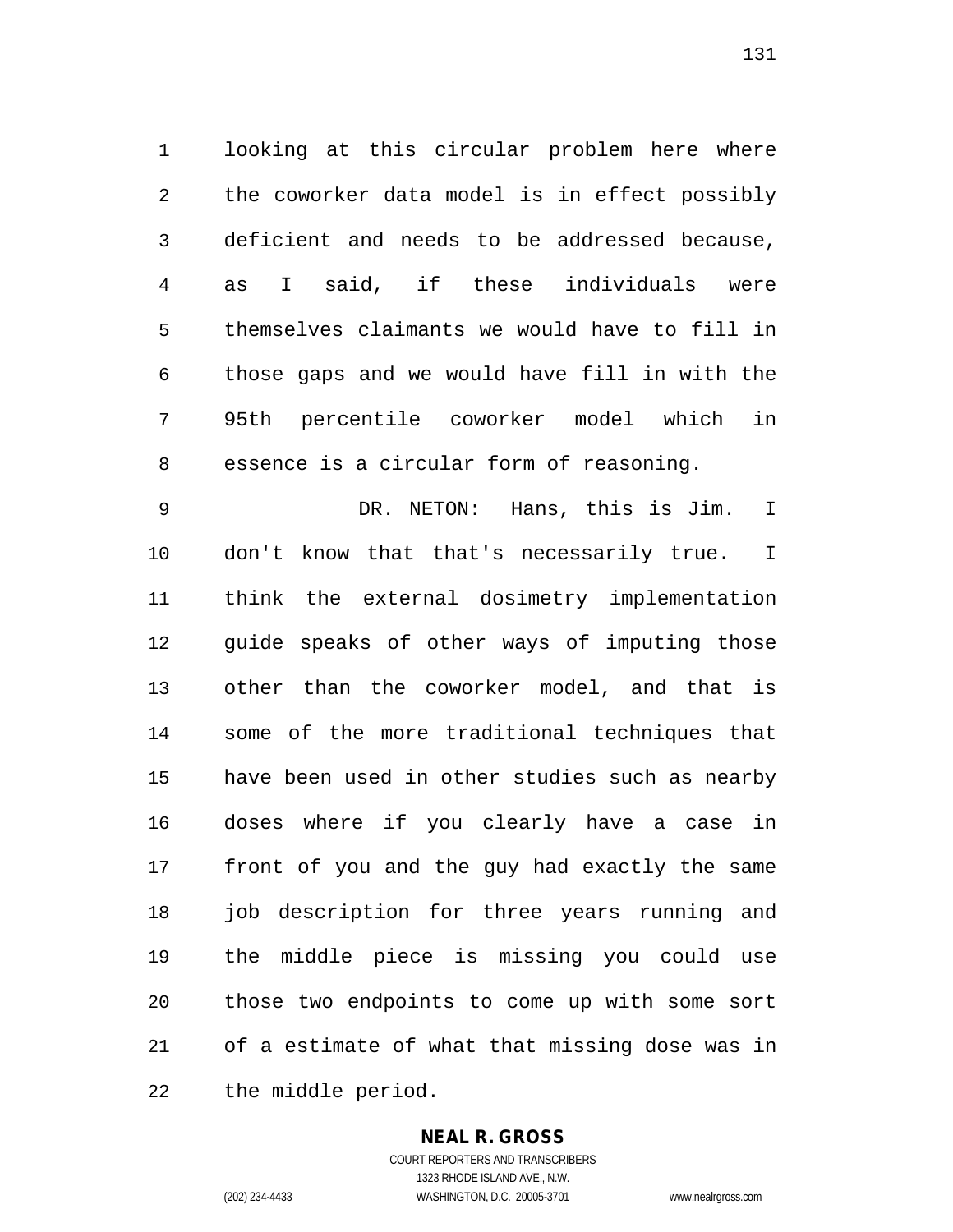looking at this circular problem here where the coworker data model is in effect possibly deficient and needs to be addressed because, as I said, if these individuals were themselves claimants we would have to fill in those gaps and we would have fill in with the 95th percentile coworker model which in essence is a circular form of reasoning.

DR. NETON: Hans, this is Jim. I don't know that that's necessarily true. I think the external dosimetry implementation guide speaks of other ways of imputing those other than the coworker model, and that is some of the more traditional techniques that have been used in other studies such as nearby doses where if you clearly have a case in front of you and the guy had exactly the same job description for three years running and the middle piece is missing you could use those two endpoints to come up with some sort of a estimate of what that missing dose was in the middle period.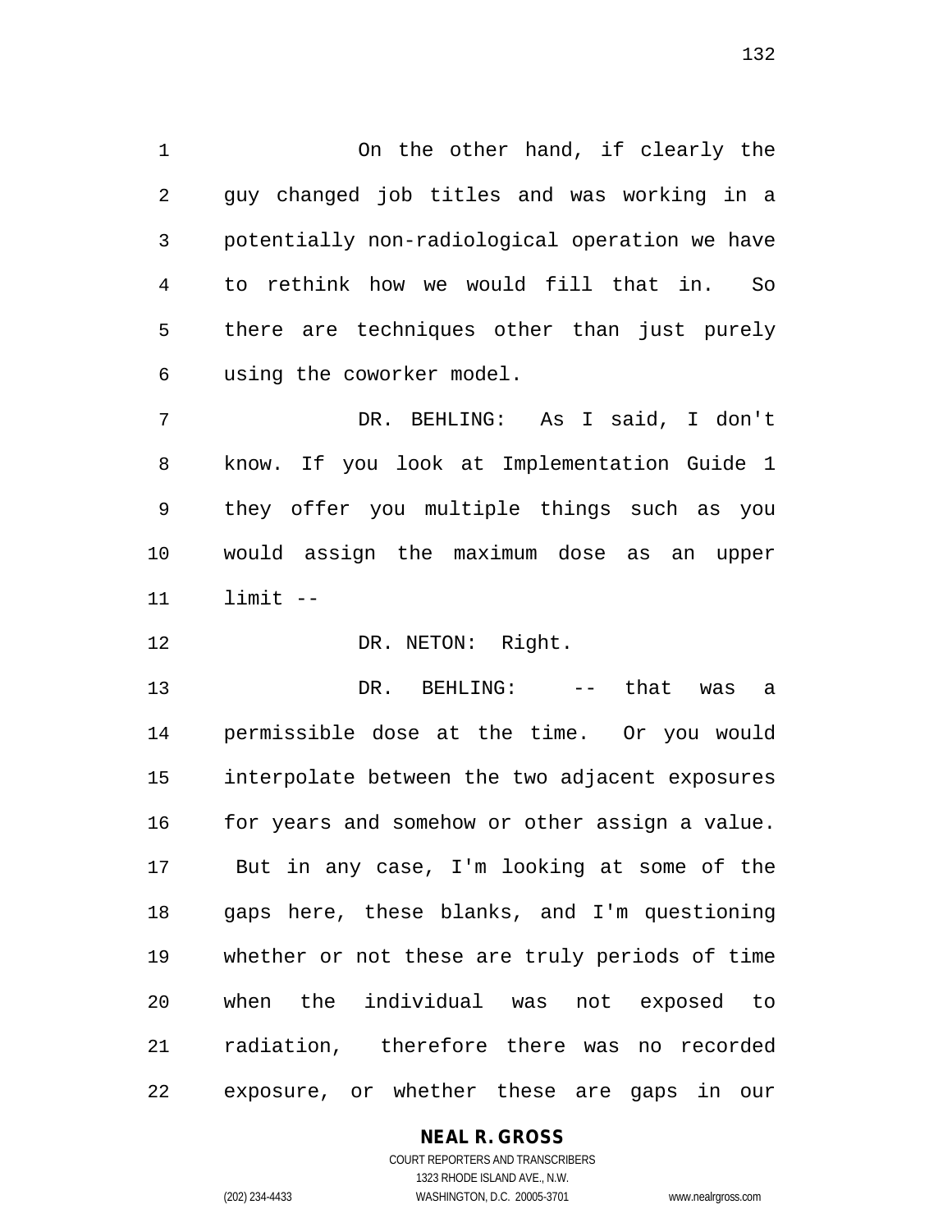On the other hand, if clearly the guy changed job titles and was working in a potentially non-radiological operation we have to rethink how we would fill that in. So there are techniques other than just purely using the coworker model.

DR. BEHLING: As I said, I don't know. If you look at Implementation Guide 1 they offer you multiple things such as you would assign the maximum dose as an upper limit --

DR. NETON: Right.

DR. BEHLING: -- that was a permissible dose at the time. Or you would interpolate between the two adjacent exposures for years and somehow or other assign a value. But in any case, I'm looking at some of the gaps here, these blanks, and I'm questioning whether or not these are truly periods of time when the individual was not exposed to radiation, therefore there was no recorded exposure, or whether these are gaps in our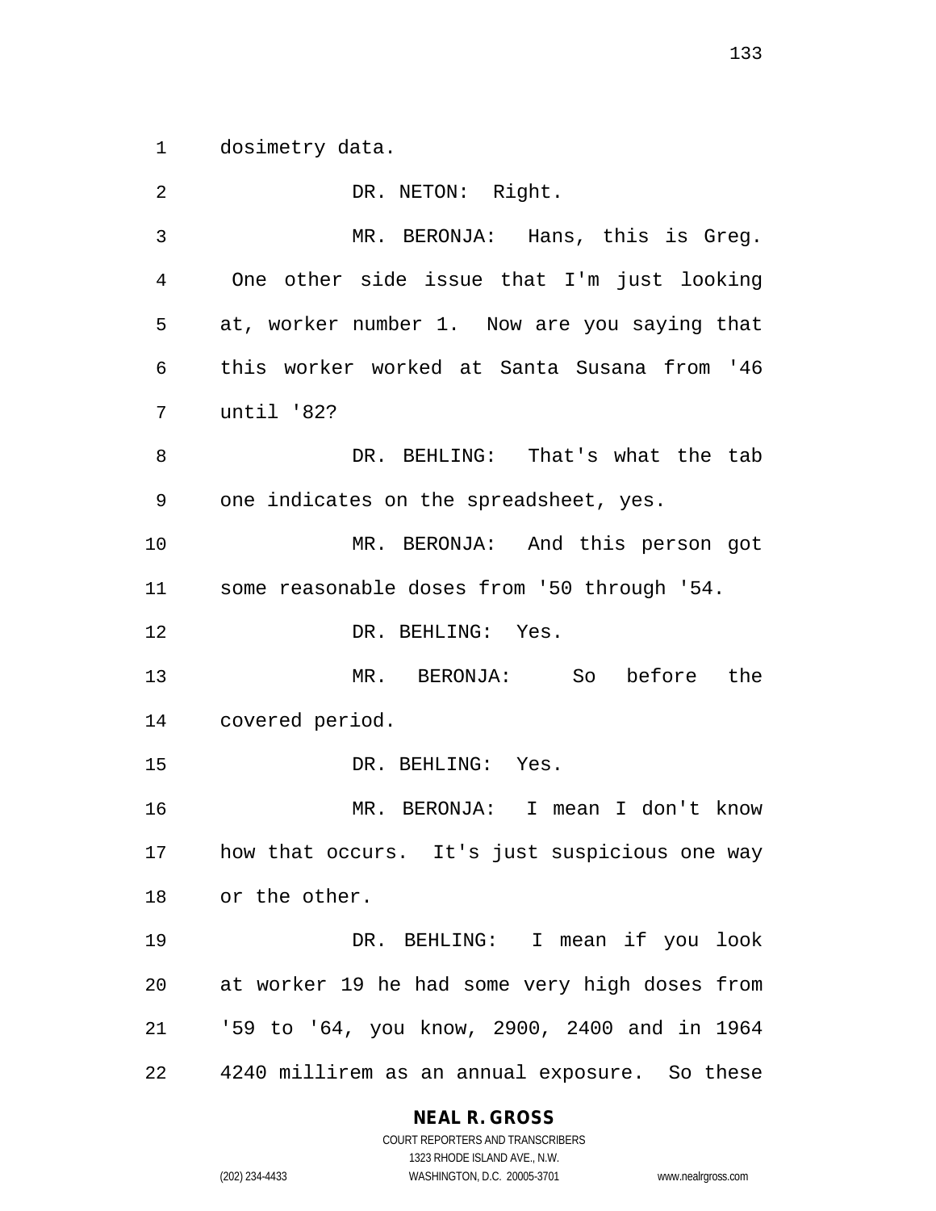dosimetry data.

DR. NETON: Right.

MR. BERONJA: Hans, this is Greg. One other side issue that I'm just looking at, worker number 1. Now are you saying that this worker worked at Santa Susana from '46 until '82?

DR. BEHLING: That's what the tab one indicates on the spreadsheet, yes.

MR. BERONJA: And this person got some reasonable doses from '50 through '54.

DR. BEHLING: Yes.

MR. BERONJA: So before the covered period.

DR. BEHLING: Yes.

MR. BERONJA: I mean I don't know how that occurs. It's just suspicious one way or the other.

DR. BEHLING: I mean if you look at worker 19 he had some very high doses from '59 to '64, you know, 2900, 2400 and in 1964 4240 millirem as an annual exposure. So these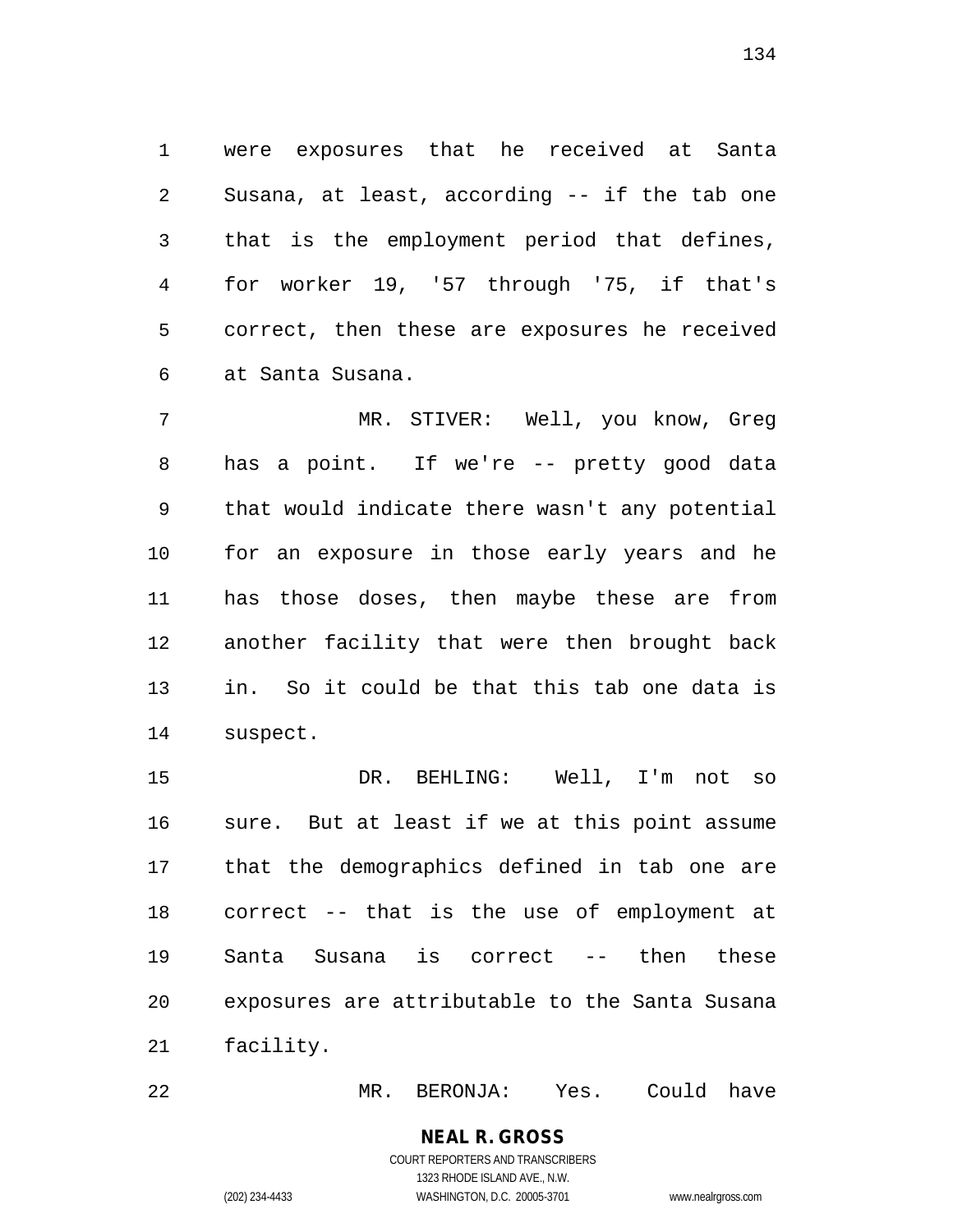were exposures that he received at Santa Susana, at least, according -- if the tab one that is the employment period that defines, for worker 19, '57 through '75, if that's correct, then these are exposures he received at Santa Susana.

MR. STIVER: Well, you know, Greg has a point. If we're -- pretty good data that would indicate there wasn't any potential for an exposure in those early years and he has those doses, then maybe these are from another facility that were then brought back in. So it could be that this tab one data is suspect.

DR. BEHLING: Well, I'm not so sure. But at least if we at this point assume that the demographics defined in tab one are correct -- that is the use of employment at Santa Susana is correct -- then these exposures are attributable to the Santa Susana facility.

MR. BERONJA: Yes. Could have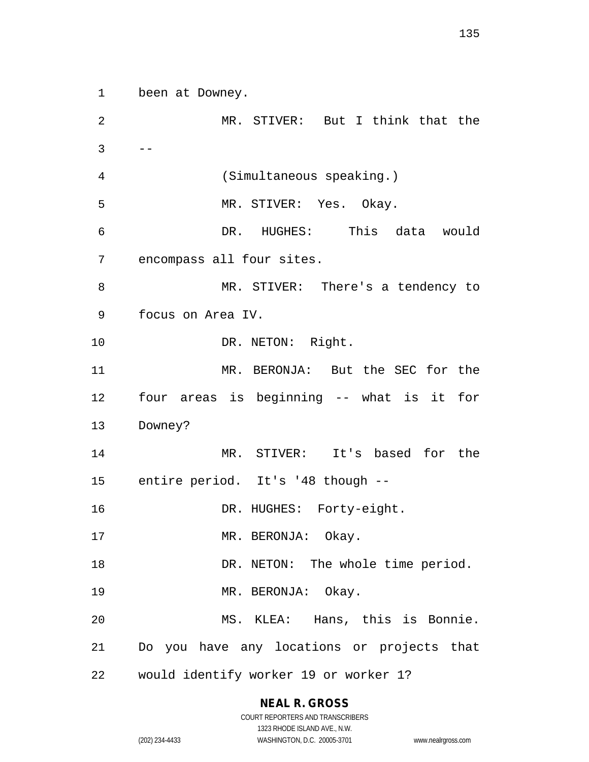been at Downey.

MR. STIVER: But I think that the --

(Simultaneous speaking.)

MR. STIVER: Yes. Okay.

DR. HUGHES: This data would encompass all four sites.

MR. STIVER: There's a tendency to focus on Area IV.

DR. NETON: Right.

MR. BERONJA: But the SEC for the four areas is beginning -- what is it for Downey?

MR. STIVER: It's based for the entire period. It's '48 though --

DR. HUGHES: Forty-eight.

MR. BERONJA: Okay.

DR. NETON: The whole time period.

MR. BERONJA: Okay.

MS. KLEA: Hans, this is Bonnie. Do you have any locations or projects that would identify worker 19 or worker 1?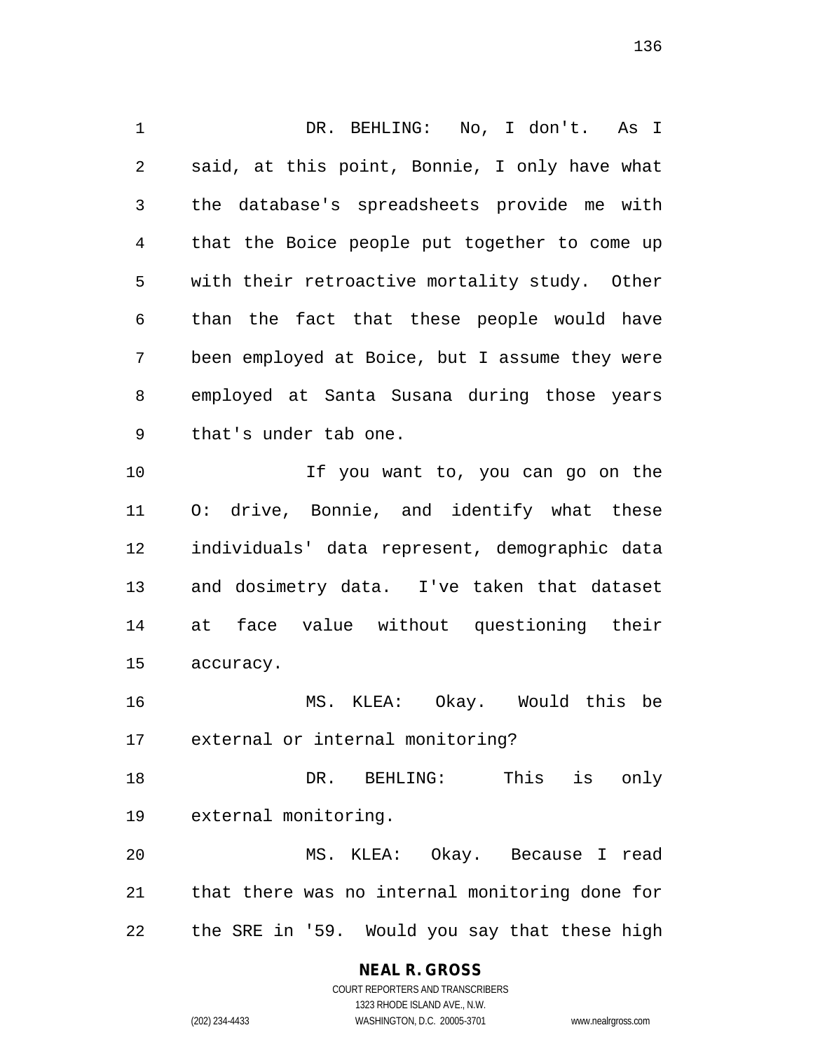DR. BEHLING: No, I don't. As I said, at this point, Bonnie, I only have what the database's spreadsheets provide me with that the Boice people put together to come up with their retroactive mortality study. Other than the fact that these people would have been employed at Boice, but I assume they were employed at Santa Susana during those years that's under tab one.

If you want to, you can go on the O: drive, Bonnie, and identify what these individuals' data represent, demographic data and dosimetry data. I've taken that dataset at face value without questioning their accuracy.

MS. KLEA: Okay. Would this be external or internal monitoring?

DR. BEHLING: This is only external monitoring.

MS. KLEA: Okay. Because I read that there was no internal monitoring done for the SRE in '59. Would you say that these high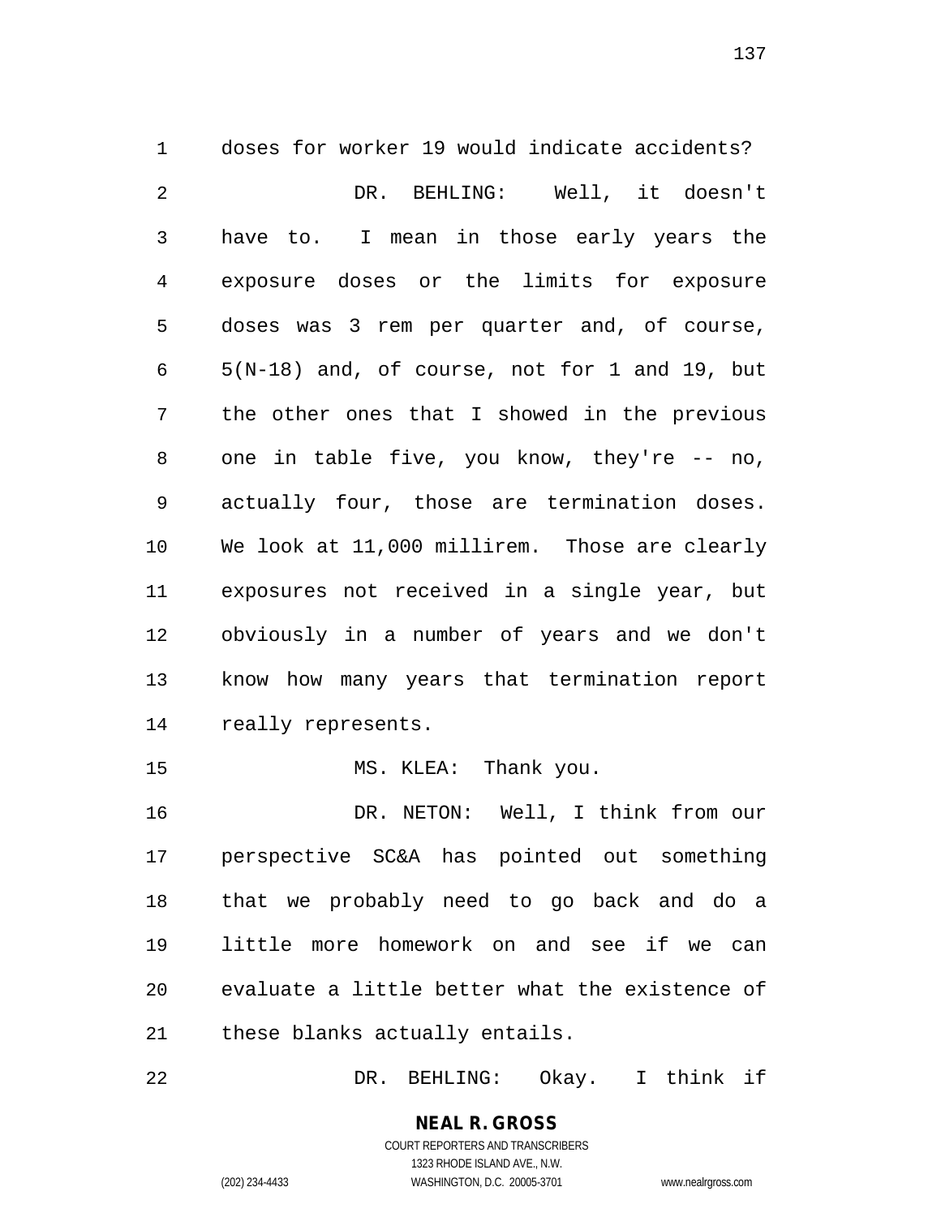doses for worker 19 would indicate accidents?

DR. BEHLING: Well, it doesn't have to. I mean in those early years the exposure doses or the limits for exposure doses was 3 rem per quarter and, of course, 5(N-18) and, of course, not for 1 and 19, but the other ones that I showed in the previous one in table five, you know, they're -- no, actually four, those are termination doses. We look at 11,000 millirem. Those are clearly exposures not received in a single year, but obviously in a number of years and we don't know how many years that termination report really represents.

MS. KLEA: Thank you.

DR. NETON: Well, I think from our perspective SC&A has pointed out something that we probably need to go back and do a little more homework on and see if we can evaluate a little better what the existence of these blanks actually entails.

DR. BEHLING: Okay. I think if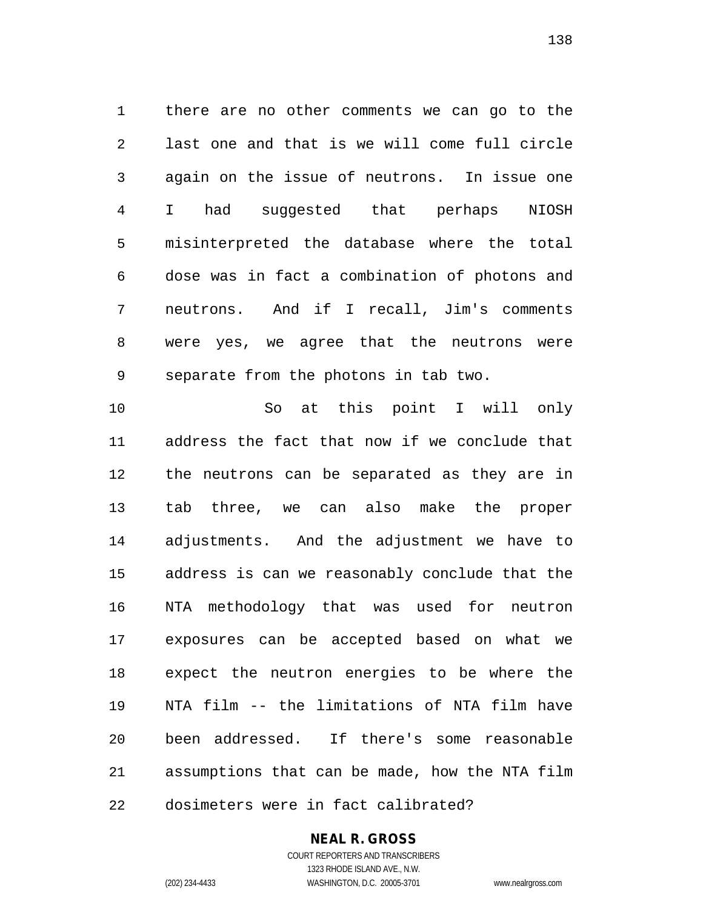there are no other comments we can go to the last one and that is we will come full circle again on the issue of neutrons. In issue one I had suggested that perhaps NIOSH misinterpreted the database where the total dose was in fact a combination of photons and neutrons. And if I recall, Jim's comments were yes, we agree that the neutrons were separate from the photons in tab two.

So at this point I will only address the fact that now if we conclude that the neutrons can be separated as they are in tab three, we can also make the proper adjustments. And the adjustment we have to address is can we reasonably conclude that the NTA methodology that was used for neutron exposures can be accepted based on what we expect the neutron energies to be where the NTA film -- the limitations of NTA film have been addressed. If there's some reasonable assumptions that can be made, how the NTA film dosimeters were in fact calibrated?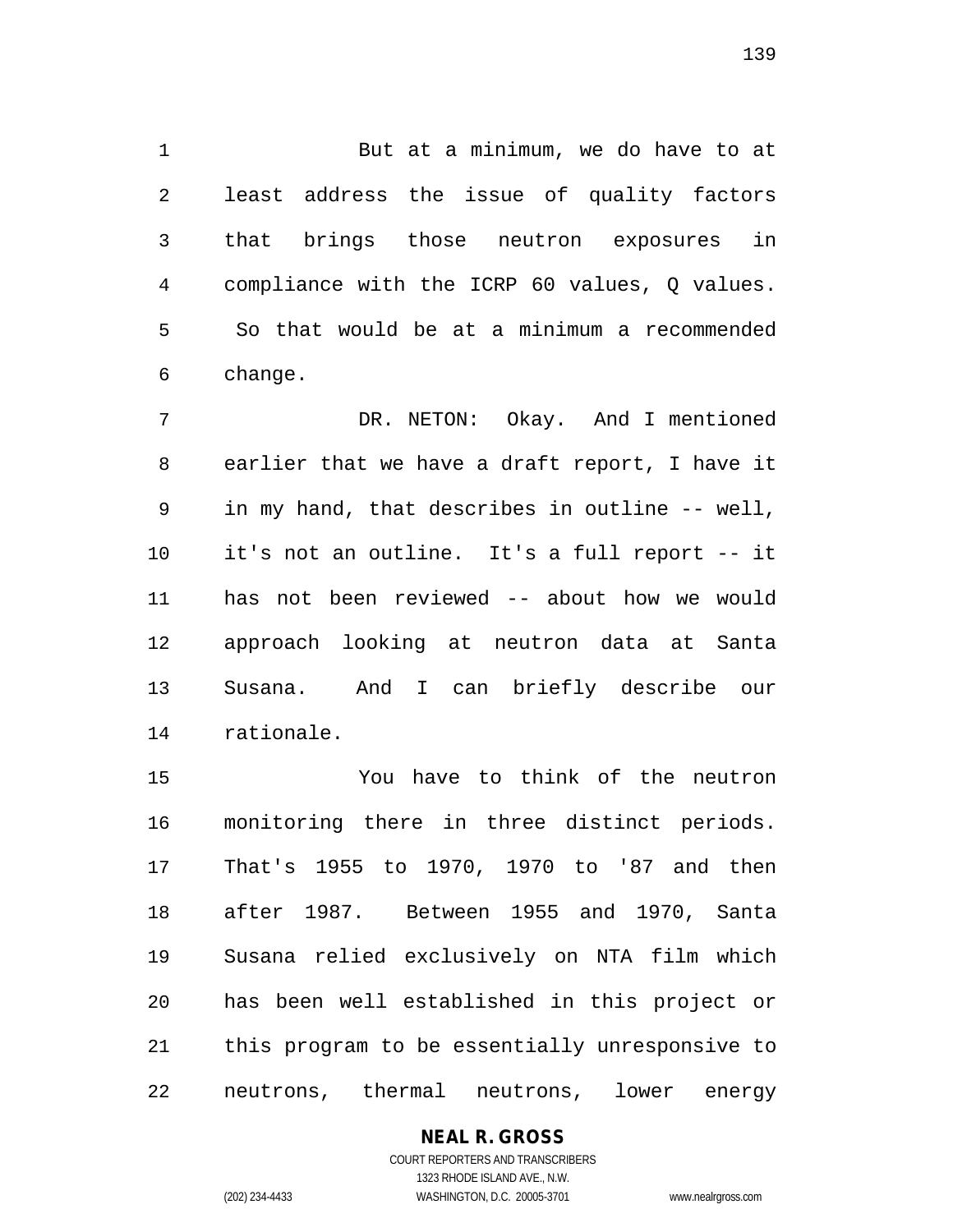But at a minimum, we do have to at least address the issue of quality factors that brings those neutron exposures in compliance with the ICRP 60 values, Q values. So that would be at a minimum a recommended change.

DR. NETON: Okay. And I mentioned earlier that we have a draft report, I have it in my hand, that describes in outline -- well, it's not an outline. It's a full report -- it has not been reviewed -- about how we would approach looking at neutron data at Santa Susana. And I can briefly describe our rationale.

You have to think of the neutron monitoring there in three distinct periods. That's 1955 to 1970, 1970 to '87 and then after 1987. Between 1955 and 1970, Santa Susana relied exclusively on NTA film which has been well established in this project or this program to be essentially unresponsive to neutrons, thermal neutrons, lower energy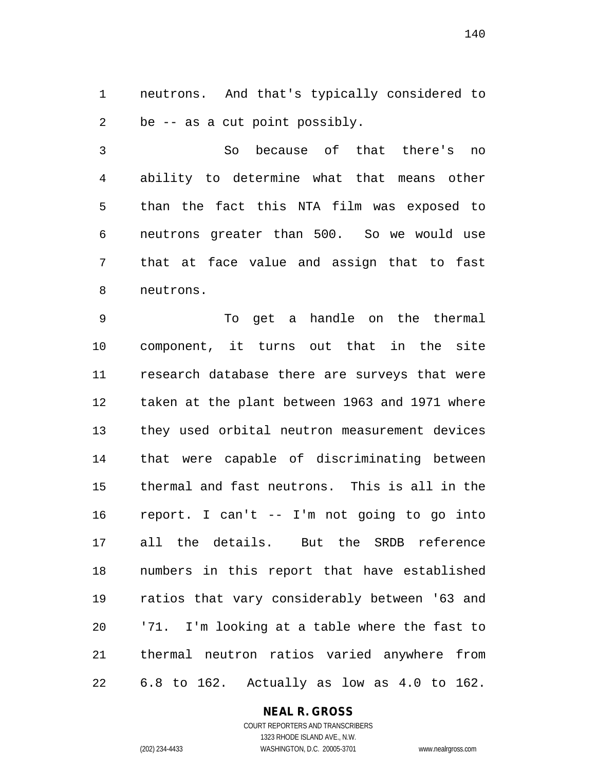neutrons. And that's typically considered to be -- as a cut point possibly.

So because of that there's no ability to determine what that means other than the fact this NTA film was exposed to neutrons greater than 500. So we would use that at face value and assign that to fast neutrons.

To get a handle on the thermal component, it turns out that in the site research database there are surveys that were taken at the plant between 1963 and 1971 where they used orbital neutron measurement devices that were capable of discriminating between thermal and fast neutrons. This is all in the report. I can't -- I'm not going to go into all the details. But the SRDB reference numbers in this report that have established ratios that vary considerably between '63 and '71. I'm looking at a table where the fast to thermal neutron ratios varied anywhere from 6.8 to 162. Actually as low as 4.0 to 162.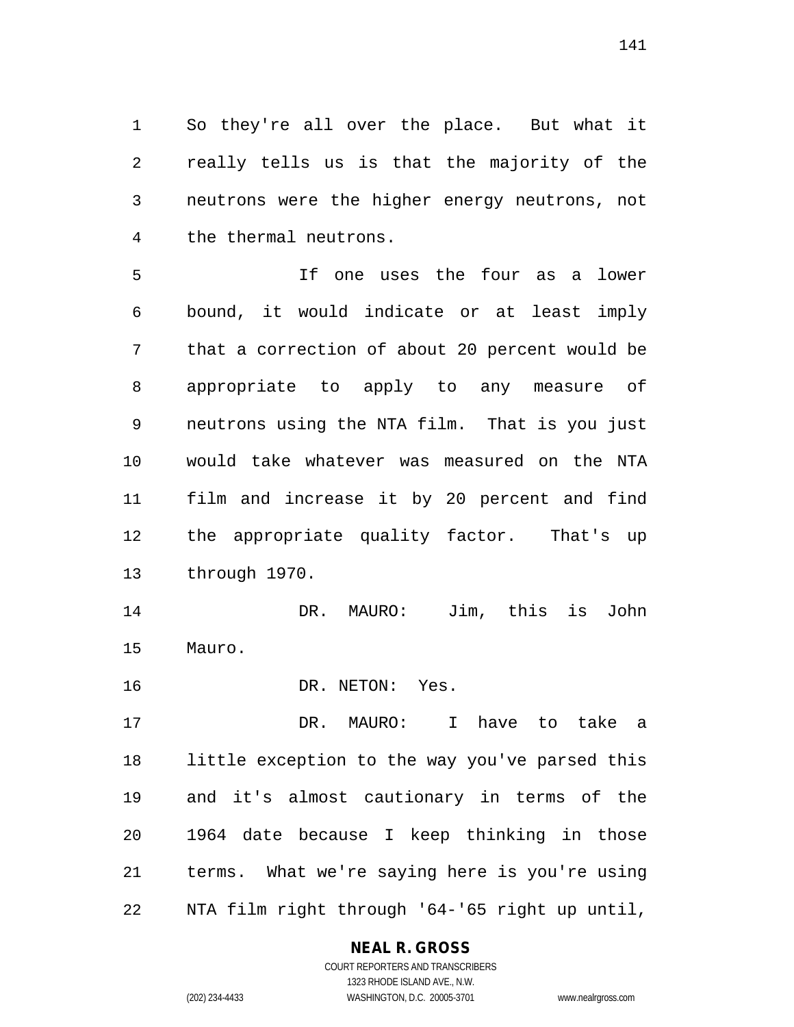So they're all over the place. But what it really tells us is that the majority of the neutrons were the higher energy neutrons, not the thermal neutrons.

If one uses the four as a lower bound, it would indicate or at least imply that a correction of about 20 percent would be appropriate to apply to any measure of neutrons using the NTA film. That is you just would take whatever was measured on the NTA film and increase it by 20 percent and find the appropriate quality factor. That's up through 1970.

DR. MAURO: Jim, this is John Mauro.

DR. NETON: Yes.

DR. MAURO: I have to take a little exception to the way you've parsed this and it's almost cautionary in terms of the 1964 date because I keep thinking in those terms. What we're saying here is you're using NTA film right through '64-'65 right up until,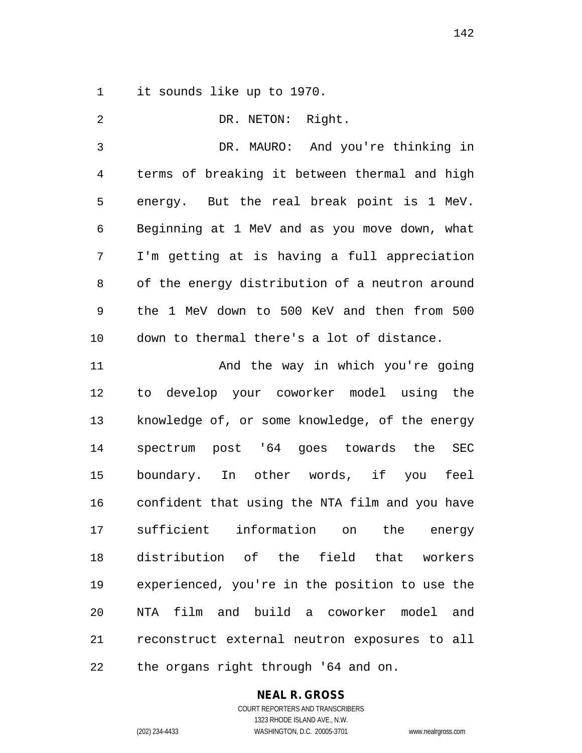it sounds like up to 1970.

DR. NETON: Right.

DR. MAURO: And you're thinking in terms of breaking it between thermal and high energy. But the real break point is 1 MeV. Beginning at 1 MeV and as you move down, what I'm getting at is having a full appreciation of the energy distribution of a neutron around the 1 MeV down to 500 KeV and then from 500 down to thermal there's a lot of distance.

And the way in which you're going to develop your coworker model using the knowledge of, or some knowledge, of the energy spectrum post '64 goes towards the SEC boundary. In other words, if you feel confident that using the NTA film and you have sufficient information on the energy distribution of the field that workers experienced, you're in the position to use the NTA film and build a coworker model and reconstruct external neutron exposures to all the organs right through '64 and on.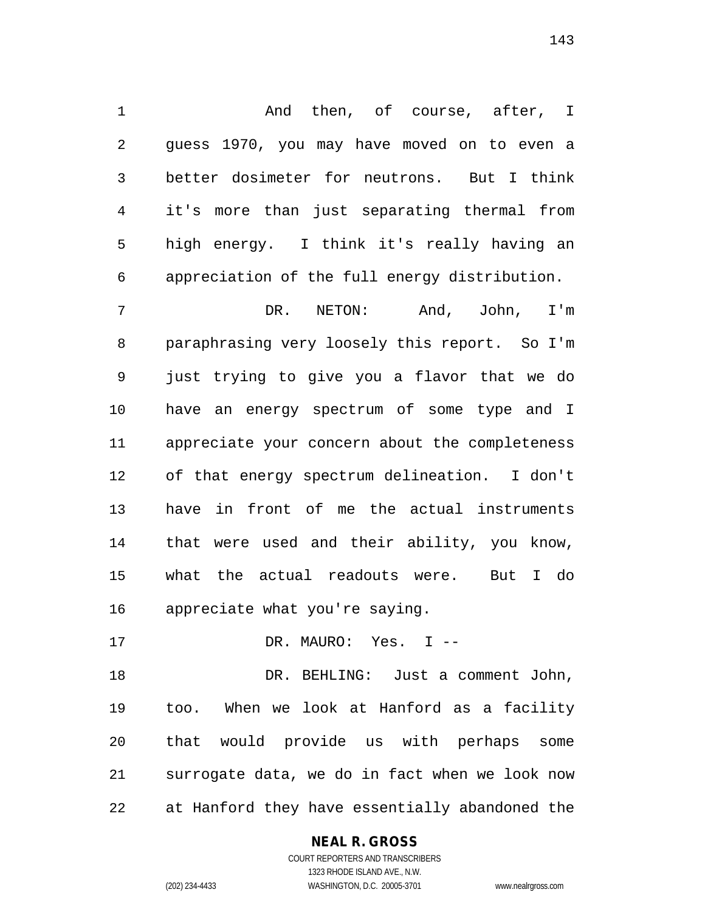And then, of course, after, I guess 1970, you may have moved on to even a better dosimeter for neutrons. But I think it's more than just separating thermal from high energy. I think it's really having an appreciation of the full energy distribution.

DR. NETON: And, John, I'm paraphrasing very loosely this report. So I'm just trying to give you a flavor that we do have an energy spectrum of some type and I appreciate your concern about the completeness of that energy spectrum delineation. I don't have in front of me the actual instruments that were used and their ability, you know, what the actual readouts were. But I do appreciate what you're saying.

DR. MAURO: Yes. I --

DR. BEHLING: Just a comment John, too. When we look at Hanford as a facility that would provide us with perhaps some surrogate data, we do in fact when we look now at Hanford they have essentially abandoned the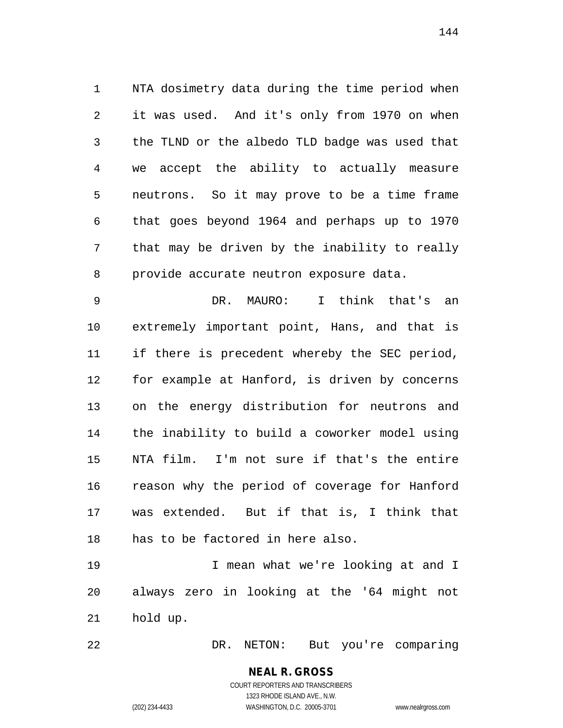NTA dosimetry data during the time period when it was used. And it's only from 1970 on when the TLND or the albedo TLD badge was used that we accept the ability to actually measure neutrons. So it may prove to be a time frame that goes beyond 1964 and perhaps up to 1970 that may be driven by the inability to really provide accurate neutron exposure data.

DR. MAURO: I think that's an extremely important point, Hans, and that is if there is precedent whereby the SEC period, for example at Hanford, is driven by concerns on the energy distribution for neutrons and the inability to build a coworker model using NTA film. I'm not sure if that's the entire reason why the period of coverage for Hanford was extended. But if that is, I think that has to be factored in here also.

I mean what we're looking at and I always zero in looking at the '64 might not hold up.

DR. NETON: But you're comparing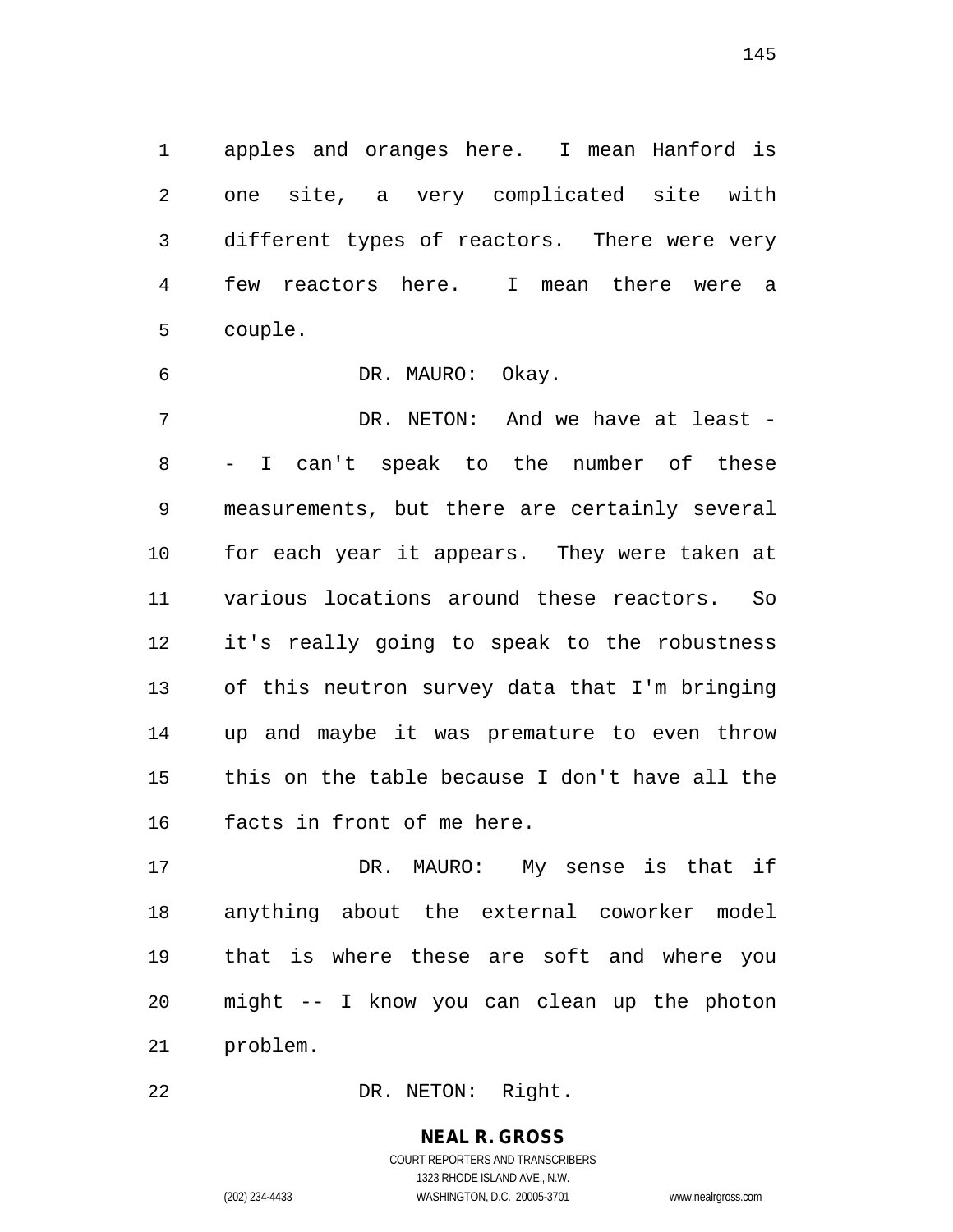apples and oranges here. I mean Hanford is one site, a very complicated site with different types of reactors. There were very few reactors here. I mean there were a couple.

DR. MAURO: Okay.

DR. NETON: And we have at least -- I can't speak to the number of these measurements, but there are certainly several for each year it appears. They were taken at various locations around these reactors. So it's really going to speak to the robustness of this neutron survey data that I'm bringing up and maybe it was premature to even throw this on the table because I don't have all the facts in front of me here.

DR. MAURO: My sense is that if anything about the external coworker model that is where these are soft and where you might -- I know you can clean up the photon problem.

DR. NETON: Right.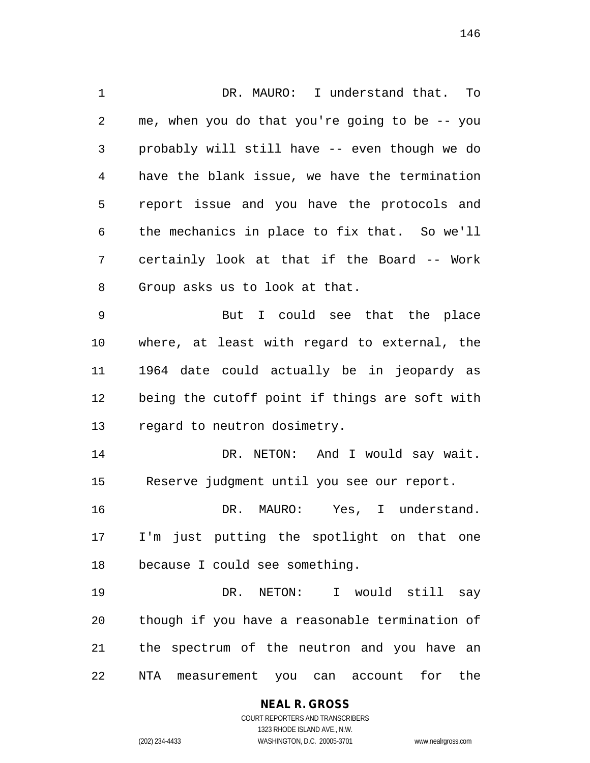DR. MAURO: I understand that. To me, when you do that you're going to be -- you probably will still have -- even though we do have the blank issue, we have the termination report issue and you have the protocols and the mechanics in place to fix that. So we'll certainly look at that if the Board -- Work Group asks us to look at that.

But I could see that the place where, at least with regard to external, the 1964 date could actually be in jeopardy as being the cutoff point if things are soft with regard to neutron dosimetry.

DR. NETON: And I would say wait. Reserve judgment until you see our report.

DR. MAURO: Yes, I understand. I'm just putting the spotlight on that one because I could see something.

DR. NETON: I would still say though if you have a reasonable termination of the spectrum of the neutron and you have an NTA measurement you can account for the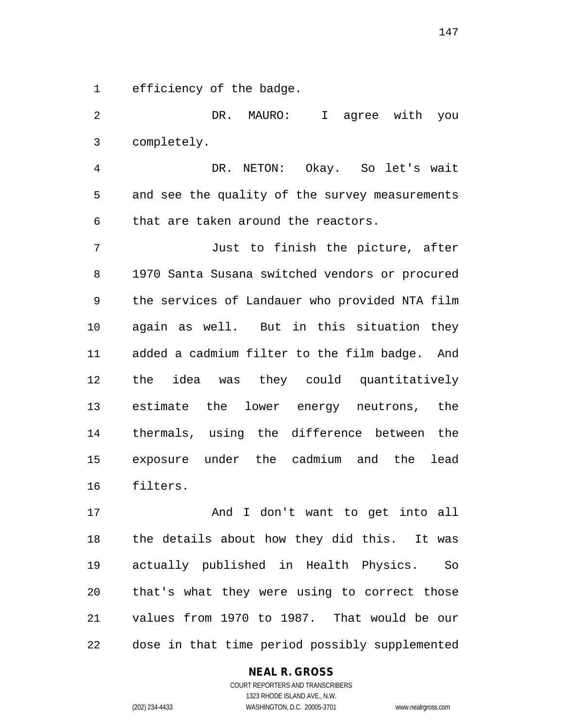efficiency of the badge.

DR. MAURO: I agree with you completely.

DR. NETON: Okay. So let's wait and see the quality of the survey measurements that are taken around the reactors.

Just to finish the picture, after 1970 Santa Susana switched vendors or procured the services of Landauer who provided NTA film again as well. But in this situation they added a cadmium filter to the film badge. And the idea was they could quantitatively estimate the lower energy neutrons, the thermals, using the difference between the exposure under the cadmium and the lead filters.

And I don't want to get into all the details about how they did this. It was actually published in Health Physics. So that's what they were using to correct those values from 1970 to 1987. That would be our dose in that time period possibly supplemented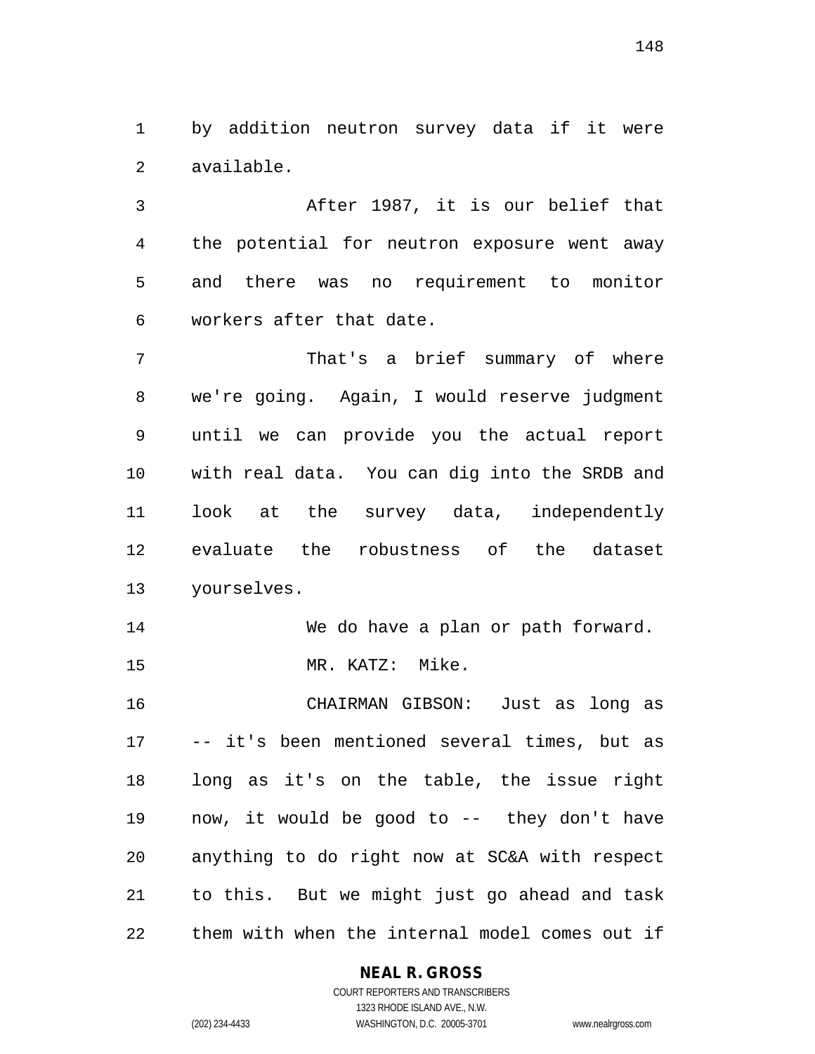by addition neutron survey data if it were available.

After 1987, it is our belief that the potential for neutron exposure went away and there was no requirement to monitor workers after that date.

That's a brief summary of where we're going. Again, I would reserve judgment until we can provide you the actual report with real data. You can dig into the SRDB and look at the survey data, independently evaluate the robustness of the dataset yourselves.

We do have a plan or path forward.

MR. KATZ: Mike.

CHAIRMAN GIBSON: Just as long as -- it's been mentioned several times, but as long as it's on the table, the issue right now, it would be good to -- they don't have anything to do right now at SC&A with respect to this. But we might just go ahead and task them with when the internal model comes out if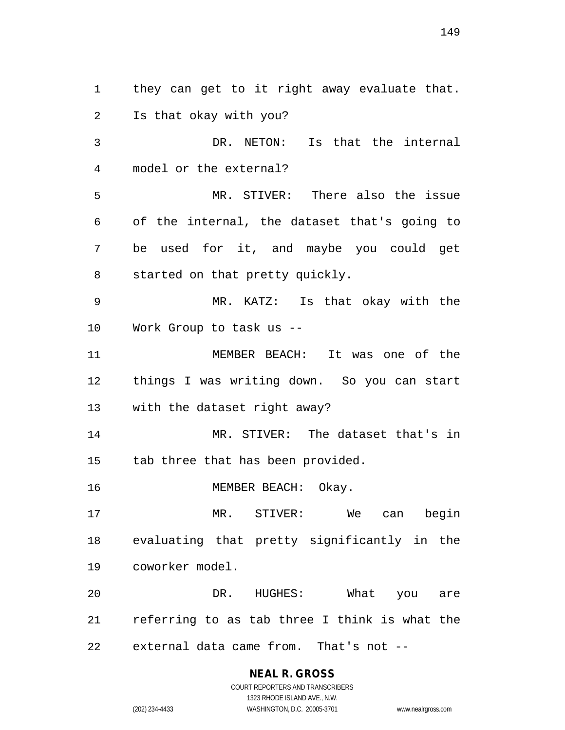they can get to it right away evaluate that. Is that okay with you?

DR. NETON: Is that the internal model or the external?

MR. STIVER: There also the issue of the internal, the dataset that's going to be used for it, and maybe you could get started on that pretty quickly.

MR. KATZ: Is that okay with the Work Group to task us --

MEMBER BEACH: It was one of the things I was writing down. So you can start with the dataset right away?

MR. STIVER: The dataset that's in tab three that has been provided.

MEMBER BEACH: Okay.

MR. STIVER: We can begin evaluating that pretty significantly in the coworker model.

DR. HUGHES: What you are referring to as tab three I think is what the external data came from. That's not --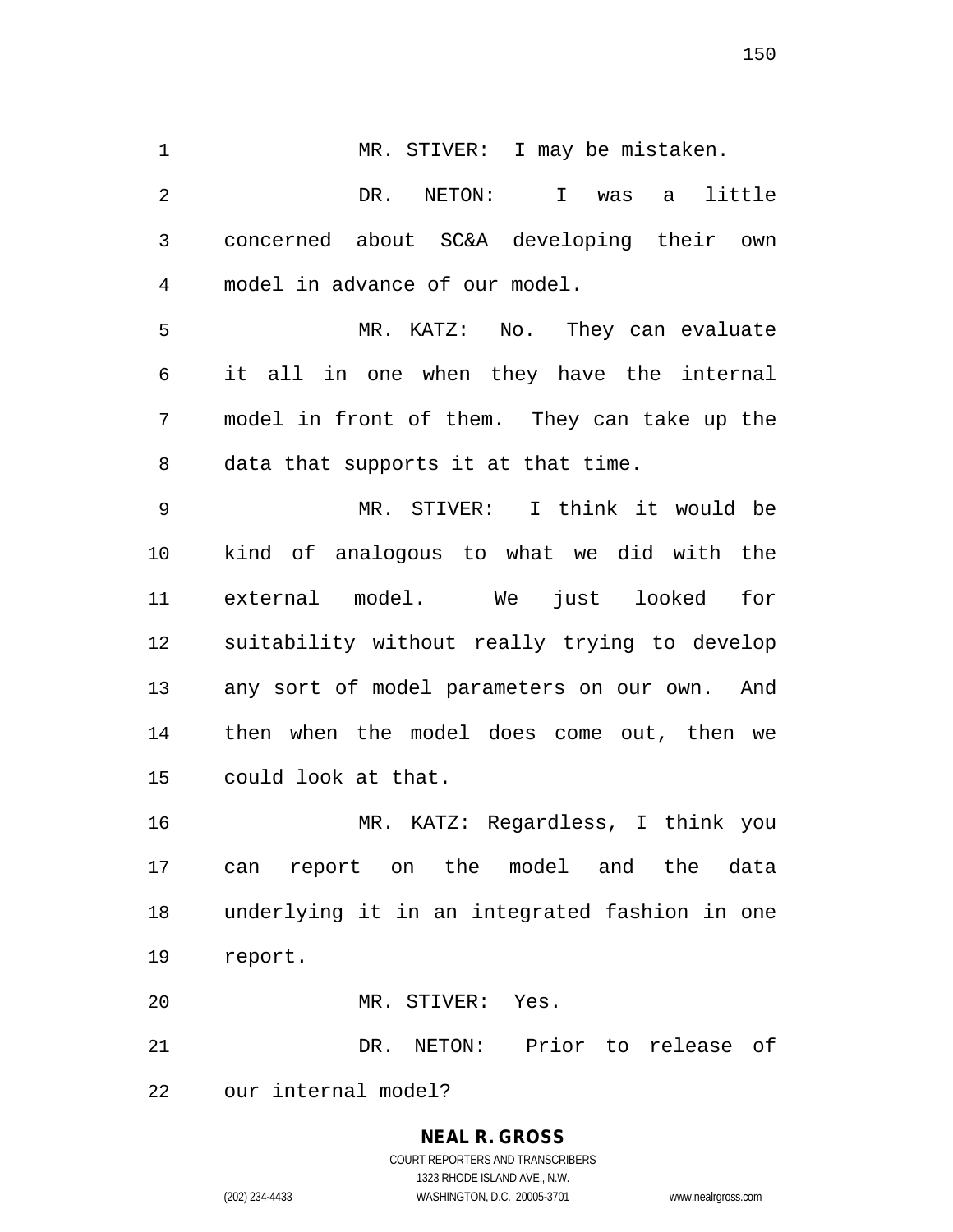MR. STIVER: I may be mistaken.

DR. NETON: I was a little concerned about SC&A developing their own model in advance of our model.

MR. KATZ: No. They can evaluate it all in one when they have the internal model in front of them. They can take up the data that supports it at that time.

MR. STIVER: I think it would be kind of analogous to what we did with the external model. We just looked for suitability without really trying to develop any sort of model parameters on our own. And then when the model does come out, then we could look at that.

MR. KATZ: Regardless, I think you can report on the model and the data underlying it in an integrated fashion in one report.

MR. STIVER: Yes.

DR. NETON: Prior to release of our internal model?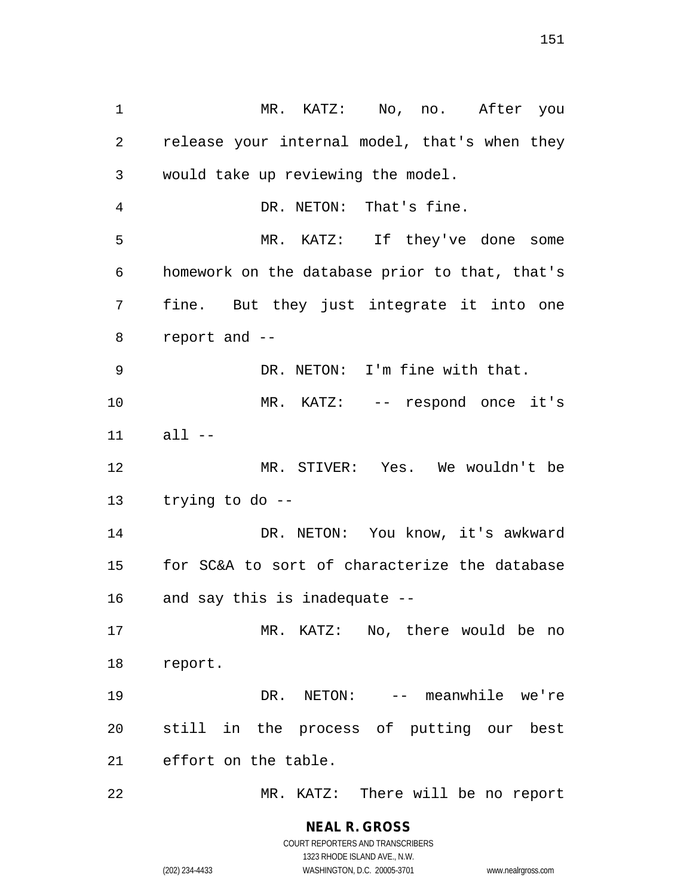MR. KATZ: No, no. After you release your internal model, that's when they would take up reviewing the model.

DR. NETON: That's fine.

MR. KATZ: If they've done some homework on the database prior to that, that's fine. But they just integrate it into one report and --

DR. NETON: I'm fine with that.

MR. KATZ: -- respond once it's all --

MR. STIVER: Yes. We wouldn't be trying to do --

DR. NETON: You know, it's awkward for SC&A to sort of characterize the database and say this is inadequate --

MR. KATZ: No, there would be no report.

DR. NETON: -- meanwhile we're still in the process of putting our best effort on the table.

MR. KATZ: There will be no report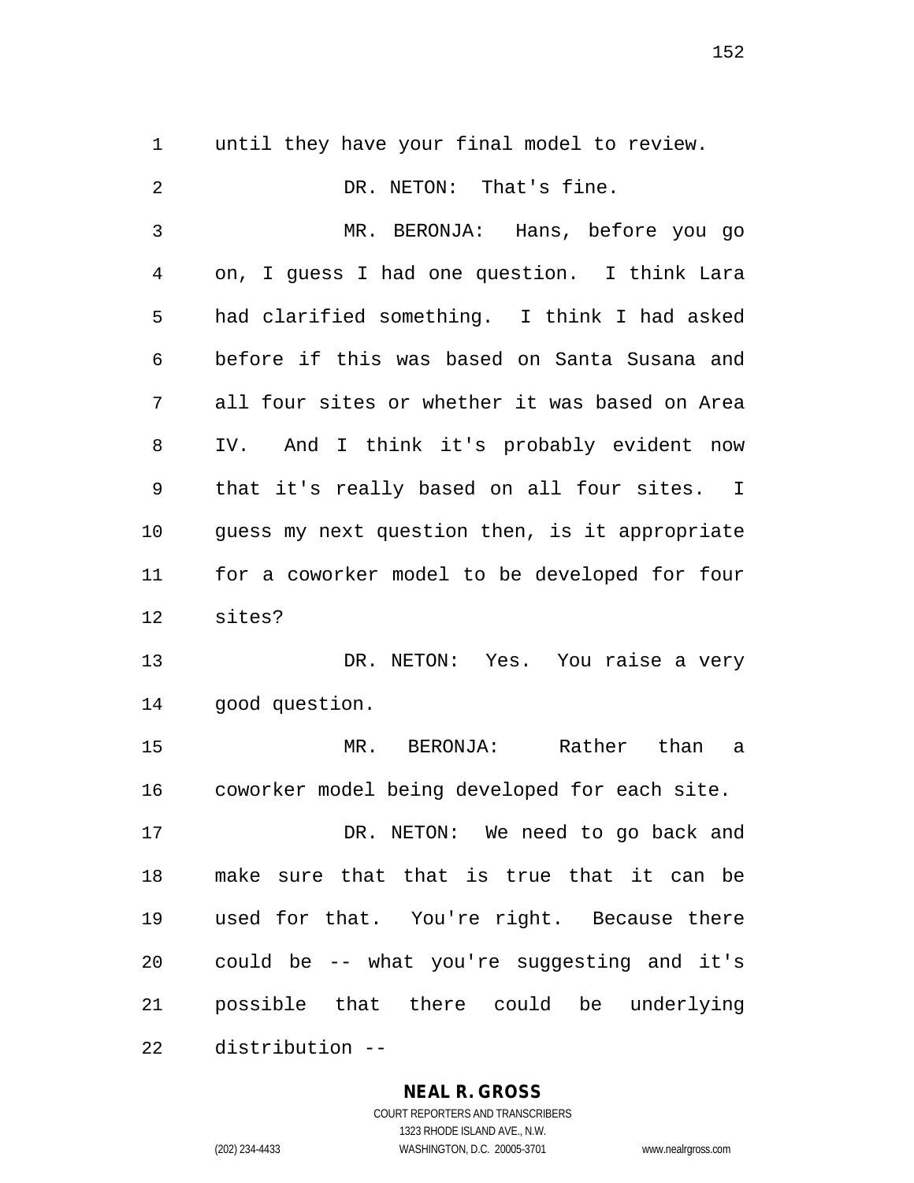until they have your final model to review.

DR. NETON: That's fine.

MR. BERONJA: Hans, before you go on, I guess I had one question. I think Lara had clarified something. I think I had asked before if this was based on Santa Susana and all four sites or whether it was based on Area IV. And I think it's probably evident now that it's really based on all four sites. I guess my next question then, is it appropriate for a coworker model to be developed for four sites?

DR. NETON: Yes. You raise a very good question.

MR. BERONJA: Rather than a coworker model being developed for each site.

DR. NETON: We need to go back and make sure that that is true that it can be used for that. You're right. Because there could be -- what you're suggesting and it's possible that there could be underlying distribution --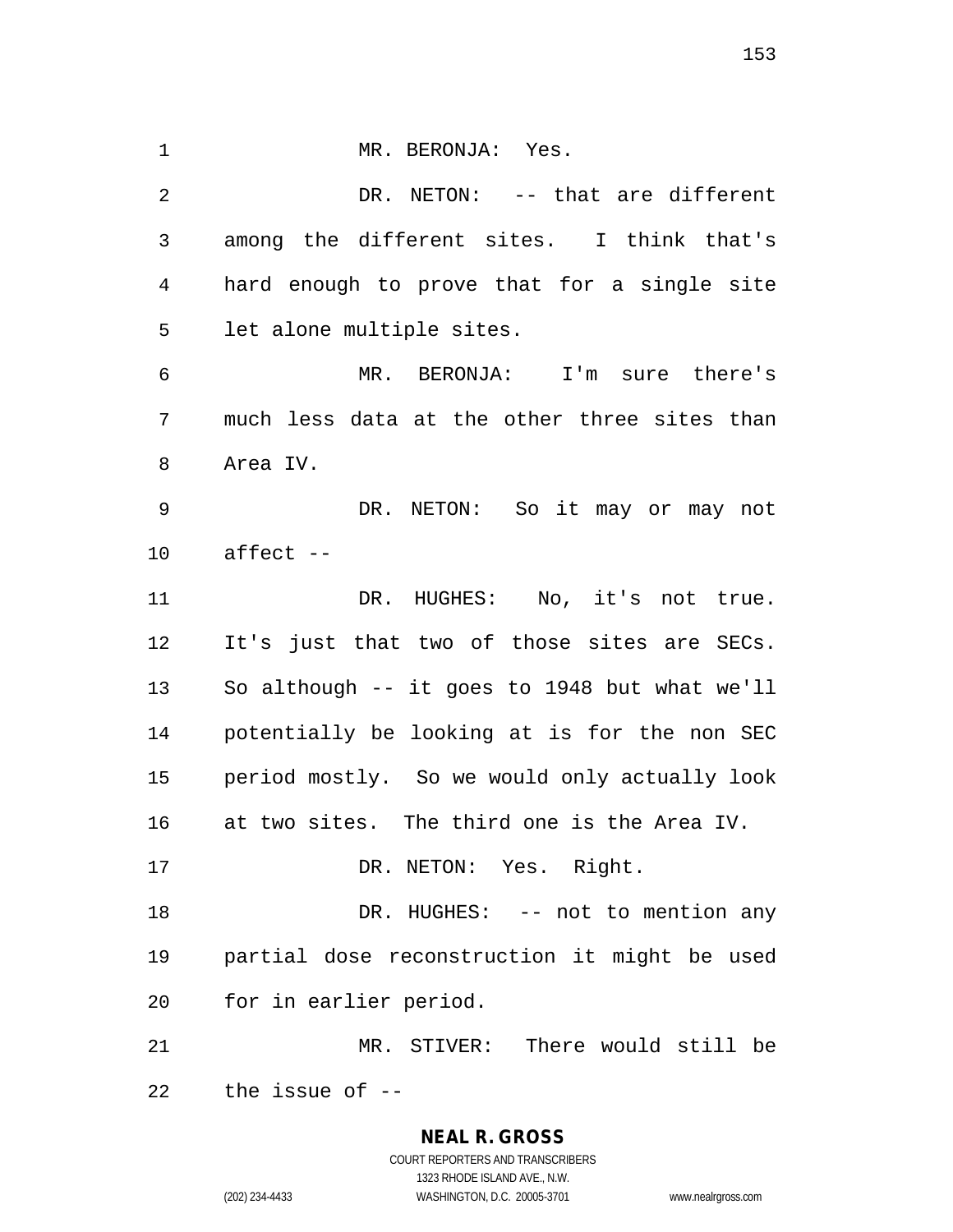MR. BERONJA: Yes.

DR. NETON: -- that are different among the different sites. I think that's hard enough to prove that for a single site let alone multiple sites.

MR. BERONJA: I'm sure there's much less data at the other three sites than Area IV.

DR. NETON: So it may or may not affect --

DR. HUGHES: No, it's not true. It's just that two of those sites are SECs. So although -- it goes to 1948 but what we'll potentially be looking at is for the non SEC period mostly. So we would only actually look at two sites. The third one is the Area IV.

DR. NETON: Yes. Right.

DR. HUGHES: -- not to mention any partial dose reconstruction it might be used for in earlier period.

MR. STIVER: There would still be the issue of --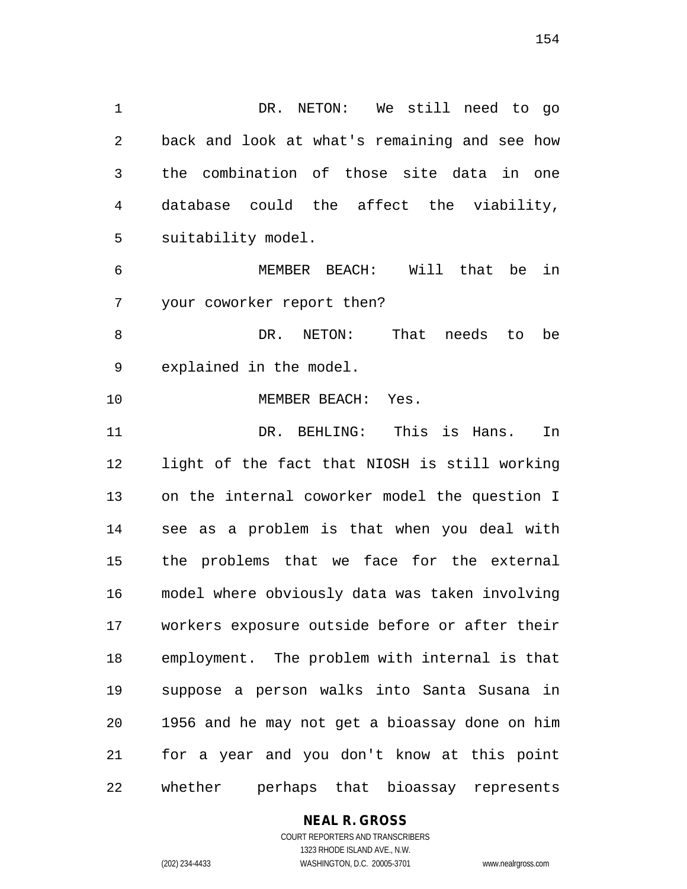DR. NETON: We still need to go back and look at what's remaining and see how the combination of those site data in one database could the affect the viability, suitability model.

MEMBER BEACH: Will that be in your coworker report then?

DR. NETON: That needs to be explained in the model.

MEMBER BEACH: Yes.

DR. BEHLING: This is Hans. In light of the fact that NIOSH is still working on the internal coworker model the question I see as a problem is that when you deal with the problems that we face for the external model where obviously data was taken involving workers exposure outside before or after their employment. The problem with internal is that suppose a person walks into Santa Susana in 1956 and he may not get a bioassay done on him for a year and you don't know at this point whether perhaps that bioassay represents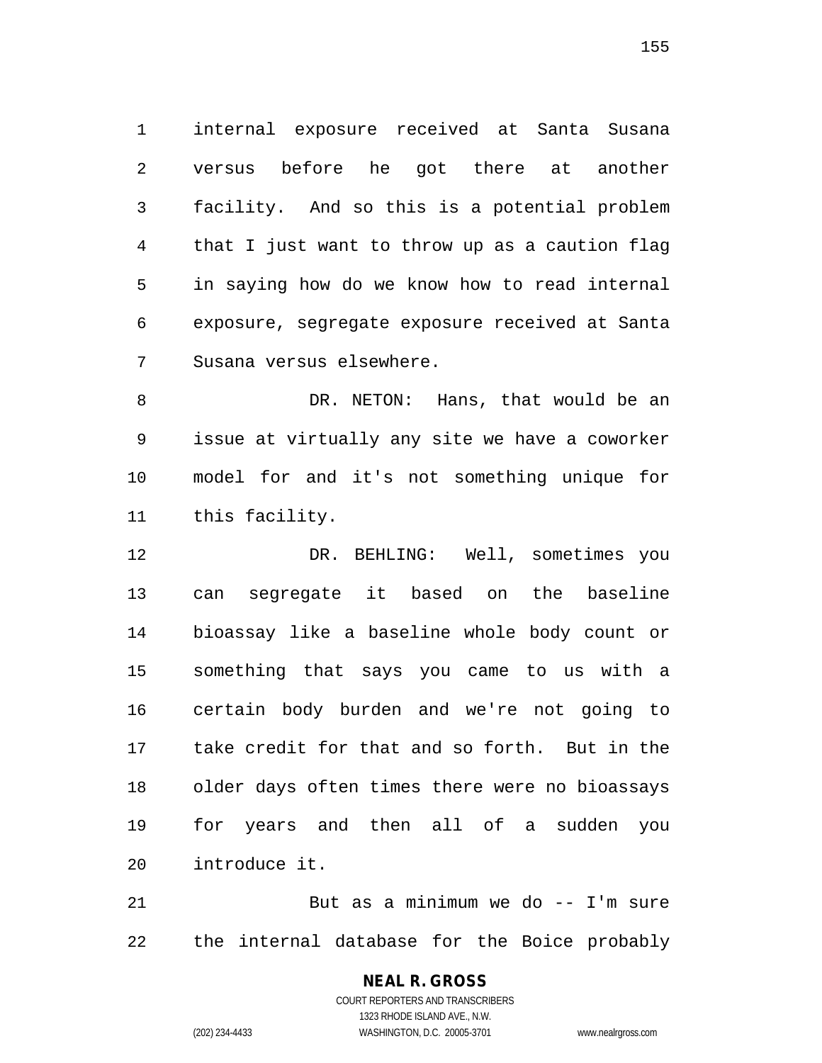internal exposure received at Santa Susana versus before he got there at another facility. And so this is a potential problem that I just want to throw up as a caution flag in saying how do we know how to read internal exposure, segregate exposure received at Santa Susana versus elsewhere.

DR. NETON: Hans, that would be an issue at virtually any site we have a coworker model for and it's not something unique for this facility.

DR. BEHLING: Well, sometimes you can segregate it based on the baseline bioassay like a baseline whole body count or something that says you came to us with a certain body burden and we're not going to take credit for that and so forth. But in the older days often times there were no bioassays for years and then all of a sudden you introduce it.

But as a minimum we do -- I'm sure the internal database for the Boice probably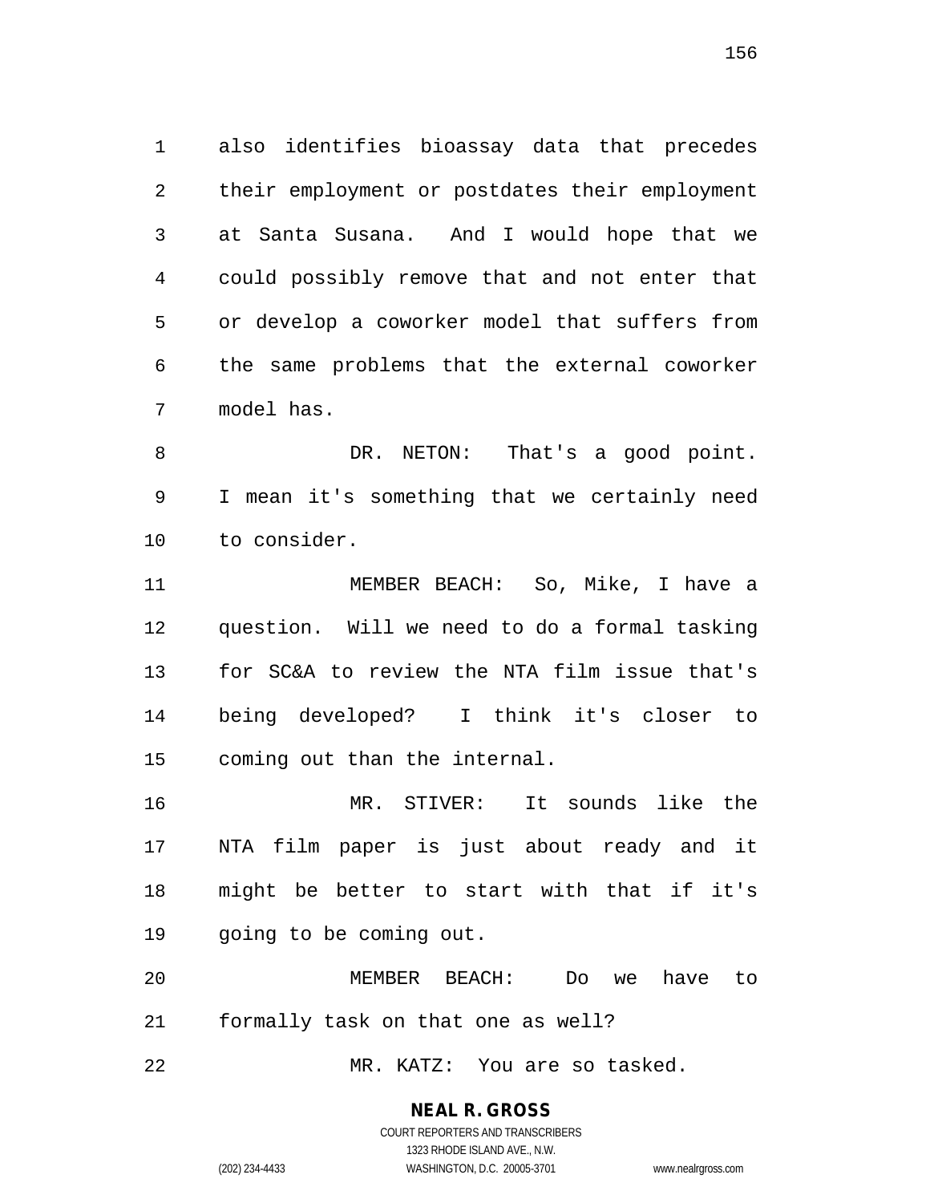also identifies bioassay data that precedes their employment or postdates their employment at Santa Susana. And I would hope that we could possibly remove that and not enter that or develop a coworker model that suffers from the same problems that the external coworker model has.

DR. NETON: That's a good point. I mean it's something that we certainly need to consider.

MEMBER BEACH: So, Mike, I have a question. Will we need to do a formal tasking for SC&A to review the NTA film issue that's being developed? I think it's closer to coming out than the internal.

MR. STIVER: It sounds like the NTA film paper is just about ready and it might be better to start with that if it's going to be coming out.

MEMBER BEACH: Do we have to formally task on that one as well?

MR. KATZ: You are so tasked.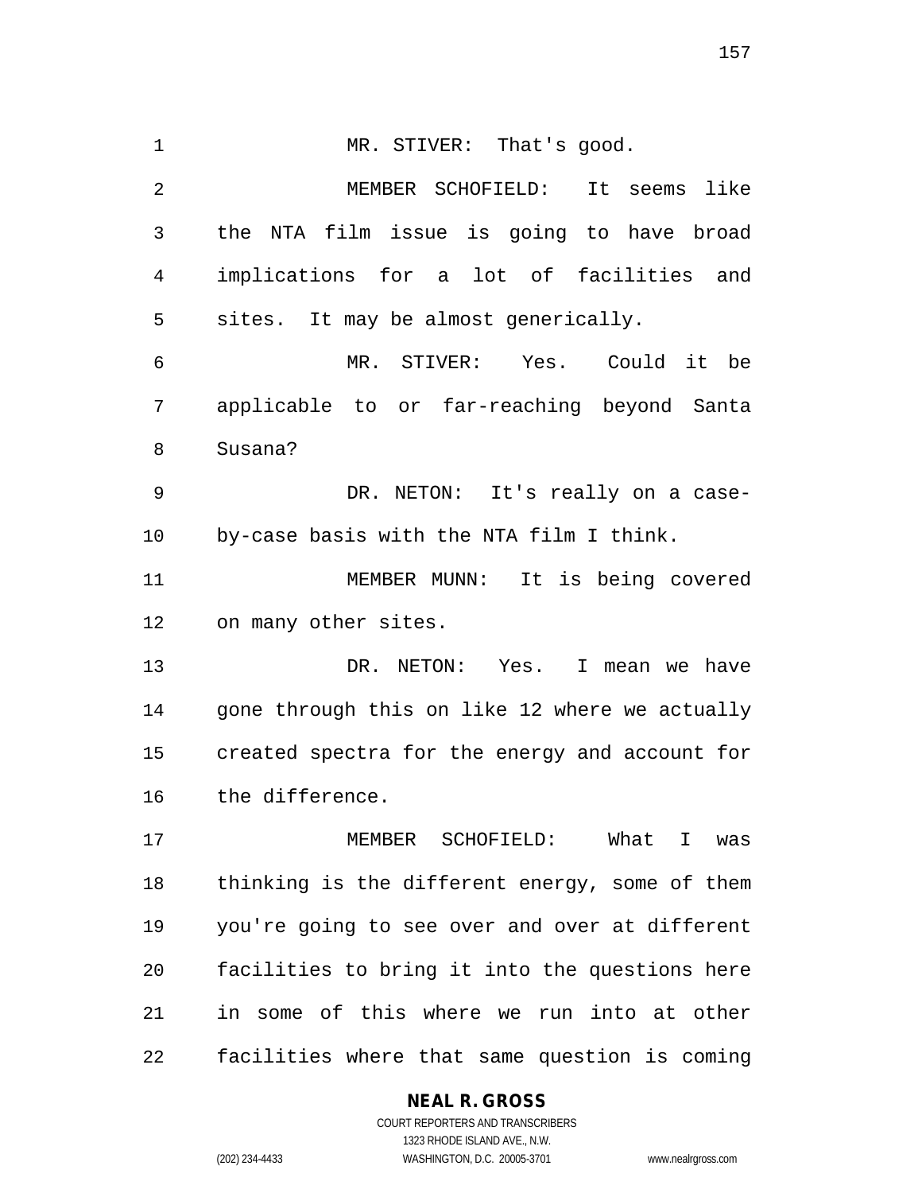MR. STIVER: That's good.

MEMBER SCHOFIELD: It seems like the NTA film issue is going to have broad implications for a lot of facilities and sites. It may be almost generically.

MR. STIVER: Yes. Could it be applicable to or far-reaching beyond Santa Susana?

DR. NETON: It's really on a case-by-case basis with the NTA film I think.

MEMBER MUNN: It is being covered on many other sites.

DR. NETON: Yes. I mean we have gone through this on like 12 where we actually created spectra for the energy and account for the difference.

MEMBER SCHOFIELD: What I was thinking is the different energy, some of them you're going to see over and over at different facilities to bring it into the questions here in some of this where we run into at other facilities where that same question is coming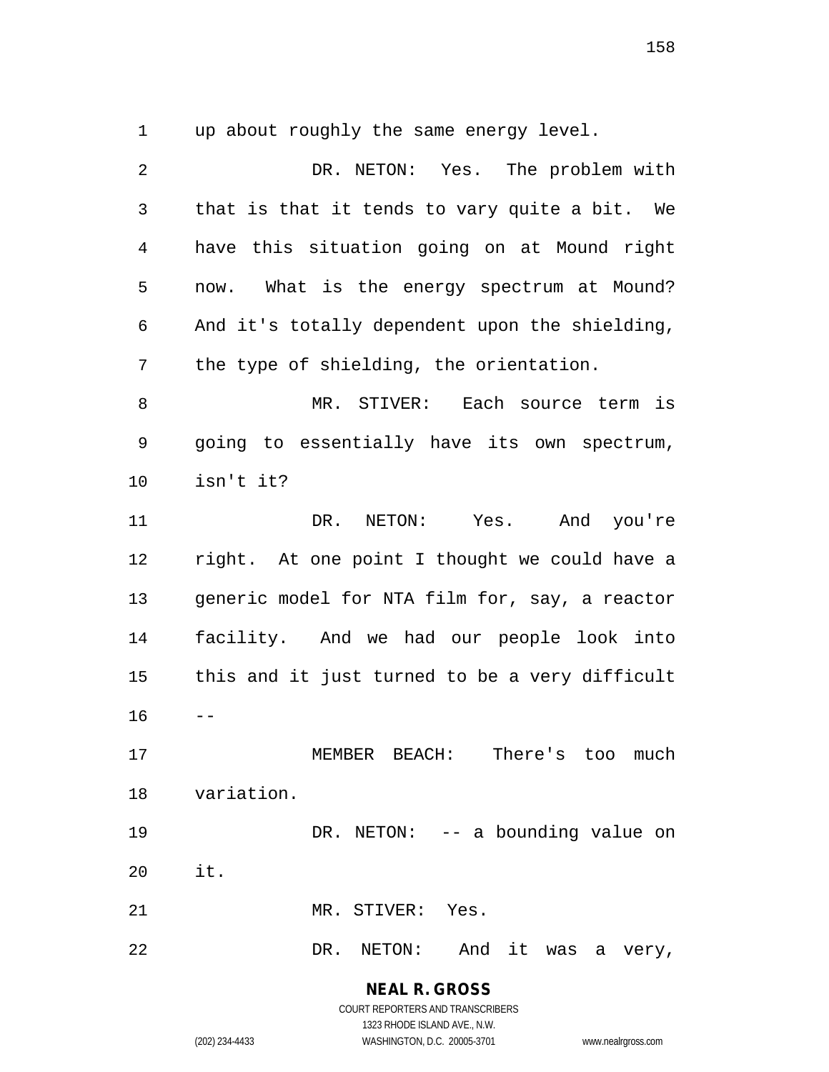up about roughly the same energy level.

DR. NETON: Yes. The problem with that is that it tends to vary quite a bit. We have this situation going on at Mound right now. What is the energy spectrum at Mound? And it's totally dependent upon the shielding, the type of shielding, the orientation.

MR. STIVER: Each source term is going to essentially have its own spectrum, isn't it?

DR. NETON: Yes. And you're right. At one point I thought we could have a generic model for NTA film for, say, a reactor facility. And we had our people look into this and it just turned to be a very difficult --

MEMBER BEACH: There's too much variation.

DR. NETON: -- a bounding value on it.

MR. STIVER: Yes.

DR. NETON: And it was a very,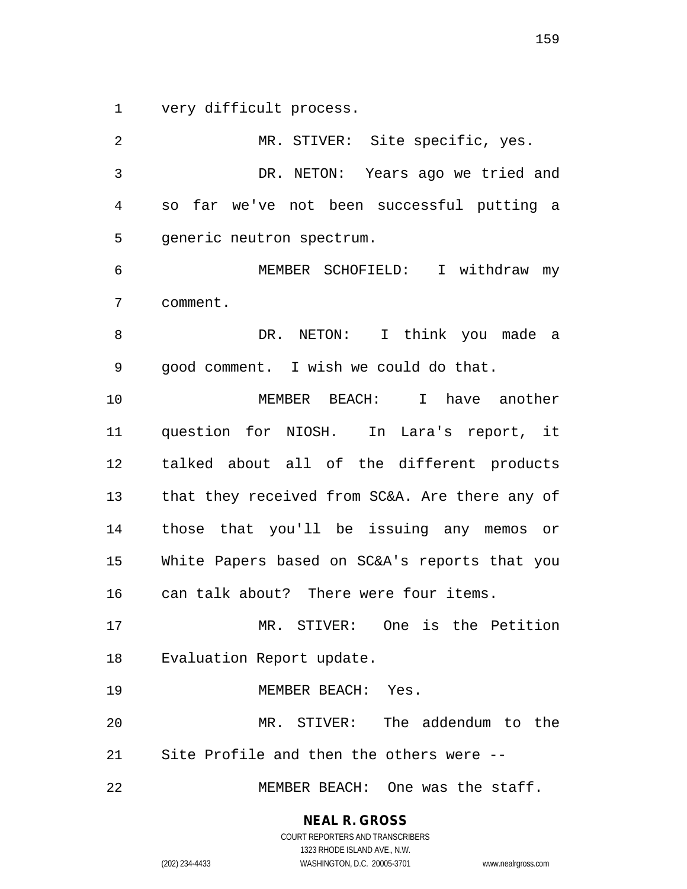very difficult process.

MR. STIVER: Site specific, yes.

DR. NETON: Years ago we tried and so far we've not been successful putting a generic neutron spectrum.

MEMBER SCHOFIELD: I withdraw my comment.

DR. NETON: I think you made a good comment. I wish we could do that.

MEMBER BEACH: I have another question for NIOSH. In Lara's report, it talked about all of the different products that they received from SC&A. Are there any of those that you'll be issuing any memos or White Papers based on SC&A's reports that you can talk about? There were four items.

MR. STIVER: One is the Petition Evaluation Report update.

MEMBER BEACH: Yes.

MR. STIVER: The addendum to the Site Profile and then the others were --

MEMBER BEACH: One was the staff.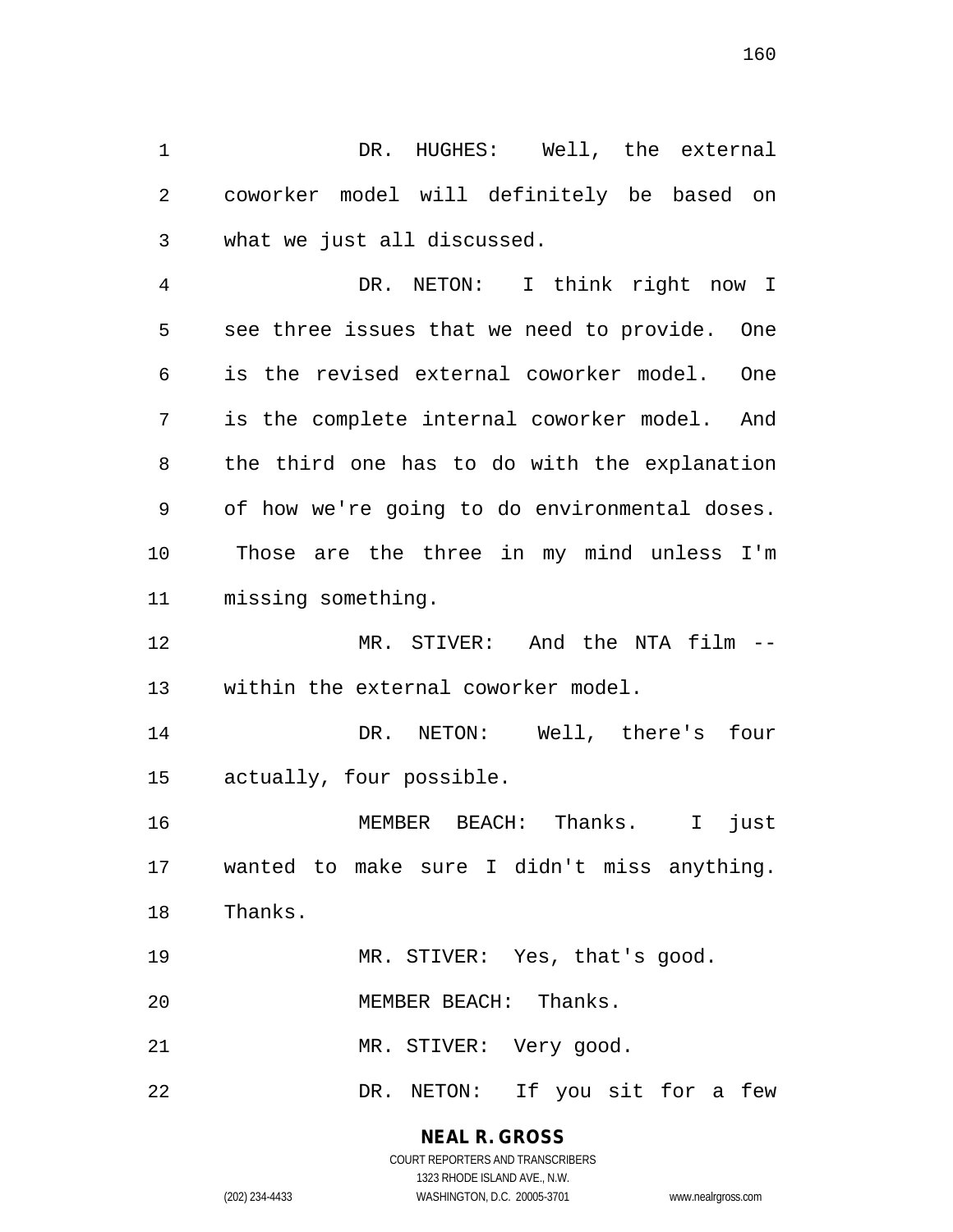DR. HUGHES: Well, the external coworker model will definitely be based on what we just all discussed.

DR. NETON: I think right now I see three issues that we need to provide. One is the revised external coworker model. One is the complete internal coworker model. And the third one has to do with the explanation of how we're going to do environmental doses. Those are the three in my mind unless I'm missing something.

MR. STIVER: And the NTA film -- within the external coworker model.

DR. NETON: Well, there's four actually, four possible.

MEMBER BEACH: Thanks. I just wanted to make sure I didn't miss anything. Thanks.

MR. STIVER: Yes, that's good.

MEMBER BEACH: Thanks.

MR. STIVER: Very good.

DR. NETON: If you sit for a few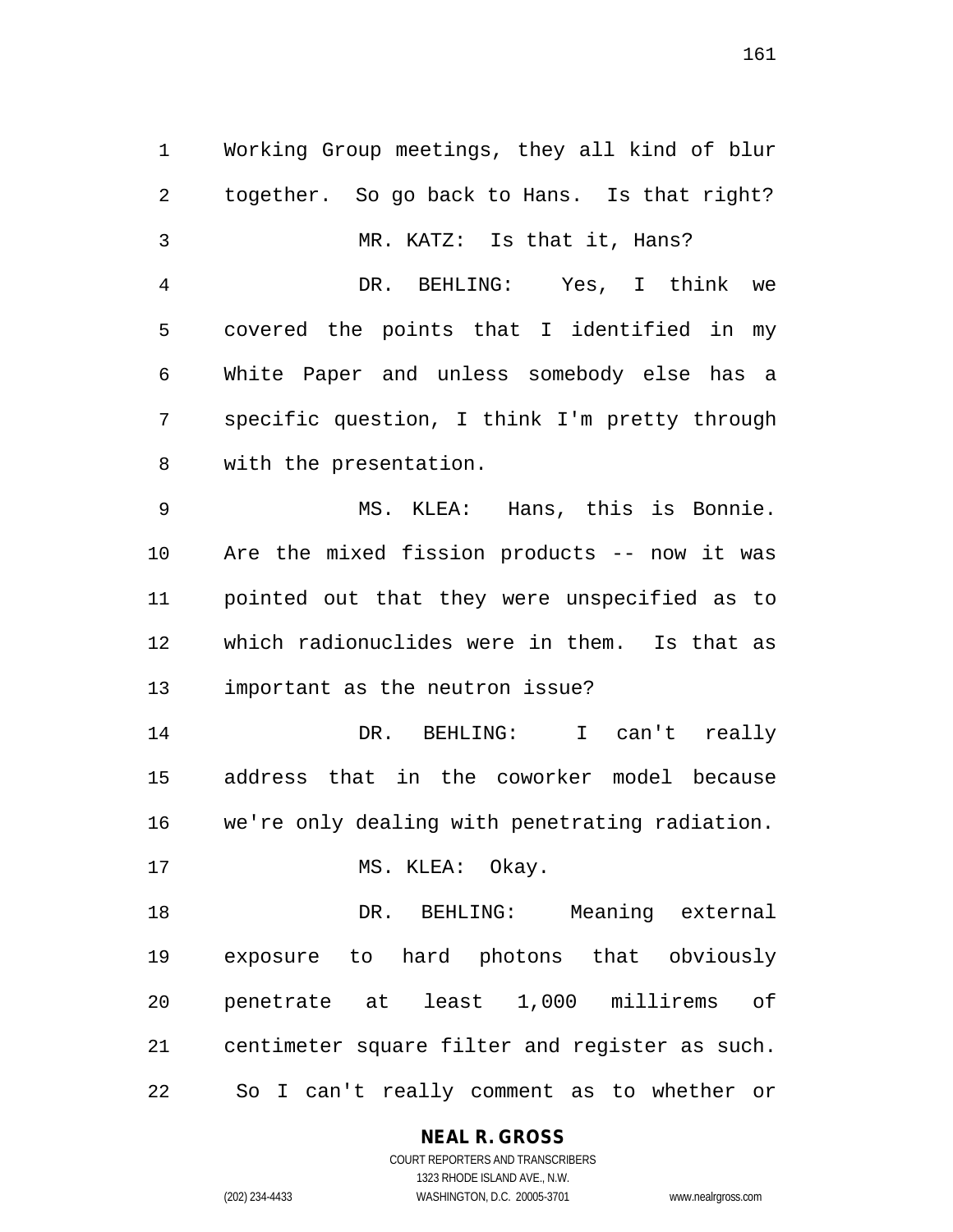Working Group meetings, they all kind of blur together. So go back to Hans. Is that right?

MR. KATZ: Is that it, Hans?

DR. BEHLING: Yes, I think we covered the points that I identified in my White Paper and unless somebody else has a specific question, I think I'm pretty through with the presentation.

MS. KLEA: Hans, this is Bonnie. Are the mixed fission products -- now it was pointed out that they were unspecified as to which radionuclides were in them. Is that as important as the neutron issue?

DR. BEHLING: I can't really address that in the coworker model because we're only dealing with penetrating radiation.

MS. KLEA: Okay.

DR. BEHLING: Meaning external exposure to hard photons that obviously penetrate at least 1,000 millirems of centimeter square filter and register as such. So I can't really comment as to whether or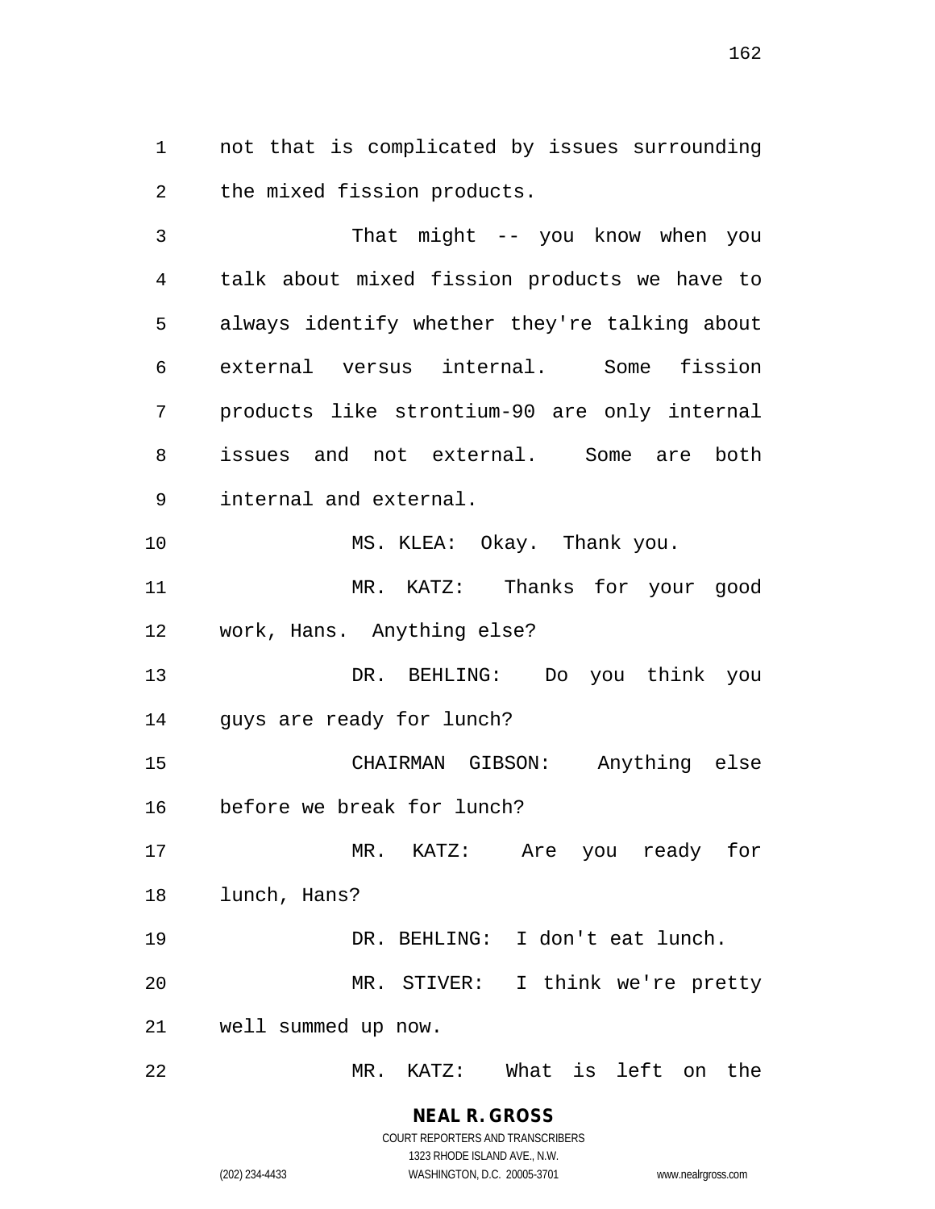not that is complicated by issues surrounding the mixed fission products.

That might -- you know when you talk about mixed fission products we have to always identify whether they're talking about external versus internal. Some fission products like strontium-90 are only internal issues and not external. Some are both internal and external.

MS. KLEA: Okay. Thank you.

MR. KATZ: Thanks for your good work, Hans. Anything else?

DR. BEHLING: Do you think you guys are ready for lunch?

CHAIRMAN GIBSON: Anything else before we break for lunch?

MR. KATZ: Are you ready for lunch, Hans?

DR. BEHLING: I don't eat lunch.

MR. STIVER: I think we're pretty well summed up now.

MR. KATZ: What is left on the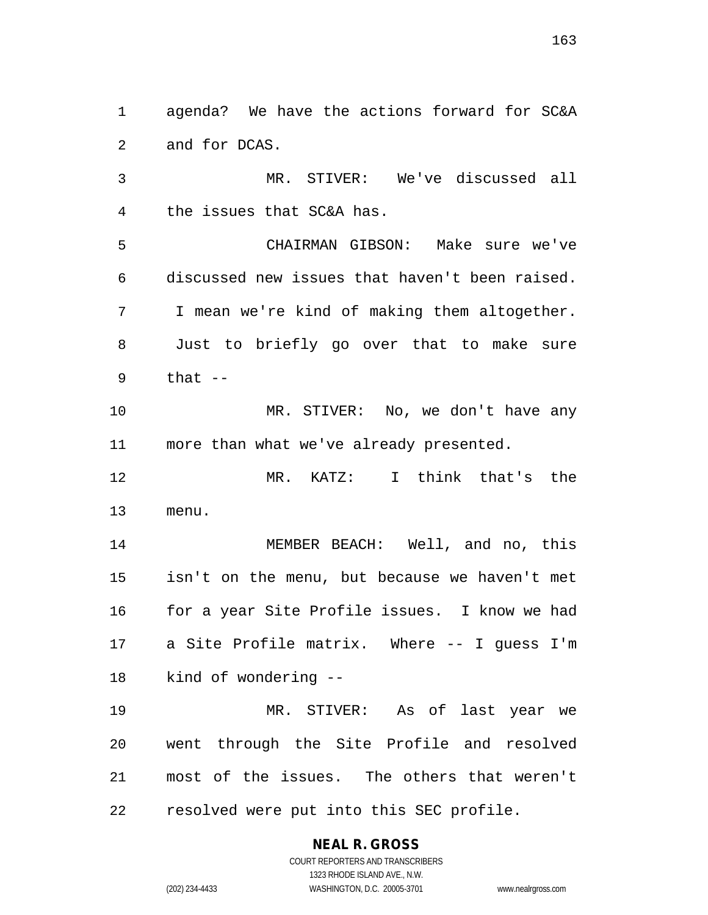agenda? We have the actions forward for SC&A and for DCAS.

MR. STIVER: We've discussed all the issues that SC&A has.

CHAIRMAN GIBSON: Make sure we've discussed new issues that haven't been raised. I mean we're kind of making them altogether. Just to briefly go over that to make sure that --

MR. STIVER: No, we don't have any more than what we've already presented.

MR. KATZ: I think that's the menu.

MEMBER BEACH: Well, and no, this isn't on the menu, but because we haven't met for a year Site Profile issues. I know we had a Site Profile matrix. Where -- I guess I'm kind of wondering --

MR. STIVER: As of last year we went through the Site Profile and resolved most of the issues. The others that weren't resolved were put into this SEC profile.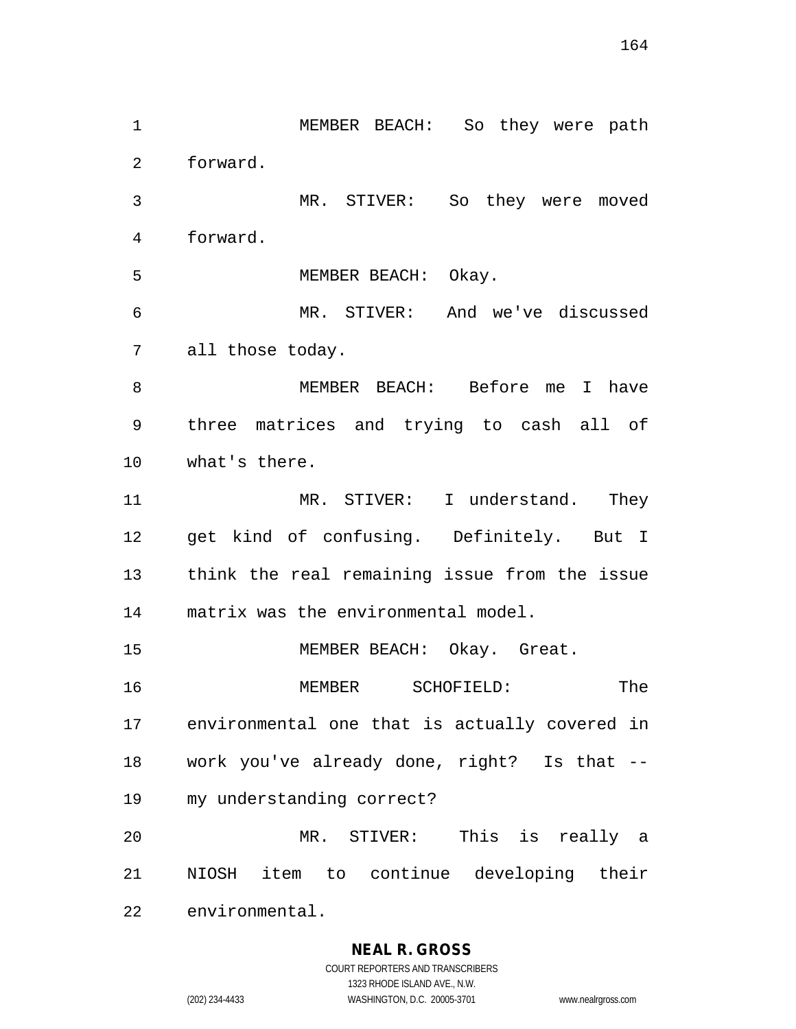MEMBER BEACH: So they were path forward.

MR. STIVER: So they were moved forward.

MEMBER BEACH: Okay.

MR. STIVER: And we've discussed all those today.

MEMBER BEACH: Before me I have three matrices and trying to cash all of what's there.

MR. STIVER: I understand. They get kind of confusing. Definitely. But I think the real remaining issue from the issue matrix was the environmental model.

MEMBER BEACH: Okay. Great.

MEMBER SCHOFIELD: The environmental one that is actually covered in work you've already done, right? Is that -- my understanding correct?

MR. STIVER: This is really a NIOSH item to continue developing their environmental.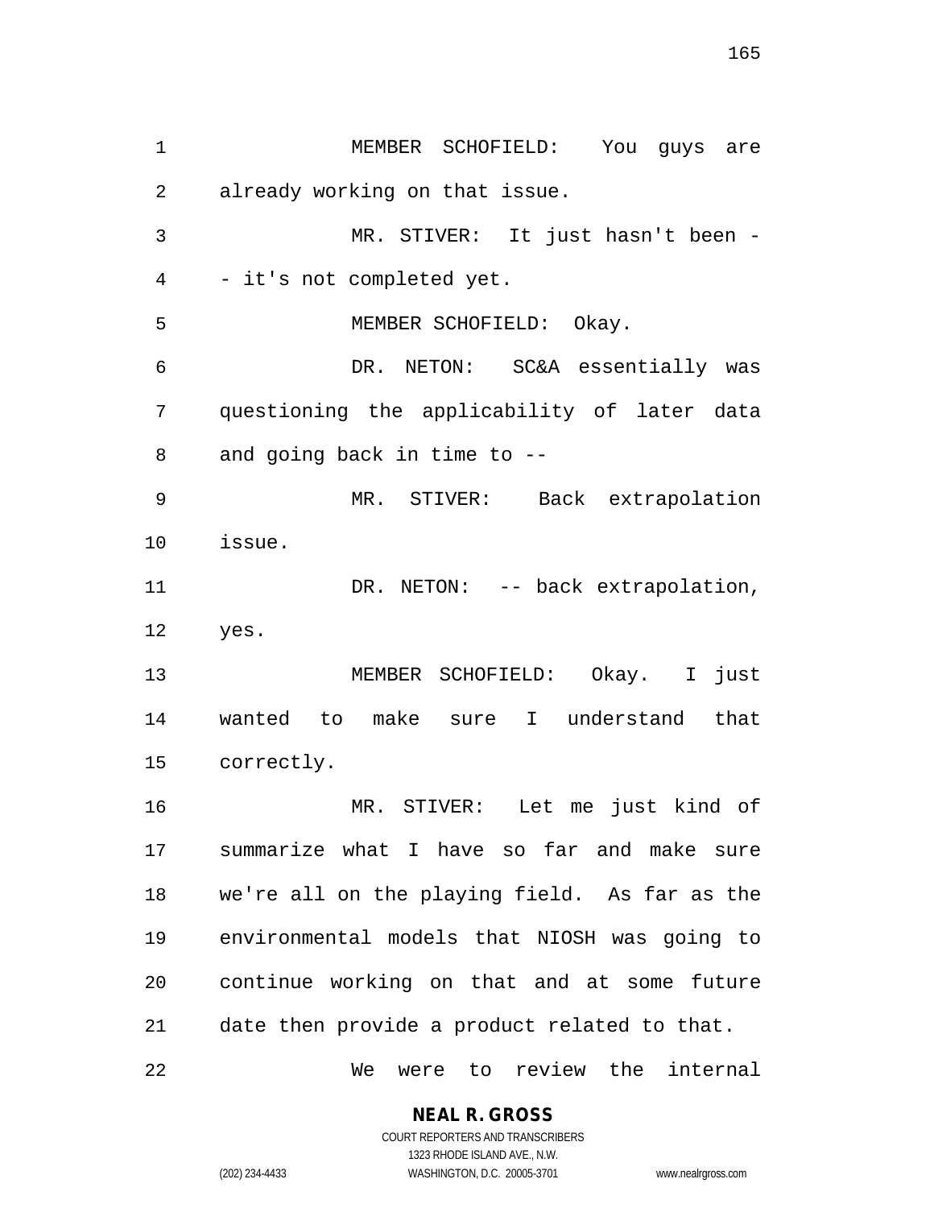MEMBER SCHOFIELD: You guys are already working on that issue.

MR. STIVER: It just hasn't been -- it's not completed yet.

MEMBER SCHOFIELD: Okay.

DR. NETON: SC&A essentially was questioning the applicability of later data and going back in time to --

MR. STIVER: Back extrapolation issue.

DR. NETON: -- back extrapolation, yes.

MEMBER SCHOFIELD: Okay. I just wanted to make sure I understand that correctly.

MR. STIVER: Let me just kind of summarize what I have so far and make sure we're all on the playing field. As far as the environmental models that NIOSH was going to continue working on that and at some future date then provide a product related to that.

We were to review the internal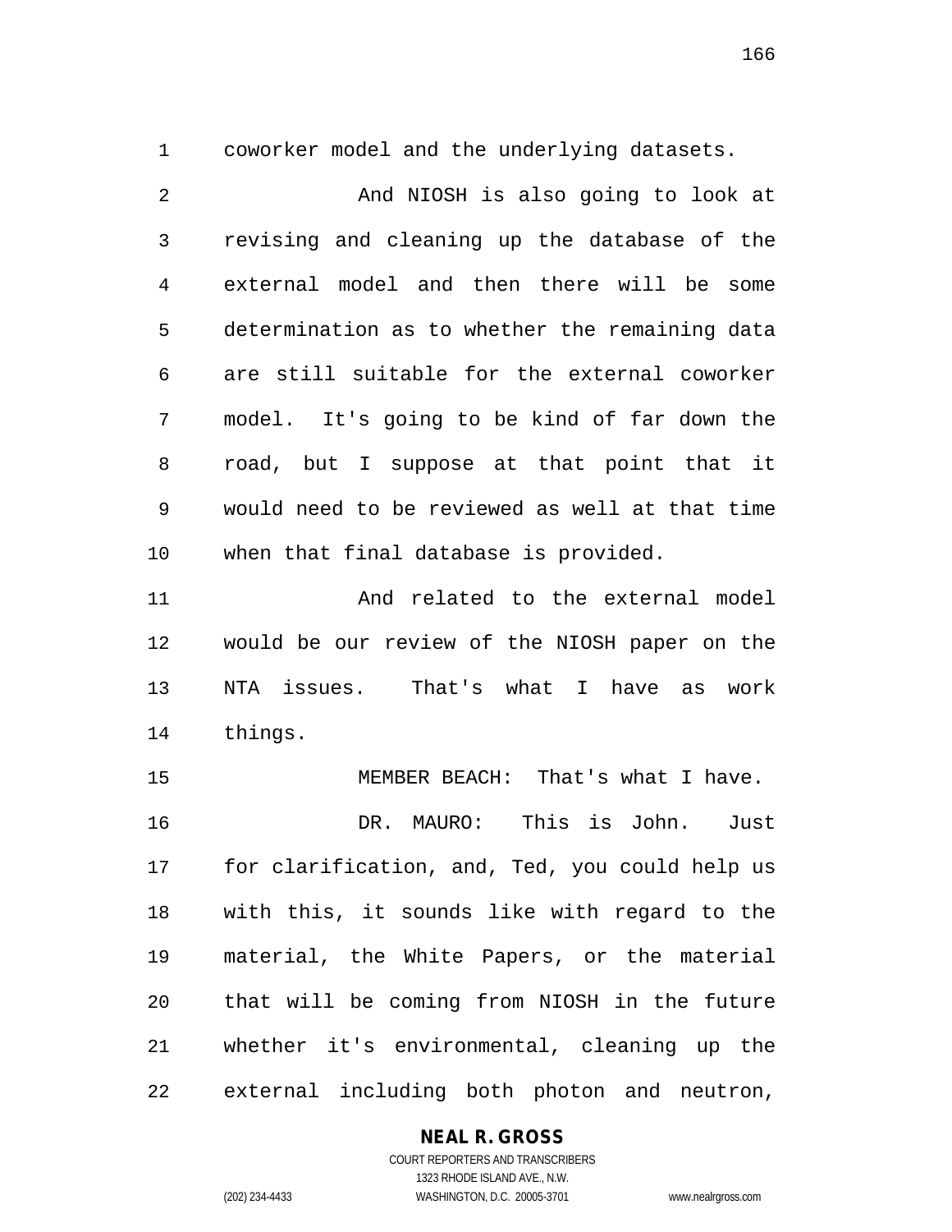coworker model and the underlying datasets.

And NIOSH is also going to look at revising and cleaning up the database of the external model and then there will be some determination as to whether the remaining data are still suitable for the external coworker model. It's going to be kind of far down the road, but I suppose at that point that it would need to be reviewed as well at that time when that final database is provided.

And related to the external model would be our review of the NIOSH paper on the NTA issues. That's what I have as work things.

MEMBER BEACH: That's what I have.

DR. MAURO: This is John. Just for clarification, and, Ted, you could help us with this, it sounds like with regard to the material, the White Papers, or the material that will be coming from NIOSH in the future whether it's environmental, cleaning up the external including both photon and neutron,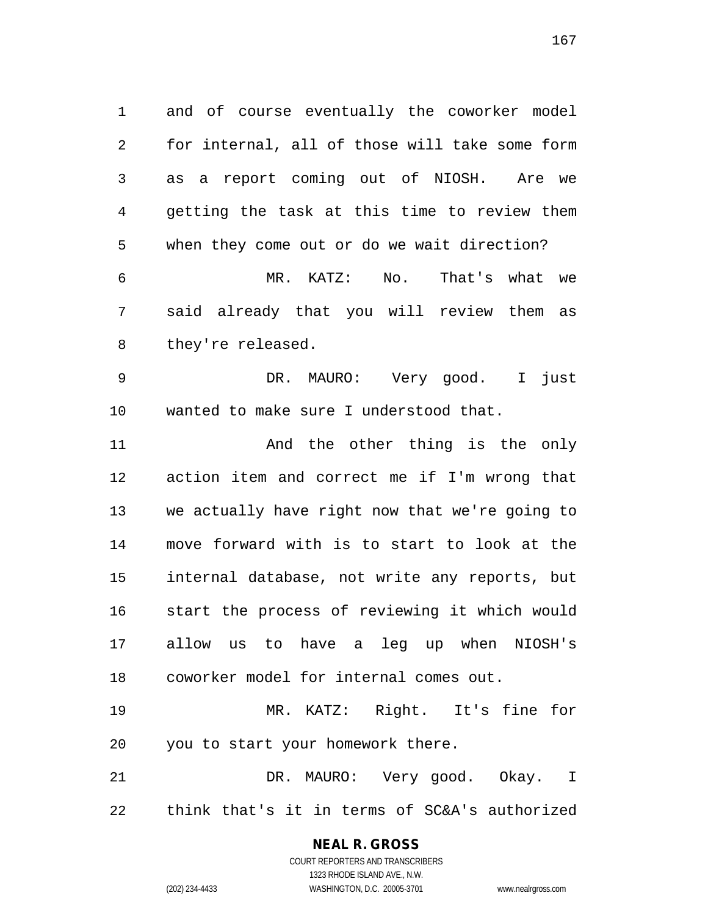and of course eventually the coworker model for internal, all of those will take some form as a report coming out of NIOSH. Are we getting the task at this time to review them when they come out or do we wait direction?

MR. KATZ: No. That's what we said already that you will review them as they're released.

DR. MAURO: Very good. I just wanted to make sure I understood that.

And the other thing is the only action item and correct me if I'm wrong that we actually have right now that we're going to move forward with is to start to look at the internal database, not write any reports, but start the process of reviewing it which would allow us to have a leg up when NIOSH's coworker model for internal comes out.

MR. KATZ: Right. It's fine for you to start your homework there.

DR. MAURO: Very good. Okay. I think that's it in terms of SC&A's authorized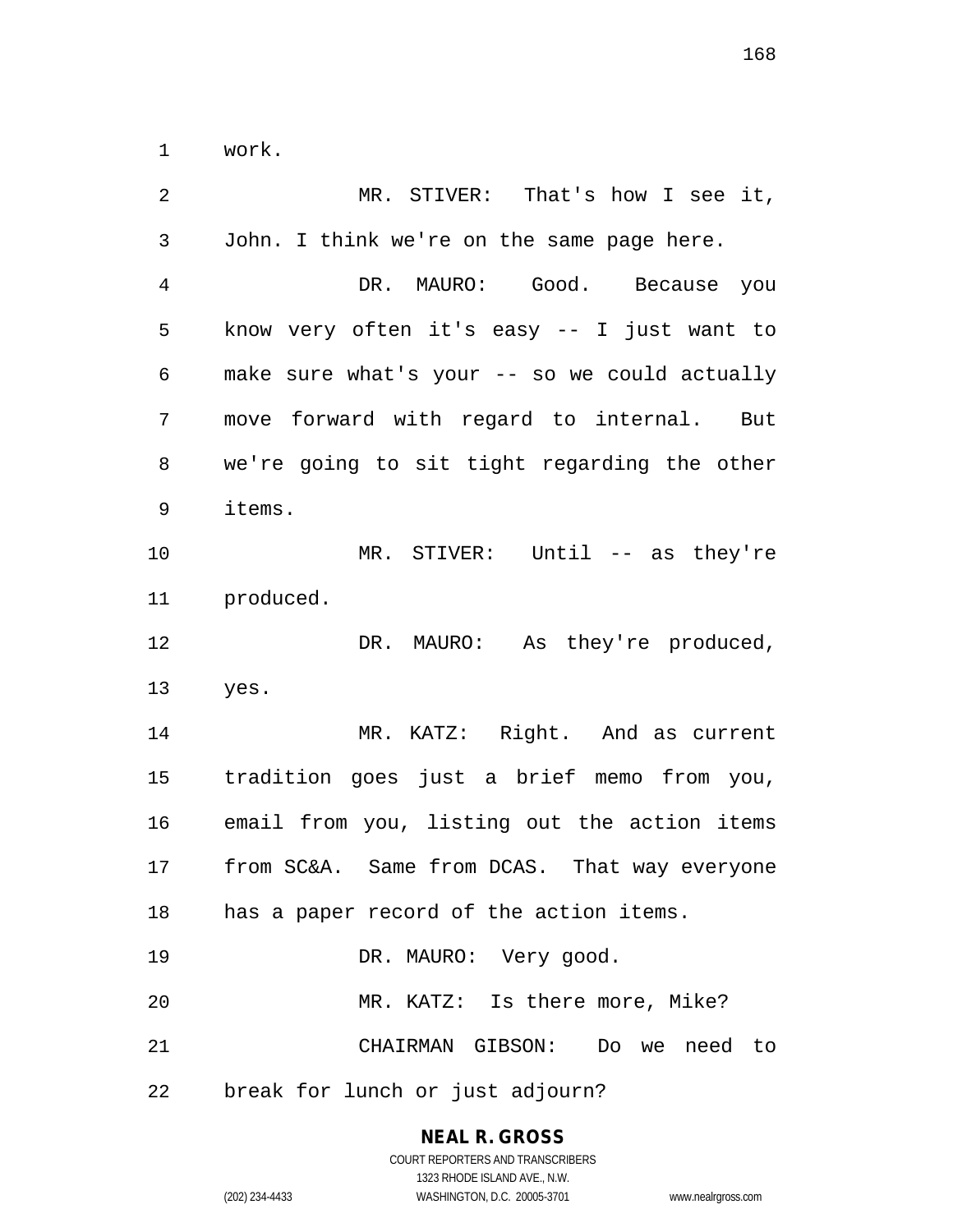work.

MR. STIVER: That's how I see it, John. I think we're on the same page here.

DR. MAURO: Good. Because you know very often it's easy -- I just want to make sure what's your -- so we could actually move forward with regard to internal. But we're going to sit tight regarding the other items.

MR. STIVER: Until -- as they're produced.

DR. MAURO: As they're produced, yes.

MR. KATZ: Right. And as current tradition goes just a brief memo from you, email from you, listing out the action items from SC&A. Same from DCAS. That way everyone has a paper record of the action items.

DR. MAURO: Very good.

MR. KATZ: Is there more, Mike?

CHAIRMAN GIBSON: Do we need to break for lunch or just adjourn?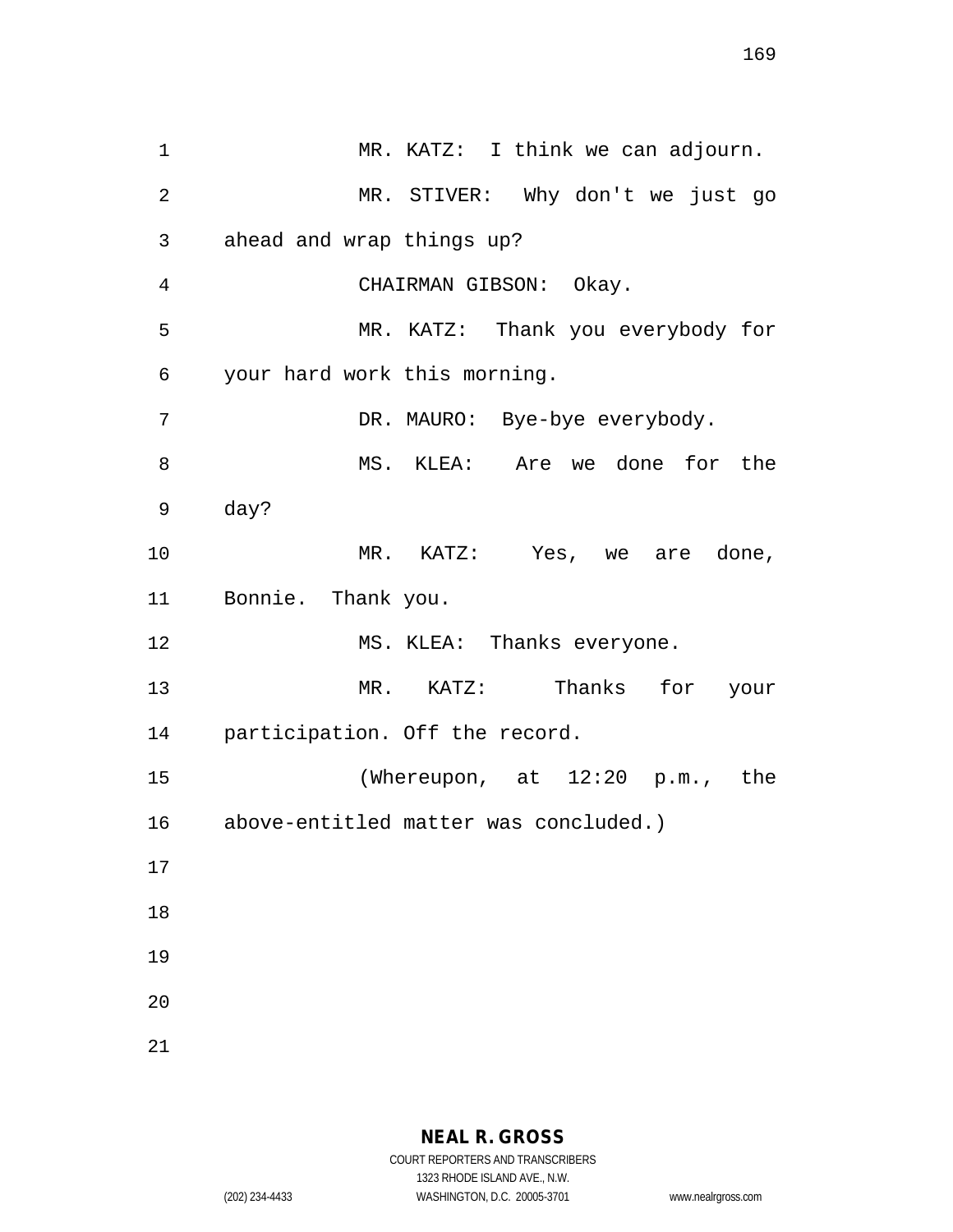MR. KATZ: I think we can adjourn.

MR. STIVER: Why don't we just go ahead and wrap things up?

CHAIRMAN GIBSON: Okay.

MR. KATZ: Thank you everybody for your hard work this morning.

DR. MAURO: Bye-bye everybody.

MS. KLEA: Are we done for the day?

MR. KATZ: Yes, we are done, Bonnie. Thank you.

MS. KLEA: Thanks everyone.

MR. KATZ: Thanks for your participation. Off the record.

(Whereupon, at 12:20 p.m., the above-entitled matter was concluded.)